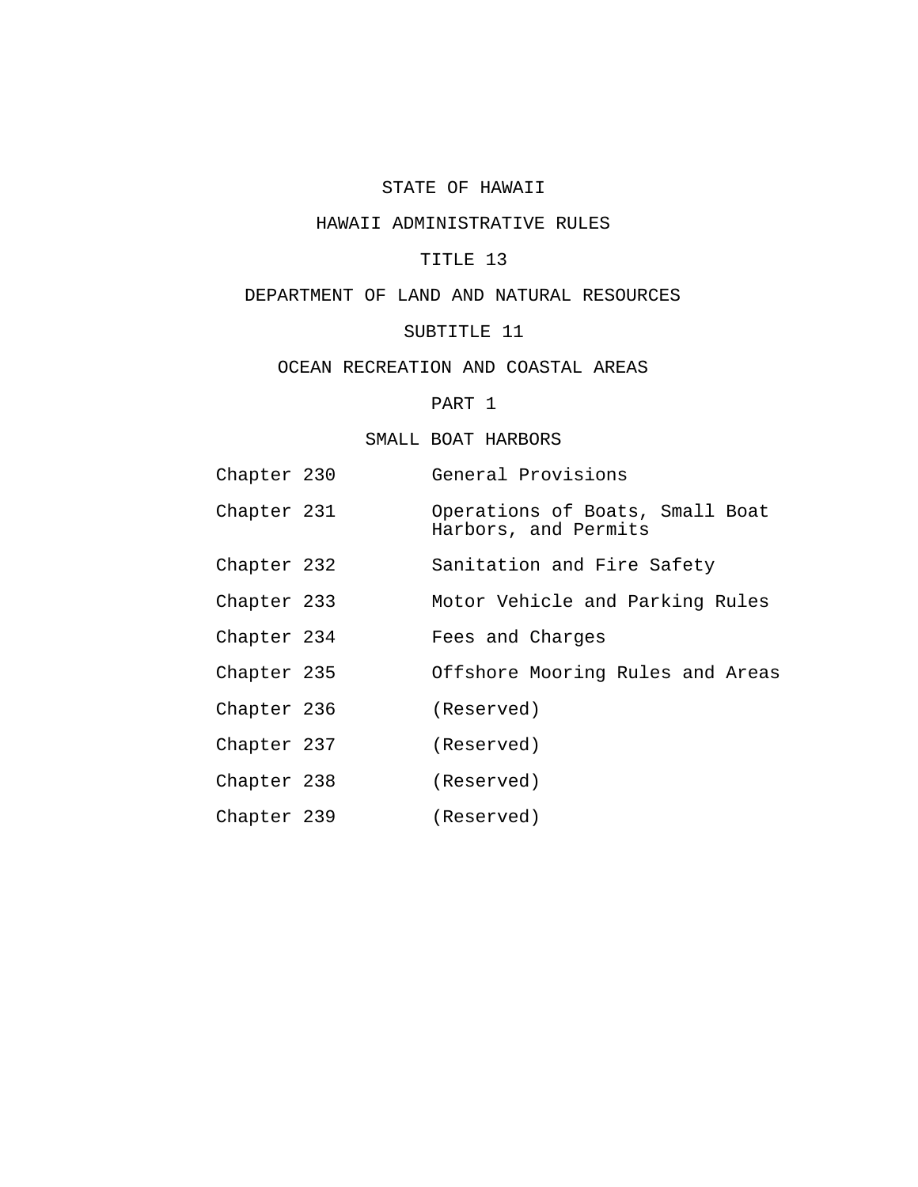# STATE OF HAWAII

# HAWAII ADMINISTRATIVE RULES

# TITLE 13

# DEPARTMENT OF LAND AND NATURAL RESOURCES

## SUBTITLE 11

## OCEAN RECREATION AND COASTAL AREAS

### PART 1

### SMALL BOAT HARBORS

| | |
|---|---|
| Chapter 230 | General Provisions |
| Chapter 231 | Operations of Boats, Small Boat Harbors, and Permits |
| Chapter 232 | Sanitation and Fire Safety |
| Chapter 233 | Motor Vehicle and Parking Rules |
| Chapter 234 | Fees and Charges |
| Chapter 235 | Offshore Mooring Rules and Areas |
| Chapter 236 | (Reserved) |
| Chapter 237 | (Reserved) |
| Chapter 238 | (Reserved) |
| Chapter 239 | (Reserved) |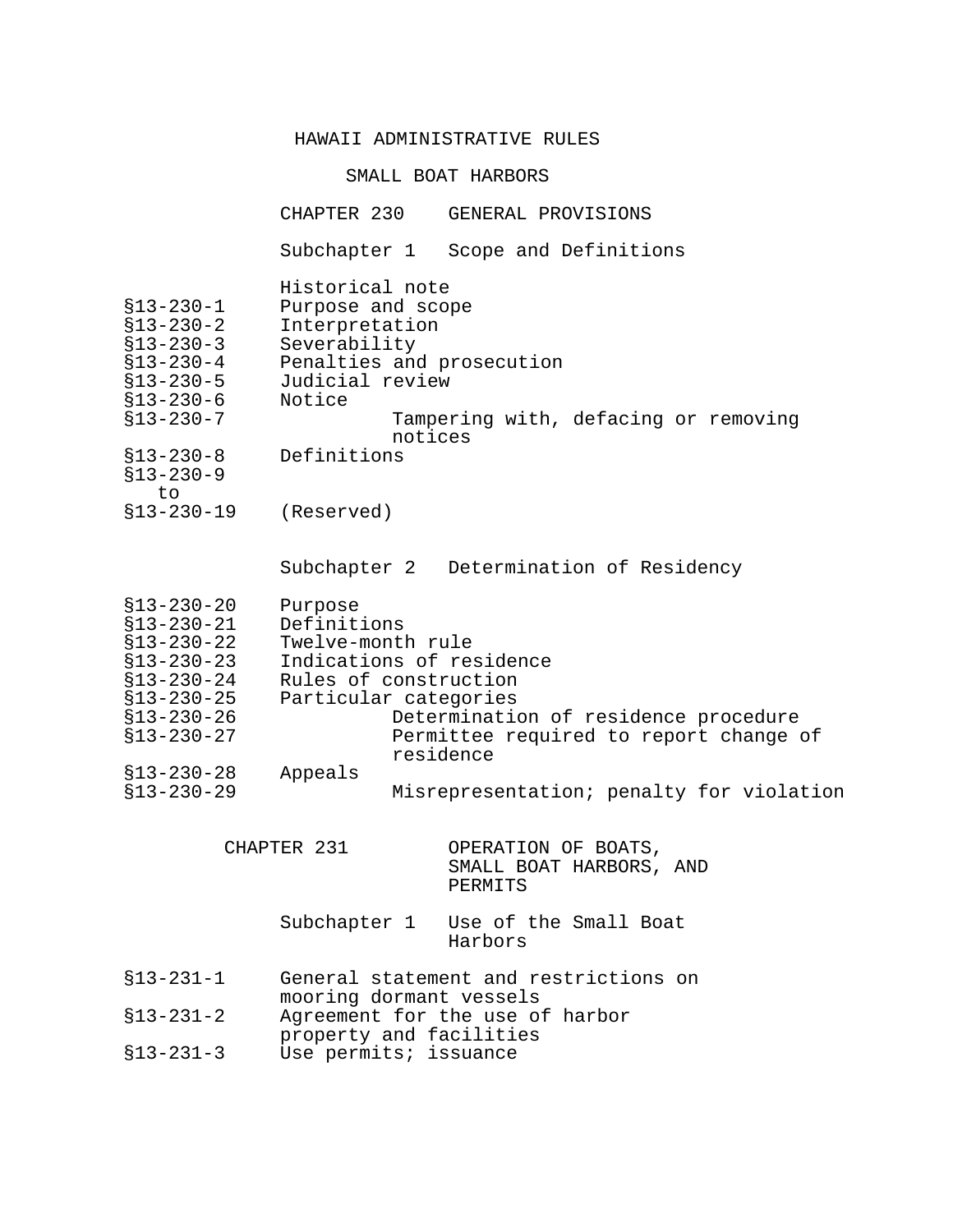HAWAII ADMINISTRATIVE RULES

SMALL BOAT HARBORS

CHAPTER 230 GENERAL PROVISIONS

Subchapter 1 Scope and Definitions

| | |
|---|---|
| | Historical note |
| §13-230-1 | Purpose and scope |
| §13-230-2 | Interpretation |
| §13-230-3 | Severability |
| §13-230-4 | Penalties and prosecution |
| §13-230-5 | Judicial review |
| §13-230-6 | Notice |
| §13-230-7 | Tampering with, defacing or removing notices |
| §13-230-8 | Definitions |
| §13-230-9 to §13-230-19 | (Reserved) |

Subchapter 2 Determination of Residency

| | |
|---|---|
| §13-230-20 | Purpose |
| §13-230-21 | Definitions |
| §13-230-22 | Twelve-month rule |
| §13-230-23 | Indications of residence |
| §13-230-24 | Rules of construction |
| §13-230-25 | Particular categories |
| §13-230-26 | Determination of residence procedure |
| §13-230-27 | Permittee required to report change of residence |
| §13-230-28 | Appeals |
| §13-230-29 | Misrepresentation; penalty for violation |

CHAPTER 231 OPERATION OF BOATS, SMALL BOAT HARBORS, AND PERMITS

Subchapter 1 Use of the Small Boat Harbors

| | |
|---|---|
| §13-231-1 | General statement and restrictions on mooring dormant vessels |
| §13-231-2 | Agreement for the use of harbor property and facilities |
| §13-231-3 | Use permits; issuance |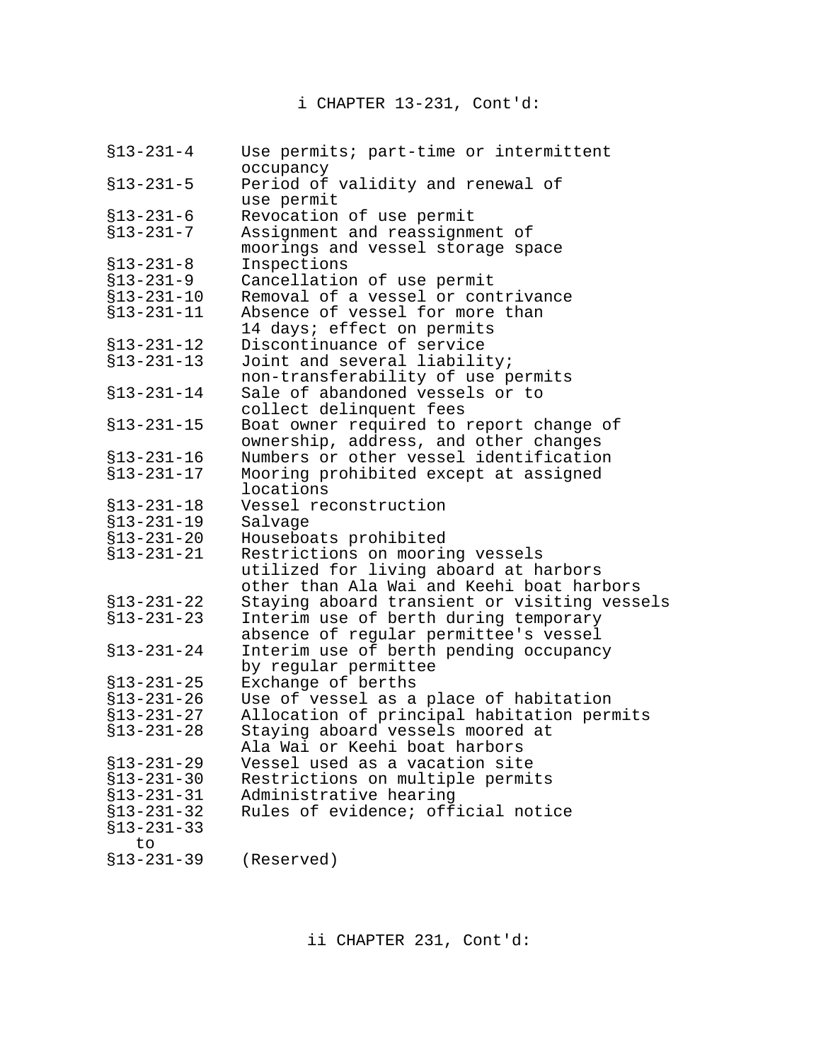i CHAPTER 13-231, Cont'd:

| | |
|---|---|
| §13-231-4 | Use permits; part-time or intermittent occupancy |
| §13-231-5 | Period of validity and renewal of use permit |
| §13-231-6 | Revocation of use permit |
| §13-231-7 | Assignment and reassignment of moorings and vessel storage space |
| §13-231-8 | Inspections |
| §13-231-9 | Cancellation of use permit |
| §13-231-10 | Removal of a vessel or contrivance |
| §13-231-11 | Absence of vessel for more than 14 days; effect on permits |
| §13-231-12 | Discontinuance of service |
| §13-231-13 | Joint and several liability; non-transferability of use permits |
| §13-231-14 | Sale of abandoned vessels or to collect delinquent fees |
| §13-231-15 | Boat owner required to report change of ownership, address, and other changes |
| §13-231-16 | Numbers or other vessel identification |
| §13-231-17 | Mooring prohibited except at assigned locations |
| §13-231-18 | Vessel reconstruction |
| §13-231-19 | Salvage |
| §13-231-20 | Houseboats prohibited |
| §13-231-21 | Restrictions on mooring vessels utilized for living aboard at harbors other than Ala Wai and Keehi boat harbors |
| §13-231-22 | Staying aboard transient or visiting vessels |
| §13-231-23 | Interim use of berth during temporary absence of regular permittee's vessel |
| §13-231-24 | Interim use of berth pending occupancy by regular permittee |
| §13-231-25 | Exchange of berths |
| §13-231-26 | Use of vessel as a place of habitation |
| §13-231-27 | Allocation of principal habitation permits |
| §13-231-28 | Staying aboard vessels moored at Ala Wai or Keehi boat harbors |
| §13-231-29 | Vessel used as a vacation site |
| §13-231-30 | Restrictions on multiple permits |
| §13-231-31 | Administrative hearing |
| §13-231-32 | Rules of evidence; official notice |
| §13-231-33 to §13-231-39 | (Reserved) |

ii CHAPTER 231, Cont'd: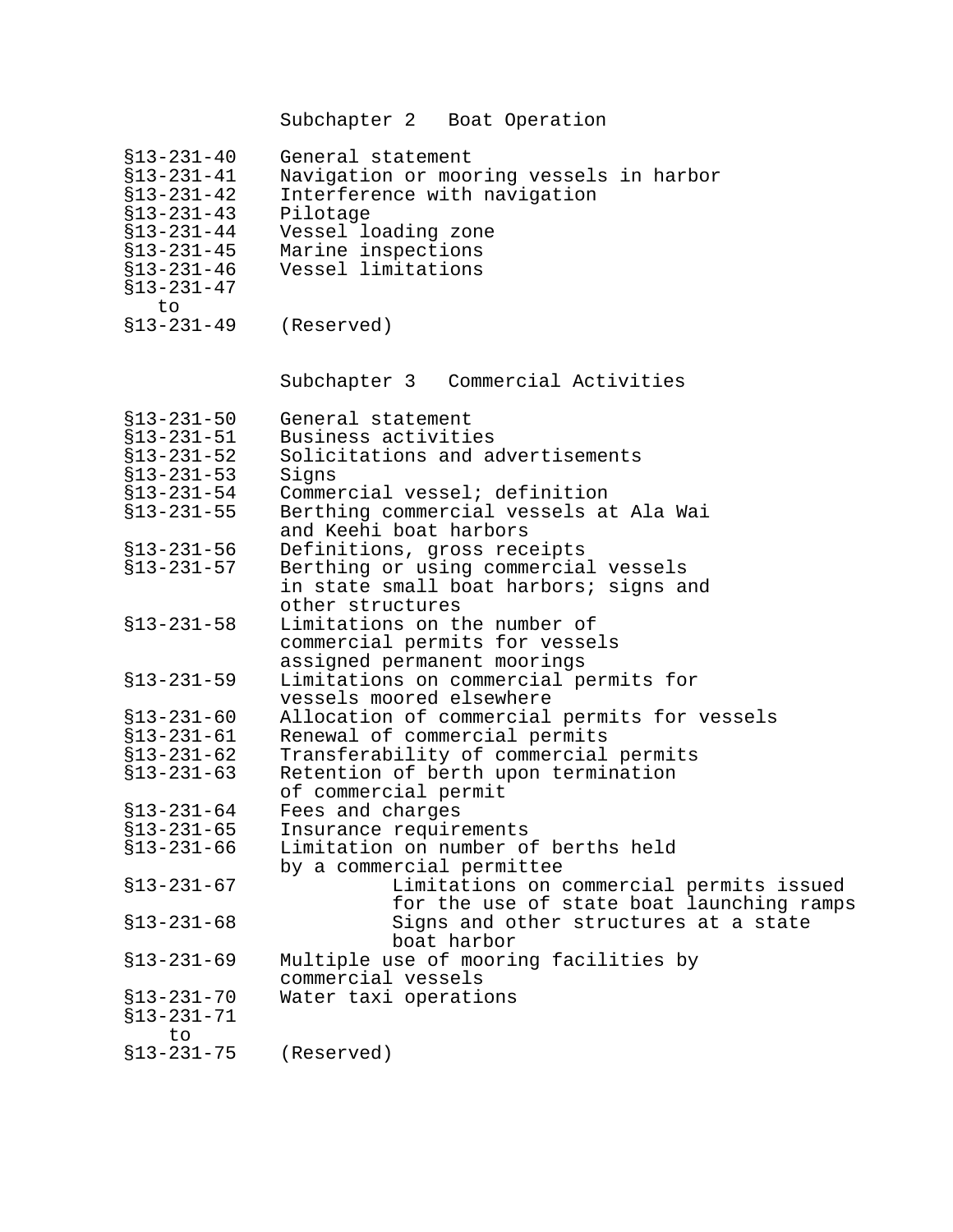## Subchapter 2 Boat Operation

| | |
|---|---|
| §13-231-40 | General statement |
| §13-231-41 | Navigation or mooring vessels in harbor |
| §13-231-42 | Interference with navigation |
| §13-231-43 | Pilotage |
| §13-231-44 | Vessel loading zone |
| §13-231-45 | Marine inspections |
| §13-231-46 | Vessel limitations |
| §13-231-47 to §13-231-49 | (Reserved) |

## Subchapter 3 Commercial Activities

| | |
|---|---|
| §13-231-50 | General statement |
| §13-231-51 | Business activities |
| §13-231-52 | Solicitations and advertisements |
| §13-231-53 | Signs |
| §13-231-54 | Commercial vessel; definition |
| §13-231-55 | Berthing commercial vessels at Ala Wai and Keehi boat harbors |
| §13-231-56 | Definitions, gross receipts |
| §13-231-57 | Berthing or using commercial vessels in state small boat harbors; signs and other structures |
| §13-231-58 | Limitations on the number of commercial permits for vessels assigned permanent moorings |
| §13-231-59 | Limitations on commercial permits for vessels moored elsewhere |
| §13-231-60 | Allocation of commercial permits for vessels |
| §13-231-61 | Renewal of commercial permits |
| §13-231-62 | Transferability of commercial permits |
| §13-231-63 | Retention of berth upon termination of commercial permit |
| §13-231-64 | Fees and charges |
| §13-231-65 | Insurance requirements |
| §13-231-66 | Limitation on number of berths held by a commercial permittee |
| §13-231-67 | Limitations on commercial permits issued for the use of state boat launching ramps |
| §13-231-68 | Signs and other structures at a state boat harbor |
| §13-231-69 | Multiple use of mooring facilities by commercial vessels |
| §13-231-70 | Water taxi operations |
| §13-231-71 to §13-231-75 | (Reserved) |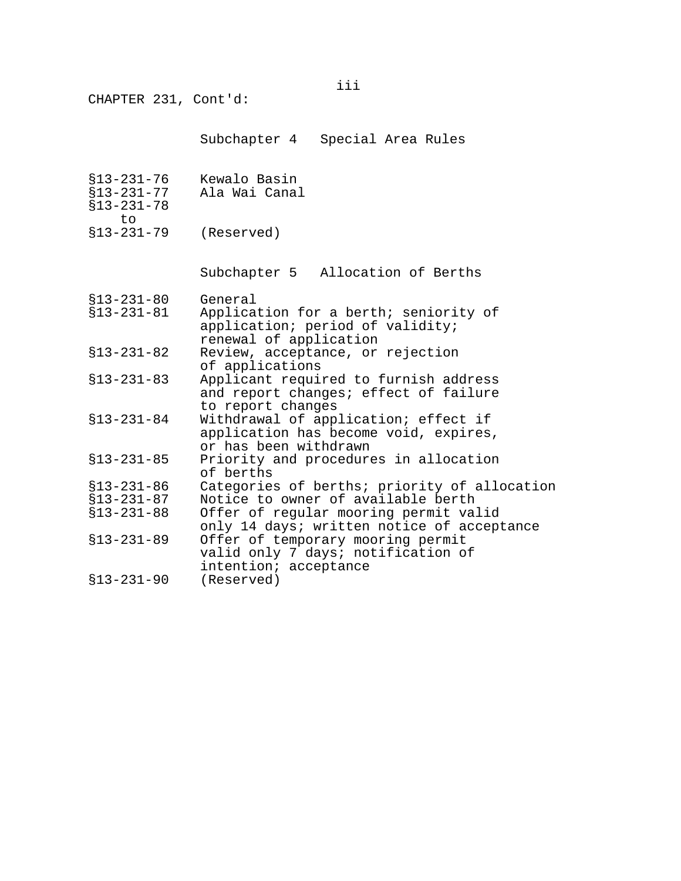CHAPTER 231, Cont'd:

Subchapter 4 Special Area Rules

| | |
|---|---|
| §13-231-76 | Kewalo Basin |
| §13-231-77 | Ala Wai Canal |
| §13-231-78 to §13-231-79 | (Reserved) |

Subchapter 5 Allocation of Berths

| | |
|---|---|
| §13-231-80 | General |
| §13-231-81 | Application for a berth; seniority of application; period of validity; renewal of application |
| §13-231-82 | Review, acceptance, or rejection of applications |
| §13-231-83 | Applicant required to furnish address and report changes; effect of failure to report changes |
| §13-231-84 | Withdrawal of application; effect if application has become void, expires, or has been withdrawn |
| §13-231-85 | Priority and procedures in allocation of berths |
| §13-231-86 | Categories of berths; priority of allocation |
| §13-231-87 | Notice to owner of available berth |
| §13-231-88 | Offer of regular mooring permit valid only 14 days; written notice of acceptance |
| §13-231-89 | Offer of temporary mooring permit valid only 7 days; notification of intention; acceptance |
| §13-231-90 | (Reserved) |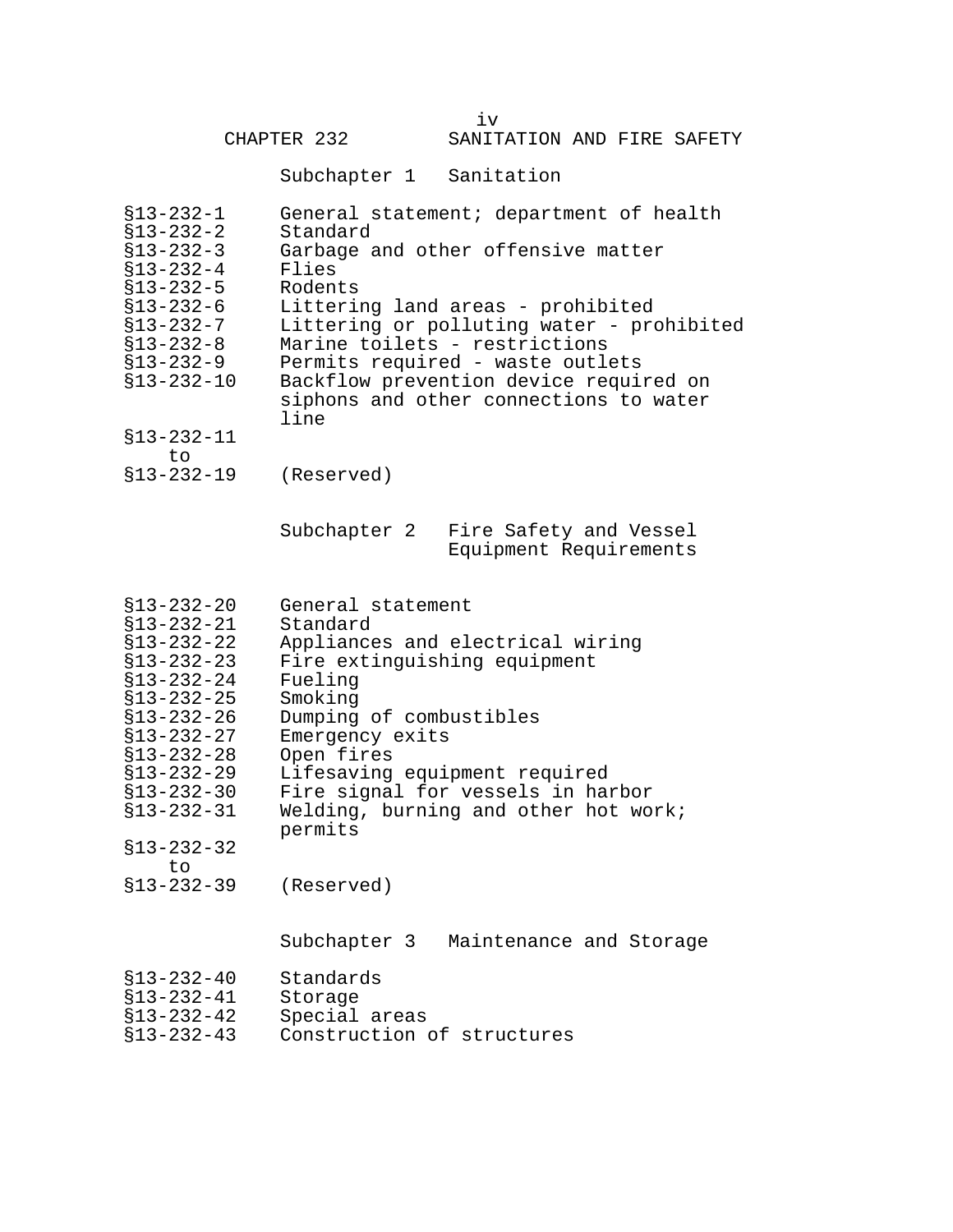## CHAPTER 232 SANITATION AND FIRE SAFETY

### Subchapter 1 Sanitation

| | |
|---|---|
| §13-232-1 | General statement; department of health |
| §13-232-2 | Standard |
| §13-232-3 | Garbage and other offensive matter |
| §13-232-4 | Flies |
| §13-232-5 | Rodents |
| §13-232-6 | Littering land areas - prohibited |
| §13-232-7 | Littering or polluting water - prohibited |
| §13-232-8 | Marine toilets - restrictions |
| §13-232-9 | Permits required - waste outlets |
| §13-232-10 | Backflow prevention device required on siphons and other connections to water line |
| §13-232-11 to §13-232-19 | (Reserved) |

### Subchapter 2 Fire Safety and Vessel Equipment Requirements

| | |
|---|---|
| §13-232-20 | General statement |
| §13-232-21 | Standard |
| §13-232-22 | Appliances and electrical wiring |
| §13-232-23 | Fire extinguishing equipment |
| §13-232-24 | Fueling |
| §13-232-25 | Smoking |
| §13-232-26 | Dumping of combustibles |
| §13-232-27 | Emergency exits |
| §13-232-28 | Open fires |
| §13-232-29 | Lifesaving equipment required |
| §13-232-30 | Fire signal for vessels in harbor |
| §13-232-31 | Welding, burning and other hot work; permits |
| §13-232-32 to §13-232-39 | (Reserved) |

### Subchapter 3 Maintenance and Storage

| | |
|---|---|
| §13-232-40 | Standards |
| §13-232-41 | Storage |
| §13-232-42 | Special areas |
| §13-232-43 | Construction of structures |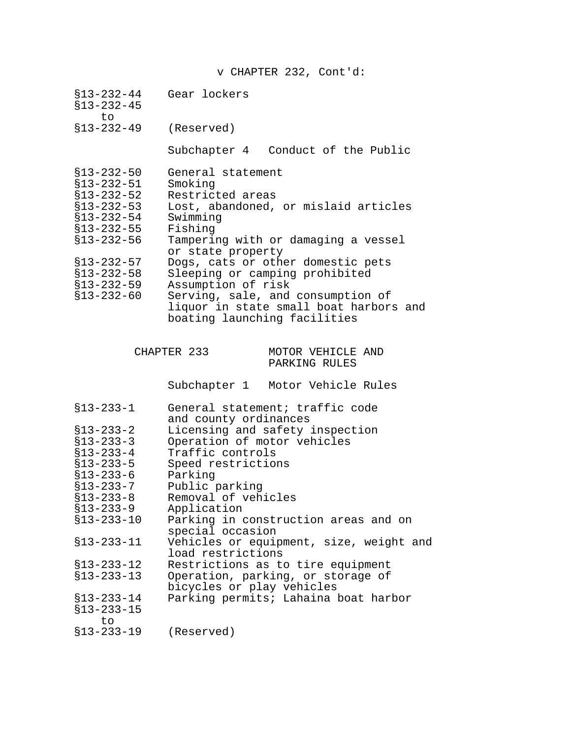v CHAPTER 232, Cont'd:

| | |
|---|---|
| §13-232-44 | Gear lockers |
| §13-232-45 to §13-232-49 | (Reserved) |

Subchapter 4 Conduct of the Public

| | |
|---|---|
| §13-232-50 | General statement |
| §13-232-51 | Smoking |
| §13-232-52 | Restricted areas |
| §13-232-53 | Lost, abandoned, or mislaid articles |
| §13-232-54 | Swimming |
| §13-232-55 | Fishing |
| §13-232-56 | Tampering with or damaging a vessel or state property |
| §13-232-57 | Dogs, cats or other domestic pets |
| §13-232-58 | Sleeping or camping prohibited |
| §13-232-59 | Assumption of risk |
| §13-232-60 | Serving, sale, and consumption of liquor in state small boat harbors and boating launching facilities |

## CHAPTER 233 MOTOR VEHICLE AND PARKING RULES

Subchapter 1 Motor Vehicle Rules

| | |
|---|---|
| §13-233-1 | General statement; traffic code and county ordinances |
| §13-233-2 | Licensing and safety inspection |
| §13-233-3 | Operation of motor vehicles |
| §13-233-4 | Traffic controls |
| §13-233-5 | Speed restrictions |
| §13-233-6 | Parking |
| §13-233-7 | Public parking |
| §13-233-8 | Removal of vehicles |
| §13-233-9 | Application |
| §13-233-10 | Parking in construction areas and on special occasion |
| §13-233-11 | Vehicles or equipment, size, weight and load restrictions |
| §13-233-12 | Restrictions as to tire equipment |
| §13-233-13 | Operation, parking, or storage of bicycles or play vehicles |
| §13-233-14 | Parking permits; Lahaina boat harbor |
| §13-233-15 to §13-233-19 | (Reserved) |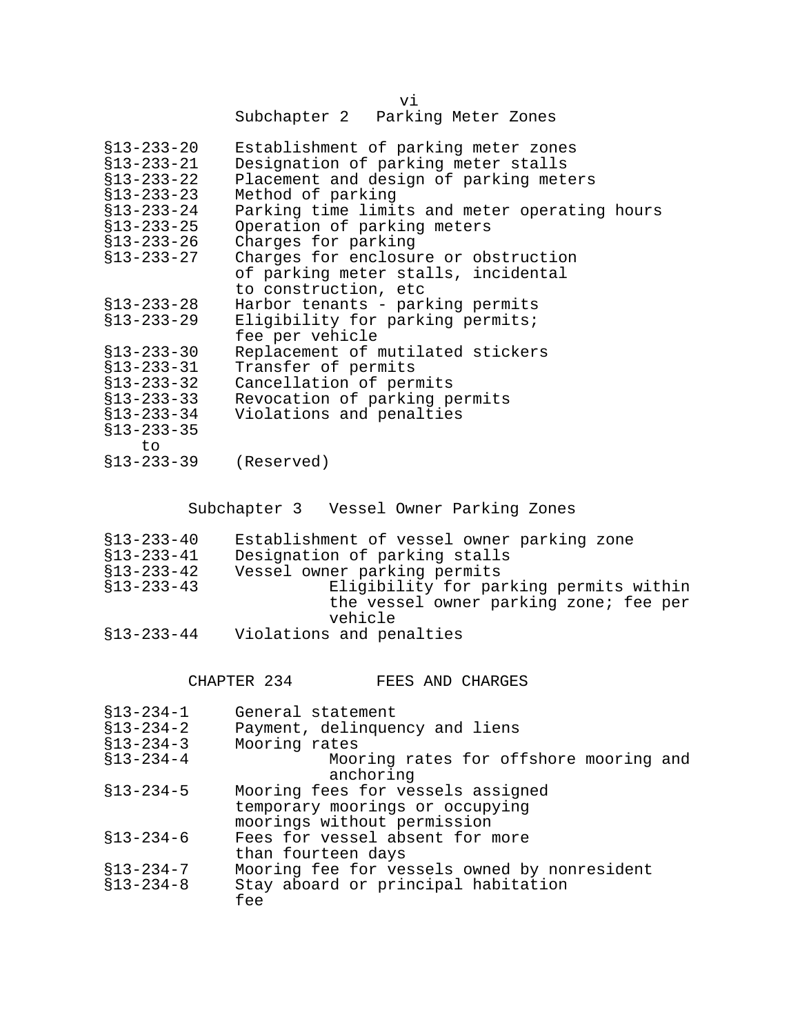## Subchapter 2 Parking Meter Zones

| | |
|---|---|
| §13-233-20 | Establishment of parking meter zones |
| §13-233-21 | Designation of parking meter stalls |
| §13-233-22 | Placement and design of parking meters |
| §13-233-23 | Method of parking |
| §13-233-24 | Parking time limits and meter operating hours |
| §13-233-25 | Operation of parking meters |
| §13-233-26 | Charges for parking |
| §13-233-27 | Charges for enclosure or obstruction of parking meter stalls, incidental to construction, etc |
| §13-233-28 | Harbor tenants - parking permits |
| §13-233-29 | Eligibility for parking permits; fee per vehicle |
| §13-233-30 | Replacement of mutilated stickers |
| §13-233-31 | Transfer of permits |
| §13-233-32 | Cancellation of permits |
| §13-233-33 | Revocation of parking permits |
| §13-233-34 | Violations and penalties |
| §13-233-35 to §13-233-39 | (Reserved) |

## Subchapter 3 Vessel Owner Parking Zones

| | |
|---|---|
| §13-233-40 | Establishment of vessel owner parking zone |
| §13-233-41 | Designation of parking stalls |
| §13-233-42 | Vessel owner parking permits |
| §13-233-43 | Eligibility for parking permits within the vessel owner parking zone; fee per vehicle |
| §13-233-44 | Violations and penalties |

## CHAPTER 234 FEES AND CHARGES

| | |
|---|---|
| §13-234-1 | General statement |
| §13-234-2 | Payment, delinquency and liens |
| §13-234-3 | Mooring rates |
| §13-234-4 | Mooring rates for offshore mooring and anchoring |
| §13-234-5 | Mooring fees for vessels assigned temporary moorings or occupying moorings without permission |
| §13-234-6 | Fees for vessel absent for more than fourteen days |
| §13-234-7 | Mooring fee for vessels owned by nonresident |
| §13-234-8 | Stay aboard or principal habitation fee |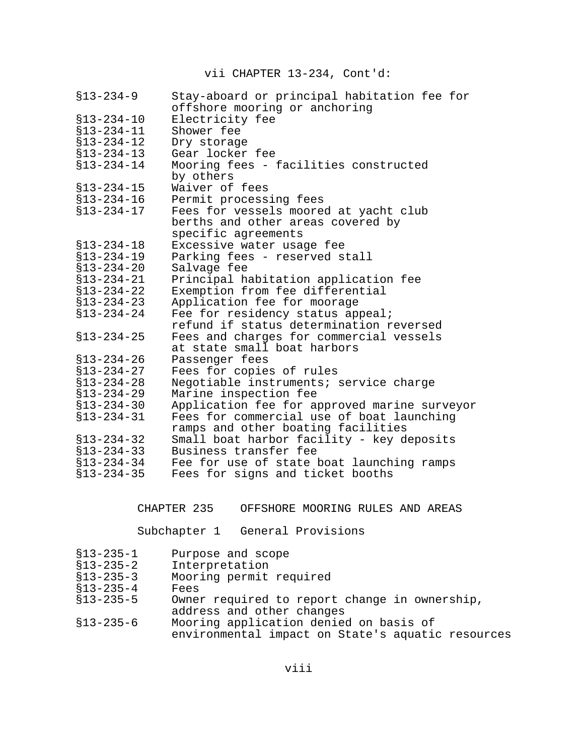vii CHAPTER 13-234, Cont'd:

| | |
|---|---|
| §13-234-9 | Stay-aboard or principal habitation fee for offshore mooring or anchoring |
| §13-234-10 | Electricity fee |
| §13-234-11 | Shower fee |
| §13-234-12 | Dry storage |
| §13-234-13 | Gear locker fee |
| §13-234-14 | Mooring fees - facilities constructed by others |
| §13-234-15 | Waiver of fees |
| §13-234-16 | Permit processing fees |
| §13-234-17 | Fees for vessels moored at yacht club berths and other areas covered by specific agreements |
| §13-234-18 | Excessive water usage fee |
| §13-234-19 | Parking fees - reserved stall |
| §13-234-20 | Salvage fee |
| §13-234-21 | Principal habitation application fee |
| §13-234-22 | Exemption from fee differential |
| §13-234-23 | Application fee for moorage |
| §13-234-24 | Fee for residency status appeal; refund if status determination reversed |
| §13-234-25 | Fees and charges for commercial vessels at state small boat harbors |
| §13-234-26 | Passenger fees |
| §13-234-27 | Fees for copies of rules |
| §13-234-28 | Negotiable instruments; service charge |
| §13-234-29 | Marine inspection fee |
| §13-234-30 | Application fee for approved marine surveyor |
| §13-234-31 | Fees for commercial use of boat launching ramps and other boating facilities |
| §13-234-32 | Small boat harbor facility - key deposits |
| §13-234-33 | Business transfer fee |
| §13-234-34 | Fee for use of state boat launching ramps |
| §13-234-35 | Fees for signs and ticket booths |

CHAPTER 235 OFFSHORE MOORING RULES AND AREAS

Subchapter 1 General Provisions

| | |
|---|---|
| §13-235-1 | Purpose and scope |
| §13-235-2 | Interpretation |
| §13-235-3 | Mooring permit required |
| §13-235-4 | Fees |
| §13-235-5 | Owner required to report change in ownership, address and other changes |
| §13-235-6 | Mooring application denied on basis of environmental impact on State's aquatic resources |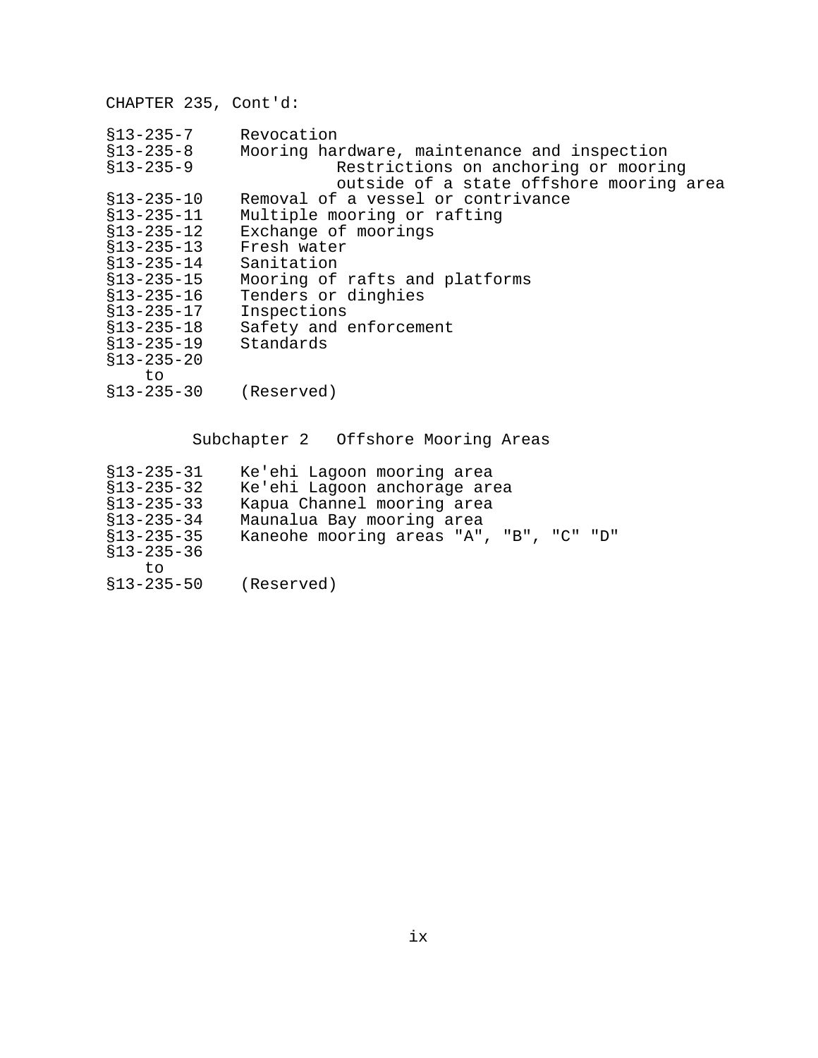CHAPTER 235, Cont'd:

| | |
|---|---|
| §13-235-7 | Revocation |
| §13-235-8 | Mooring hardware, maintenance and inspection |
| §13-235-9 | Restrictions on anchoring or mooring outside of a state offshore mooring area |
| §13-235-10 | Removal of a vessel or contrivance |
| §13-235-11 | Multiple mooring or rafting |
| §13-235-12 | Exchange of moorings |
| §13-235-13 | Fresh water |
| §13-235-14 | Sanitation |
| §13-235-15 | Mooring of rafts and platforms |
| §13-235-16 | Tenders or dinghies |
| §13-235-17 | Inspections |
| §13-235-18 | Safety and enforcement |
| §13-235-19 | Standards |
| §13-235-20 to §13-235-30 | (Reserved) |

## Subchapter 2 Offshore Mooring Areas

| | |
|---|---|
| §13-235-31 | Ke'ehi Lagoon mooring area |
| §13-235-32 | Ke'ehi Lagoon anchorage area |
| §13-235-33 | Kapua Channel mooring area |
| §13-235-34 | Maunalua Bay mooring area |
| §13-235-35 | Kaneohe mooring areas "A", "B", "C" "D" |
| §13-235-36 to §13-235-50 | (Reserved) |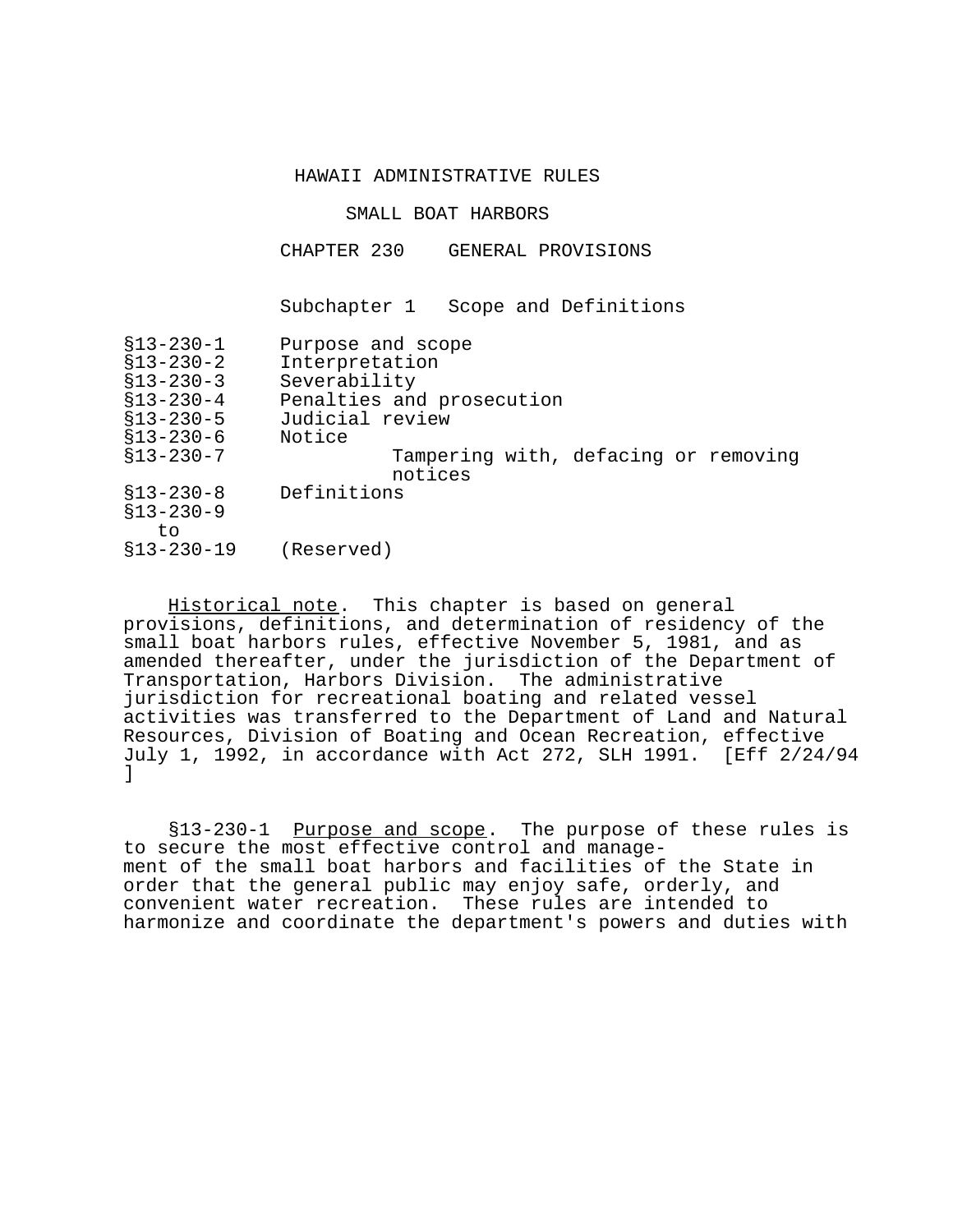# HAWAII ADMINISTRATIVE RULES

## SMALL BOAT HARBORS

## CHAPTER 230 GENERAL PROVISIONS

### Subchapter 1 Scope and Definitions

| | |
|---|---|
| §13-230-1 | Purpose and scope |
| §13-230-2 | Interpretation |
| §13-230-3 | Severability |
| §13-230-4 | Penalties and prosecution |
| §13-230-5 | Judicial review |
| §13-230-6 | Notice |
| §13-230-7 | Tampering with, defacing or removing notices |
| §13-230-8 | Definitions |
| §13-230-9 to §13-230-19 | (Reserved) |

Historical note. This chapter is based on general provisions, definitions, and determination of residency of the small boat harbors rules, effective November 5, 1981, and as amended thereafter, under the jurisdiction of the Department of Transportation, Harbors Division. The administrative jurisdiction for recreational boating and related vessel activities was transferred to the Department of Land and Natural Resources, Division of Boating and Ocean Recreation, effective July 1, 1992, in accordance with Act 272, SLH 1991. [Eff 2/24/94 ]

§13-230-1 Purpose and scope. The purpose of these rules is to secure the most effective control and management of the small boat harbors and facilities of the State in order that the general public may enjoy safe, orderly, and convenient water recreation. These rules are intended to harmonize and coordinate the department's powers and duties with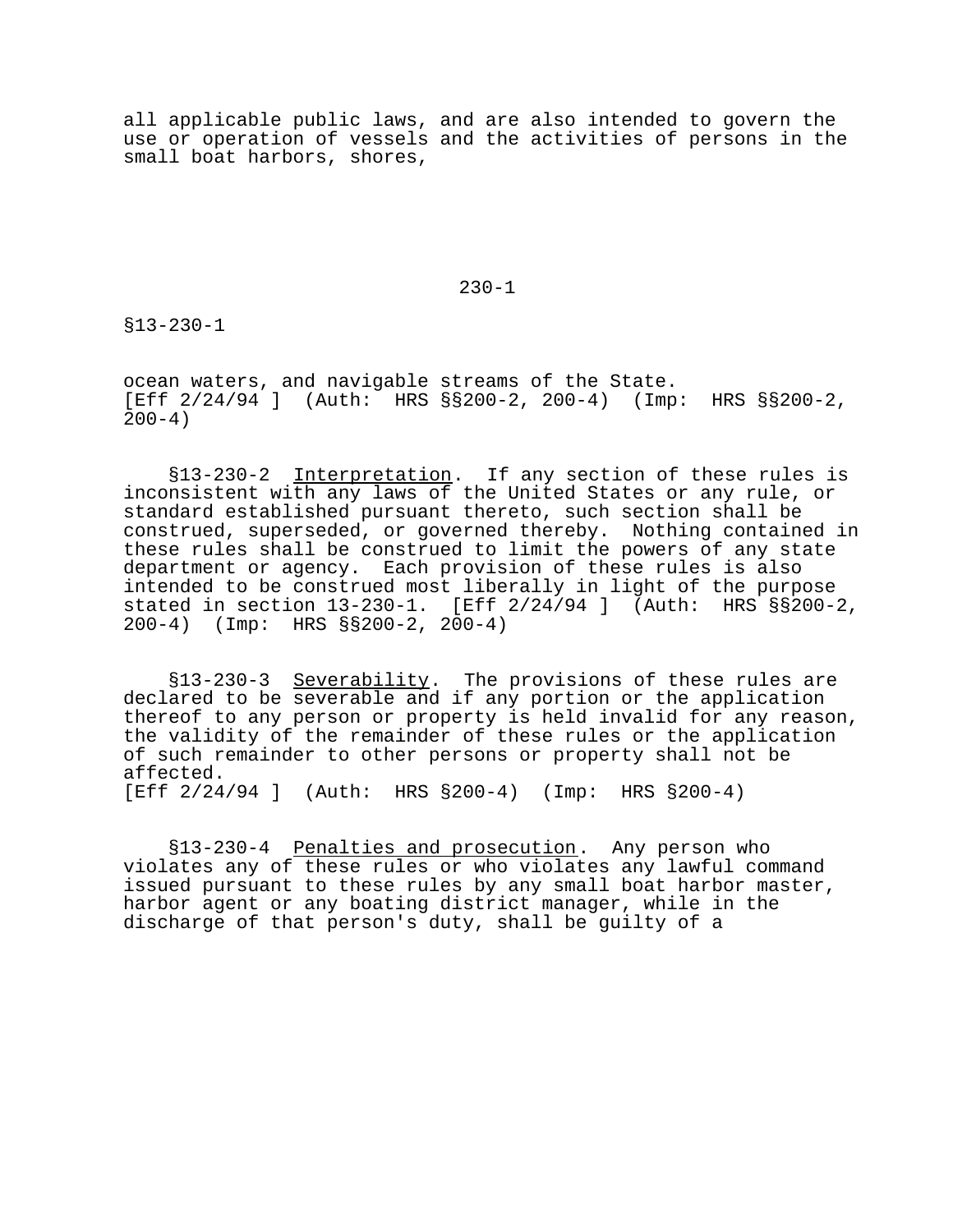all applicable public laws, and are also intended to govern the use or operation of vessels and the activities of persons in the small boat harbors, shores, ocean waters, and navigable streams of the State. [Eff 2/24/94 ] (Auth: HRS §§200-2, 200-4) (Imp: HRS §§200-2, 200-4)

§13-230-2 Interpretation. If any section of these rules is inconsistent with any laws of the United States or any rule, or standard established pursuant thereto, such section shall be construed, superseded, or governed thereby. Nothing contained in these rules shall be construed to limit the powers of any state department or agency. Each provision of these rules is also intended to be construed most liberally in light of the purpose stated in section 13-230-1. [Eff 2/24/94 ] (Auth: HRS §§200-2, 200-4) (Imp: HRS §§200-2, 200-4)

§13-230-3 Severability. The provisions of these rules are declared to be severable and if any portion or the application thereof to any person or property is held invalid for any reason, the validity of the remainder of these rules or the application of such remainder to other persons or property shall not be affected.
[Eff 2/24/94 ] (Auth: HRS §200-4) (Imp: HRS §200-4)

§13-230-4 Penalties and prosecution. Any person who violates any of these rules or who violates any lawful command issued pursuant to these rules by any small boat harbor master, harbor agent or any boating district manager, while in the discharge of that person's duty, shall be guilty of a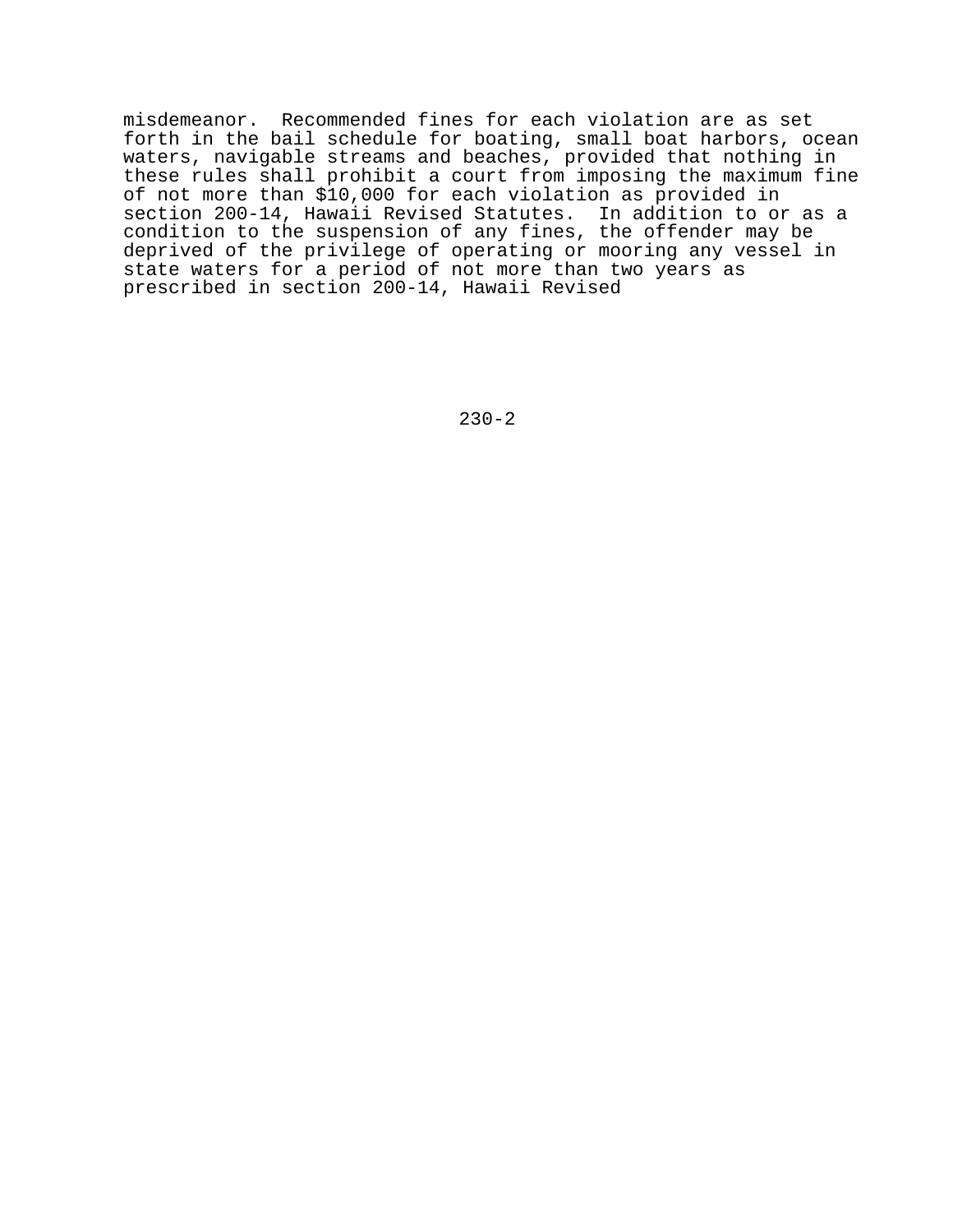misdemeanor. Recommended fines for each violation are as set forth in the bail schedule for boating, small boat harbors, ocean waters, navigable streams and beaches, provided that nothing in these rules shall prohibit a court from imposing the maximum fine of not more than $10,000 for each violation as provided in section 200-14, Hawaii Revised Statutes. In addition to or as a condition to the suspension of any fines, the offender may be deprived of the privilege of operating or mooring any vessel in state waters for a period of not more than two years as prescribed in section 200-14, Hawaii Revised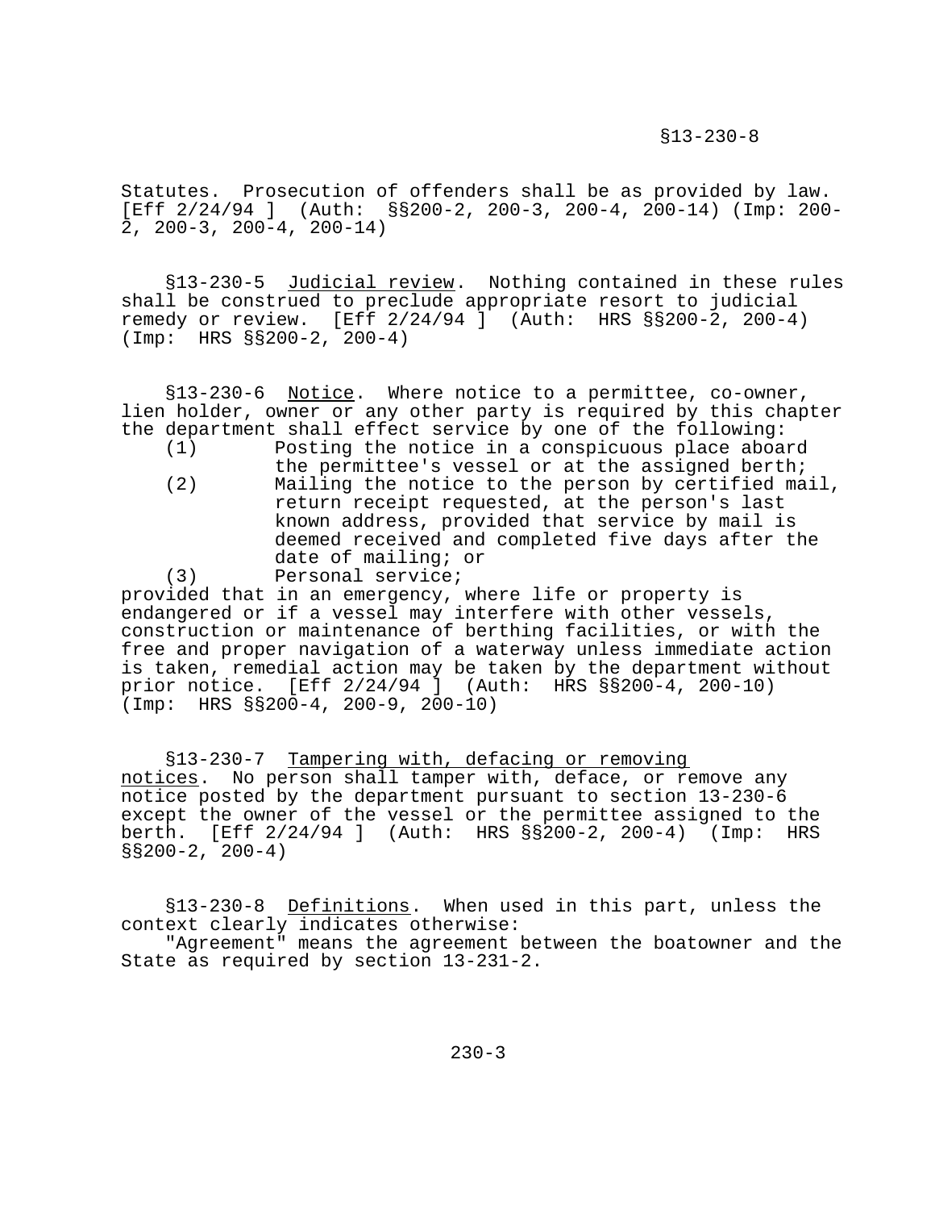Statutes. Prosecution of offenders shall be as provided by law. [Eff 2/24/94 ] (Auth: §§200-2, 200-3, 200-4, 200-14) (Imp: 200-2, 200-3, 200-4, 200-14)

§13-230-5 Judicial review. Nothing contained in these rules shall be construed to preclude appropriate resort to judicial remedy or review. [Eff 2/24/94 ] (Auth: HRS §§200-2, 200-4) (Imp: HRS §§200-2, 200-4)

§13-230-6 Notice. Where notice to a permittee, co-owner, lien holder, owner or any other party is required by this chapter the department shall effect service by one of the following:

(1) Posting the notice in a conspicuous place aboard the permittee's vessel or at the assigned berth;

(2) Mailing the notice to the person by certified mail, return receipt requested, at the person's last known address, provided that service by mail is deemed received and completed five days after the date of mailing; or

(3) Personal service;

provided that in an emergency, where life or property is endangered or if a vessel may interfere with other vessels, construction or maintenance of berthing facilities, or with the free and proper navigation of a waterway unless immediate action is taken, remedial action may be taken by the department without prior notice. [Eff 2/24/94 ] (Auth: HRS §§200-4, 200-10) (Imp: HRS §§200-4, 200-9, 200-10)

§13-230-7 Tampering with, defacing or removing notices. No person shall tamper with, deface, or remove any notice posted by the department pursuant to section 13-230-6 except the owner of the vessel or the permittee assigned to the berth. [Eff 2/24/94 ] (Auth: HRS §§200-2, 200-4) (Imp: HRS §§200-2, 200-4)

§13-230-8 Definitions. When used in this part, unless the context clearly indicates otherwise:

"Agreement" means the agreement between the boatowner and the State as required by section 13-231-2.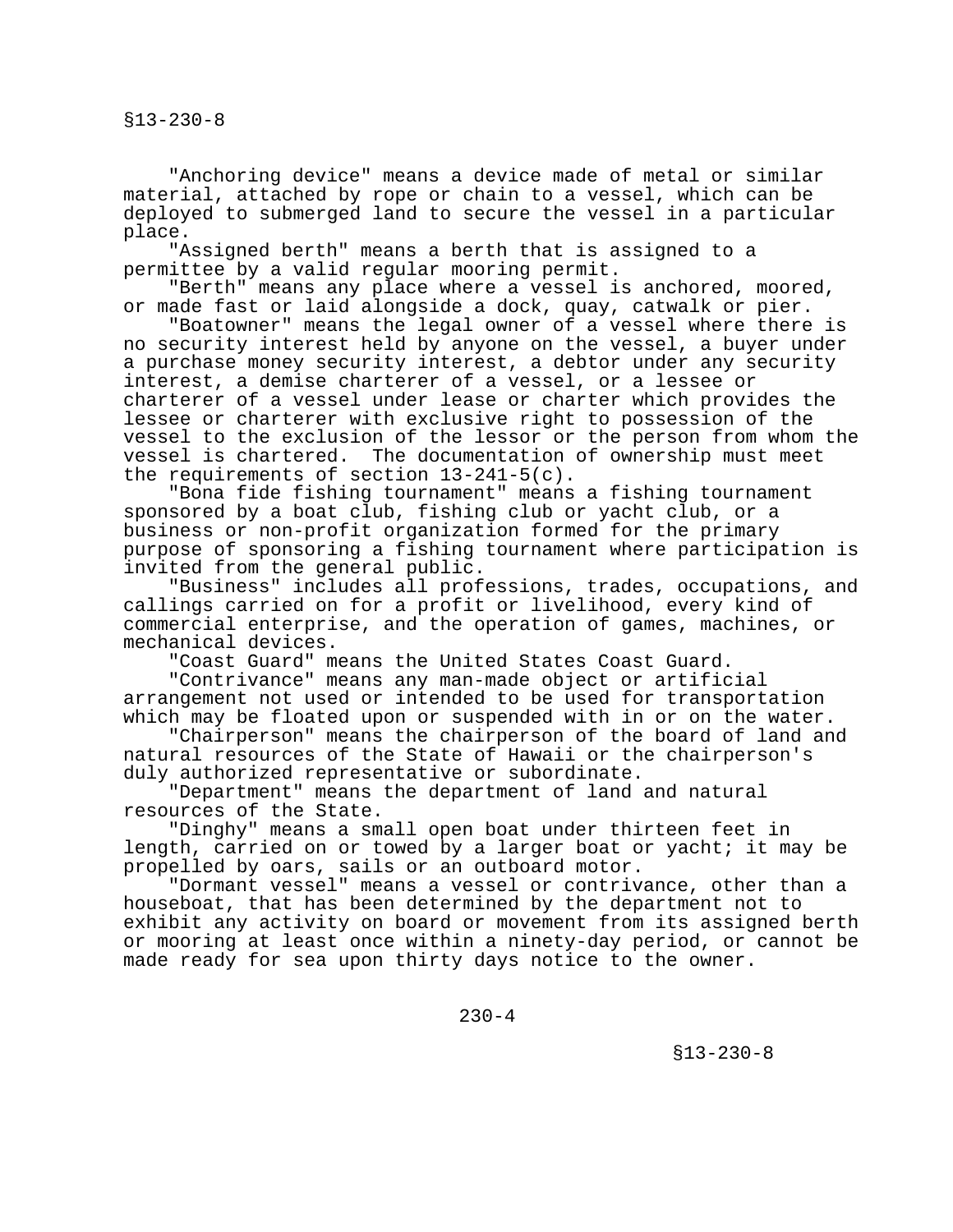"Anchoring device" means a device made of metal or similar material, attached by rope or chain to a vessel, which can be deployed to submerged land to secure the vessel in a particular place.

"Assigned berth" means a berth that is assigned to a permittee by a valid regular mooring permit.

"Berth" means any place where a vessel is anchored, moored, or made fast or laid alongside a dock, quay, catwalk or pier.

"Boatowner" means the legal owner of a vessel where there is no security interest held by anyone on the vessel, a buyer under a purchase money security interest, a debtor under any security interest, a demise charterer of a vessel, or a lessee or charterer of a vessel under lease or charter which provides the lessee or charterer with exclusive right to possession of the vessel to the exclusion of the lessor or the person from whom the vessel is chartered. The documentation of ownership must meet the requirements of section 13-241-5(c).

"Bona fide fishing tournament" means a fishing tournament sponsored by a boat club, fishing club or yacht club, or a business or non-profit organization formed for the primary purpose of sponsoring a fishing tournament where participation is invited from the general public.

"Business" includes all professions, trades, occupations, and callings carried on for a profit or livelihood, every kind of commercial enterprise, and the operation of games, machines, or mechanical devices.

"Coast Guard" means the United States Coast Guard.

"Contrivance" means any man-made object or artificial arrangement not used or intended to be used for transportation which may be floated upon or suspended with in or on the water.

"Chairperson" means the chairperson of the board of land and natural resources of the State of Hawaii or the chairperson's duly authorized representative or subordinate.

"Department" means the department of land and natural resources of the State.

"Dinghy" means a small open boat under thirteen feet in length, carried on or towed by a larger boat or yacht; it may be propelled by oars, sails or an outboard motor.

"Dormant vessel" means a vessel or contrivance, other than a houseboat, that has been determined by the department not to exhibit any activity on board or movement from its assigned berth or mooring at least once within a ninety-day period, or cannot be made ready for sea upon thirty days notice to the owner.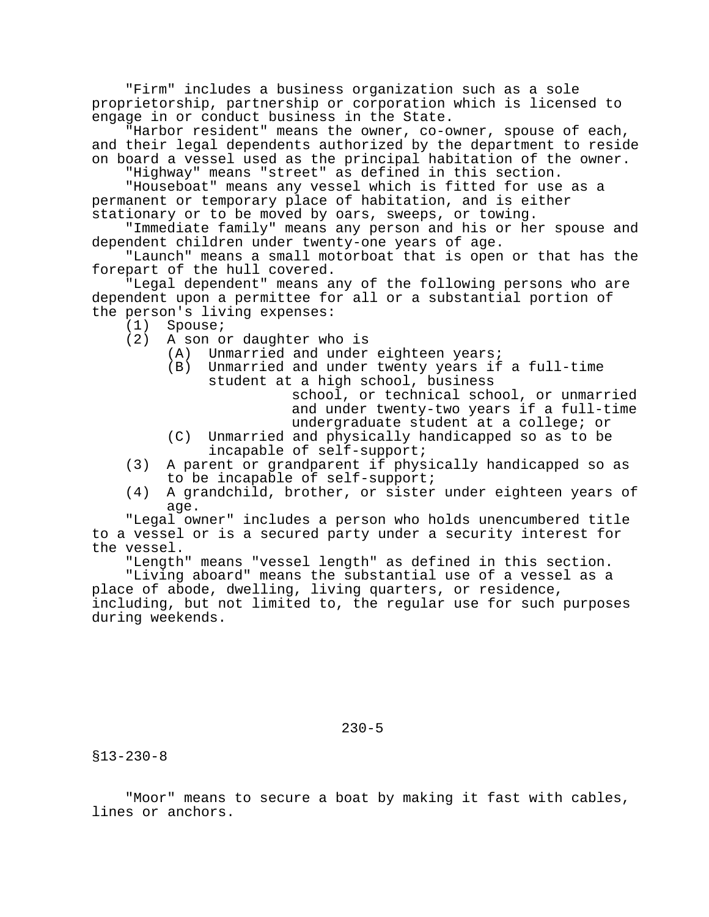"Firm" includes a business organization such as a sole proprietorship, partnership or corporation which is licensed to engage in or conduct business in the State.

"Harbor resident" means the owner, co-owner, spouse of each, and their legal dependents authorized by the department to reside on board a vessel used as the principal habitation of the owner.

"Highway" means "street" as defined in this section.

"Houseboat" means any vessel which is fitted for use as a permanent or temporary place of habitation, and is either stationary or to be moved by oars, sweeps, or towing.

"Immediate family" means any person and his or her spouse and dependent children under twenty-one years of age.

"Launch" means a small motorboat that is open or that has the forepart of the hull covered.

"Legal dependent" means any of the following persons who are dependent upon a permittee for all or a substantial portion of the person's living expenses:

(1) Spouse;
(2) A son or daughter who is
  (A) Unmarried and under eighteen years;
  (B) Unmarried and under twenty years if a full-time student at a high school, business school, or technical school, or unmarried and under twenty-two years if a full-time undergraduate student at a college; or
  (C) Unmarried and physically handicapped so as to be incapable of self-support;
(3) A parent or grandparent if physically handicapped so as to be incapable of self-support;
(4) A grandchild, brother, or sister under eighteen years of age.

"Legal owner" includes a person who holds unencumbered title to a vessel or is a secured party under a security interest for the vessel.

"Length" means "vessel length" as defined in this section.

"Living aboard" means the substantial use of a vessel as a place of abode, dwelling, living quarters, or residence, including, but not limited to, the regular use for such purposes during weekends.

§13-230-8

"Moor" means to secure a boat by making it fast with cables, lines or anchors.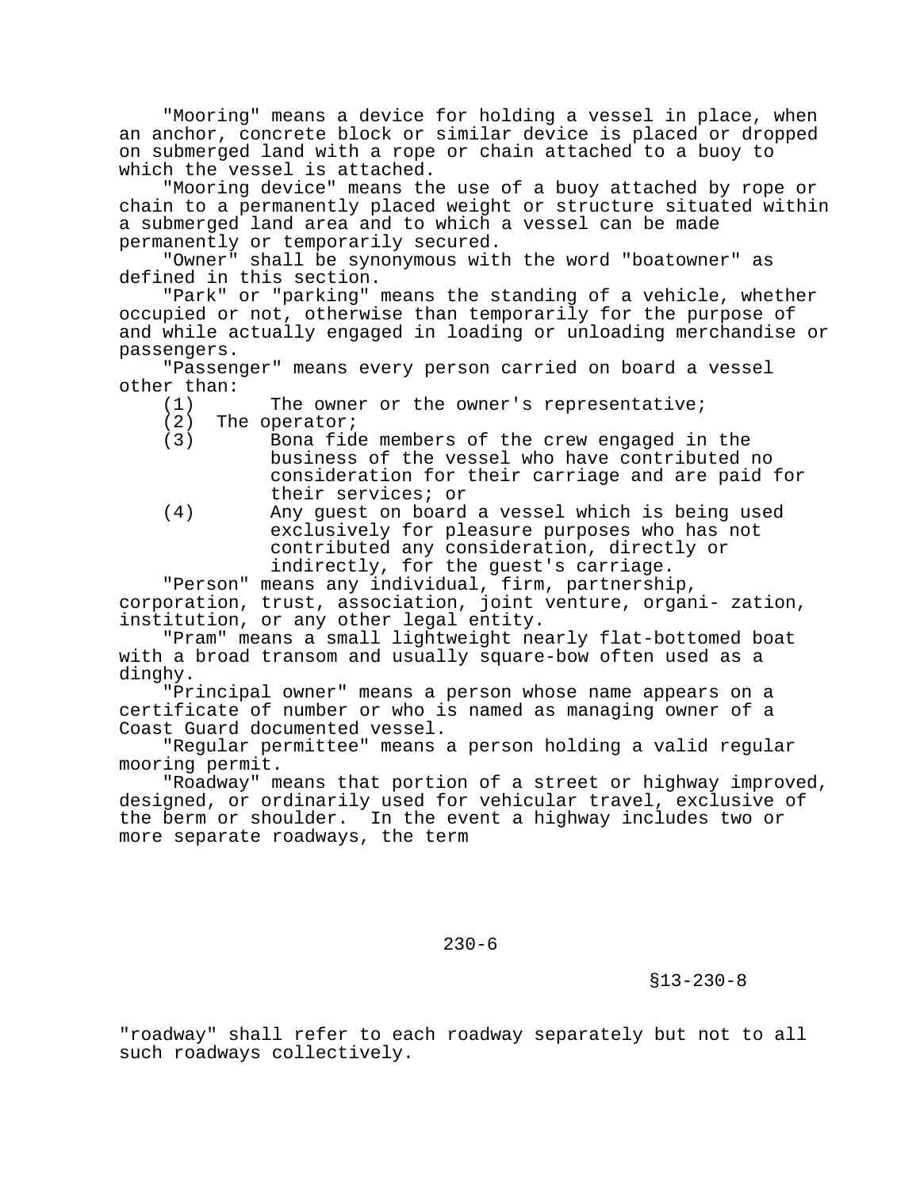"Mooring" means a device for holding a vessel in place, when an anchor, concrete block or similar device is placed or dropped on submerged land with a rope or chain attached to a buoy to which the vessel is attached.

"Mooring device" means the use of a buoy attached by rope or chain to a permanently placed weight or structure situated within a submerged land area and to which a vessel can be made permanently or temporarily secured.

"Owner" shall be synonymous with the word "boatowner" as defined in this section.

"Park" or "parking" means the standing of a vehicle, whether occupied or not, otherwise than temporarily for the purpose of and while actually engaged in loading or unloading merchandise or passengers.

"Passenger" means every person carried on board a vessel other than:

(1) The owner or the owner's representative;

(2) The operator;

(3) Bona fide members of the crew engaged in the business of the vessel who have contributed no consideration for their carriage and are paid for their services; or

(4) Any guest on board a vessel which is being used exclusively for pleasure purposes who has not contributed any consideration, directly or indirectly, for the guest's carriage.

"Person" means any individual, firm, partnership, corporation, trust, association, joint venture, organi- zation, institution, or any other legal entity.

"Pram" means a small lightweight nearly flat-bottomed boat with a broad transom and usually square-bow often used as a dinghy.

"Principal owner" means a person whose name appears on a certificate of number or who is named as managing owner of a Coast Guard documented vessel.

"Regular permittee" means a person holding a valid regular mooring permit.

"Roadway" means that portion of a street or highway improved, designed, or ordinarily used for vehicular travel, exclusive of the berm or shoulder. In the event a highway includes two or more separate roadways, the term "roadway" shall refer to each roadway separately but not to all such roadways collectively.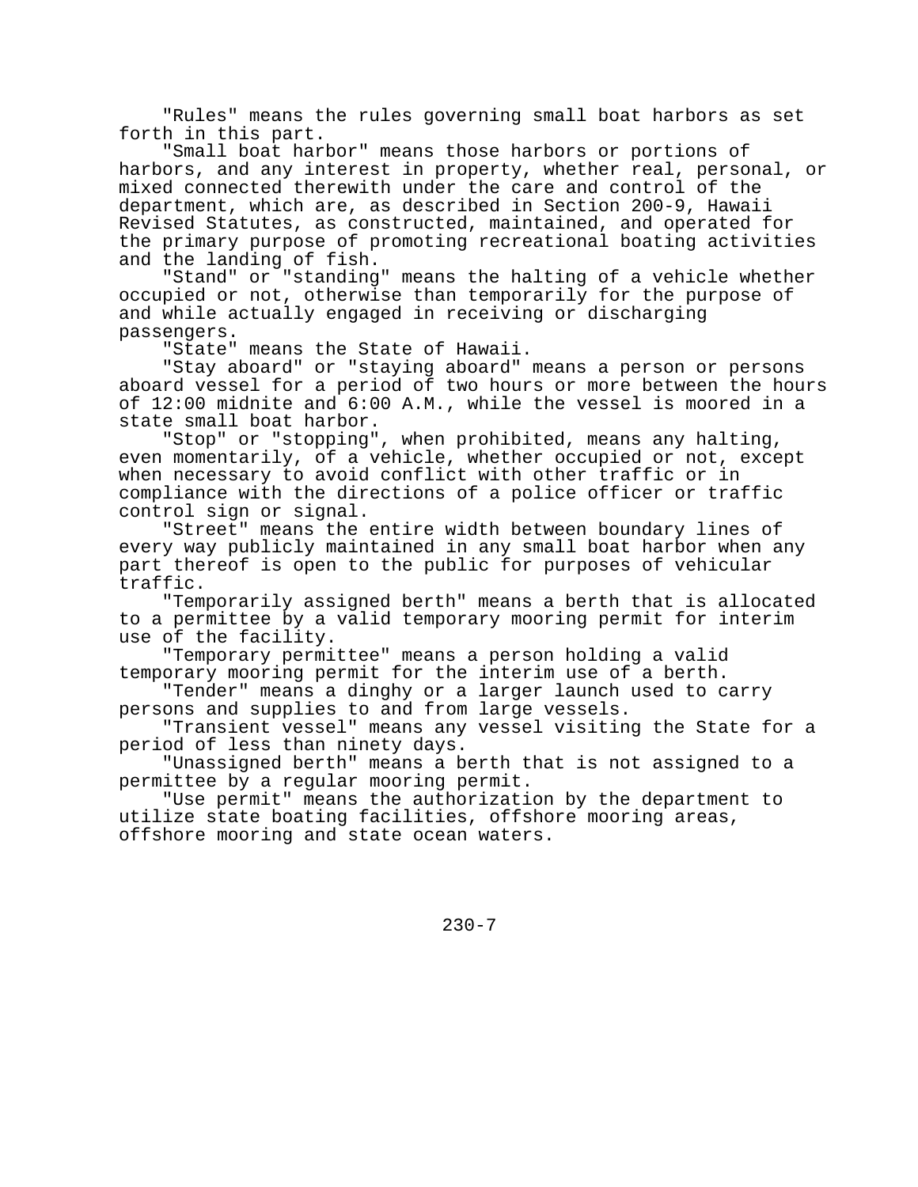"Rules" means the rules governing small boat harbors as set forth in this part.

"Small boat harbor" means those harbors or portions of harbors, and any interest in property, whether real, personal, or mixed connected therewith under the care and control of the department, which are, as described in Section 200-9, Hawaii Revised Statutes, as constructed, maintained, and operated for the primary purpose of promoting recreational boating activities and the landing of fish.

"Stand" or "standing" means the halting of a vehicle whether occupied or not, otherwise than temporarily for the purpose of and while actually engaged in receiving or discharging passengers.

"State" means the State of Hawaii.

"Stay aboard" or "staying aboard" means a person or persons aboard vessel for a period of two hours or more between the hours of 12:00 midnite and 6:00 A.M., while the vessel is moored in a state small boat harbor.

"Stop" or "stopping", when prohibited, means any halting, even momentarily, of a vehicle, whether occupied or not, except when necessary to avoid conflict with other traffic or in compliance with the directions of a police officer or traffic control sign or signal.

"Street" means the entire width between boundary lines of every way publicly maintained in any small boat harbor when any part thereof is open to the public for purposes of vehicular traffic.

"Temporarily assigned berth" means a berth that is allocated to a permittee by a valid temporary mooring permit for interim use of the facility.

"Temporary permittee" means a person holding a valid temporary mooring permit for the interim use of a berth.

"Tender" means a dinghy or a larger launch used to carry persons and supplies to and from large vessels.

"Transient vessel" means any vessel visiting the State for a period of less than ninety days.

"Unassigned berth" means a berth that is not assigned to a permittee by a regular mooring permit.

"Use permit" means the authorization by the department to utilize state boating facilities, offshore mooring areas, offshore mooring and state ocean waters.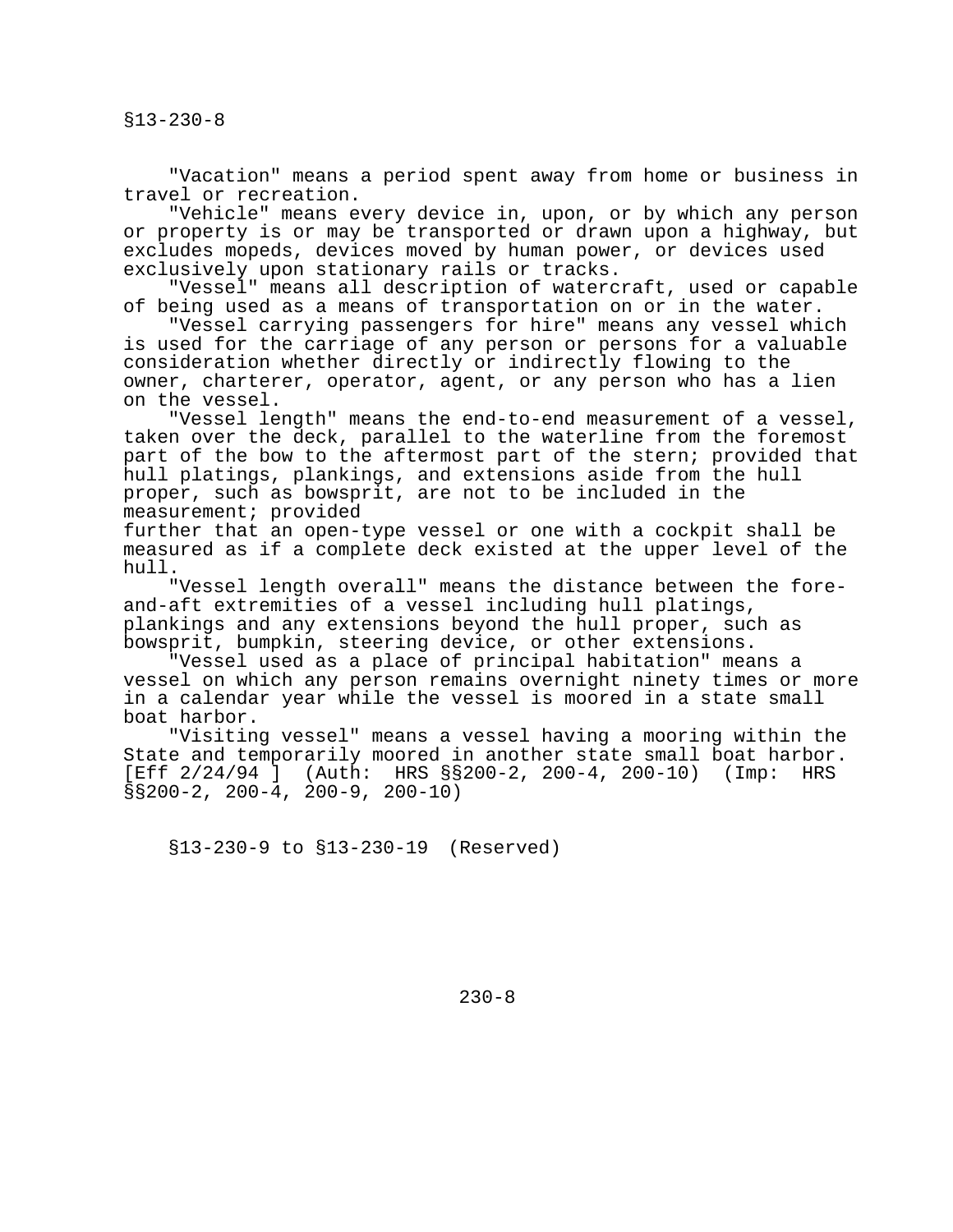"Vacation" means a period spent away from home or business in travel or recreation.

"Vehicle" means every device in, upon, or by which any person or property is or may be transported or drawn upon a highway, but excludes mopeds, devices moved by human power, or devices used exclusively upon stationary rails or tracks.

"Vessel" means all description of watercraft, used or capable of being used as a means of transportation on or in the water.

"Vessel carrying passengers for hire" means any vessel which is used for the carriage of any person or persons for a valuable consideration whether directly or indirectly flowing to the owner, charterer, operator, agent, or any person who has a lien on the vessel.

"Vessel length" means the end-to-end measurement of a vessel, taken over the deck, parallel to the waterline from the foremost part of the bow to the aftermost part of the stern; provided that hull platings, plankings, and extensions aside from the hull proper, such as bowsprit, are not to be included in the measurement; provided further that an open-type vessel or one with a cockpit shall be measured as if a complete deck existed at the upper level of the hull.

"Vessel length overall" means the distance between the fore-and-aft extremities of a vessel including hull platings, plankings and any extensions beyond the hull proper, such as bowsprit, bumpkin, steering device, or other extensions.

"Vessel used as a place of principal habitation" means a vessel on which any person remains overnight ninety times or more in a calendar year while the vessel is moored in a state small boat harbor.

"Visiting vessel" means a vessel having a mooring within the State and temporarily moored in another state small boat harbor. [Eff 2/24/94 ] (Auth: HRS §§200-2, 200-4, 200-10) (Imp: HRS §§200-2, 200-4, 200-9, 200-10)

§13-230-9 to §13-230-19 (Reserved)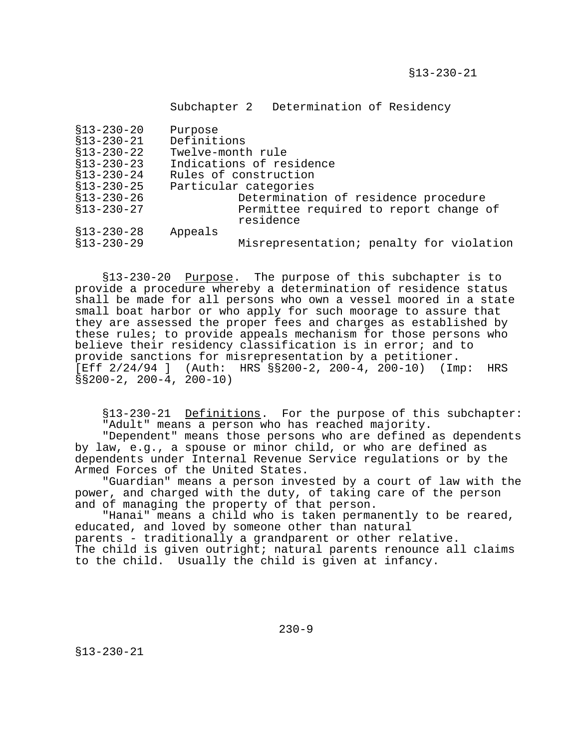## Subchapter 2 Determination of Residency

| | |
|---|---|
| §13-230-20 | Purpose |
| §13-230-21 | Definitions |
| §13-230-22 | Twelve-month rule |
| §13-230-23 | Indications of residence |
| §13-230-24 | Rules of construction |
| §13-230-25 | Particular categories |
| §13-230-26 | Determination of residence procedure |
| §13-230-27 | Permittee required to report change of residence |
| §13-230-28 | Appeals |
| §13-230-29 | Misrepresentation; penalty for violation |

§13-230-20 Purpose. The purpose of this subchapter is to provide a procedure whereby a determination of residence status shall be made for all persons who own a vessel moored in a state small boat harbor or who apply for such moorage to assure that they are assessed the proper fees and charges as established by these rules; to provide appeals mechanism for those persons who believe their residency classification is in error; and to provide sanctions for misrepresentation by a petitioner. [Eff 2/24/94 ] (Auth: HRS §§200-2, 200-4, 200-10) (Imp: HRS §§200-2, 200-4, 200-10)

§13-230-21 Definitions. For the purpose of this subchapter:

"Adult" means a person who has reached majority.

"Dependent" means those persons who are defined as dependents by law, e.g., a spouse or minor child, or who are defined as dependents under Internal Revenue Service regulations or by the Armed Forces of the United States.

"Guardian" means a person invested by a court of law with the power, and charged with the duty, of taking care of the person and of managing the property of that person.

"Hanai" means a child who is taken permanently to be reared, educated, and loved by someone other than natural parents - traditionally a grandparent or other relative. The child is given outright; natural parents renounce all claims to the child. Usually the child is given at infancy.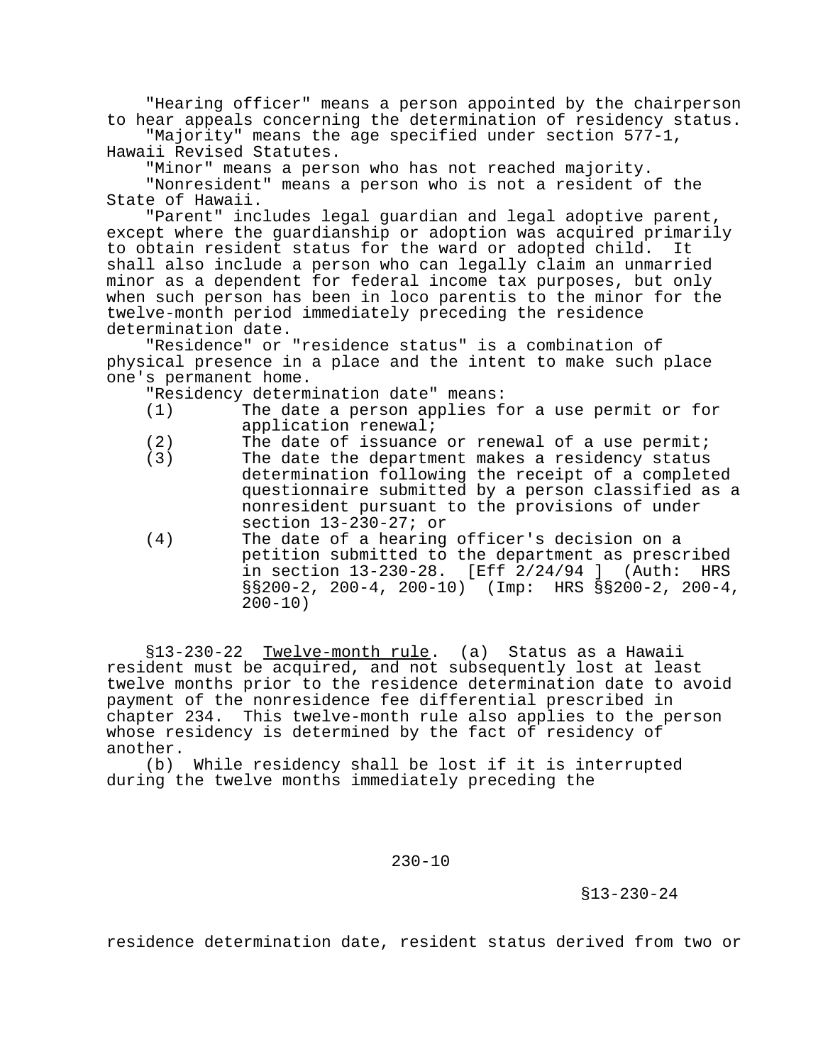"Hearing officer" means a person appointed by the chairperson to hear appeals concerning the determination of residency status.

"Majority" means the age specified under section 577-1, Hawaii Revised Statutes.

"Minor" means a person who has not reached majority.

"Nonresident" means a person who is not a resident of the State of Hawaii.

"Parent" includes legal guardian and legal adoptive parent, except where the guardianship or adoption was acquired primarily to obtain resident status for the ward or adopted child. It shall also include a person who can legally claim an unmarried minor as a dependent for federal income tax purposes, but only when such person has been in loco parentis to the minor for the twelve-month period immediately preceding the residence determination date.

"Residence" or "residence status" is a combination of physical presence in a place and the intent to make such place one's permanent home.

"Residency determination date" means:

(1) The date a person applies for a use permit or for application renewal;

(2) The date of issuance or renewal of a use permit;

(3) The date the department makes a residency status determination following the receipt of a completed questionnaire submitted by a person classified as a nonresident pursuant to the provisions of under section 13-230-27; or

(4) The date of a hearing officer's decision on a petition submitted to the department as prescribed in section 13-230-28. [Eff 2/24/94 ] (Auth: HRS §§200-2, 200-4, 200-10) (Imp: HRS §§200-2, 200-4, 200-10)

§13-230-22 Twelve-month rule. (a) Status as a Hawaii resident must be acquired, and not subsequently lost at least twelve months prior to the residence determination date to avoid payment of the nonresidence fee differential prescribed in chapter 234. This twelve-month rule also applies to the person whose residency is determined by the fact of residency of another.

(b) While residency shall be lost if it is interrupted during the twelve months immediately preceding the residence determination date, resident status derived from two or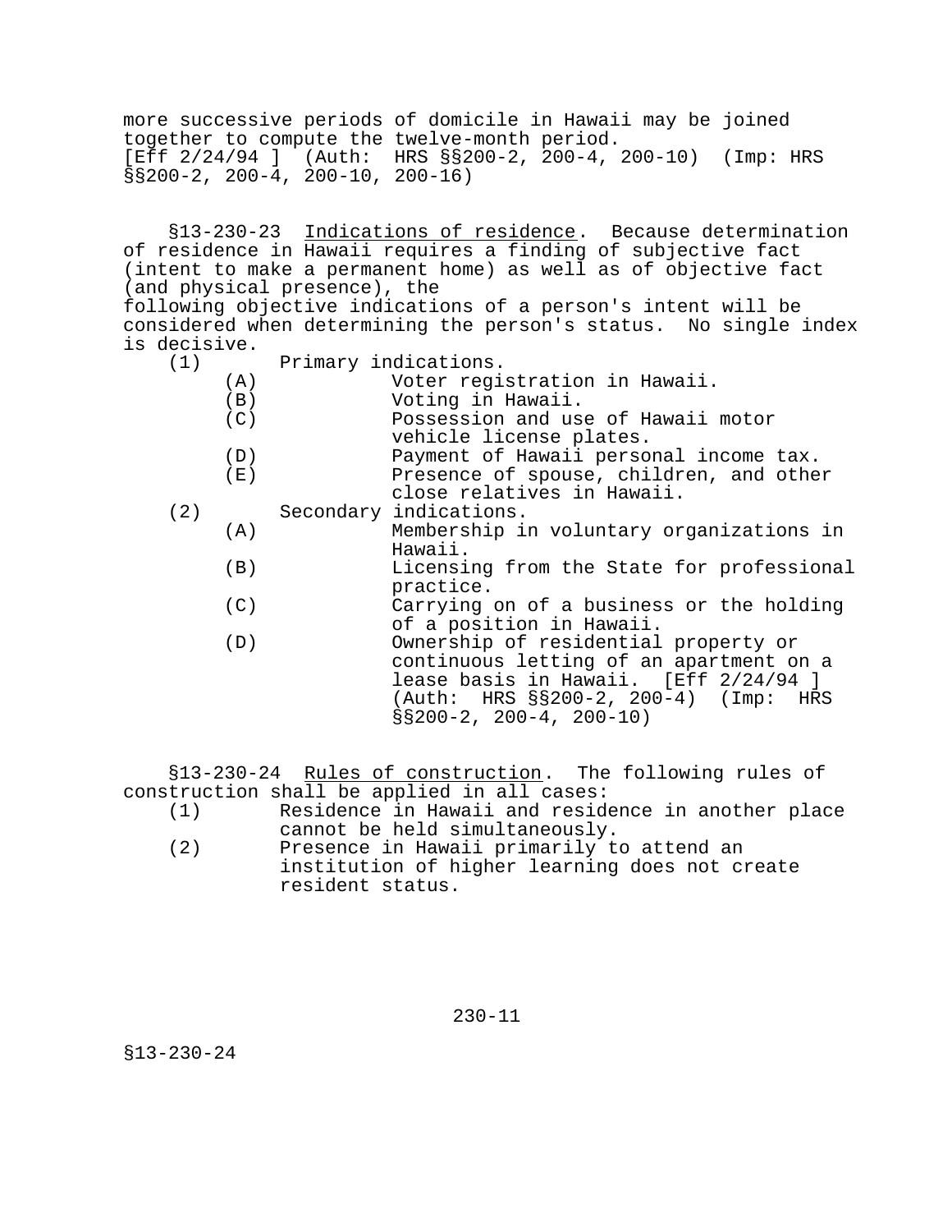more successive periods of domicile in Hawaii may be joined together to compute the twelve-month period.
[Eff 2/24/94 ] (Auth: HRS §§200-2, 200-4, 200-10) (Imp: HRS §§200-2, 200-4, 200-10, 200-16)

§13-230-23 Indications of residence. Because determination of residence in Hawaii requires a finding of subjective fact (intent to make a permanent home) as well as of objective fact (and physical presence), the following objective indications of a person's intent will be considered when determining the person's status. No single index is decisive.

(1) Primary indications.
   - (A) Voter registration in Hawaii.
   - (B) Voting in Hawaii.
   - (C) Possession and use of Hawaii motor vehicle license plates.
   - (D) Payment of Hawaii personal income tax.
   - (E) Presence of spouse, children, and other close relatives in Hawaii.

(2) Secondary indications.
   - (A) Membership in voluntary organizations in Hawaii.
   - (B) Licensing from the State for professional practice.
   - (C) Carrying on of a business or the holding of a position in Hawaii.
   - (D) Ownership of residential property or continuous letting of an apartment on a lease basis in Hawaii. [Eff 2/24/94 ] (Auth: HRS §§200-2, 200-4) (Imp: HRS §§200-2, 200-4, 200-10)

§13-230-24 Rules of construction. The following rules of construction shall be applied in all cases:

(1) Residence in Hawaii and residence in another place cannot be held simultaneously.

(2) Presence in Hawaii primarily to attend an institution of higher learning does not create resident status.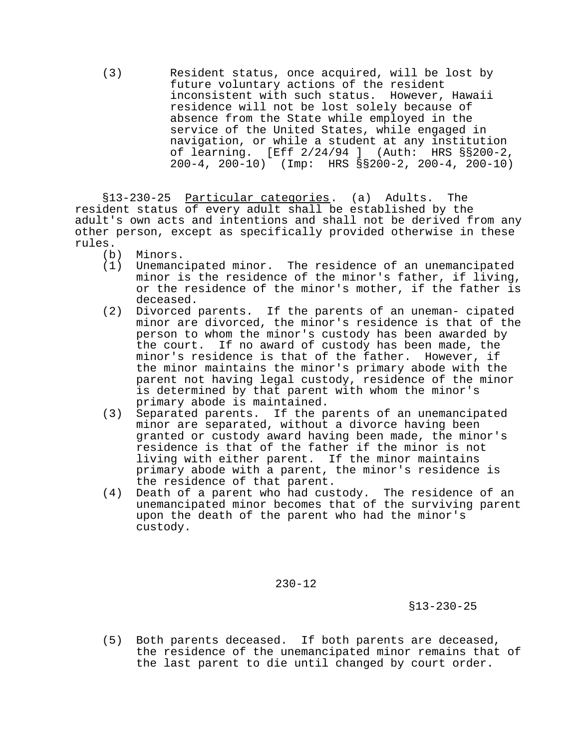(3) Resident status, once acquired, will be lost by future voluntary actions of the resident inconsistent with such status. However, Hawaii residence will not be lost solely because of absence from the State while employed in the service of the United States, while engaged in navigation, or while a student at any institution of learning. [Eff 2/24/94 ] (Auth: HRS §§200-2, 200-4, 200-10) (Imp: HRS §§200-2, 200-4, 200-10)

§13-230-25 Particular categories. (a) Adults. The resident status of every adult shall be established by the adult's own acts and intentions and shall not be derived from any other person, except as specifically provided otherwise in these rules.

(b) Minors.

(1) Unemancipated minor. The residence of an unemancipated minor is the residence of the minor's father, if living, or the residence of the minor's mother, if the father is deceased.

(2) Divorced parents. If the parents of an uneman- cipated minor are divorced, the minor's residence is that of the person to whom the minor's custody has been awarded by the court. If no award of custody has been made, the minor's residence is that of the father. However, if the minor maintains the minor's primary abode with the parent not having legal custody, residence of the minor is determined by that parent with whom the minor's primary abode is maintained.

(3) Separated parents. If the parents of an unemancipated minor are separated, without a divorce having been granted or custody award having been made, the minor's residence is that of the father if the minor is not living with either parent. If the minor maintains primary abode with a parent, the minor's residence is the residence of that parent.

(4) Death of a parent who had custody. The residence of an unemancipated minor becomes that of the surviving parent upon the death of the parent who had the minor's custody.

(5) Both parents deceased. If both parents are deceased, the residence of the unemancipated minor remains that of the last parent to die until changed by court order.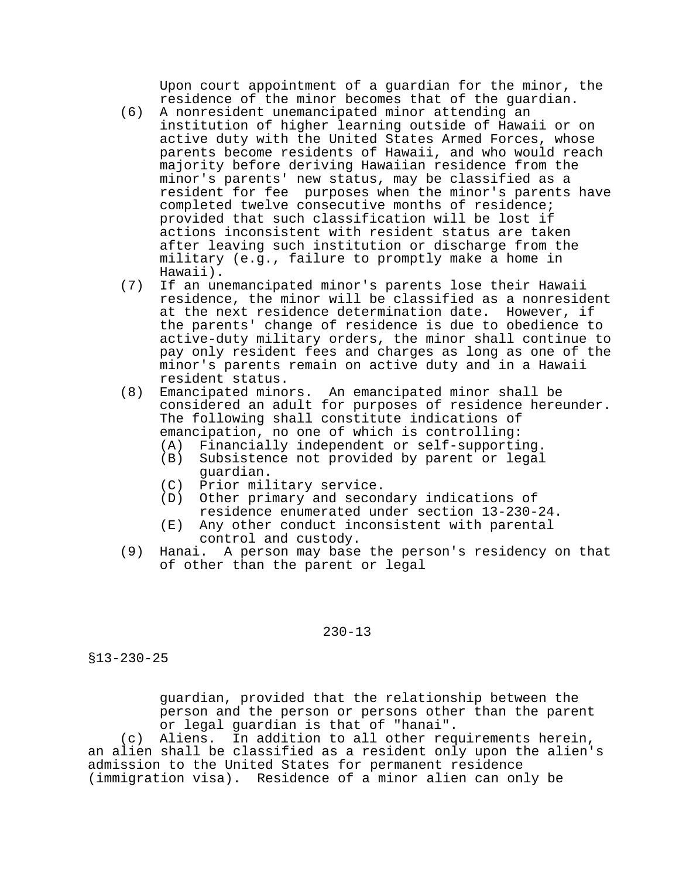Upon court appointment of a guardian for the minor, the residence of the minor becomes that of the guardian.

(6) A nonresident unemancipated minor attending an institution of higher learning outside of Hawaii or on active duty with the United States Armed Forces, whose parents become residents of Hawaii, and who would reach majority before deriving Hawaiian residence from the minor's parents' new status, may be classified as a resident for fee purposes when the minor's parents have completed twelve consecutive months of residence; provided that such classification will be lost if actions inconsistent with resident status are taken after leaving such institution or discharge from the military (e.g., failure to promptly make a home in Hawaii).

(7) If an unemancipated minor's parents lose their Hawaii residence, the minor will be classified as a nonresident at the next residence determination date. However, if the parents' change of residence is due to obedience to active-duty military orders, the minor shall continue to pay only resident fees and charges as long as one of the minor's parents remain on active duty and in a Hawaii resident status.

(8) Emancipated minors. An emancipated minor shall be considered an adult for purposes of residence hereunder. The following shall constitute indications of emancipation, no one of which is controlling:
   - (A) Financially independent or self-supporting.
   - (B) Subsistence not provided by parent or legal guardian.
   - (C) Prior military service.
   - (D) Other primary and secondary indications of residence enumerated under section 13-230-24.
   - (E) Any other conduct inconsistent with parental control and custody.

(9) Hanai. A person may base the person's residency on that of other than the parent or legal guardian, provided that the relationship between the person and the person or persons other than the parent or legal guardian is that of "hanai".

(c) Aliens. In addition to all other requirements herein, an alien shall be classified as a resident only upon the alien's admission to the United States for permanent residence (immigration visa). Residence of a minor alien can only be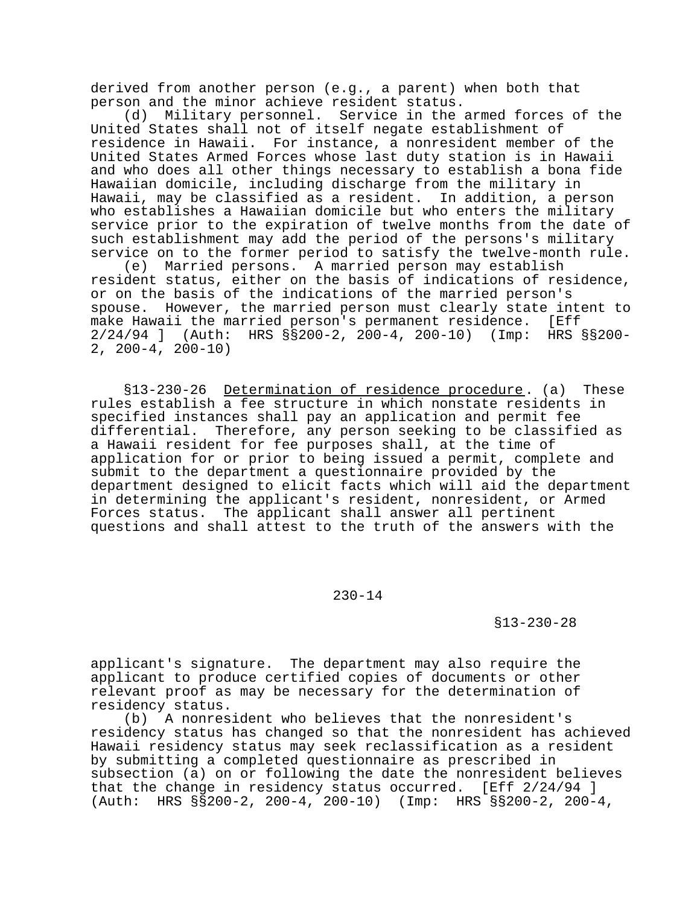derived from another person (e.g., a parent) when both that person and the minor achieve resident status.

(d) Military personnel. Service in the armed forces of the United States shall not of itself negate establishment of residence in Hawaii. For instance, a nonresident member of the United States Armed Forces whose last duty station is in Hawaii and who does all other things necessary to establish a bona fide Hawaiian domicile, including discharge from the military in Hawaii, may be classified as a resident. In addition, a person who establishes a Hawaiian domicile but who enters the military service prior to the expiration of twelve months from the date of such establishment may add the period of the persons's military service on to the former period to satisfy the twelve-month rule.

(e) Married persons. A married person may establish resident status, either on the basis of indications of residence, or on the basis of the indications of the married person's spouse. However, the married person must clearly state intent to make Hawaii the married person's permanent residence. [Eff 2/24/94 ] (Auth: HRS §§200-2, 200-4, 200-10) (Imp: HRS §§200-2, 200-4, 200-10)

§13-230-26 Determination of residence procedure. (a) These rules establish a fee structure in which nonstate residents in specified instances shall pay an application and permit fee differential. Therefore, any person seeking to be classified as a Hawaii resident for fee purposes shall, at the time of application for or prior to being issued a permit, complete and submit to the department a questionnaire provided by the department designed to elicit facts which will aid the department in determining the applicant's resident, nonresident, or Armed Forces status. The applicant shall answer all pertinent questions and shall attest to the truth of the answers with the applicant's signature. The department may also require the applicant to produce certified copies of documents or other relevant proof as may be necessary for the determination of residency status.

(b) A nonresident who believes that the nonresident's residency status has changed so that the nonresident has achieved Hawaii residency status may seek reclassification as a resident by submitting a completed questionnaire as prescribed in subsection (a) on or following the date the nonresident believes that the change in residency status occurred. [Eff 2/24/94 ] (Auth: HRS §§200-2, 200-4, 200-10) (Imp: HRS §§200-2, 200-4,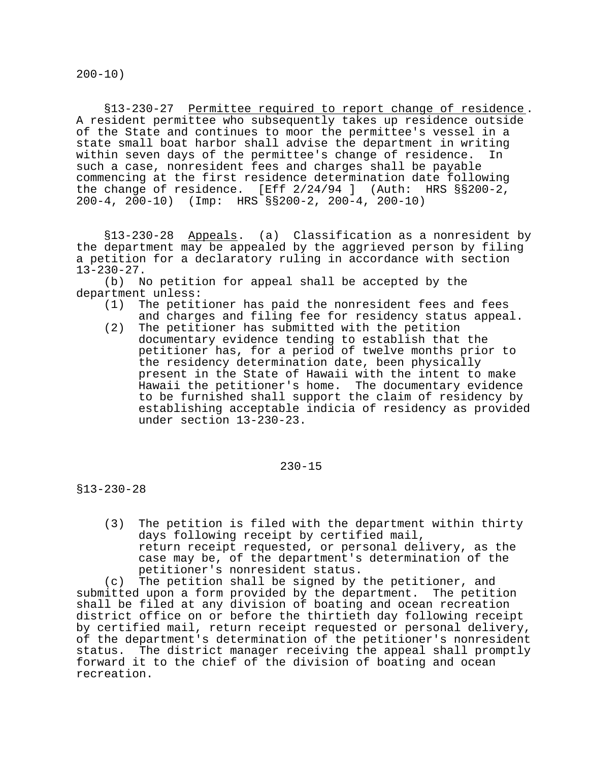200-10)

§13-230-27 Permittee required to report change of residence. A resident permittee who subsequently takes up residence outside of the State and continues to moor the permittee's vessel in a state small boat harbor shall advise the department in writing within seven days of the permittee's change of residence. In such a case, nonresident fees and charges shall be payable commencing at the first residence determination date following the change of residence. [Eff 2/24/94 ] (Auth: HRS §§200-2, 200-4, 200-10) (Imp: HRS §§200-2, 200-4, 200-10)

§13-230-28 Appeals. (a) Classification as a nonresident by the department may be appealed by the aggrieved person by filing a petition for a declaratory ruling in accordance with section 13-230-27.

(b) No petition for appeal shall be accepted by the department unless:

(1) The petitioner has paid the nonresident fees and fees and charges and filing fee for residency status appeal.
(2) The petitioner has submitted with the petition documentary evidence tending to establish that the petitioner has, for a period of twelve months prior to the residency determination date, been physically present in the State of Hawaii with the intent to make Hawaii the petitioner's home. The documentary evidence to be furnished shall support the claim of residency by establishing acceptable indicia of residency as provided under section 13-230-23.
(3) The petition is filed with the department within thirty days following receipt by certified mail, return receipt requested, or personal delivery, as the case may be, of the department's determination of the petitioner's nonresident status.

(c) The petition shall be signed by the petitioner, and submitted upon a form provided by the department. The petition shall be filed at any division of boating and ocean recreation district office on or before the thirtieth day following receipt by certified mail, return receipt requested or personal delivery, of the department's determination of the petitioner's nonresident status. The district manager receiving the appeal shall promptly forward it to the chief of the division of boating and ocean recreation.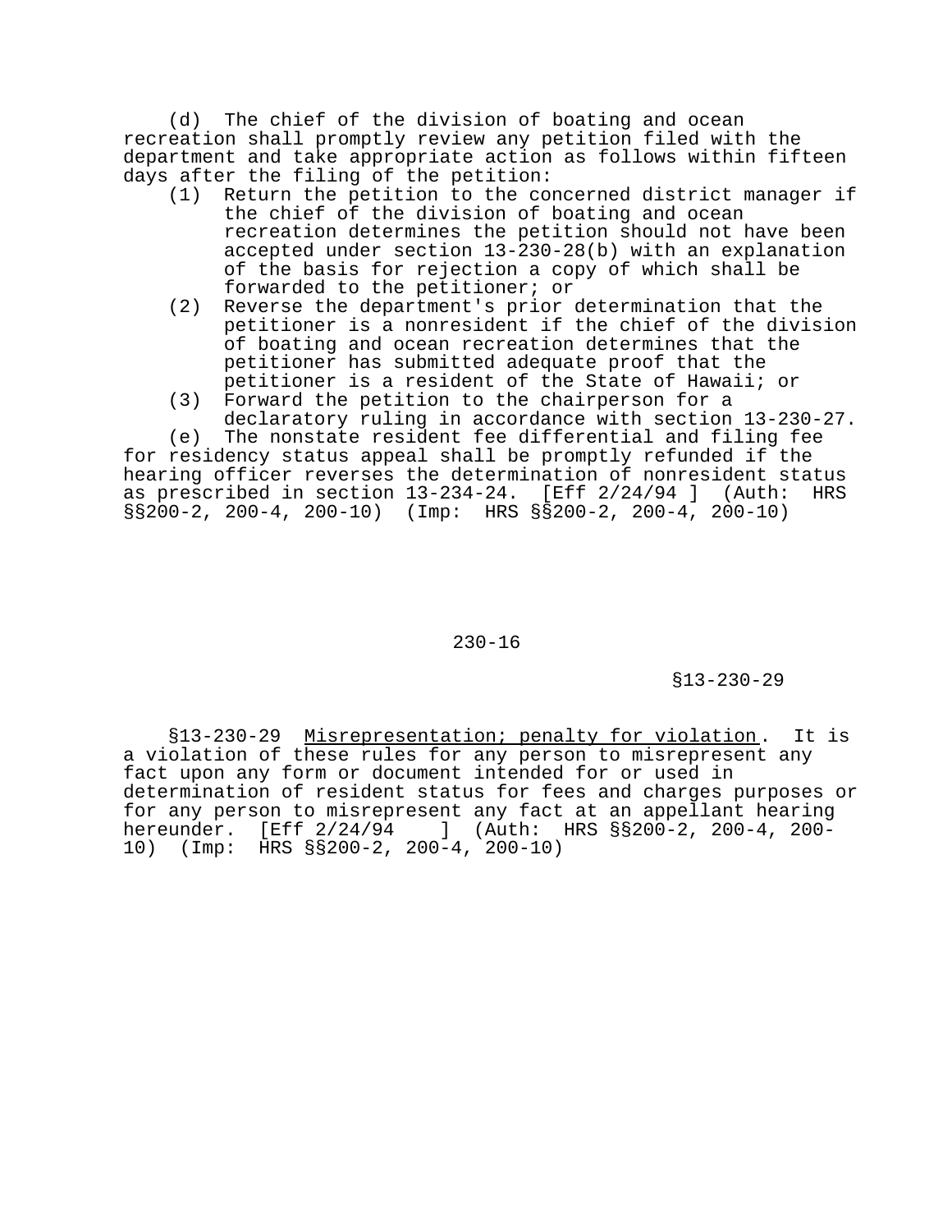(d) The chief of the division of boating and ocean recreation shall promptly review any petition filed with the department and take appropriate action as follows within fifteen days after the filing of the petition:

(1) Return the petition to the concerned district manager if the chief of the division of boating and ocean recreation determines the petition should not have been accepted under section 13-230-28(b) with an explanation of the basis for rejection a copy of which shall be forwarded to the petitioner; or

(2) Reverse the department's prior determination that the petitioner is a nonresident if the chief of the division of boating and ocean recreation determines that the petitioner has submitted adequate proof that the petitioner is a resident of the State of Hawaii; or

(3) Forward the petition to the chairperson for a declaratory ruling in accordance with section 13-230-27.

(e) The nonstate resident fee differential and filing fee for residency status appeal shall be promptly refunded if the hearing officer reverses the determination of nonresident status as prescribed in section 13-234-24. [Eff 2/24/94 ] (Auth: HRS §§200-2, 200-4, 200-10) (Imp: HRS §§200-2, 200-4, 200-10)

§13-230-29 Misrepresentation; penalty for violation. It is a violation of these rules for any person to misrepresent any fact upon any form or document intended for or used in determination of resident status for fees and charges purposes or for any person to misrepresent any fact at an appellant hearing hereunder. [Eff 2/24/94 ] (Auth: HRS §§200-2, 200-4, 200-10) (Imp: HRS §§200-2, 200-4, 200-10)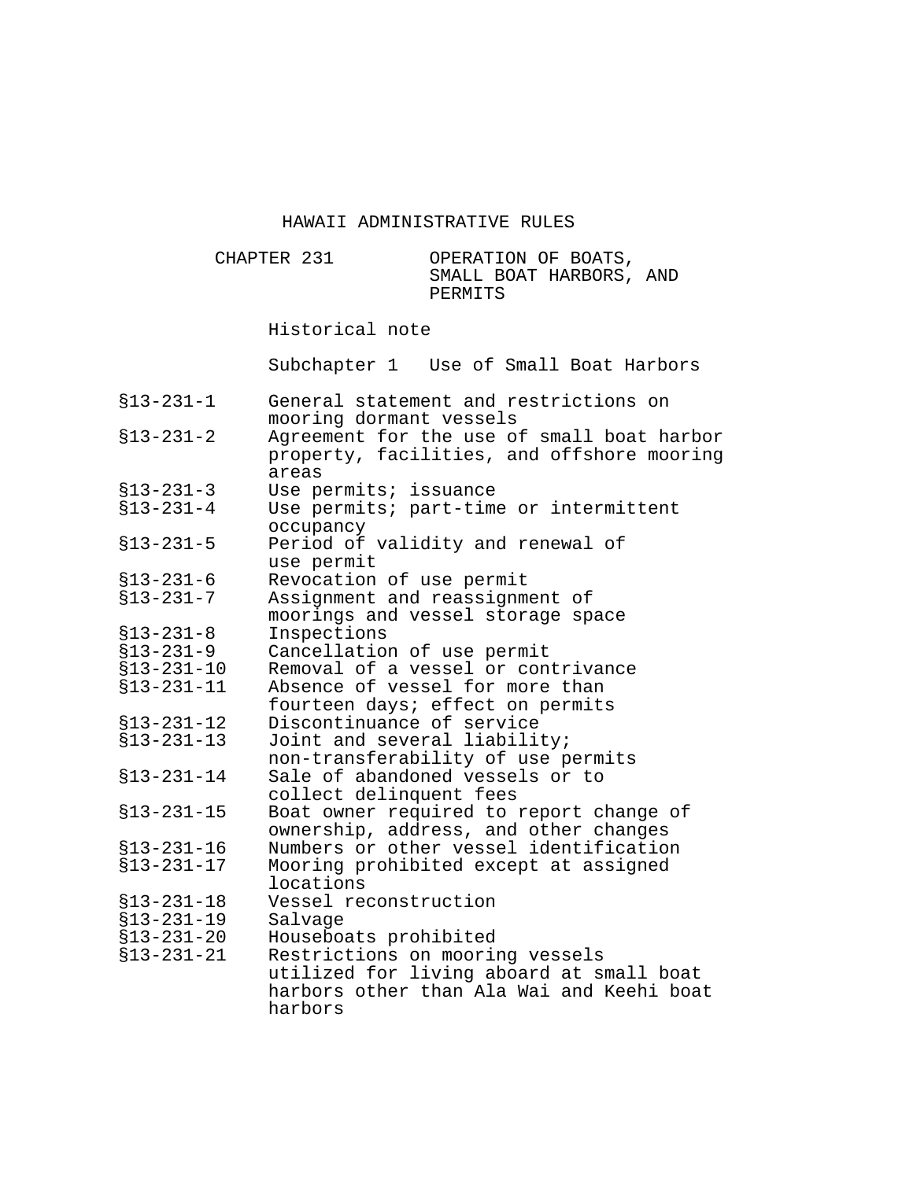# HAWAII ADMINISTRATIVE RULES

## CHAPTER 231 OPERATION OF BOATS, SMALL BOAT HARBORS, AND PERMITS

Historical note

### Subchapter 1 Use of Small Boat Harbors

| | |
|---|---|
| §13-231-1 | General statement and restrictions on mooring dormant vessels |
| §13-231-2 | Agreement for the use of small boat harbor property, facilities, and offshore mooring areas |
| §13-231-3 | Use permits; issuance |
| §13-231-4 | Use permits; part-time or intermittent occupancy |
| §13-231-5 | Period of validity and renewal of use permit |
| §13-231-6 | Revocation of use permit |
| §13-231-7 | Assignment and reassignment of moorings and vessel storage space |
| §13-231-8 | Inspections |
| §13-231-9 | Cancellation of use permit |
| §13-231-10 | Removal of a vessel or contrivance |
| §13-231-11 | Absence of vessel for more than fourteen days; effect on permits |
| §13-231-12 | Discontinuance of service |
| §13-231-13 | Joint and several liability; non-transferability of use permits |
| §13-231-14 | Sale of abandoned vessels or to collect delinquent fees |
| §13-231-15 | Boat owner required to report change of ownership, address, and other changes |
| §13-231-16 | Numbers or other vessel identification |
| §13-231-17 | Mooring prohibited except at assigned locations |
| §13-231-18 | Vessel reconstruction |
| §13-231-19 | Salvage |
| §13-231-20 | Houseboats prohibited |
| §13-231-21 | Restrictions on mooring vessels utilized for living aboard at small boat harbors other than Ala Wai and Keehi boat harbors |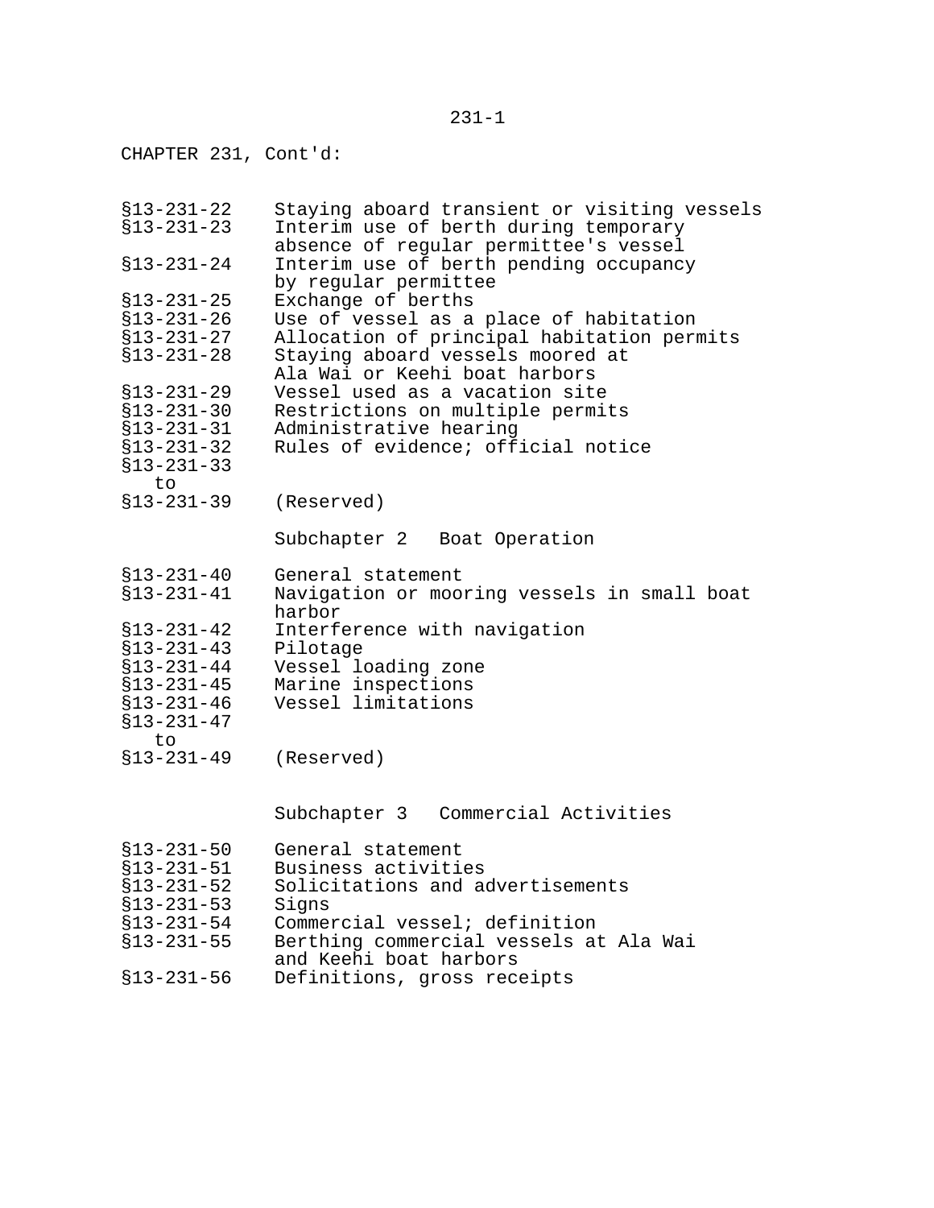CHAPTER 231, Cont'd:

| | |
|---|---|
| §13-231-22 | Staying aboard transient or visiting vessels |
| §13-231-23 | Interim use of berth during temporary absence of regular permittee's vessel |
| §13-231-24 | Interim use of berth pending occupancy by regular permittee |
| §13-231-25 | Exchange of berths |
| §13-231-26 | Use of vessel as a place of habitation |
| §13-231-27 | Allocation of principal habitation permits |
| §13-231-28 | Staying aboard vessels moored at Ala Wai or Keehi boat harbors |
| §13-231-29 | Vessel used as a vacation site |
| §13-231-30 | Restrictions on multiple permits |
| §13-231-31 | Administrative hearing |
| §13-231-32 | Rules of evidence; official notice |
| §13-231-33 to §13-231-39 | (Reserved) |

## Subchapter 2 Boat Operation

| | |
|---|---|
| §13-231-40 | General statement |
| §13-231-41 | Navigation or mooring vessels in small boat harbor |
| §13-231-42 | Interference with navigation |
| §13-231-43 | Pilotage |
| §13-231-44 | Vessel loading zone |
| §13-231-45 | Marine inspections |
| §13-231-46 | Vessel limitations |
| §13-231-47 to §13-231-49 | (Reserved) |

## Subchapter 3 Commercial Activities

| | |
|---|---|
| §13-231-50 | General statement |
| §13-231-51 | Business activities |
| §13-231-52 | Solicitations and advertisements |
| §13-231-53 | Signs |
| §13-231-54 | Commercial vessel; definition |
| §13-231-55 | Berthing commercial vessels at Ala Wai and Keehi boat harbors |
| §13-231-56 | Definitions, gross receipts |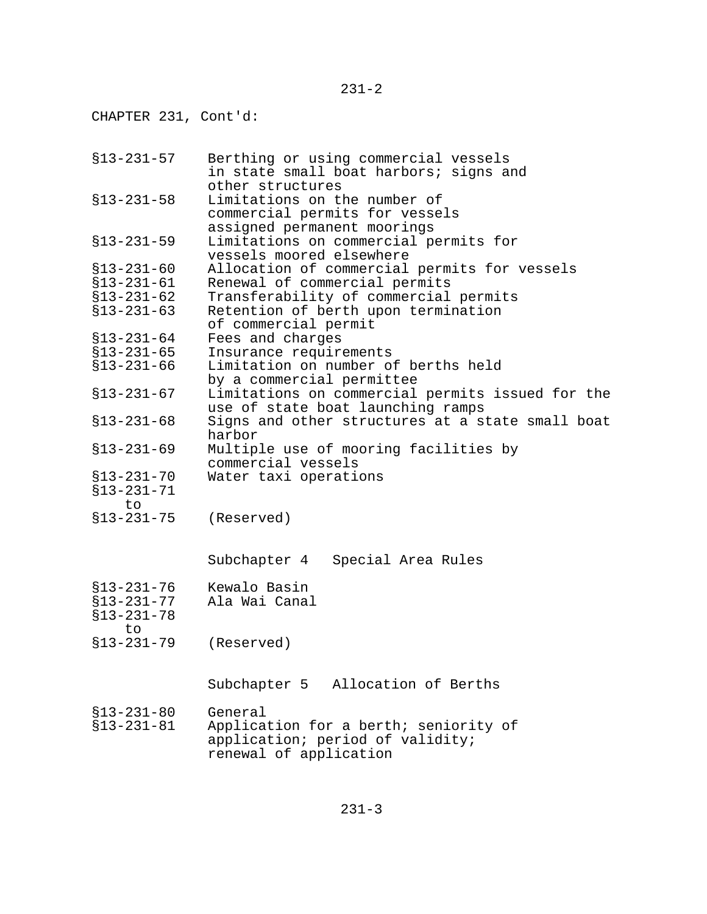CHAPTER 231, Cont'd:

| | |
|---|---|
| §13-231-57 | Berthing or using commercial vessels in state small boat harbors; signs and other structures |
| §13-231-58 | Limitations on the number of commercial permits for vessels assigned permanent moorings |
| §13-231-59 | Limitations on commercial permits for vessels moored elsewhere |
| §13-231-60 | Allocation of commercial permits for vessels |
| §13-231-61 | Renewal of commercial permits |
| §13-231-62 | Transferability of commercial permits |
| §13-231-63 | Retention of berth upon termination of commercial permit |
| §13-231-64 | Fees and charges |
| §13-231-65 | Insurance requirements |
| §13-231-66 | Limitation on number of berths held by a commercial permittee |
| §13-231-67 | Limitations on commercial permits issued for the use of state boat launching ramps |
| §13-231-68 | Signs and other structures at a state small boat harbor |
| §13-231-69 | Multiple use of mooring facilities by commercial vessels |
| §13-231-70 | Water taxi operations |
| §13-231-71 to §13-231-75 | (Reserved) |

Subchapter 4 Special Area Rules

| | |
|---|---|
| §13-231-76 | Kewalo Basin |
| §13-231-77 | Ala Wai Canal |
| §13-231-78 to §13-231-79 | (Reserved) |

Subchapter 5 Allocation of Berths

| | |
|---|---|
| §13-231-80 | General |
| §13-231-81 | Application for a berth; seniority of application; period of validity; renewal of application |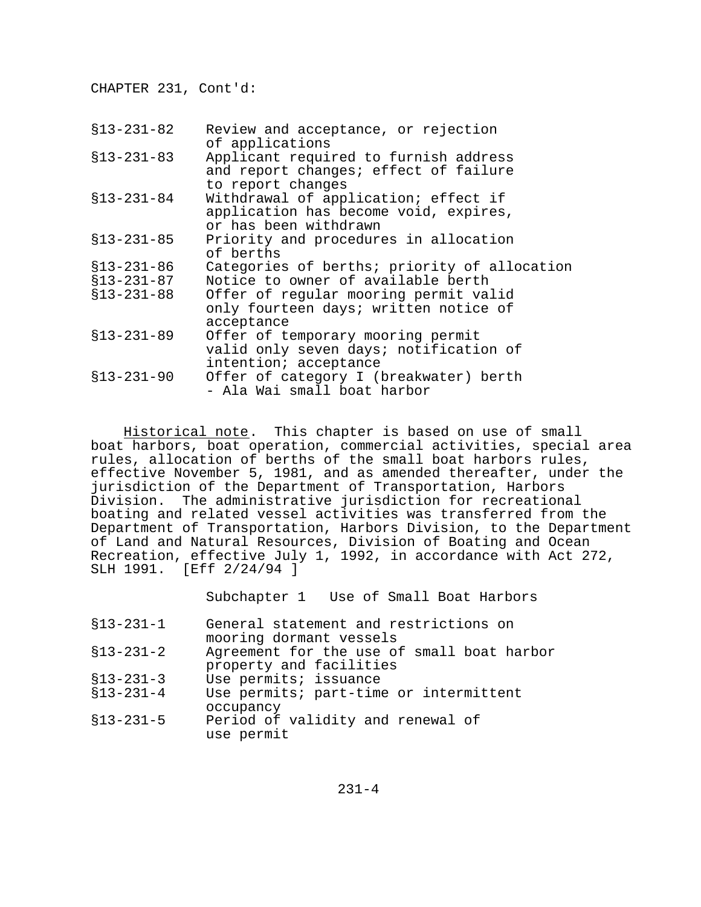CHAPTER 231, Cont'd:

| | |
|---|---|
| §13-231-82 | Review and acceptance, or rejection of applications |
| §13-231-83 | Applicant required to furnish address and report changes; effect of failure to report changes |
| §13-231-84 | Withdrawal of application; effect if application has become void, expires, or has been withdrawn |
| §13-231-85 | Priority and procedures in allocation of berths |
| §13-231-86 | Categories of berths; priority of allocation |
| §13-231-87 | Notice to owner of available berth |
| §13-231-88 | Offer of regular mooring permit valid only fourteen days; written notice of acceptance |
| §13-231-89 | Offer of temporary mooring permit valid only seven days; notification of intention; acceptance |
| §13-231-90 | Offer of category I (breakwater) berth - Ala Wai small boat harbor |

Historical note. This chapter is based on use of small boat harbors, boat operation, commercial activities, special area rules, allocation of berths of the small boat harbors rules, effective November 5, 1981, and as amended thereafter, under the jurisdiction of the Department of Transportation, Harbors Division. The administrative jurisdiction for recreational boating and related vessel activities was transferred from the Department of Transportation, Harbors Division, to the Department of Land and Natural Resources, Division of Boating and Ocean Recreation, effective July 1, 1992, in accordance with Act 272, SLH 1991. [Eff 2/24/94 ]

Subchapter 1 Use of Small Boat Harbors

| | |
|---|---|
| §13-231-1 | General statement and restrictions on mooring dormant vessels |
| §13-231-2 | Agreement for the use of small boat harbor property and facilities |
| §13-231-3 | Use permits; issuance |
| §13-231-4 | Use permits; part-time or intermittent occupancy |
| §13-231-5 | Period of validity and renewal of use permit |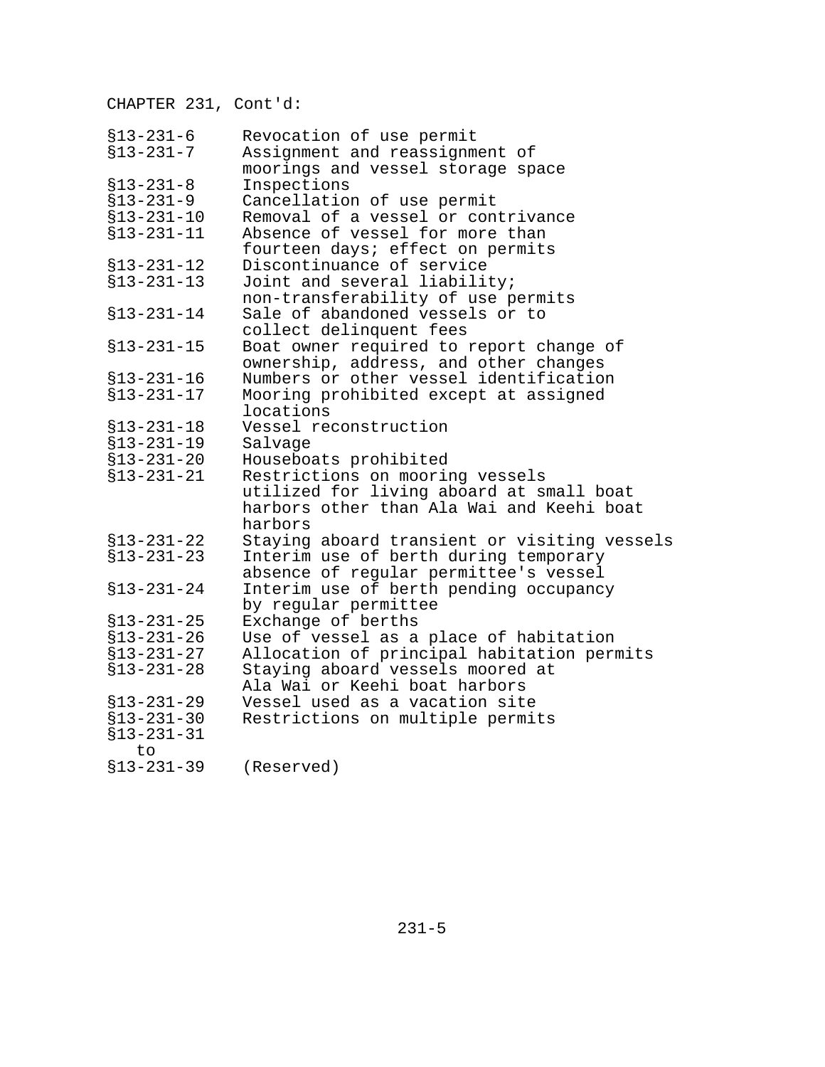CHAPTER 231, Cont'd:

| | |
|---|---|
| §13-231-6 | Revocation of use permit |
| §13-231-7 | Assignment and reassignment of moorings and vessel storage space |
| §13-231-8 | Inspections |
| §13-231-9 | Cancellation of use permit |
| §13-231-10 | Removal of a vessel or contrivance |
| §13-231-11 | Absence of vessel for more than fourteen days; effect on permits |
| §13-231-12 | Discontinuance of service |
| §13-231-13 | Joint and several liability; non-transferability of use permits |
| §13-231-14 | Sale of abandoned vessels or to collect delinquent fees |
| §13-231-15 | Boat owner required to report change of ownership, address, and other changes |
| §13-231-16 | Numbers or other vessel identification |
| §13-231-17 | Mooring prohibited except at assigned locations |
| §13-231-18 | Vessel reconstruction |
| §13-231-19 | Salvage |
| §13-231-20 | Houseboats prohibited |
| §13-231-21 | Restrictions on mooring vessels utilized for living aboard at small boat harbors other than Ala Wai and Keehi boat harbors |
| §13-231-22 | Staying aboard transient or visiting vessels |
| §13-231-23 | Interim use of berth during temporary absence of regular permittee's vessel |
| §13-231-24 | Interim use of berth pending occupancy by regular permittee |
| §13-231-25 | Exchange of berths |
| §13-231-26 | Use of vessel as a place of habitation |
| §13-231-27 | Allocation of principal habitation permits |
| §13-231-28 | Staying aboard vessels moored at Ala Wai or Keehi boat harbors |
| §13-231-29 | Vessel used as a vacation site |
| §13-231-30 | Restrictions on multiple permits |
| §13-231-31 to §13-231-39 | (Reserved) |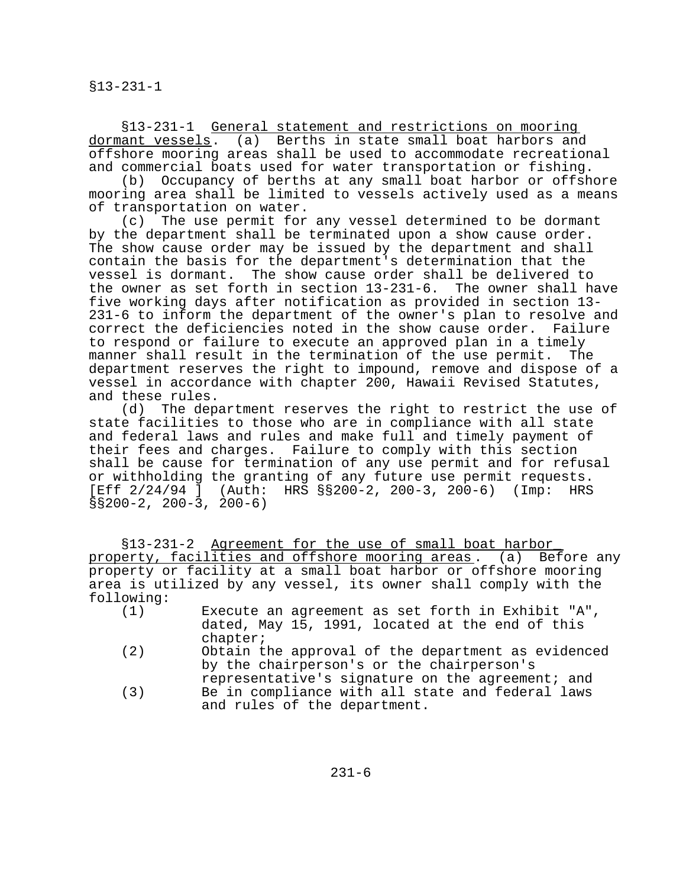§13-231-1 General statement and restrictions on mooring dormant vessels. (a) Berths in state small boat harbors and offshore mooring areas shall be used to accommodate recreational and commercial boats used for water transportation or fishing.

(b) Occupancy of berths at any small boat harbor or offshore mooring area shall be limited to vessels actively used as a means of transportation on water.

(c) The use permit for any vessel determined to be dormant by the department shall be terminated upon a show cause order. The show cause order may be issued by the department and shall contain the basis for the department's determination that the vessel is dormant. The show cause order shall be delivered to the owner as set forth in section 13-231-6. The owner shall have five working days after notification as provided in section 13-231-6 to inform the department of the owner's plan to resolve and correct the deficiencies noted in the show cause order. Failure to respond or failure to execute an approved plan in a timely manner shall result in the termination of the use permit. The department reserves the right to impound, remove and dispose of a vessel in accordance with chapter 200, Hawaii Revised Statutes, and these rules.

(d) The department reserves the right to restrict the use of state facilities to those who are in compliance with all state and federal laws and rules and make full and timely payment of their fees and charges. Failure to comply with this section shall be cause for termination of any use permit and for refusal or withholding the granting of any future use permit requests. [Eff 2/24/94 ] (Auth: HRS §§200-2, 200-3, 200-6) (Imp: HRS §§200-2, 200-3, 200-6)

§13-231-2 Agreement for the use of small boat harbor property, facilities and offshore mooring areas. (a) Before any property or facility at a small boat harbor or offshore mooring area is utilized by any vessel, its owner shall comply with the following:

(1) Execute an agreement as set forth in Exhibit "A", dated, May 15, 1991, located at the end of this chapter;
(2) Obtain the approval of the department as evidenced by the chairperson's or the chairperson's representative's signature on the agreement; and
(3) Be in compliance with all state and federal laws and rules of the department.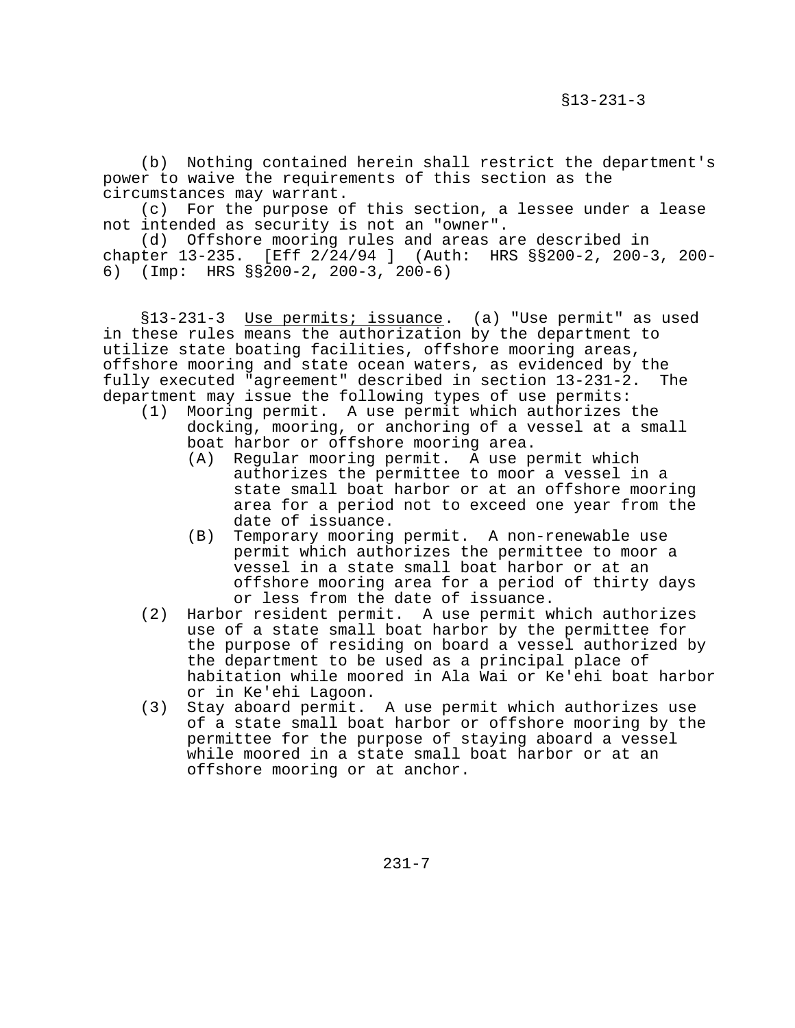(b) Nothing contained herein shall restrict the department's power to waive the requirements of this section as the circumstances may warrant.

(c) For the purpose of this section, a lessee under a lease not intended as security is not an "owner".

(d) Offshore mooring rules and areas are described in chapter 13-235. [Eff 2/24/94 ] (Auth: HRS §§200-2, 200-3, 200-6) (Imp: HRS §§200-2, 200-3, 200-6)

§13-231-3 Use permits; issuance. (a) "Use permit" as used in these rules means the authorization by the department to utilize state boating facilities, offshore mooring areas, offshore mooring and state ocean waters, as evidenced by the fully executed "agreement" described in section 13-231-2. The department may issue the following types of use permits:

(1) Mooring permit. A use permit which authorizes the docking, mooring, or anchoring of a vessel at a small boat harbor or offshore mooring area.
   - (A) Regular mooring permit. A use permit which authorizes the permittee to moor a vessel in a state small boat harbor or at an offshore mooring area for a period not to exceed one year from the date of issuance.
   - (B) Temporary mooring permit. A non-renewable use permit which authorizes the permittee to moor a vessel in a state small boat harbor or at an offshore mooring area for a period of thirty days or less from the date of issuance.

(2) Harbor resident permit. A use permit which authorizes use of a state small boat harbor by the permittee for the purpose of residing on board a vessel authorized by the department to be used as a principal place of habitation while moored in Ala Wai or Ke'ehi boat harbor or in Ke'ehi Lagoon.

(3) Stay aboard permit. A use permit which authorizes use of a state small boat harbor or offshore mooring by the permittee for the purpose of staying aboard a vessel while moored in a state small boat harbor or at an offshore mooring or at anchor.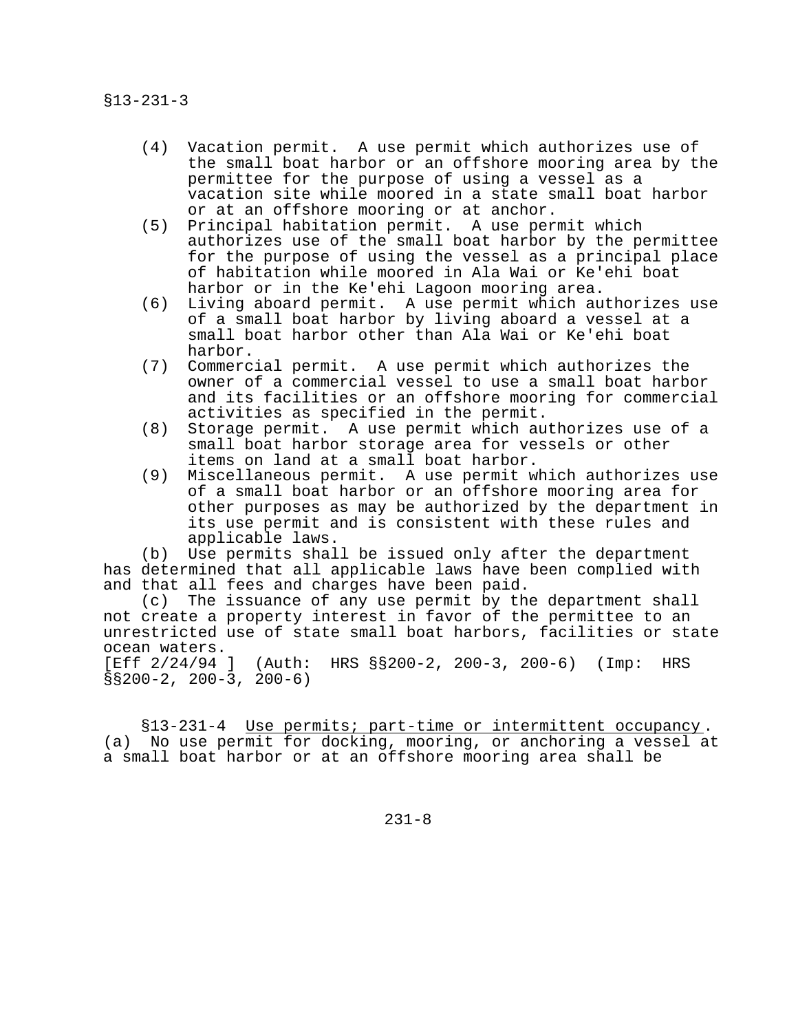(4) Vacation permit. A use permit which authorizes use of the small boat harbor or an offshore mooring area by the permittee for the purpose of using a vessel as a vacation site while moored in a state small boat harbor or at an offshore mooring or at anchor.

(5) Principal habitation permit. A use permit which authorizes use of the small boat harbor by the permittee for the purpose of using the vessel as a principal place of habitation while moored in Ala Wai or Ke'ehi boat harbor or in the Ke'ehi Lagoon mooring area.

(6) Living aboard permit. A use permit which authorizes use of a small boat harbor by living aboard a vessel at a small boat harbor other than Ala Wai or Ke'ehi boat harbor.

(7) Commercial permit. A use permit which authorizes the owner of a commercial vessel to use a small boat harbor and its facilities or an offshore mooring for commercial activities as specified in the permit.

(8) Storage permit. A use permit which authorizes use of a small boat harbor storage area for vessels or other items on land at a small boat harbor.

(9) Miscellaneous permit. A use permit which authorizes use of a small boat harbor or an offshore mooring area for other purposes as may be authorized by the department in its use permit and is consistent with these rules and applicable laws.

(b) Use permits shall be issued only after the department has determined that all applicable laws have been complied with and that all fees and charges have been paid.

(c) The issuance of any use permit by the department shall not create a property interest in favor of the permittee to an unrestricted use of state small boat harbors, facilities or state ocean waters.

[Eff 2/24/94 ] (Auth: HRS §§200-2, 200-3, 200-6) (Imp: HRS §§200-2, 200-3, 200-6)

§13-231-4 Use permits; part-time or intermittent occupancy. (a) No use permit for docking, mooring, or anchoring a vessel at a small boat harbor or at an offshore mooring area shall be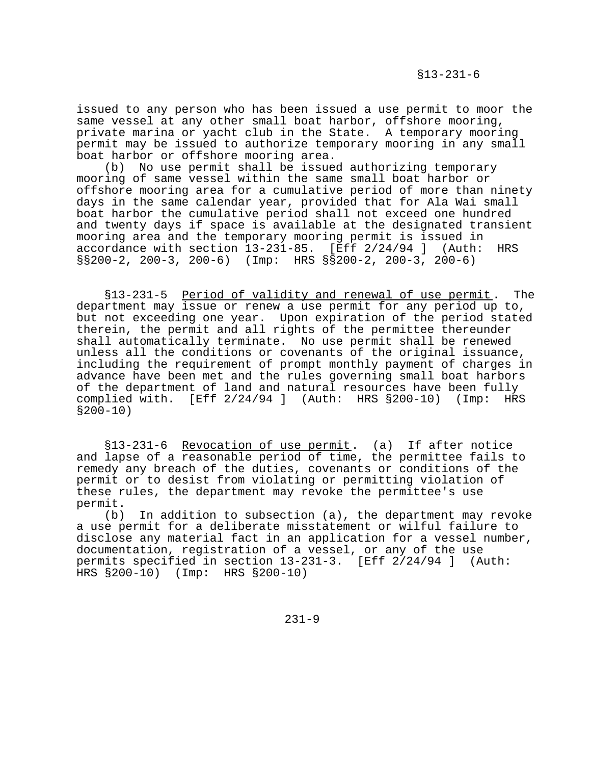issued to any person who has been issued a use permit to moor the same vessel at any other small boat harbor, offshore mooring, private marina or yacht club in the State. A temporary mooring permit may be issued to authorize temporary mooring in any small boat harbor or offshore mooring area.

(b) No use permit shall be issued authorizing temporary mooring of same vessel within the same small boat harbor or offshore mooring area for a cumulative period of more than ninety days in the same calendar year, provided that for Ala Wai small boat harbor the cumulative period shall not exceed one hundred and twenty days if space is available at the designated transient mooring area and the temporary mooring permit is issued in accordance with section 13-231-85. [Eff 2/24/94 ] (Auth: HRS §§200-2, 200-3, 200-6) (Imp: HRS §§200-2, 200-3, 200-6)

§13-231-5 Period of validity and renewal of use permit. The department may issue or renew a use permit for any period up to, but not exceeding one year. Upon expiration of the period stated therein, the permit and all rights of the permittee thereunder shall automatically terminate. No use permit shall be renewed unless all the conditions or covenants of the original issuance, including the requirement of prompt monthly payment of charges in advance have been met and the rules governing small boat harbors of the department of land and natural resources have been fully complied with. [Eff 2/24/94 ] (Auth: HRS §200-10) (Imp: HRS §200-10)

§13-231-6 Revocation of use permit. (a) If after notice and lapse of a reasonable period of time, the permittee fails to remedy any breach of the duties, covenants or conditions of the permit or to desist from violating or permitting violation of these rules, the department may revoke the permittee's use permit.

(b) In addition to subsection (a), the department may revoke a use permit for a deliberate misstatement or wilful failure to disclose any material fact in an application for a vessel number, documentation, registration of a vessel, or any of the use permits specified in section 13-231-3. [Eff 2/24/94 ] (Auth: HRS §200-10) (Imp: HRS §200-10)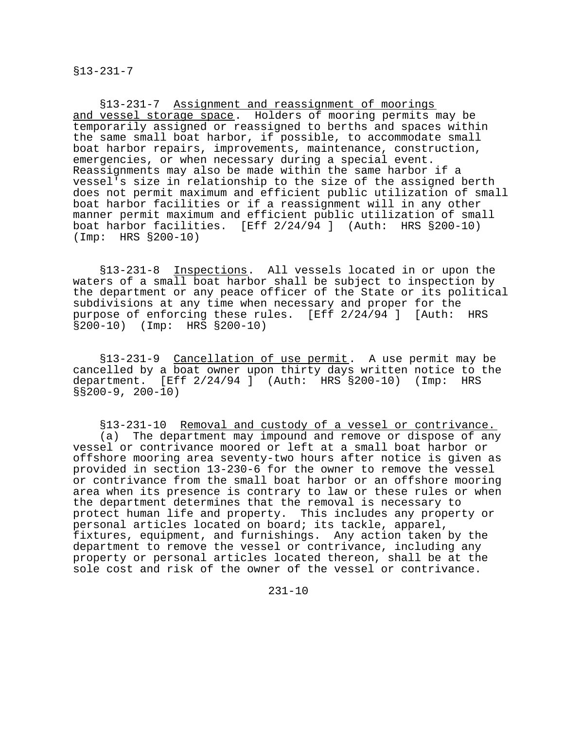§13-231-7 Assignment and reassignment of moorings and vessel storage space. Holders of mooring permits may be temporarily assigned or reassigned to berths and spaces within the same small boat harbor, if possible, to accommodate small boat harbor repairs, improvements, maintenance, construction, emergencies, or when necessary during a special event. Reassignments may also be made within the same harbor if a vessel's size in relationship to the size of the assigned berth does not permit maximum and efficient public utilization of small boat harbor facilities or if a reassignment will in any other manner permit maximum and efficient public utilization of small boat harbor facilities. [Eff 2/24/94 ] (Auth: HRS §200-10) (Imp: HRS §200-10)

§13-231-8 Inspections. All vessels located in or upon the waters of a small boat harbor shall be subject to inspection by the department or any peace officer of the State or its political subdivisions at any time when necessary and proper for the purpose of enforcing these rules. [Eff 2/24/94 ] [Auth: HRS §200-10) (Imp: HRS §200-10)

§13-231-9 Cancellation of use permit. A use permit may be cancelled by a boat owner upon thirty days written notice to the department. [Eff 2/24/94 ] (Auth: HRS §200-10) (Imp: HRS §§200-9, 200-10)

§13-231-10 Removal and custody of a vessel or contrivance.

(a) The department may impound and remove or dispose of any vessel or contrivance moored or left at a small boat harbor or offshore mooring area seventy-two hours after notice is given as provided in section 13-230-6 for the owner to remove the vessel or contrivance from the small boat harbor or an offshore mooring area when its presence is contrary to law or these rules or when the department determines that the removal is necessary to protect human life and property. This includes any property or personal articles located on board; its tackle, apparel, fixtures, equipment, and furnishings. Any action taken by the department to remove the vessel or contrivance, including any property or personal articles located thereon, shall be at the sole cost and risk of the owner of the vessel or contrivance.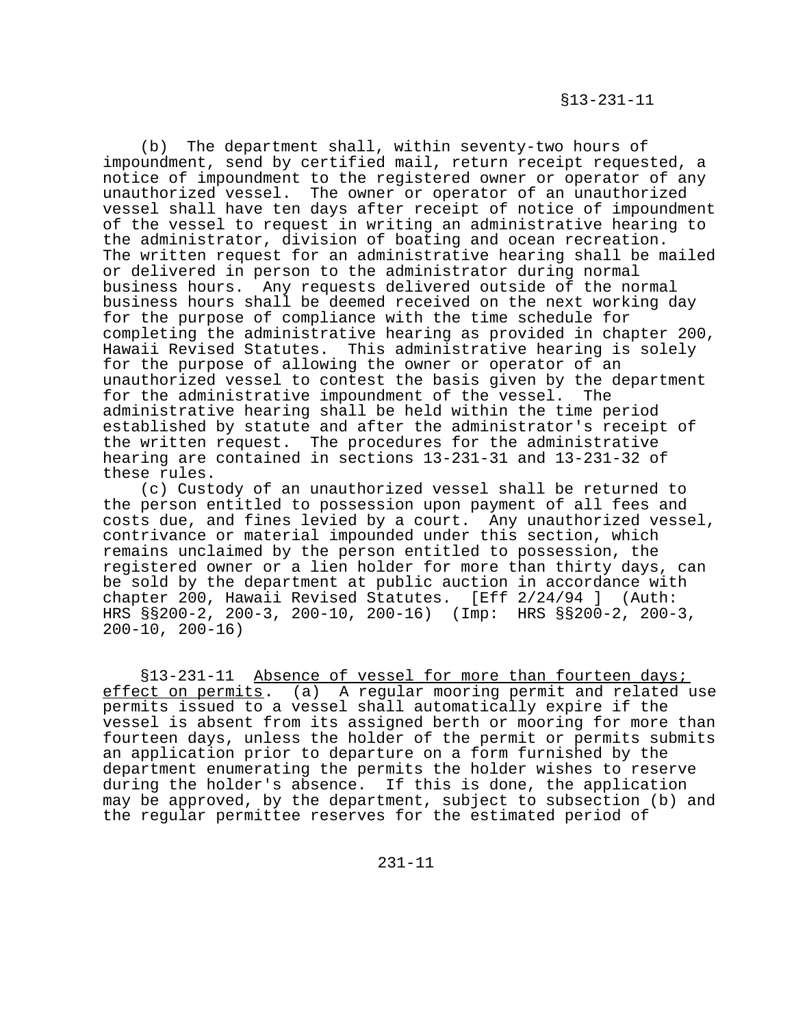(b) The department shall, within seventy-two hours of impoundment, send by certified mail, return receipt requested, a notice of impoundment to the registered owner or operator of any unauthorized vessel. The owner or operator of an unauthorized vessel shall have ten days after receipt of notice of impoundment of the vessel to request in writing an administrative hearing to the administrator, division of boating and ocean recreation. The written request for an administrative hearing shall be mailed or delivered in person to the administrator during normal business hours. Any requests delivered outside of the normal business hours shall be deemed received on the next working day for the purpose of compliance with the time schedule for completing the administrative hearing as provided in chapter 200, Hawaii Revised Statutes. This administrative hearing is solely for the purpose of allowing the owner or operator of an unauthorized vessel to contest the basis given by the department for the administrative impoundment of the vessel. The administrative hearing shall be held within the time period established by statute and after the administrator's receipt of the written request. The procedures for the administrative hearing are contained in sections 13-231-31 and 13-231-32 of these rules.

(c) Custody of an unauthorized vessel shall be returned to the person entitled to possession upon payment of all fees and costs due, and fines levied by a court. Any unauthorized vessel, contrivance or material impounded under this section, which remains unclaimed by the person entitled to possession, the registered owner or a lien holder for more than thirty days, can be sold by the department at public auction in accordance with chapter 200, Hawaii Revised Statutes. [Eff 2/24/94 ] (Auth: HRS §§200-2, 200-3, 200-10, 200-16) (Imp: HRS §§200-2, 200-3, 200-10, 200-16)

§13-231-11 Absence of vessel for more than fourteen days; effect on permits. (a) A regular mooring permit and related use permits issued to a vessel shall automatically expire if the vessel is absent from its assigned berth or mooring for more than fourteen days, unless the holder of the permit or permits submits an application prior to departure on a form furnished by the department enumerating the permits the holder wishes to reserve during the holder's absence. If this is done, the application may be approved, by the department, subject to subsection (b) and the regular permittee reserves for the estimated period of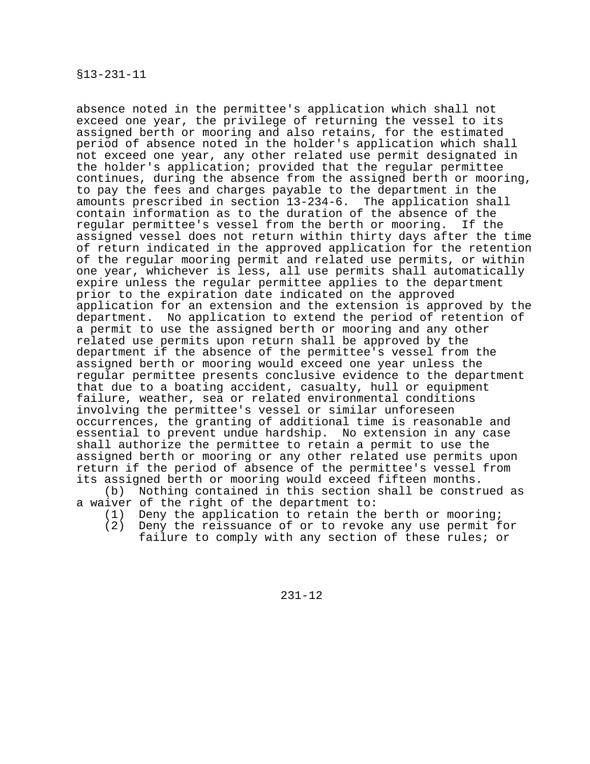absence noted in the permittee's application which shall not exceed one year, the privilege of returning the vessel to its assigned berth or mooring and also retains, for the estimated period of absence noted in the holder's application which shall not exceed one year, any other related use permit designated in the holder's application; provided that the regular permittee continues, during the absence from the assigned berth or mooring, to pay the fees and charges payable to the department in the amounts prescribed in section 13-234-6. The application shall contain information as to the duration of the absence of the regular permittee's vessel from the berth or mooring. If the assigned vessel does not return within thirty days after the time of return indicated in the approved application for the retention of the regular mooring permit and related use permits, or within one year, whichever is less, all use permits shall automatically expire unless the regular permittee applies to the department prior to the expiration date indicated on the approved application for an extension and the extension is approved by the department. No application to extend the period of retention of a permit to use the assigned berth or mooring and any other related use permits upon return shall be approved by the department if the absence of the permittee's vessel from the assigned berth or mooring would exceed one year unless the regular permittee presents conclusive evidence to the department that due to a boating accident, casualty, hull or equipment failure, weather, sea or related environmental conditions involving the permittee's vessel or similar unforeseen occurrences, the granting of additional time is reasonable and essential to prevent undue hardship. No extension in any case shall authorize the permittee to retain a permit to use the assigned berth or mooring or any other related use permits upon return if the period of absence of the permittee's vessel from its assigned berth or mooring would exceed fifteen months.

(b) Nothing contained in this section shall be construed as a waiver of the right of the department to:

(1) Deny the application to retain the berth or mooring;
(2) Deny the reissuance of or to revoke any use permit for failure to comply with any section of these rules; or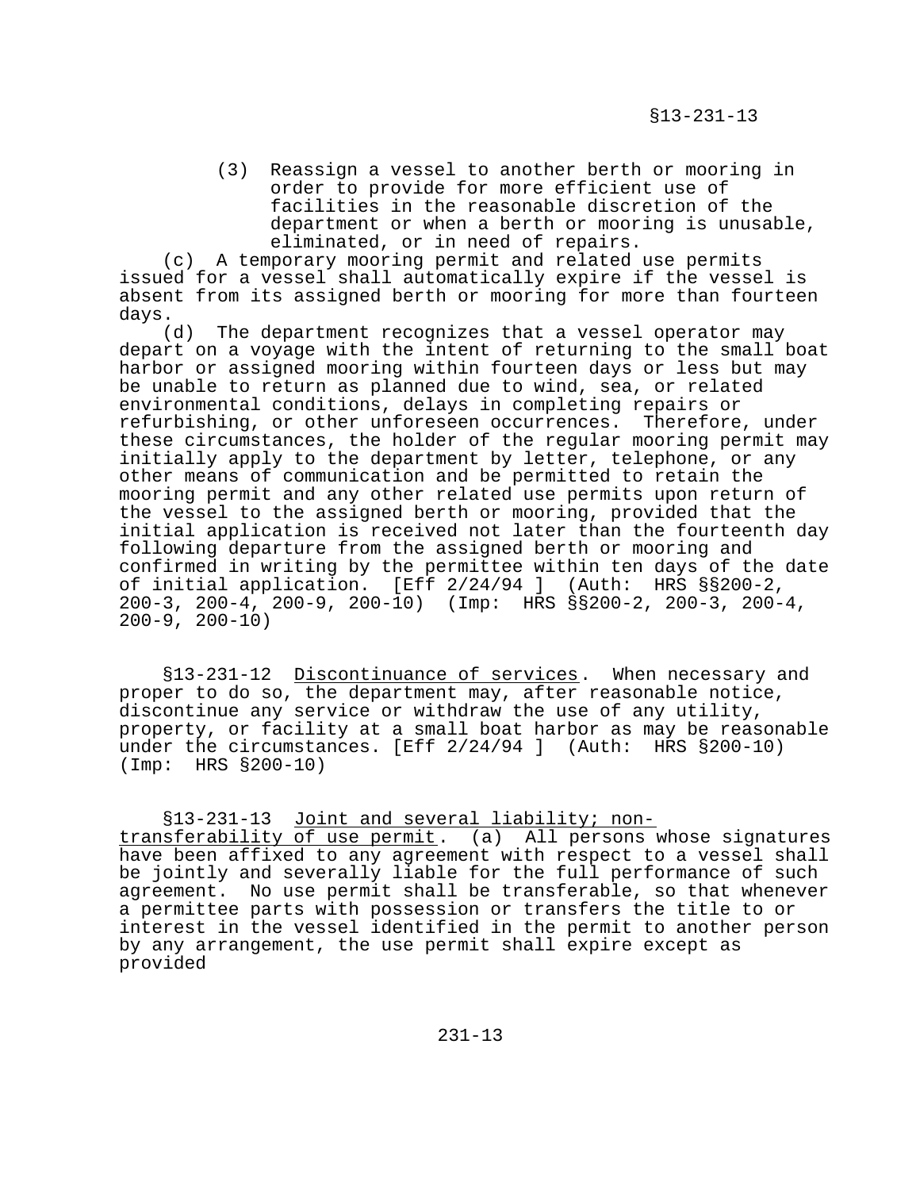(3) Reassign a vessel to another berth or mooring in order to provide for more efficient use of facilities in the reasonable discretion of the department or when a berth or mooring is unusable, eliminated, or in need of repairs.

(c) A temporary mooring permit and related use permits issued for a vessel shall automatically expire if the vessel is absent from its assigned berth or mooring for more than fourteen days.

(d) The department recognizes that a vessel operator may depart on a voyage with the intent of returning to the small boat harbor or assigned mooring within fourteen days or less but may be unable to return as planned due to wind, sea, or related environmental conditions, delays in completing repairs or refurbishing, or other unforeseen occurrences. Therefore, under these circumstances, the holder of the regular mooring permit may initially apply to the department by letter, telephone, or any other means of communication and be permitted to retain the mooring permit and any other related use permits upon return of the vessel to the assigned berth or mooring, provided that the initial application is received not later than the fourteenth day following departure from the assigned berth or mooring and confirmed in writing by the permittee within ten days of the date of initial application. [Eff 2/24/94 ] (Auth: HRS §§200-2, 200-3, 200-4, 200-9, 200-10) (Imp: HRS §§200-2, 200-3, 200-4, 200-9, 200-10)

§13-231-12 Discontinuance of services. When necessary and proper to do so, the department may, after reasonable notice, discontinue any service or withdraw the use of any utility, property, or facility at a small boat harbor as may be reasonable under the circumstances. [Eff 2/24/94 ] (Auth: HRS §200-10) (Imp: HRS §200-10)

§13-231-13 Joint and several liability; non-transferability of use permit. (a) All persons whose signatures have been affixed to any agreement with respect to a vessel shall be jointly and severally liable for the full performance of such agreement. No use permit shall be transferable, so that whenever a permittee parts with possession or transfers the title to or interest in the vessel identified in the permit to another person by any arrangement, the use permit shall expire except as provided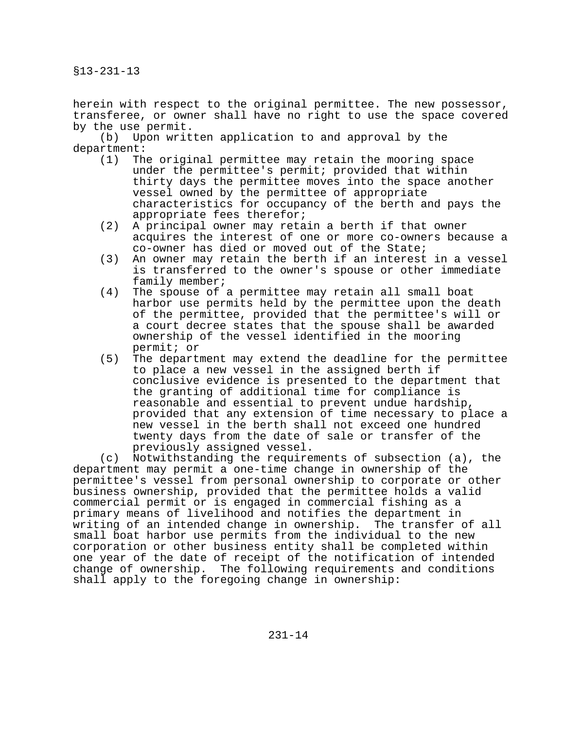herein with respect to the original permittee. The new possessor, transferee, or owner shall have no right to use the space covered by the use permit.

(b) Upon written application to and approval by the department:

(1) The original permittee may retain the mooring space under the permittee's permit; provided that within thirty days the permittee moves into the space another vessel owned by the permittee of appropriate characteristics for occupancy of the berth and pays the appropriate fees therefor;

(2) A principal owner may retain a berth if that owner acquires the interest of one or more co-owners because a co-owner has died or moved out of the State;

(3) An owner may retain the berth if an interest in a vessel is transferred to the owner's spouse or other immediate family member;

(4) The spouse of a permittee may retain all small boat harbor use permits held by the permittee upon the death of the permittee, provided that the permittee's will or a court decree states that the spouse shall be awarded ownership of the vessel identified in the mooring permit; or

(5) The department may extend the deadline for the permittee to place a new vessel in the assigned berth if conclusive evidence is presented to the department that the granting of additional time for compliance is reasonable and essential to prevent undue hardship, provided that any extension of time necessary to place a new vessel in the berth shall not exceed one hundred twenty days from the date of sale or transfer of the previously assigned vessel.

(c) Notwithstanding the requirements of subsection (a), the department may permit a one-time change in ownership of the permittee's vessel from personal ownership to corporate or other business ownership, provided that the permittee holds a valid commercial permit or is engaged in commercial fishing as a primary means of livelihood and notifies the department in writing of an intended change in ownership. The transfer of all small boat harbor use permits from the individual to the new corporation or other business entity shall be completed within one year of the date of receipt of the notification of intended change of ownership. The following requirements and conditions shall apply to the foregoing change in ownership: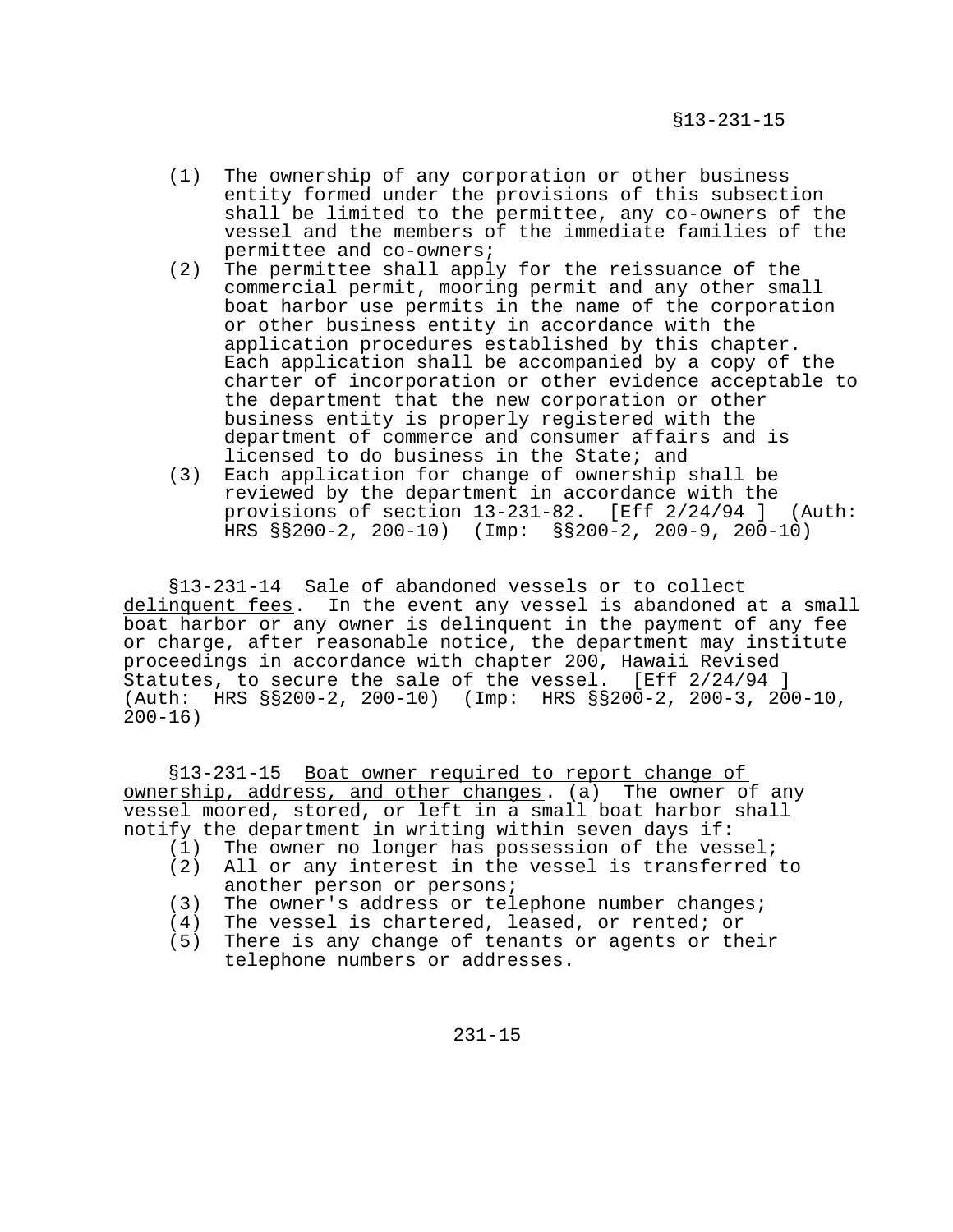(1) The ownership of any corporation or other business entity formed under the provisions of this subsection shall be limited to the permittee, any co-owners of the vessel and the members of the immediate families of the permittee and co-owners;
(2) The permittee shall apply for the reissuance of the commercial permit, mooring permit and any other small boat harbor use permits in the name of the corporation or other business entity in accordance with the application procedures established by this chapter. Each application shall be accompanied by a copy of the charter of incorporation or other evidence acceptable to the department that the new corporation or other business entity is properly registered with the department of commerce and consumer affairs and is licensed to do business in the State; and
(3) Each application for change of ownership shall be reviewed by the department in accordance with the provisions of section 13-231-82. [Eff 2/24/94 ] (Auth: HRS §§200-2, 200-10) (Imp: §§200-2, 200-9, 200-10)

§13-231-14 Sale of abandoned vessels or to collect delinquent fees. In the event any vessel is abandoned at a small boat harbor or any owner is delinquent in the payment of any fee or charge, after reasonable notice, the department may institute proceedings in accordance with chapter 200, Hawaii Revised Statutes, to secure the sale of the vessel. [Eff 2/24/94 ] (Auth: HRS §§200-2, 200-10) (Imp: HRS §§200-2, 200-3, 200-10, 200-16)

§13-231-15 Boat owner required to report change of ownership, address, and other changes. (a) The owner of any vessel moored, stored, or left in a small boat harbor shall notify the department in writing within seven days if:
(1) The owner no longer has possession of the vessel;
(2) All or any interest in the vessel is transferred to another person or persons;
(3) The owner's address or telephone number changes;
(4) The vessel is chartered, leased, or rented; or
(5) There is any change of tenants or agents or their telephone numbers or addresses.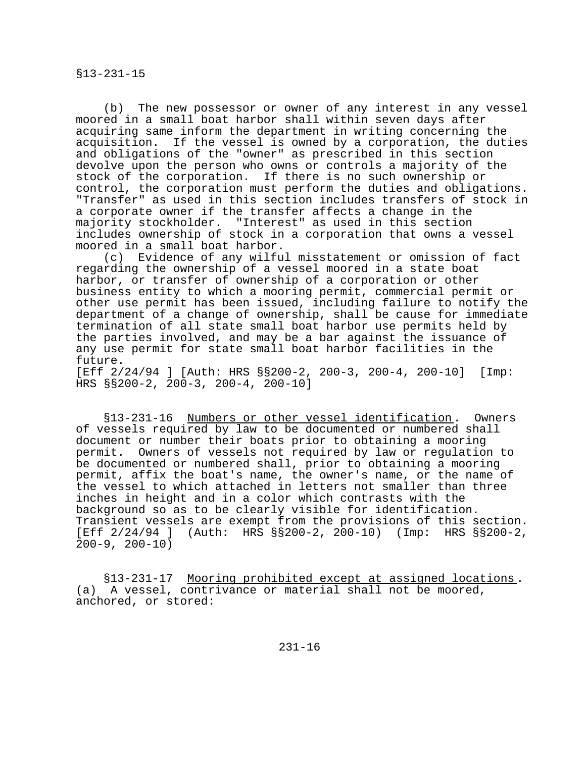(b) The new possessor or owner of any interest in any vessel moored in a small boat harbor shall within seven days after acquiring same inform the department in writing concerning the acquisition. If the vessel is owned by a corporation, the duties and obligations of the "owner" as prescribed in this section devolve upon the person who owns or controls a majority of the stock of the corporation. If there is no such ownership or control, the corporation must perform the duties and obligations. "Transfer" as used in this section includes transfers of stock in a corporate owner if the transfer affects a change in the majority stockholder. "Interest" as used in this section includes ownership of stock in a corporation that owns a vessel moored in a small boat harbor.

(c) Evidence of any wilful misstatement or omission of fact regarding the ownership of a vessel moored in a state boat harbor, or transfer of ownership of a corporation or other business entity to which a mooring permit, commercial permit or other use permit has been issued, including failure to notify the department of a change of ownership, shall be cause for immediate termination of all state small boat harbor use permits held by the parties involved, and may be a bar against the issuance of any use permit for state small boat harbor facilities in the future.

[Eff 2/24/94 ] [Auth: HRS §§200-2, 200-3, 200-4, 200-10] [Imp: HRS §§200-2, 200-3, 200-4, 200-10]

§13-231-16 Numbers or other vessel identification. Owners of vessels required by law to be documented or numbered shall document or number their boats prior to obtaining a mooring permit. Owners of vessels not required by law or regulation to be documented or numbered shall, prior to obtaining a mooring permit, affix the boat's name, the owner's name, or the name of the vessel to which attached in letters not smaller than three inches in height and in a color which contrasts with the background so as to be clearly visible for identification. Transient vessels are exempt from the provisions of this section. [Eff 2/24/94 ] (Auth: HRS §§200-2, 200-10) (Imp: HRS §§200-2, 200-9, 200-10)

§13-231-17 Mooring prohibited except at assigned locations. (a) A vessel, contrivance or material shall not be moored, anchored, or stored: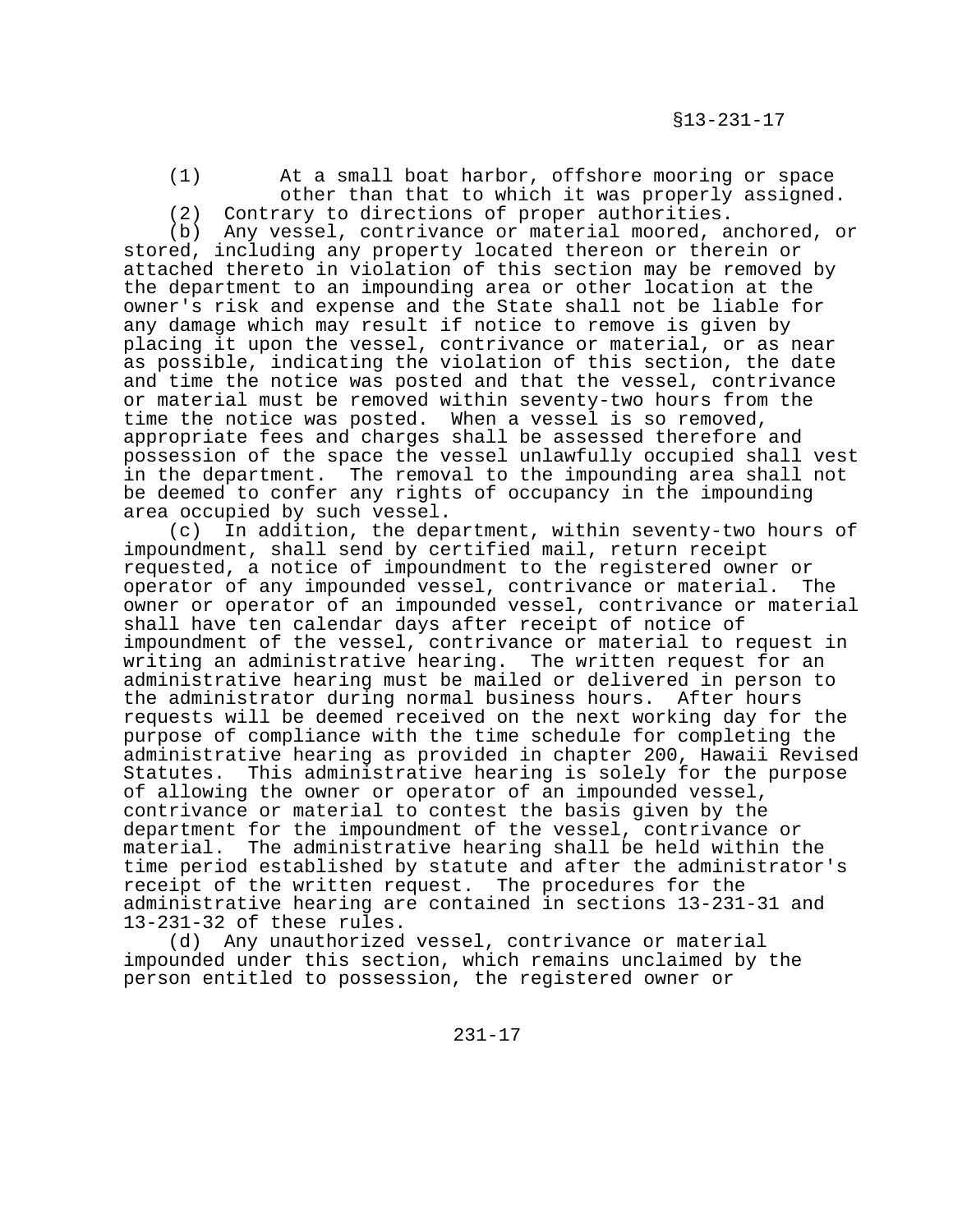(1) At a small boat harbor, offshore mooring or space other than that to which it was properly assigned.

(2) Contrary to directions of proper authorities.

(b) Any vessel, contrivance or material moored, anchored, or stored, including any property located thereon or therein or attached thereto in violation of this section may be removed by the department to an impounding area or other location at the owner's risk and expense and the State shall not be liable for any damage which may result if notice to remove is given by placing it upon the vessel, contrivance or material, or as near as possible, indicating the violation of this section, the date and time the notice was posted and that the vessel, contrivance or material must be removed within seventy-two hours from the time the notice was posted. When a vessel is so removed, appropriate fees and charges shall be assessed therefore and possession of the space the vessel unlawfully occupied shall vest in the department. The removal to the impounding area shall not be deemed to confer any rights of occupancy in the impounding area occupied by such vessel.

(c) In addition, the department, within seventy-two hours of impoundment, shall send by certified mail, return receipt requested, a notice of impoundment to the registered owner or operator of any impounded vessel, contrivance or material. The owner or operator of an impounded vessel, contrivance or material shall have ten calendar days after receipt of notice of impoundment of the vessel, contrivance or material to request in writing an administrative hearing. The written request for an administrative hearing must be mailed or delivered in person to the administrator during normal business hours. After hours requests will be deemed received on the next working day for the purpose of compliance with the time schedule for completing the administrative hearing as provided in chapter 200, Hawaii Revised Statutes. This administrative hearing is solely for the purpose of allowing the owner or operator of an impounded vessel, contrivance or material to contest the basis given by the department for the impoundment of the vessel, contrivance or material. The administrative hearing shall be held within the time period established by statute and after the administrator's receipt of the written request. The procedures for the administrative hearing are contained in sections 13-231-31 and 13-231-32 of these rules.

(d) Any unauthorized vessel, contrivance or material impounded under this section, which remains unclaimed by the person entitled to possession, the registered owner or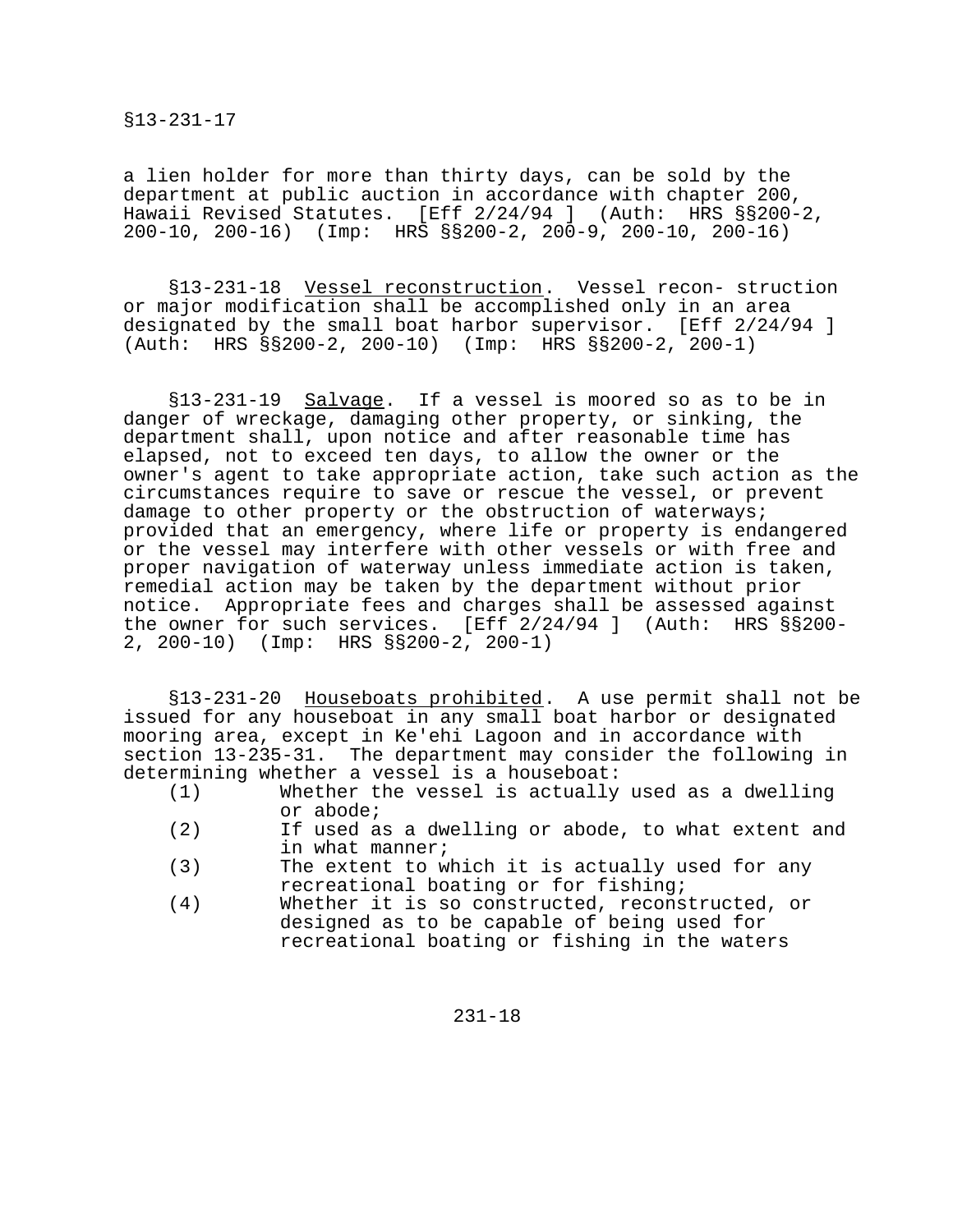a lien holder for more than thirty days, can be sold by the department at public auction in accordance with chapter 200, Hawaii Revised Statutes. [Eff 2/24/94 ] (Auth: HRS §§200-2, 200-10, 200-16) (Imp: HRS §§200-2, 200-9, 200-10, 200-16)

§13-231-18 Vessel reconstruction. Vessel recon- struction or major modification shall be accomplished only in an area designated by the small boat harbor supervisor. [Eff 2/24/94 ] (Auth: HRS §§200-2, 200-10) (Imp: HRS §§200-2, 200-1)

§13-231-19 Salvage. If a vessel is moored so as to be in danger of wreckage, damaging other property, or sinking, the department shall, upon notice and after reasonable time has elapsed, not to exceed ten days, to allow the owner or the owner's agent to take appropriate action, take such action as the circumstances require to save or rescue the vessel, or prevent damage to other property or the obstruction of waterways; provided that an emergency, where life or property is endangered or the vessel may interfere with other vessels or with free and proper navigation of waterway unless immediate action is taken, remedial action may be taken by the department without prior notice. Appropriate fees and charges shall be assessed against the owner for such services. [Eff 2/24/94 ] (Auth: HRS §§200-2, 200-10) (Imp: HRS §§200-2, 200-1)

§13-231-20 Houseboats prohibited. A use permit shall not be issued for any houseboat in any small boat harbor or designated mooring area, except in Ke'ehi Lagoon and in accordance with section 13-235-31. The department may consider the following in determining whether a vessel is a houseboat:

(1) Whether the vessel is actually used as a dwelling or abode;
(2) If used as a dwelling or abode, to what extent and in what manner;
(3) The extent to which it is actually used for any recreational boating or for fishing;
(4) Whether it is so constructed, reconstructed, or designed as to be capable of being used for recreational boating or fishing in the waters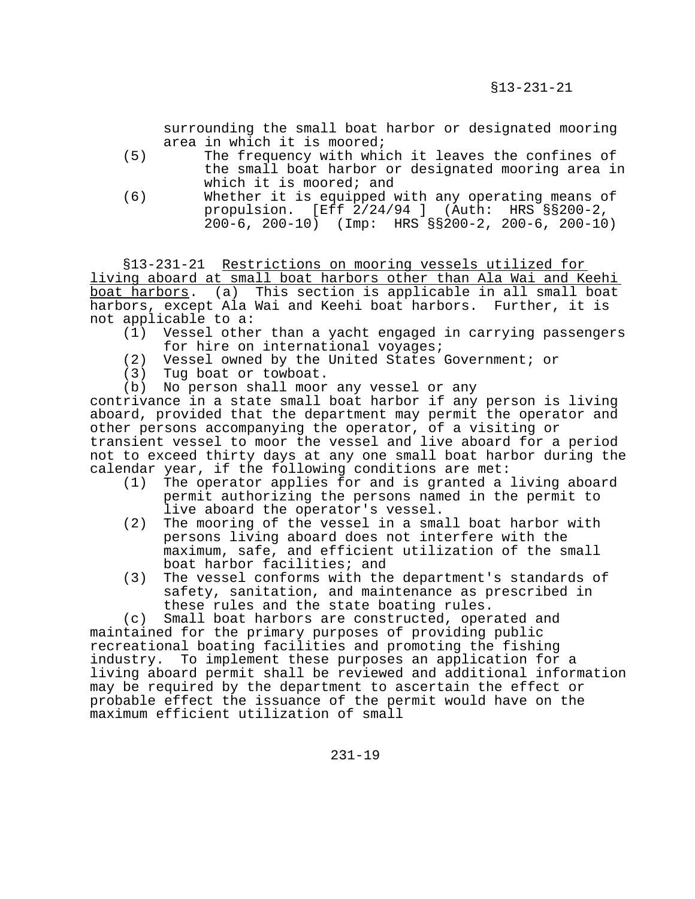surrounding the small boat harbor or designated mooring area in which it is moored;

(5) The frequency with which it leaves the confines of the small boat harbor or designated mooring area in which it is moored; and

(6) Whether it is equipped with any operating means of propulsion. [Eff 2/24/94 ] (Auth: HRS §§200-2, 200-6, 200-10) (Imp: HRS §§200-2, 200-6, 200-10)

§13-231-21 Restrictions on mooring vessels utilized for living aboard at small boat harbors other than Ala Wai and Keehi boat harbors. (a) This section is applicable in all small boat harbors, except Ala Wai and Keehi boat harbors. Further, it is not applicable to a:

(1) Vessel other than a yacht engaged in carrying passengers for hire on international voyages;
(2) Vessel owned by the United States Government; or
(3) Tug boat or towboat.

(b) No person shall moor any vessel or any contrivance in a state small boat harbor if any person is living aboard, provided that the department may permit the operator and other persons accompanying the operator, of a visiting or transient vessel to moor the vessel and live aboard for a period not to exceed thirty days at any one small boat harbor during the calendar year, if the following conditions are met:

(1) The operator applies for and is granted a living aboard permit authorizing the persons named in the permit to live aboard the operator's vessel.
(2) The mooring of the vessel in a small boat harbor with persons living aboard does not interfere with the maximum, safe, and efficient utilization of the small boat harbor facilities; and
(3) The vessel conforms with the department's standards of safety, sanitation, and maintenance as prescribed in these rules and the state boating rules.

(c) Small boat harbors are constructed, operated and maintained for the primary purposes of providing public recreational boating facilities and promoting the fishing industry. To implement these purposes an application for a living aboard permit shall be reviewed and additional information may be required by the department to ascertain the effect or probable effect the issuance of the permit would have on the maximum efficient utilization of small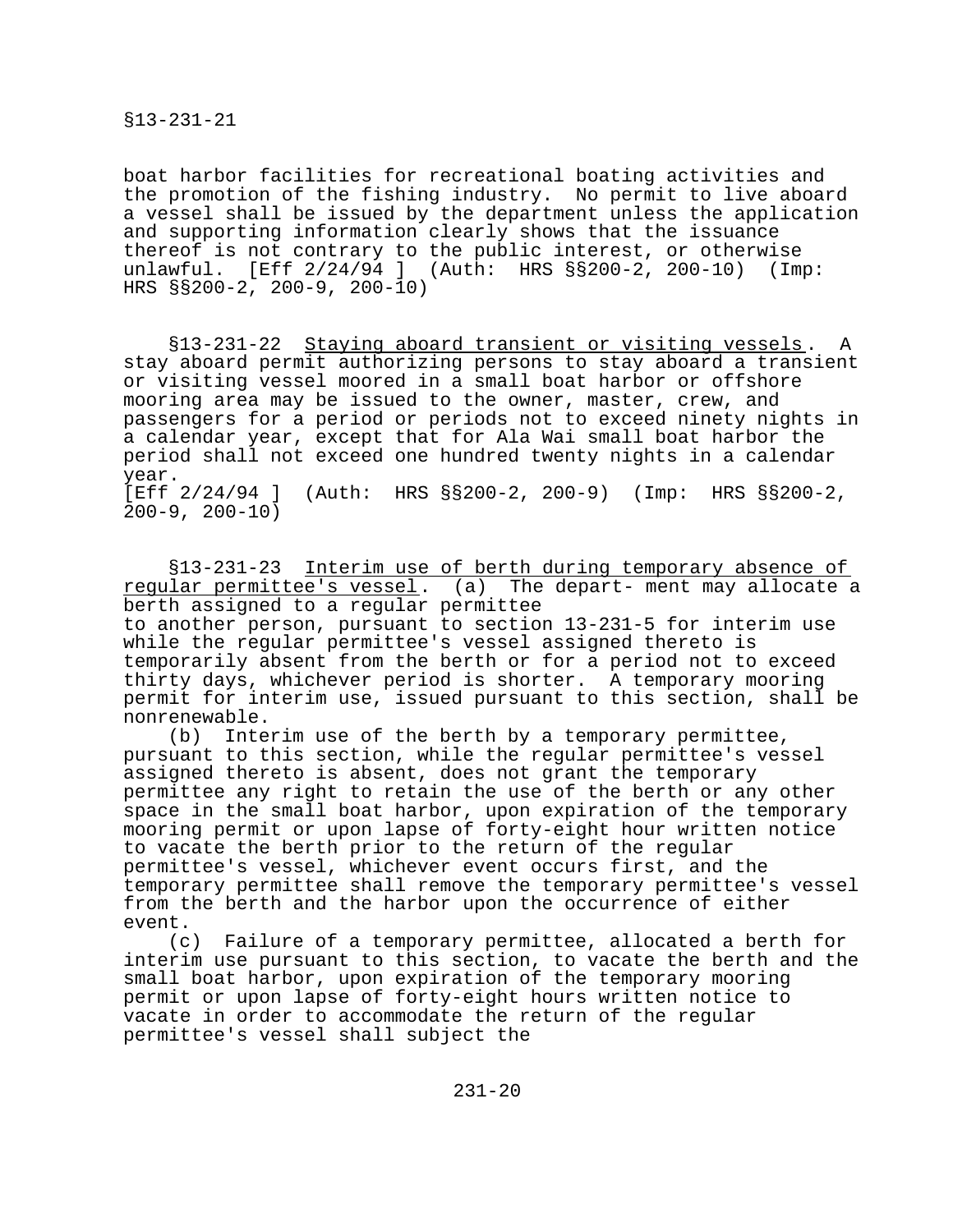boat harbor facilities for recreational boating activities and the promotion of the fishing industry. No permit to live aboard a vessel shall be issued by the department unless the application and supporting information clearly shows that the issuance thereof is not contrary to the public interest, or otherwise unlawful. [Eff 2/24/94 ] (Auth: HRS §§200-2, 200-10) (Imp: HRS §§200-2, 200-9, 200-10)

§13-231-22 Staying aboard transient or visiting vessels. A stay aboard permit authorizing persons to stay aboard a transient or visiting vessel moored in a small boat harbor or offshore mooring area may be issued to the owner, master, crew, and passengers for a period or periods not to exceed ninety nights in a calendar year, except that for Ala Wai small boat harbor the period shall not exceed one hundred twenty nights in a calendar year.
[Eff 2/24/94 ] (Auth: HRS §§200-2, 200-9) (Imp: HRS §§200-2, 200-9, 200-10)

§13-231-23 Interim use of berth during temporary absence of regular permittee's vessel. (a) The depart- ment may allocate a berth assigned to a regular permittee to another person, pursuant to section 13-231-5 for interim use while the regular permittee's vessel assigned thereto is temporarily absent from the berth or for a period not to exceed thirty days, whichever period is shorter. A temporary mooring permit for interim use, issued pursuant to this section, shall be nonrenewable.

(b) Interim use of the berth by a temporary permittee, pursuant to this section, while the regular permittee's vessel assigned thereto is absent, does not grant the temporary permittee any right to retain the use of the berth or any other space in the small boat harbor, upon expiration of the temporary mooring permit or upon lapse of forty-eight hour written notice to vacate the berth prior to the return of the regular permittee's vessel, whichever event occurs first, and the temporary permittee shall remove the temporary permittee's vessel from the berth and the harbor upon the occurrence of either event.

(c) Failure of a temporary permittee, allocated a berth for interim use pursuant to this section, to vacate the berth and the small boat harbor, upon expiration of the temporary mooring permit or upon lapse of forty-eight hours written notice to vacate in order to accommodate the return of the regular permittee's vessel shall subject the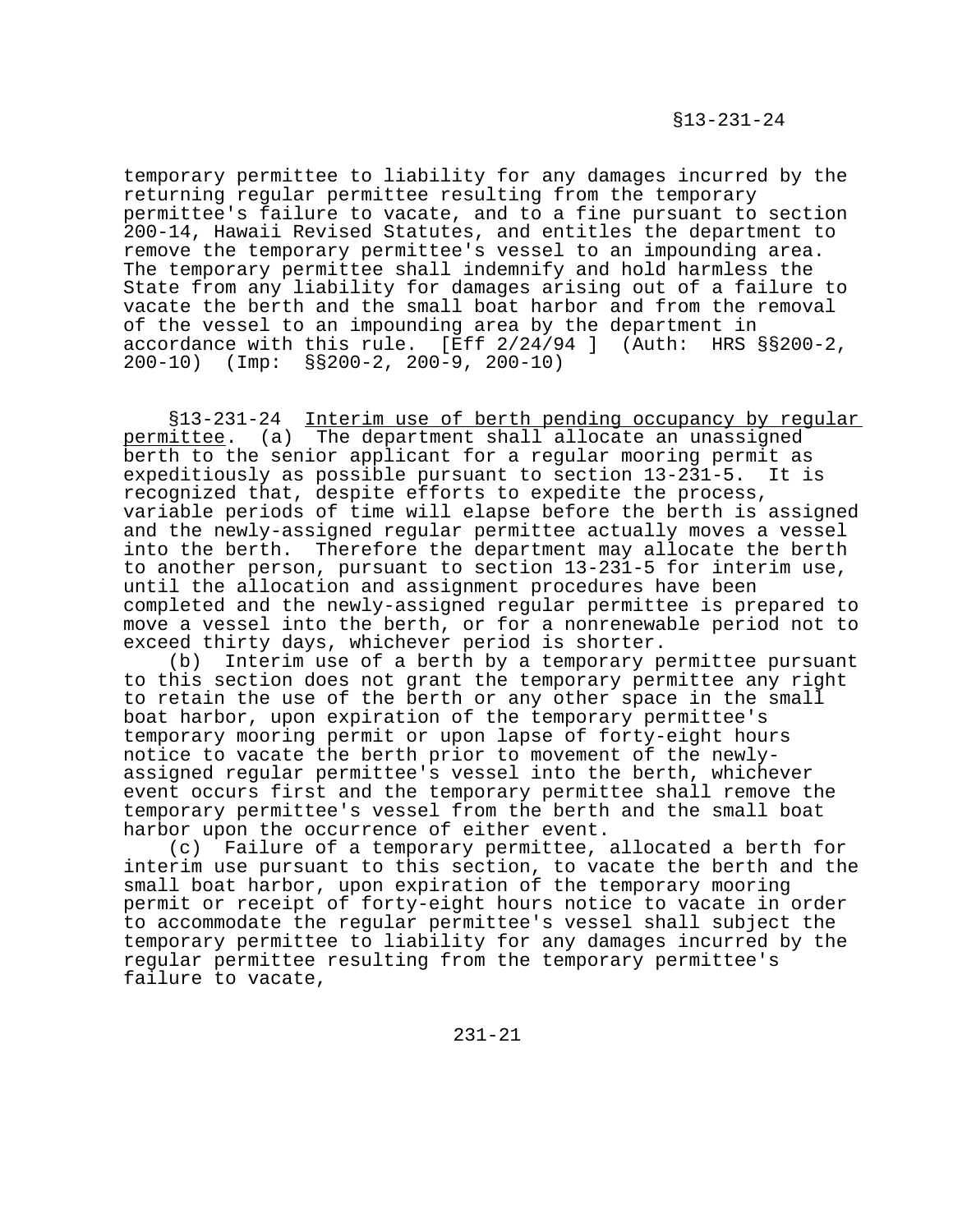temporary permittee to liability for any damages incurred by the returning regular permittee resulting from the temporary permittee's failure to vacate, and to a fine pursuant to section 200-14, Hawaii Revised Statutes, and entitles the department to remove the temporary permittee's vessel to an impounding area. The temporary permittee shall indemnify and hold harmless the State from any liability for damages arising out of a failure to vacate the berth and the small boat harbor and from the removal of the vessel to an impounding area by the department in accordance with this rule. [Eff 2/24/94 ] (Auth: HRS §§200-2, 200-10) (Imp: §§200-2, 200-9, 200-10)

§13-231-24 Interim use of berth pending occupancy by regular permittee. (a) The department shall allocate an unassigned berth to the senior applicant for a regular mooring permit as expeditiously as possible pursuant to section 13-231-5. It is recognized that, despite efforts to expedite the process, variable periods of time will elapse before the berth is assigned and the newly-assigned regular permittee actually moves a vessel into the berth. Therefore the department may allocate the berth to another person, pursuant to section 13-231-5 for interim use, until the allocation and assignment procedures have been completed and the newly-assigned regular permittee is prepared to move a vessel into the berth, or for a nonrenewable period not to exceed thirty days, whichever period is shorter.

(b) Interim use of a berth by a temporary permittee pursuant to this section does not grant the temporary permittee any right to retain the use of the berth or any other space in the small boat harbor, upon expiration of the temporary permittee's temporary mooring permit or upon lapse of forty-eight hours notice to vacate the berth prior to movement of the newly-assigned regular permittee's vessel into the berth, whichever event occurs first and the temporary permittee shall remove the temporary permittee's vessel from the berth and the small boat harbor upon the occurrence of either event.

(c) Failure of a temporary permittee, allocated a berth for interim use pursuant to this section, to vacate the berth and the small boat harbor, upon expiration of the temporary mooring permit or receipt of forty-eight hours notice to vacate in order to accommodate the regular permittee's vessel shall subject the temporary permittee to liability for any damages incurred by the regular permittee resulting from the temporary permittee's failure to vacate,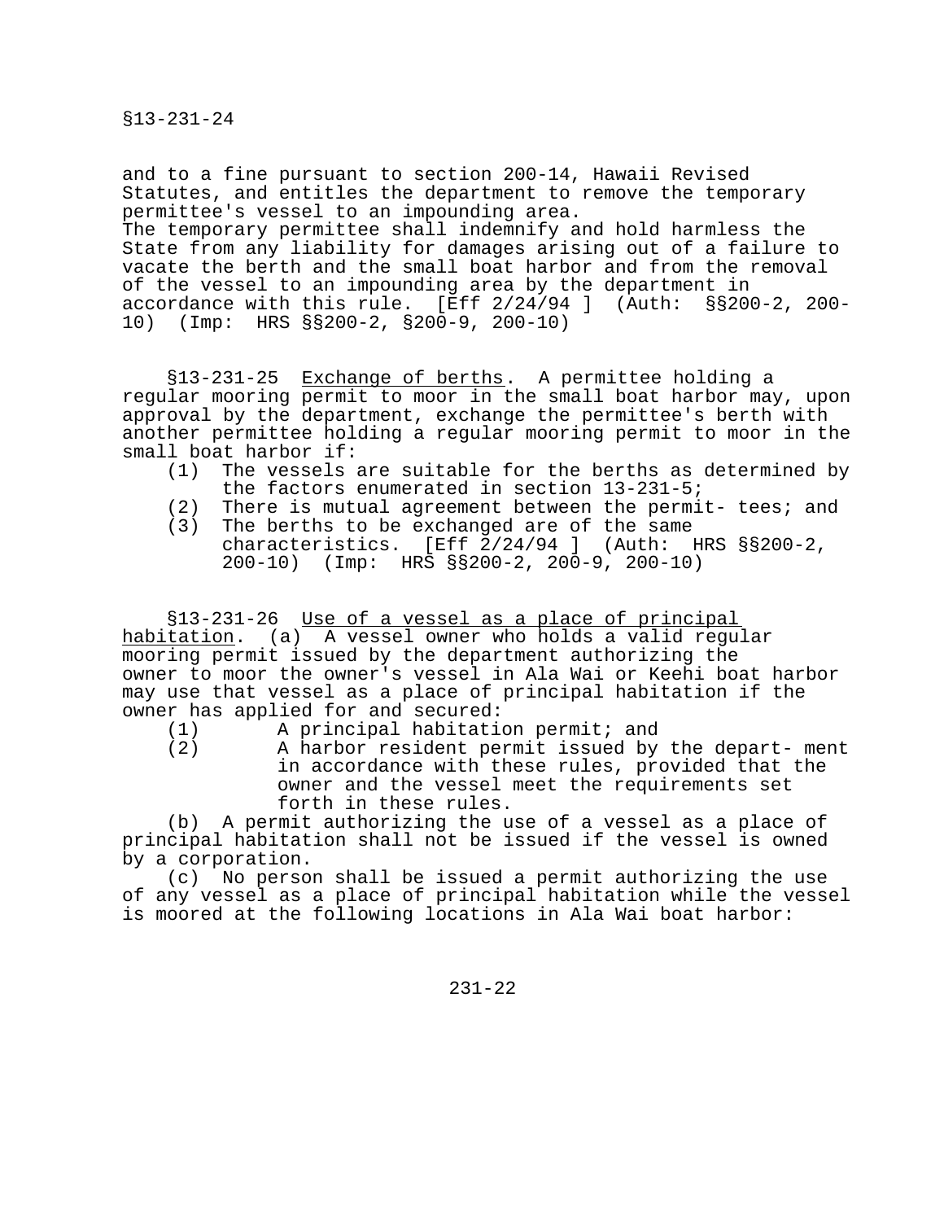and to a fine pursuant to section 200-14, Hawaii Revised Statutes, and entitles the department to remove the temporary permittee's vessel to an impounding area.

The temporary permittee shall indemnify and hold harmless the State from any liability for damages arising out of a failure to vacate the berth and the small boat harbor and from the removal of the vessel to an impounding area by the department in accordance with this rule. [Eff 2/24/94 ] (Auth: §§200-2, 200-10) (Imp: HRS §§200-2, §200-9, 200-10)

§13-231-25 Exchange of berths. A permittee holding a regular mooring permit to moor in the small boat harbor may, upon approval by the department, exchange the permittee's berth with another permittee holding a regular mooring permit to moor in the small boat harbor if:

(1) The vessels are suitable for the berths as determined by the factors enumerated in section 13-231-5;

(2) There is mutual agreement between the permit- tees; and

(3) The berths to be exchanged are of the same characteristics. [Eff 2/24/94 ] (Auth: HRS §§200-2, 200-10) (Imp: HRS §§200-2, 200-9, 200-10)

§13-231-26 Use of a vessel as a place of principal habitation. (a) A vessel owner who holds a valid regular mooring permit issued by the department authorizing the owner to moor the owner's vessel in Ala Wai or Keehi boat harbor may use that vessel as a place of principal habitation if the owner has applied for and secured:

(1) A principal habitation permit; and

(2) A harbor resident permit issued by the depart- ment in accordance with these rules, provided that the owner and the vessel meet the requirements set forth in these rules.

(b) A permit authorizing the use of a vessel as a place of principal habitation shall not be issued if the vessel is owned by a corporation.

(c) No person shall be issued a permit authorizing the use of any vessel as a place of principal habitation while the vessel is moored at the following locations in Ala Wai boat harbor: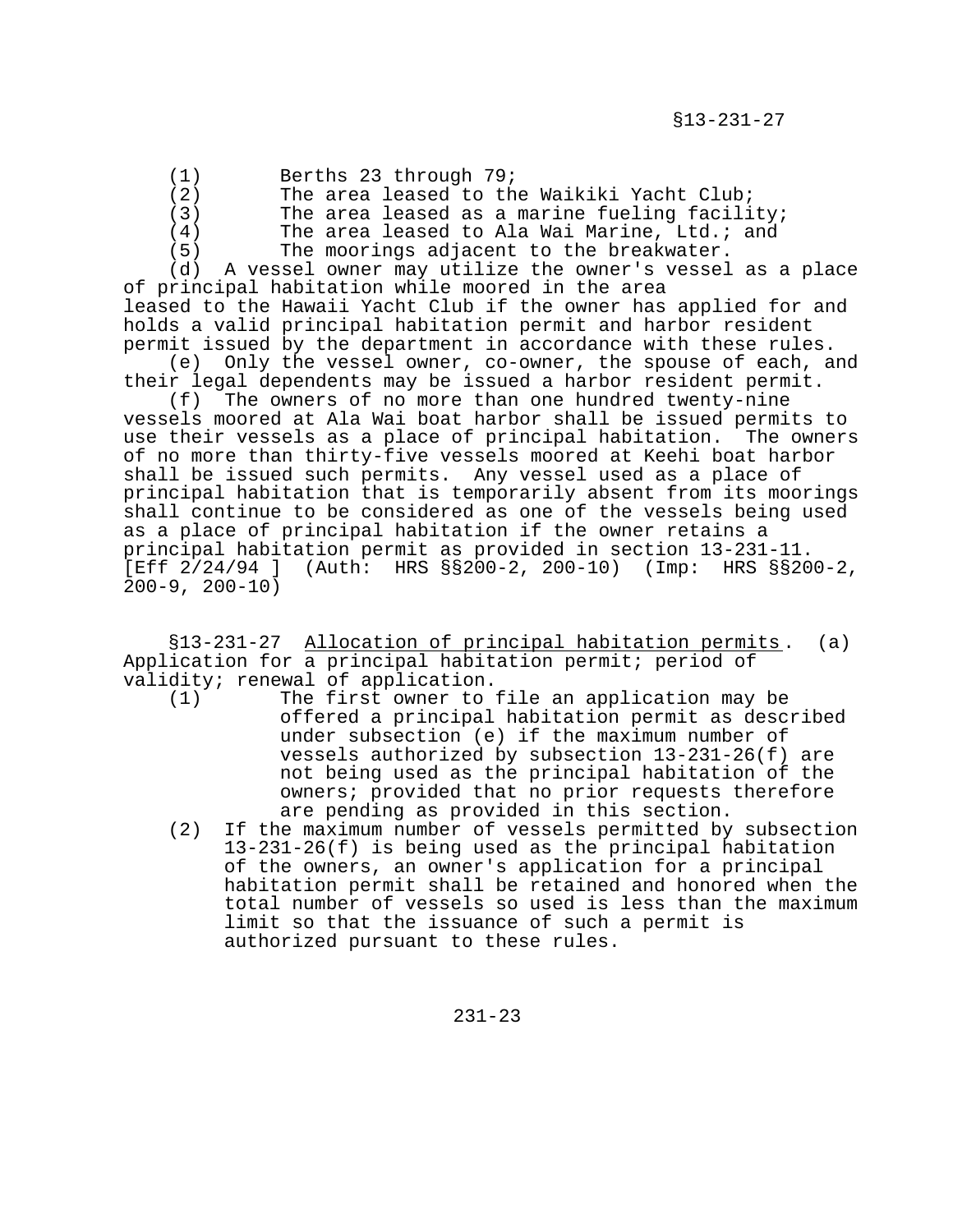(1) Berths 23 through 79;
(2) The area leased to the Waikiki Yacht Club;
(3) The area leased as a marine fueling facility;
(4) The area leased to Ala Wai Marine, Ltd.; and
(5) The moorings adjacent to the breakwater.

(d) A vessel owner may utilize the owner's vessel as a place of principal habitation while moored in the area leased to the Hawaii Yacht Club if the owner has applied for and holds a valid principal habitation permit and harbor resident permit issued by the department in accordance with these rules.

(e) Only the vessel owner, co-owner, the spouse of each, and their legal dependents may be issued a harbor resident permit.

(f) The owners of no more than one hundred twenty-nine vessels moored at Ala Wai boat harbor shall be issued permits to use their vessels as a place of principal habitation. The owners of no more than thirty-five vessels moored at Keehi boat harbor shall be issued such permits. Any vessel used as a place of principal habitation that is temporarily absent from its moorings shall continue to be considered as one of the vessels being used as a place of principal habitation if the owner retains a principal habitation permit as provided in section 13-231-11. [Eff 2/24/94 ] (Auth: HRS §§200-2, 200-10) (Imp: HRS §§200-2, 200-9, 200-10)

§13-231-27 Allocation of principal habitation permits. (a) Application for a principal habitation permit; period of validity; renewal of application.

(1) The first owner to file an application may be offered a principal habitation permit as described under subsection (e) if the maximum number of vessels authorized by subsection 13-231-26(f) are not being used as the principal habitation of the owners; provided that no prior requests therefore are pending as provided in this section.

(2) If the maximum number of vessels permitted by subsection 13-231-26(f) is being used as the principal habitation of the owners, an owner's application for a principal habitation permit shall be retained and honored when the total number of vessels so used is less than the maximum limit so that the issuance of such a permit is authorized pursuant to these rules.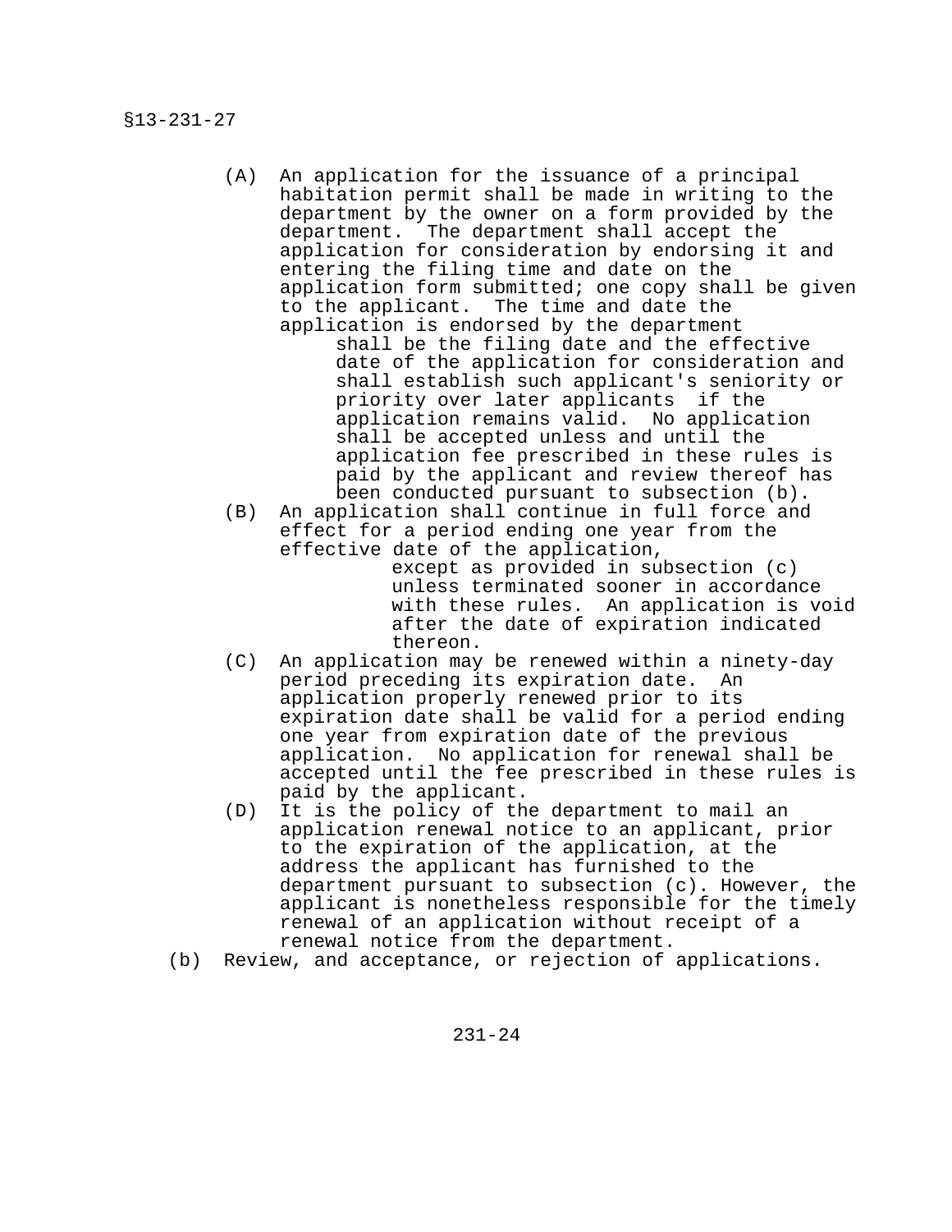(A) An application for the issuance of a principal habitation permit shall be made in writing to the department by the owner on a form provided by the department. The department shall accept the application for consideration by endorsing it and entering the filing time and date on the application form submitted; one copy shall be given to the applicant. The time and date the application is endorsed by the department shall be the filing date and the effective date of the application for consideration and shall establish such applicant's seniority or priority over later applicants if the application remains valid. No application shall be accepted unless and until the application fee prescribed in these rules is paid by the applicant and review thereof has been conducted pursuant to subsection (b).

(B) An application shall continue in full force and effect for a period ending one year from the effective date of the application, except as provided in subsection (c) unless terminated sooner in accordance with these rules. An application is void after the date of expiration indicated thereon.

(C) An application may be renewed within a ninety-day period preceding its expiration date. An application properly renewed prior to its expiration date shall be valid for a period ending one year from expiration date of the previous application. No application for renewal shall be accepted until the fee prescribed in these rules is paid by the applicant.

(D) It is the policy of the department to mail an application renewal notice to an applicant, prior to the expiration of the application, at the address the applicant has furnished to the department pursuant to subsection (c). However, the applicant is nonetheless responsible for the timely renewal of an application without receipt of a renewal notice from the department.

(b) Review, and acceptance, or rejection of applications.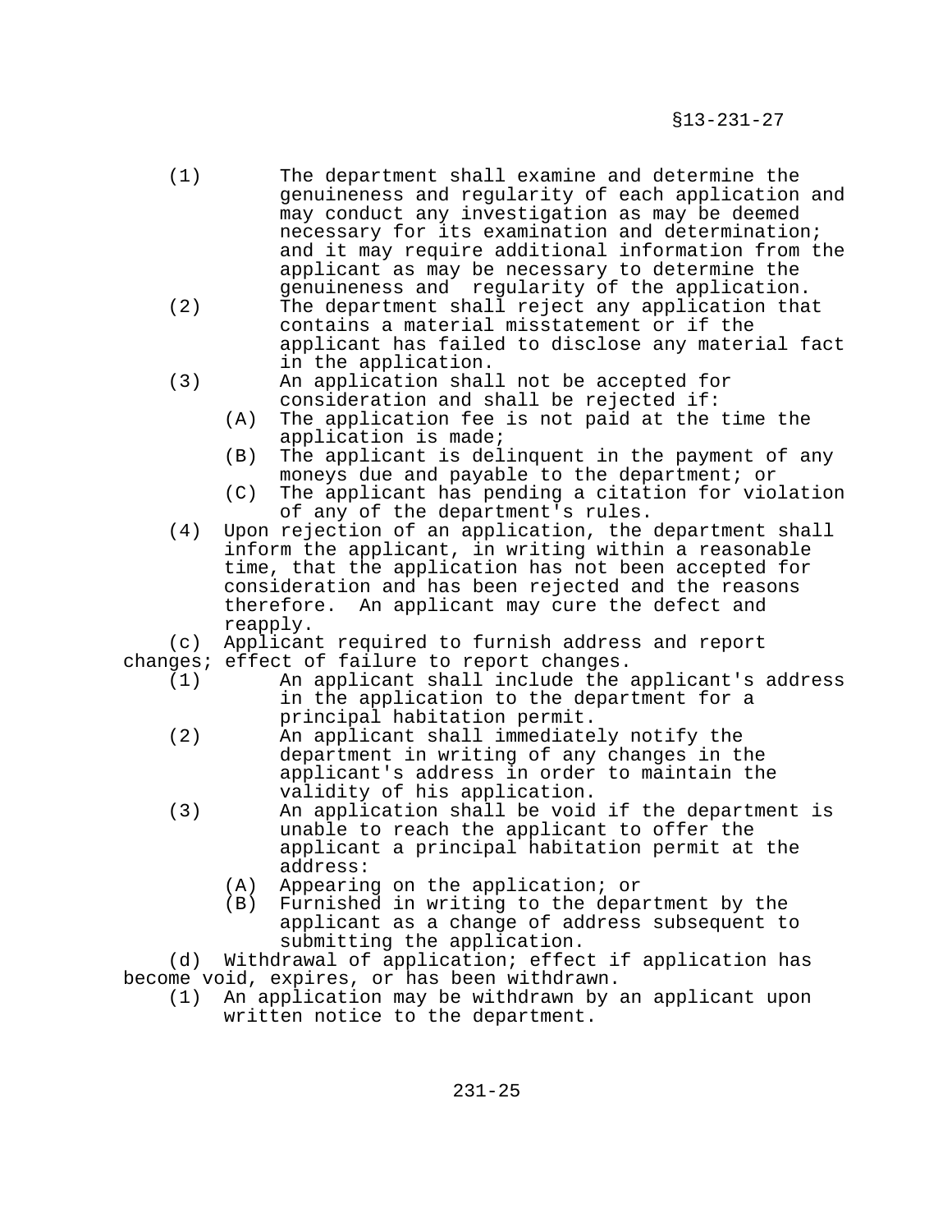(1) The department shall examine and determine the genuineness and regularity of each application and may conduct any investigation as may be deemed necessary for its examination and determination; and it may require additional information from the applicant as may be necessary to determine the genuineness and regularity of the application.

(2) The department shall reject any application that contains a material misstatement or if the applicant has failed to disclose any material fact in the application.

(3) An application shall not be accepted for consideration and shall be rejected if:

(A) The application fee is not paid at the time the application is made;

(B) The applicant is delinquent in the payment of any moneys due and payable to the department; or

(C) The applicant has pending a citation for violation of any of the department's rules.

(4) Upon rejection of an application, the department shall inform the applicant, in writing within a reasonable time, that the application has not been accepted for consideration and has been rejected and the reasons therefore. An applicant may cure the defect and reapply.

(c) Applicant required to furnish address and report changes; effect of failure to report changes.

(1) An applicant shall include the applicant's address in the application to the department for a principal habitation permit.

(2) An applicant shall immediately notify the department in writing of any changes in the applicant's address in order to maintain the validity of his application.

(3) An application shall be void if the department is unable to reach the applicant to offer the applicant a principal habitation permit at the address:

(A) Appearing on the application; or

(B) Furnished in writing to the department by the applicant as a change of address subsequent to submitting the application.

(d) Withdrawal of application; effect if application has become void, expires, or has been withdrawn.

(1) An application may be withdrawn by an applicant upon written notice to the department.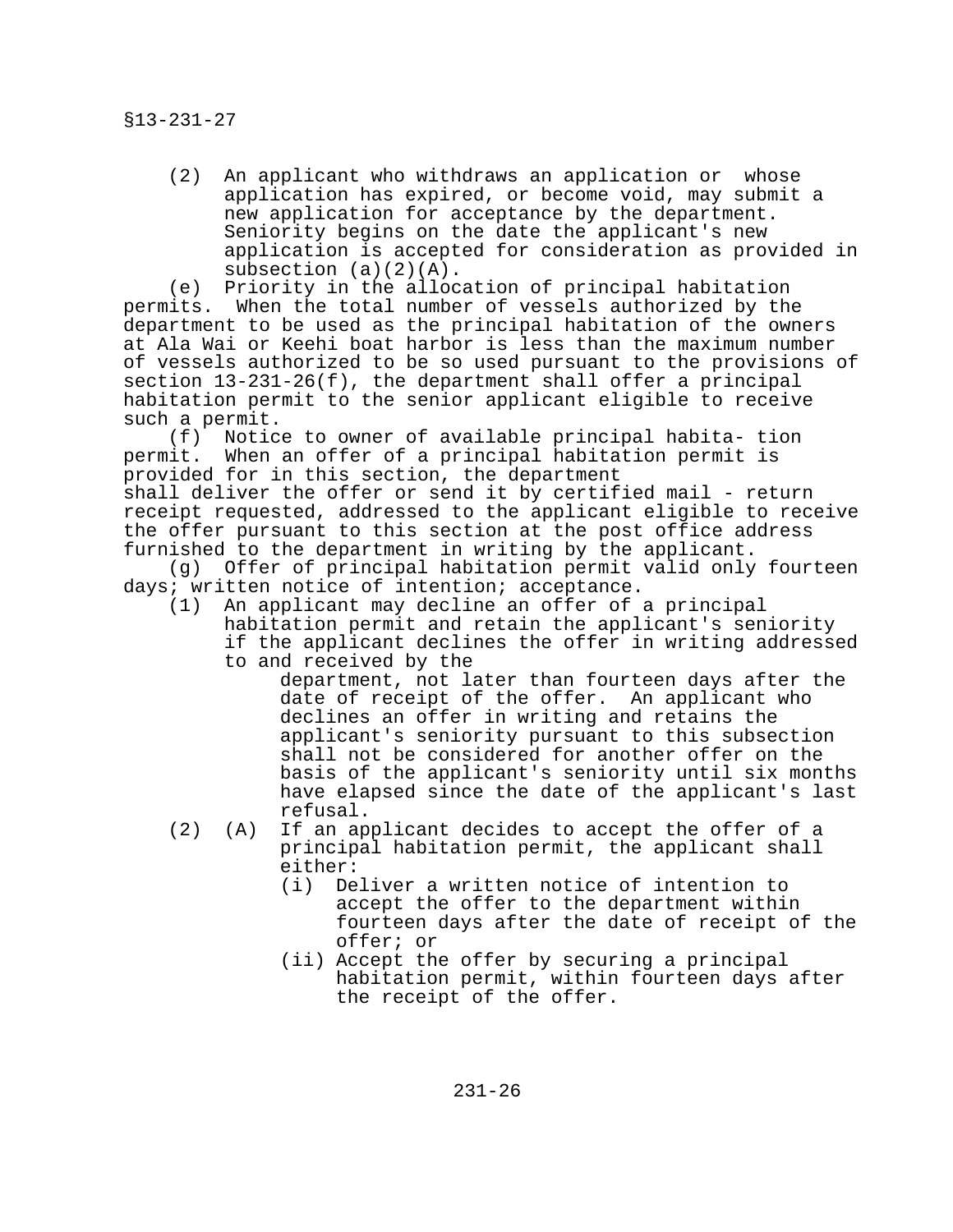(2) An applicant who withdraws an application or whose application has expired, or become void, may submit a new application for acceptance by the department. Seniority begins on the date the applicant's new application is accepted for consideration as provided in subsection (a)(2)(A).

(e) Priority in the allocation of principal habitation permits. When the total number of vessels authorized by the department to be used as the principal habitation of the owners at Ala Wai or Keehi boat harbor is less than the maximum number of vessels authorized to be so used pursuant to the provisions of section 13-231-26(f), the department shall offer a principal habitation permit to the senior applicant eligible to receive such a permit.

(f) Notice to owner of available principal habita- tion permit. When an offer of a principal habitation permit is provided for in this section, the department shall deliver the offer or send it by certified mail - return receipt requested, addressed to the applicant eligible to receive the offer pursuant to this section at the post office address furnished to the department in writing by the applicant.

(g) Offer of principal habitation permit valid only fourteen days; written notice of intention; acceptance.

(1) An applicant may decline an offer of a principal habitation permit and retain the applicant's seniority if the applicant declines the offer in writing addressed to and received by the department, not later than fourteen days after the date of receipt of the offer. An applicant who declines an offer in writing and retains the applicant's seniority pursuant to this subsection shall not be considered for another offer on the basis of the applicant's seniority until six months have elapsed since the date of the applicant's last refusal.

(2) (A) If an applicant decides to accept the offer of a principal habitation permit, the applicant shall either:

(i) Deliver a written notice of intention to accept the offer to the department within fourteen days after the date of receipt of the offer; or

(ii) Accept the offer by securing a principal habitation permit, within fourteen days after the receipt of the offer.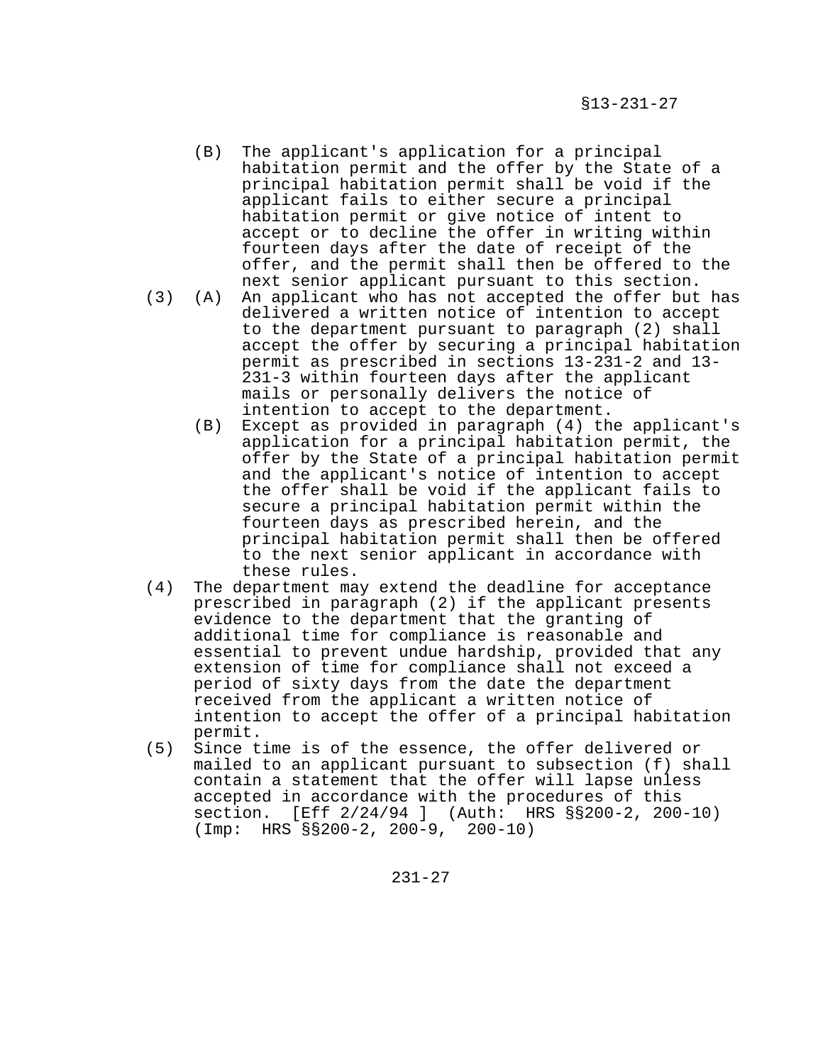(B) The applicant's application for a principal habitation permit and the offer by the State of a principal habitation permit shall be void if the applicant fails to either secure a principal habitation permit or give notice of intent to accept or to decline the offer in writing within fourteen days after the date of receipt of the offer, and the permit shall then be offered to the next senior applicant pursuant to this section.

(3) (A) An applicant who has not accepted the offer but has delivered a written notice of intention to accept to the department pursuant to paragraph (2) shall accept the offer by securing a principal habitation permit as prescribed in sections 13-231-2 and 13-231-3 within fourteen days after the applicant mails or personally delivers the notice of intention to accept to the department.

(B) Except as provided in paragraph (4) the applicant's application for a principal habitation permit, the offer by the State of a principal habitation permit and the applicant's notice of intention to accept the offer shall be void if the applicant fails to secure a principal habitation permit within the fourteen days as prescribed herein, and the principal habitation permit shall then be offered to the next senior applicant in accordance with these rules.

(4) The department may extend the deadline for acceptance prescribed in paragraph (2) if the applicant presents evidence to the department that the granting of additional time for compliance is reasonable and essential to prevent undue hardship, provided that any extension of time for compliance shall not exceed a period of sixty days from the date the department received from the applicant a written notice of intention to accept the offer of a principal habitation permit.

(5) Since time is of the essence, the offer delivered or mailed to an applicant pursuant to subsection (f) shall contain a statement that the offer will lapse unless accepted in accordance with the procedures of this section. [Eff 2/24/94 ] (Auth: HRS §§200-2, 200-10) (Imp: HRS §§200-2, 200-9, 200-10)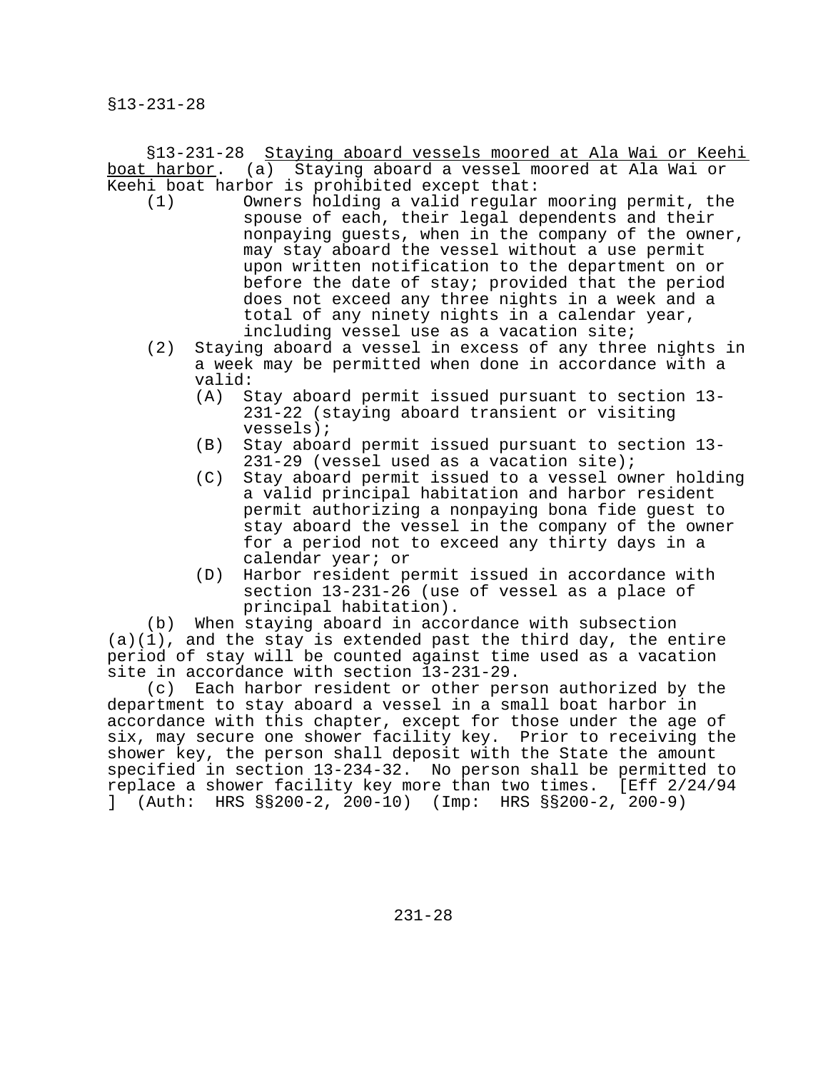§13-231-28 Staying aboard vessels moored at Ala Wai or Keehi boat harbor. (a) Staying aboard a vessel moored at Ala Wai or Keehi boat harbor is prohibited except that:

(1) Owners holding a valid regular mooring permit, the spouse of each, their legal dependents and their nonpaying guests, when in the company of the owner, may stay aboard the vessel without a use permit upon written notification to the department on or before the date of stay; provided that the period does not exceed any three nights in a week and a total of any ninety nights in a calendar year, including vessel use as a vacation site;

(2) Staying aboard a vessel in excess of any three nights in a week may be permitted when done in accordance with a valid:

(A) Stay aboard permit issued pursuant to section 13-231-22 (staying aboard transient or visiting vessels);

(B) Stay aboard permit issued pursuant to section 13-231-29 (vessel used as a vacation site);

(C) Stay aboard permit issued to a vessel owner holding a valid principal habitation and harbor resident permit authorizing a nonpaying bona fide guest to stay aboard the vessel in the company of the owner for a period not to exceed any thirty days in a calendar year; or

(D) Harbor resident permit issued in accordance with section 13-231-26 (use of vessel as a place of principal habitation).

(b) When staying aboard in accordance with subsection (a)(1), and the stay is extended past the third day, the entire period of stay will be counted against time used as a vacation site in accordance with section 13-231-29.

(c) Each harbor resident or other person authorized by the department to stay aboard a vessel in a small boat harbor in accordance with this chapter, except for those under the age of six, may secure one shower facility key. Prior to receiving the shower key, the person shall deposit with the State the amount specified in section 13-234-32. No person shall be permitted to replace a shower facility key more than two times. [Eff 2/24/94 ] (Auth: HRS §§200-2, 200-10) (Imp: HRS §§200-2, 200-9)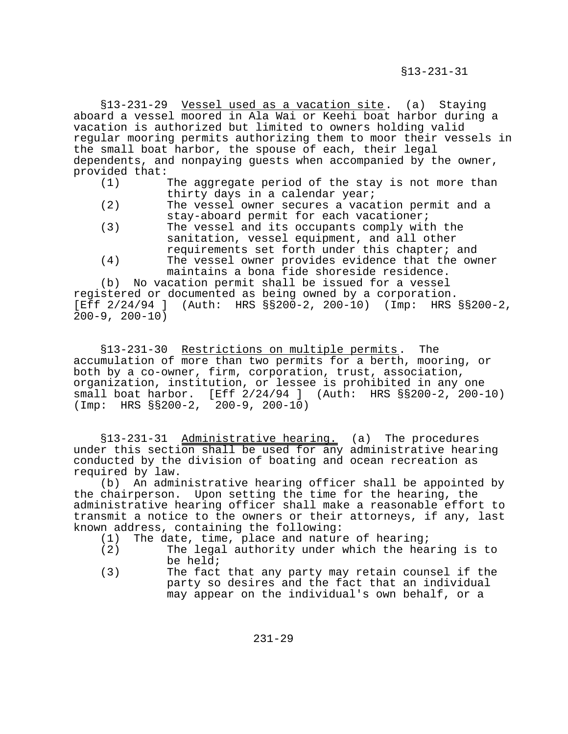§13-231-29 Vessel used as a vacation site. (a) Staying aboard a vessel moored in Ala Wai or Keehi boat harbor during a vacation is authorized but limited to owners holding valid regular mooring permits authorizing them to moor their vessels in the small boat harbor, the spouse of each, their legal dependents, and nonpaying guests when accompanied by the owner, provided that:

(1) The aggregate period of the stay is not more than thirty days in a calendar year;

(2) The vessel owner secures a vacation permit and a stay-aboard permit for each vacationer;

(3) The vessel and its occupants comply with the sanitation, vessel equipment, and all other requirements set forth under this chapter; and

(4) The vessel owner provides evidence that the owner maintains a bona fide shoreside residence.

(b) No vacation permit shall be issued for a vessel registered or documented as being owned by a corporation. [Eff 2/24/94 ] (Auth: HRS §§200-2, 200-10) (Imp: HRS §§200-2, 200-9, 200-10)

§13-231-30 Restrictions on multiple permits. The accumulation of more than two permits for a berth, mooring, or both by a co-owner, firm, corporation, trust, association, organization, institution, or lessee is prohibited in any one small boat harbor. [Eff 2/24/94 ] (Auth: HRS §§200-2, 200-10) (Imp: HRS §§200-2, 200-9, 200-10)

§13-231-31 Administrative hearing. (a) The procedures under this section shall be used for any administrative hearing conducted by the division of boating and ocean recreation as required by law.

(b) An administrative hearing officer shall be appointed by the chairperson. Upon setting the time for the hearing, the administrative hearing officer shall make a reasonable effort to transmit a notice to the owners or their attorneys, if any, last known address, containing the following:

(1) The date, time, place and nature of hearing;

(2) The legal authority under which the hearing is to be held;

(3) The fact that any party may retain counsel if the party so desires and the fact that an individual may appear on the individual's own behalf, or a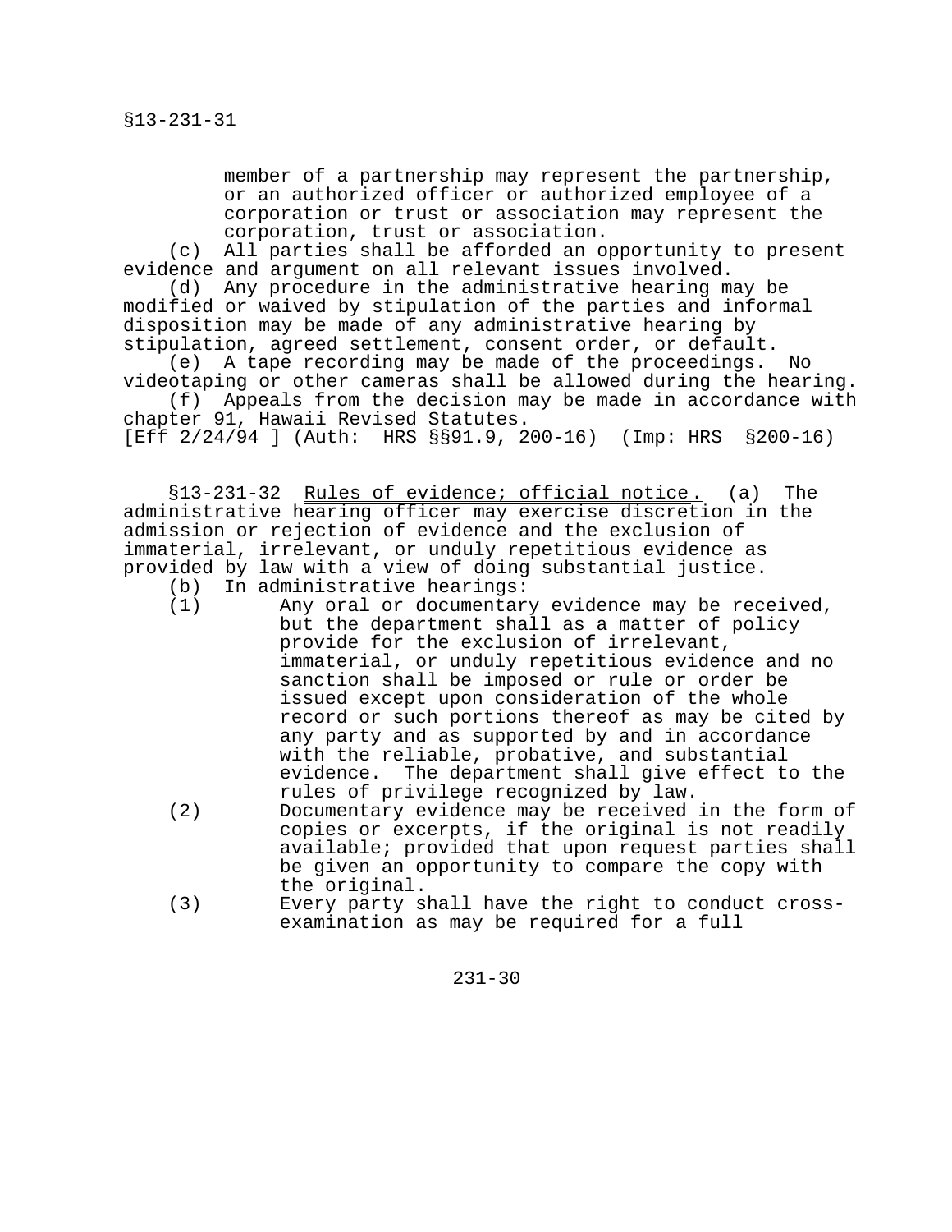member of a partnership may represent the partnership, or an authorized officer or authorized employee of a corporation or trust or association may represent the corporation, trust or association.

(c) All parties shall be afforded an opportunity to present evidence and argument on all relevant issues involved.

(d) Any procedure in the administrative hearing may be modified or waived by stipulation of the parties and informal disposition may be made of any administrative hearing by stipulation, agreed settlement, consent order, or default.

(e) A tape recording may be made of the proceedings. No videotaping or other cameras shall be allowed during the hearing.

(f) Appeals from the decision may be made in accordance with chapter 91, Hawaii Revised Statutes.

[Eff 2/24/94 ] (Auth: HRS §§91.9, 200-16) (Imp: HRS §200-16)

§13-231-32 Rules of evidence; official notice. (a) The administrative hearing officer may exercise discretion in the admission or rejection of evidence and the exclusion of immaterial, irrelevant, or unduly repetitious evidence as provided by law with a view of doing substantial justice.

(b) In administrative hearings:

(1) Any oral or documentary evidence may be received, but the department shall as a matter of policy provide for the exclusion of irrelevant, immaterial, or unduly repetitious evidence and no sanction shall be imposed or rule or order be issued except upon consideration of the whole record or such portions thereof as may be cited by any party and as supported by and in accordance with the reliable, probative, and substantial evidence. The department shall give effect to the rules of privilege recognized by law.

(2) Documentary evidence may be received in the form of copies or excerpts, if the original is not readily available; provided that upon request parties shall be given an opportunity to compare the copy with the original.

(3) Every party shall have the right to conduct cross-examination as may be required for a full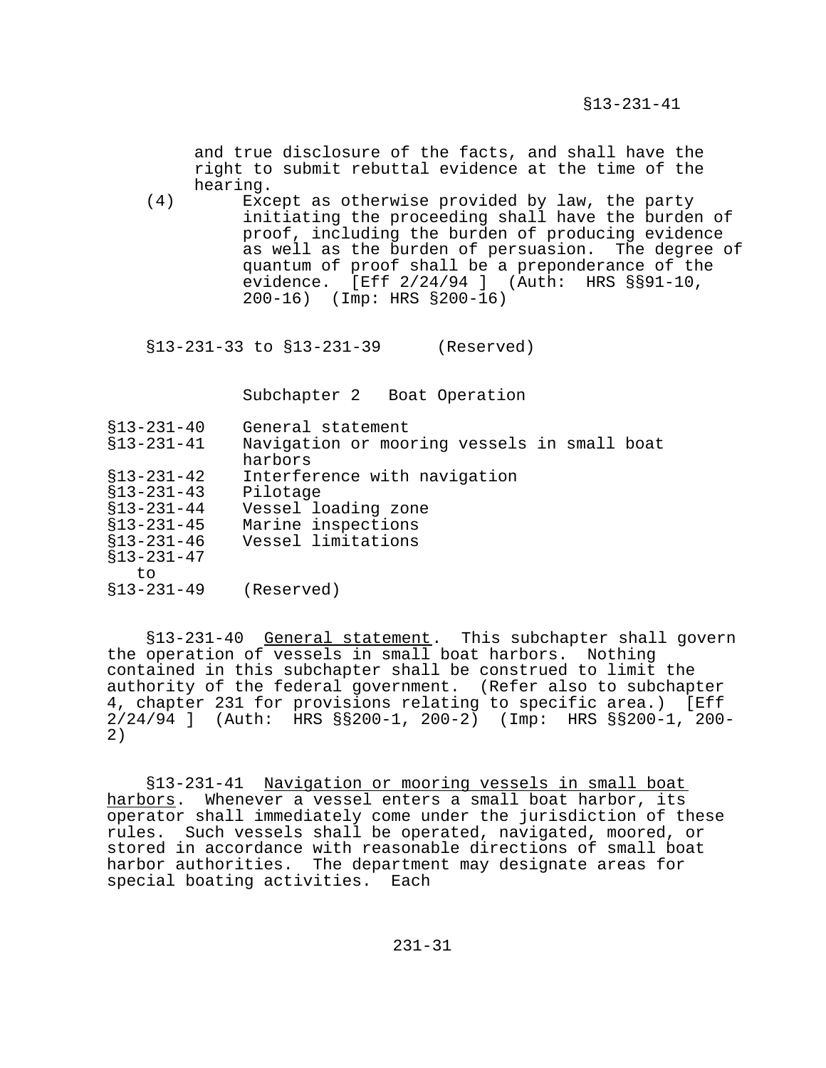and true disclosure of the facts, and shall have the right to submit rebuttal evidence at the time of the hearing.

(4) Except as otherwise provided by law, the party initiating the proceeding shall have the burden of proof, including the burden of producing evidence as well as the burden of persuasion. The degree of quantum of proof shall be a preponderance of the evidence. [Eff 2/24/94 ] (Auth: HRS §§91-10, 200-16) (Imp: HRS §200-16)

§13-231-33 to §13-231-39 (Reserved)

## Subchapter 2 Boat Operation

| | |
|---|---|
| §13-231-40 | General statement |
| §13-231-41 | Navigation or mooring vessels in small boat harbors |
| §13-231-42 | Interference with navigation |
| §13-231-43 | Pilotage |
| §13-231-44 | Vessel loading zone |
| §13-231-45 | Marine inspections |
| §13-231-46 | Vessel limitations |
| §13-231-47 to §13-231-49 | (Reserved) |

§13-231-40 <u>General statement</u>. This subchapter shall govern the operation of vessels in small boat harbors. Nothing contained in this subchapter shall be construed to limit the authority of the federal government. (Refer also to subchapter 4, chapter 231 for provisions relating to specific area.) [Eff 2/24/94 ] (Auth: HRS §§200-1, 200-2) (Imp: HRS §§200-1, 200-2)

§13-231-41 <u>Navigation or mooring vessels in small boat harbors</u>. Whenever a vessel enters a small boat harbor, its operator shall immediately come under the jurisdiction of these rules. Such vessels shall be operated, navigated, moored, or stored in accordance with reasonable directions of small boat harbor authorities. The department may designate areas for special boating activities. Each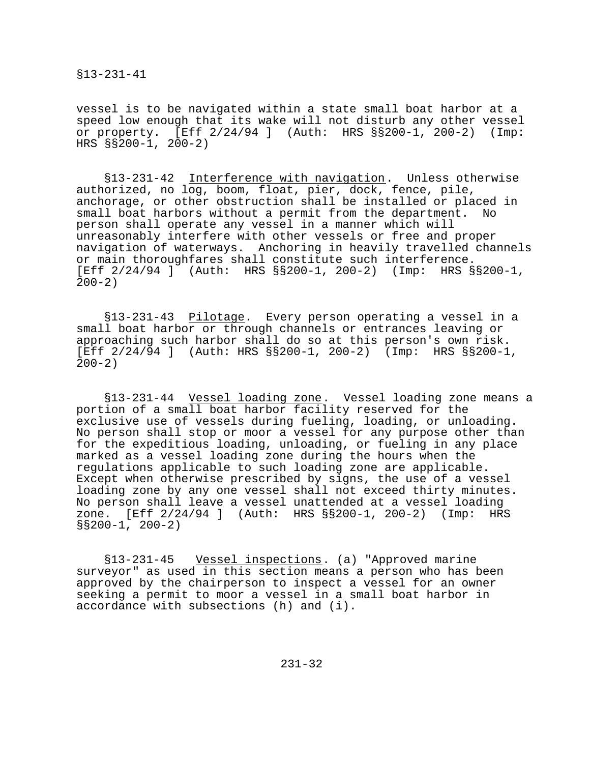vessel is to be navigated within a state small boat harbor at a speed low enough that its wake will not disturb any other vessel or property. [Eff 2/24/94 ] (Auth: HRS §§200-1, 200-2) (Imp: HRS §§200-1, 200-2)

§13-231-42 Interference with navigation. Unless otherwise authorized, no log, boom, float, pier, dock, fence, pile, anchorage, or other obstruction shall be installed or placed in small boat harbors without a permit from the department. No person shall operate any vessel in a manner which will unreasonably interfere with other vessels or free and proper navigation of waterways. Anchoring in heavily travelled channels or main thoroughfares shall constitute such interference. [Eff 2/24/94 ] (Auth: HRS §§200-1, 200-2) (Imp: HRS §§200-1, 200-2)

§13-231-43 Pilotage. Every person operating a vessel in a small boat harbor or through channels or entrances leaving or approaching such harbor shall do so at this person's own risk. [Eff 2/24/94 ] (Auth: HRS §§200-1, 200-2) (Imp: HRS §§200-1, 200-2)

§13-231-44 Vessel loading zone. Vessel loading zone means a portion of a small boat harbor facility reserved for the exclusive use of vessels during fueling, loading, or unloading. No person shall stop or moor a vessel for any purpose other than for the expeditious loading, unloading, or fueling in any place marked as a vessel loading zone during the hours when the regulations applicable to such loading zone are applicable. Except when otherwise prescribed by signs, the use of a vessel loading zone by any one vessel shall not exceed thirty minutes. No person shall leave a vessel unattended at a vessel loading zone. [Eff 2/24/94 ] (Auth: HRS §§200-1, 200-2) (Imp: HRS §§200-1, 200-2)

§13-231-45 Vessel inspections. (a) "Approved marine surveyor" as used in this section means a person who has been approved by the chairperson to inspect a vessel for an owner seeking a permit to moor a vessel in a small boat harbor in accordance with subsections (h) and (i).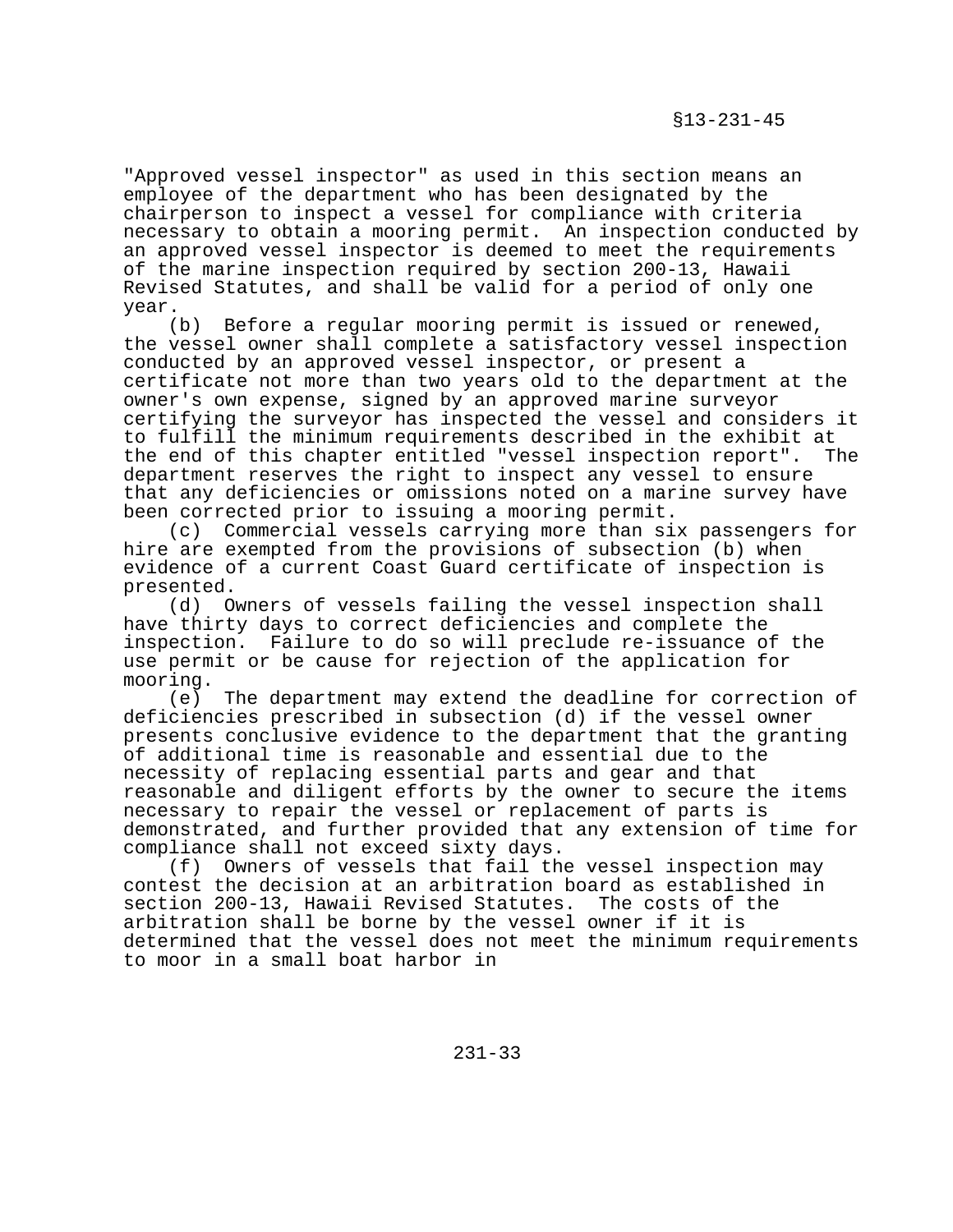"Approved vessel inspector" as used in this section means an employee of the department who has been designated by the chairperson to inspect a vessel for compliance with criteria necessary to obtain a mooring permit. An inspection conducted by an approved vessel inspector is deemed to meet the requirements of the marine inspection required by section 200-13, Hawaii Revised Statutes, and shall be valid for a period of only one year.

(b) Before a regular mooring permit is issued or renewed, the vessel owner shall complete a satisfactory vessel inspection conducted by an approved vessel inspector, or present a certificate not more than two years old to the department at the owner's own expense, signed by an approved marine surveyor certifying the surveyor has inspected the vessel and considers it to fulfill the minimum requirements described in the exhibit at the end of this chapter entitled "vessel inspection report". The department reserves the right to inspect any vessel to ensure that any deficiencies or omissions noted on a marine survey have been corrected prior to issuing a mooring permit.

(c) Commercial vessels carrying more than six passengers for hire are exempted from the provisions of subsection (b) when evidence of a current Coast Guard certificate of inspection is presented.

(d) Owners of vessels failing the vessel inspection shall have thirty days to correct deficiencies and complete the inspection. Failure to do so will preclude re-issuance of the use permit or be cause for rejection of the application for mooring.

(e) The department may extend the deadline for correction of deficiencies prescribed in subsection (d) if the vessel owner presents conclusive evidence to the department that the granting of additional time is reasonable and essential due to the necessity of replacing essential parts and gear and that reasonable and diligent efforts by the owner to secure the items necessary to repair the vessel or replacement of parts is demonstrated, and further provided that any extension of time for compliance shall not exceed sixty days.

(f) Owners of vessels that fail the vessel inspection may contest the decision at an arbitration board as established in section 200-13, Hawaii Revised Statutes. The costs of the arbitration shall be borne by the vessel owner if it is determined that the vessel does not meet the minimum requirements to moor in a small boat harbor in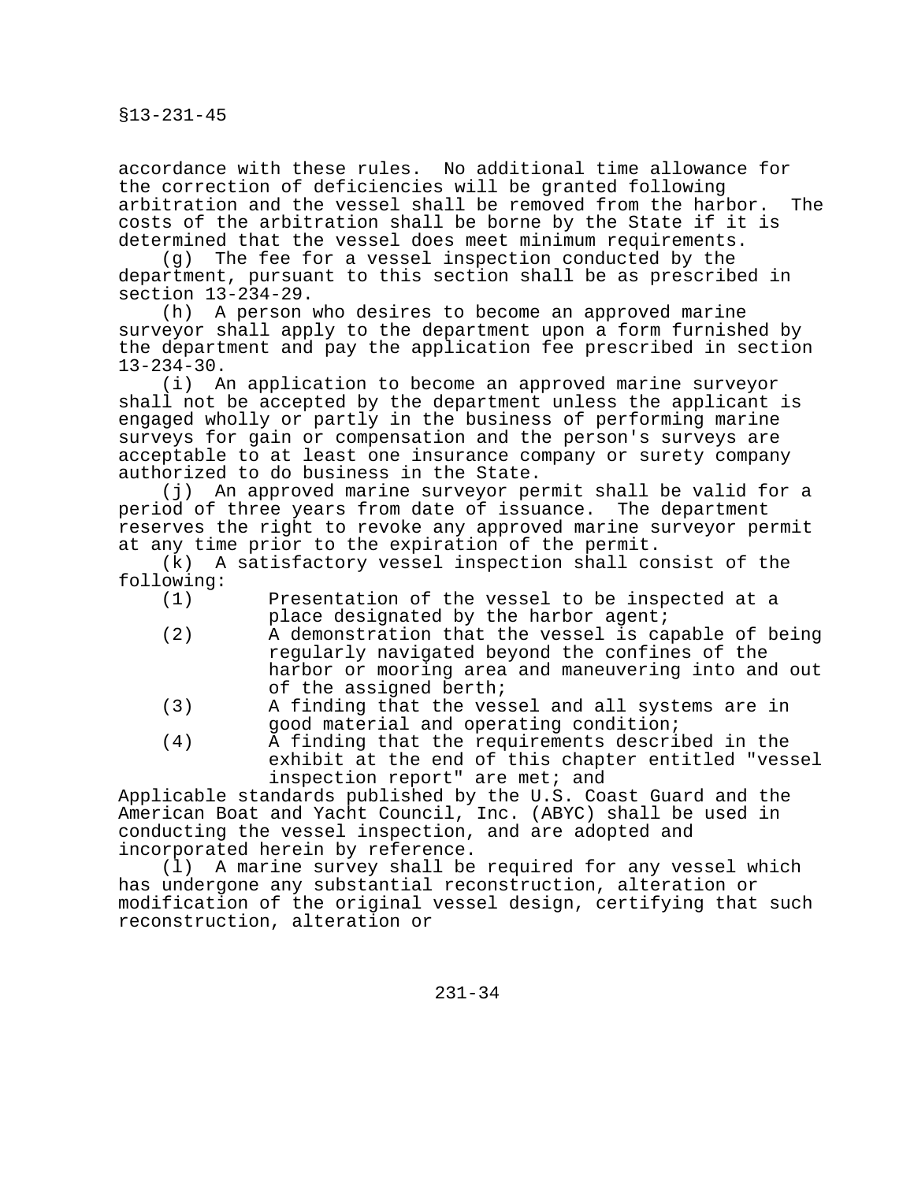accordance with these rules. No additional time allowance for the correction of deficiencies will be granted following arbitration and the vessel shall be removed from the harbor. The costs of the arbitration shall be borne by the State if it is determined that the vessel does meet minimum requirements.

(g) The fee for a vessel inspection conducted by the department, pursuant to this section shall be as prescribed in section 13-234-29.

(h) A person who desires to become an approved marine surveyor shall apply to the department upon a form furnished by the department and pay the application fee prescribed in section 13-234-30.

(i) An application to become an approved marine surveyor shall not be accepted by the department unless the applicant is engaged wholly or partly in the business of performing marine surveys for gain or compensation and the person's surveys are acceptable to at least one insurance company or surety company authorized to do business in the State.

(j) An approved marine surveyor permit shall be valid for a period of three years from date of issuance. The department reserves the right to revoke any approved marine surveyor permit at any time prior to the expiration of the permit.

(k) A satisfactory vessel inspection shall consist of the following:

(1) Presentation of the vessel to be inspected at a place designated by the harbor agent;
(2) A demonstration that the vessel is capable of being regularly navigated beyond the confines of the harbor or mooring area and maneuvering into and out of the assigned berth;
(3) A finding that the vessel and all systems are in good material and operating condition;
(4) A finding that the requirements described in the exhibit at the end of this chapter entitled "vessel inspection report" are met; and

Applicable standards published by the U.S. Coast Guard and the American Boat and Yacht Council, Inc. (ABYC) shall be used in conducting the vessel inspection, and are adopted and incorporated herein by reference.

(l) A marine survey shall be required for any vessel which has undergone any substantial reconstruction, alteration or modification of the original vessel design, certifying that such reconstruction, alteration or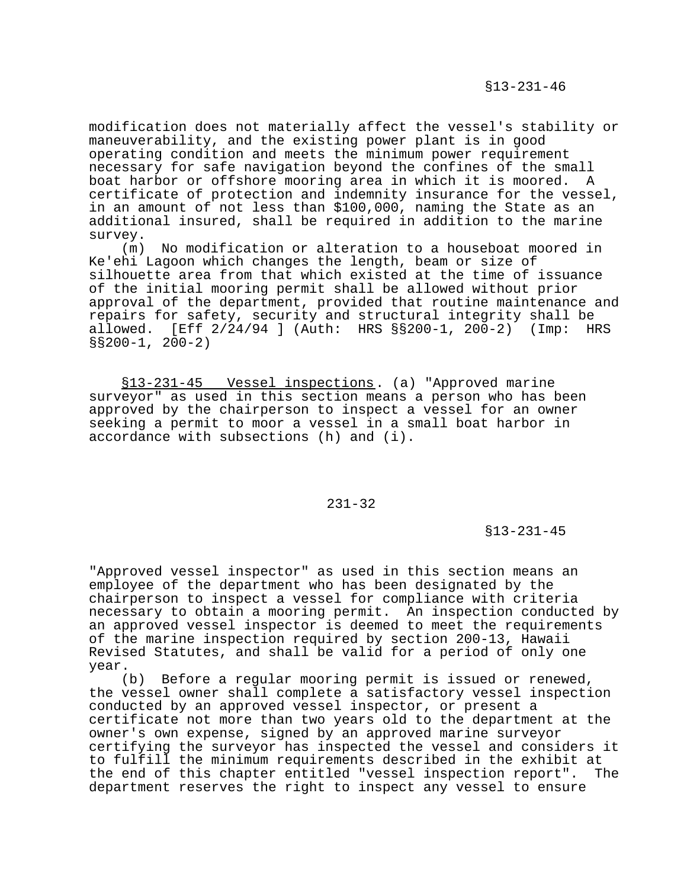modification does not materially affect the vessel's stability or maneuverability, and the existing power plant is in good operating condition and meets the minimum power requirement necessary for safe navigation beyond the confines of the small boat harbor or offshore mooring area in which it is moored. A certificate of protection and indemnity insurance for the vessel, in an amount of not less than $100,000, naming the State as an additional insured, shall be required in addition to the marine survey.

(m) No modification or alteration to a houseboat moored in Ke'ehi Lagoon which changes the length, beam or size of silhouette area from that which existed at the time of issuance of the initial mooring permit shall be allowed without prior approval of the department, provided that routine maintenance and repairs for safety, security and structural integrity shall be allowed. [Eff 2/24/94 ] (Auth: HRS §§200-1, 200-2) (Imp: HRS §§200-1, 200-2)

§13-231-45 Vessel inspections. (a) "Approved marine surveyor" as used in this section means a person who has been approved by the chairperson to inspect a vessel for an owner seeking a permit to moor a vessel in a small boat harbor in accordance with subsections (h) and (i).

"Approved vessel inspector" as used in this section means an employee of the department who has been designated by the chairperson to inspect a vessel for compliance with criteria necessary to obtain a mooring permit. An inspection conducted by an approved vessel inspector is deemed to meet the requirements of the marine inspection required by section 200-13, Hawaii Revised Statutes, and shall be valid for a period of only one year.

(b) Before a regular mooring permit is issued or renewed, the vessel owner shall complete a satisfactory vessel inspection conducted by an approved vessel inspector, or present a certificate not more than two years old to the department at the owner's own expense, signed by an approved marine surveyor certifying the surveyor has inspected the vessel and considers it to fulfill the minimum requirements described in the exhibit at the end of this chapter entitled "vessel inspection report". The department reserves the right to inspect any vessel to ensure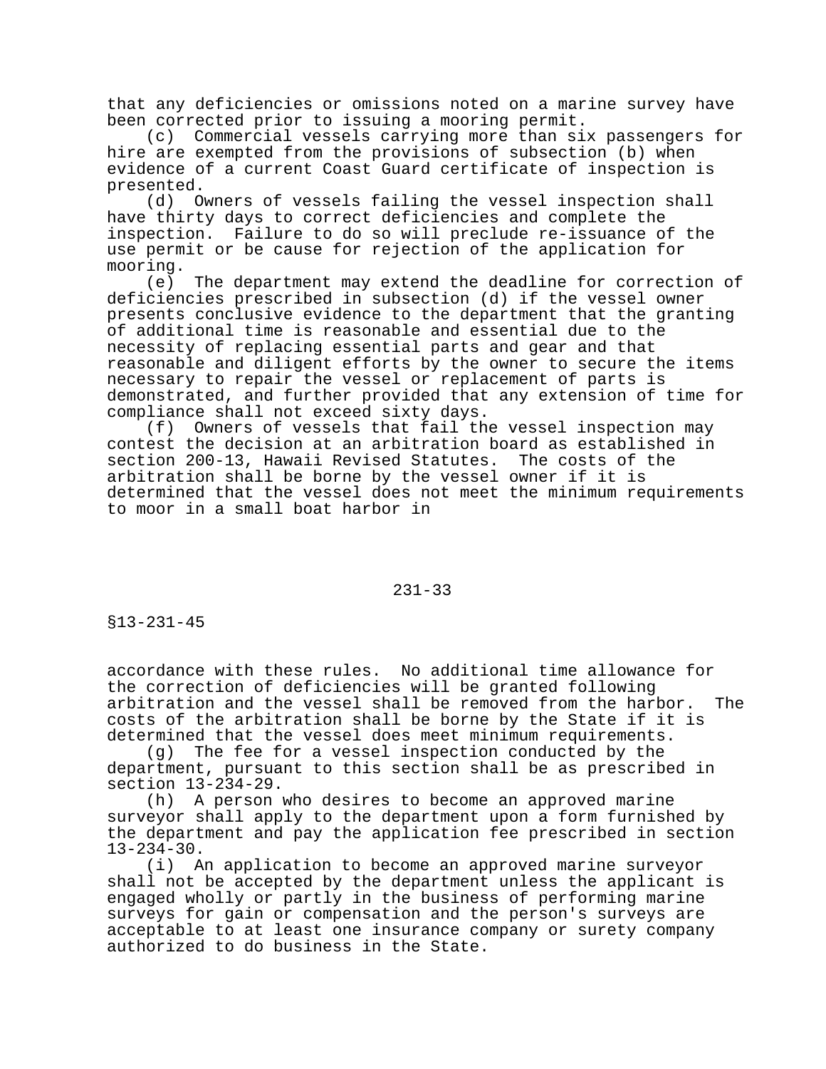that any deficiencies or omissions noted on a marine survey have been corrected prior to issuing a mooring permit.

(c) Commercial vessels carrying more than six passengers for hire are exempted from the provisions of subsection (b) when evidence of a current Coast Guard certificate of inspection is presented.

(d) Owners of vessels failing the vessel inspection shall have thirty days to correct deficiencies and complete the inspection. Failure to do so will preclude re-issuance of the use permit or be cause for rejection of the application for mooring.

(e) The department may extend the deadline for correction of deficiencies prescribed in subsection (d) if the vessel owner presents conclusive evidence to the department that the granting of additional time is reasonable and essential due to the necessity of replacing essential parts and gear and that reasonable and diligent efforts by the owner to secure the items necessary to repair the vessel or replacement of parts is demonstrated, and further provided that any extension of time for compliance shall not exceed sixty days.

(f) Owners of vessels that fail the vessel inspection may contest the decision at an arbitration board as established in section 200-13, Hawaii Revised Statutes. The costs of the arbitration shall be borne by the vessel owner if it is determined that the vessel does not meet the minimum requirements to moor in a small boat harbor in accordance with these rules. No additional time allowance for the correction of deficiencies will be granted following arbitration and the vessel shall be removed from the harbor. The costs of the arbitration shall be borne by the State if it is determined that the vessel does meet minimum requirements.

(g) The fee for a vessel inspection conducted by the department, pursuant to this section shall be as prescribed in section 13-234-29.

(h) A person who desires to become an approved marine surveyor shall apply to the department upon a form furnished by the department and pay the application fee prescribed in section 13-234-30.

(i) An application to become an approved marine surveyor shall not be accepted by the department unless the applicant is engaged wholly or partly in the business of performing marine surveys for gain or compensation and the person's surveys are acceptable to at least one insurance company or surety company authorized to do business in the State.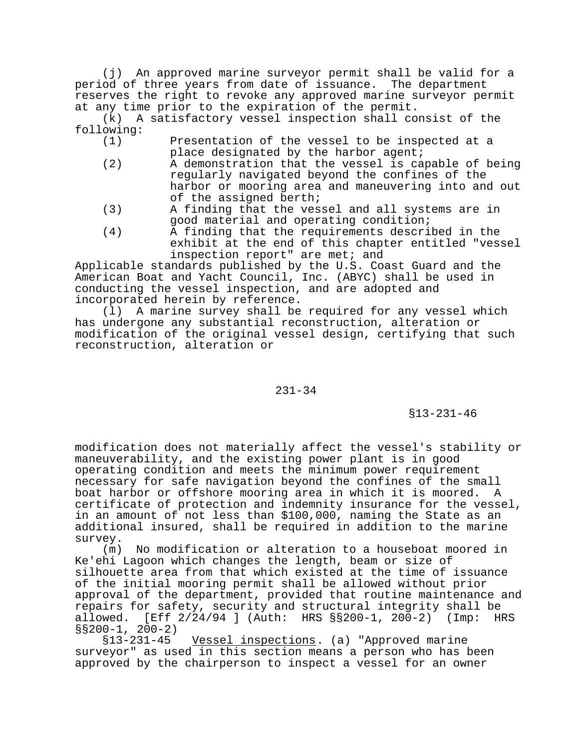(j) An approved marine surveyor permit shall be valid for a period of three years from date of issuance. The department reserves the right to revoke any approved marine surveyor permit at any time prior to the expiration of the permit.

(k) A satisfactory vessel inspection shall consist of the following:

(1) Presentation of the vessel to be inspected at a place designated by the harbor agent;

(2) A demonstration that the vessel is capable of being regularly navigated beyond the confines of the harbor or mooring area and maneuvering into and out of the assigned berth;

(3) A finding that the vessel and all systems are in good material and operating condition;

(4) A finding that the requirements described in the exhibit at the end of this chapter entitled "vessel inspection report" are met; and

Applicable standards published by the U.S. Coast Guard and the American Boat and Yacht Council, Inc. (ABYC) shall be used in conducting the vessel inspection, and are adopted and incorporated herein by reference.

(l) A marine survey shall be required for any vessel which has undergone any substantial reconstruction, alteration or modification of the original vessel design, certifying that such reconstruction, alteration or modification does not materially affect the vessel's stability or maneuverability, and the existing power plant is in good operating condition and meets the minimum power requirement necessary for safe navigation beyond the confines of the small boat harbor or offshore mooring area in which it is moored. A certificate of protection and indemnity insurance for the vessel, in an amount of not less than $100,000, naming the State as an additional insured, shall be required in addition to the marine survey.

(m) No modification or alteration to a houseboat moored in Ke'ehi Lagoon which changes the length, beam or size of silhouette area from that which existed at the time of issuance of the initial mooring permit shall be allowed without prior approval of the department, provided that routine maintenance and repairs for safety, security and structural integrity shall be allowed. [Eff 2/24/94 ] (Auth: HRS §§200-1, 200-2) (Imp: HRS §§200-1, 200-2)

§13-231-45 Vessel inspections. (a) "Approved marine surveyor" as used in this section means a person who has been approved by the chairperson to inspect a vessel for an owner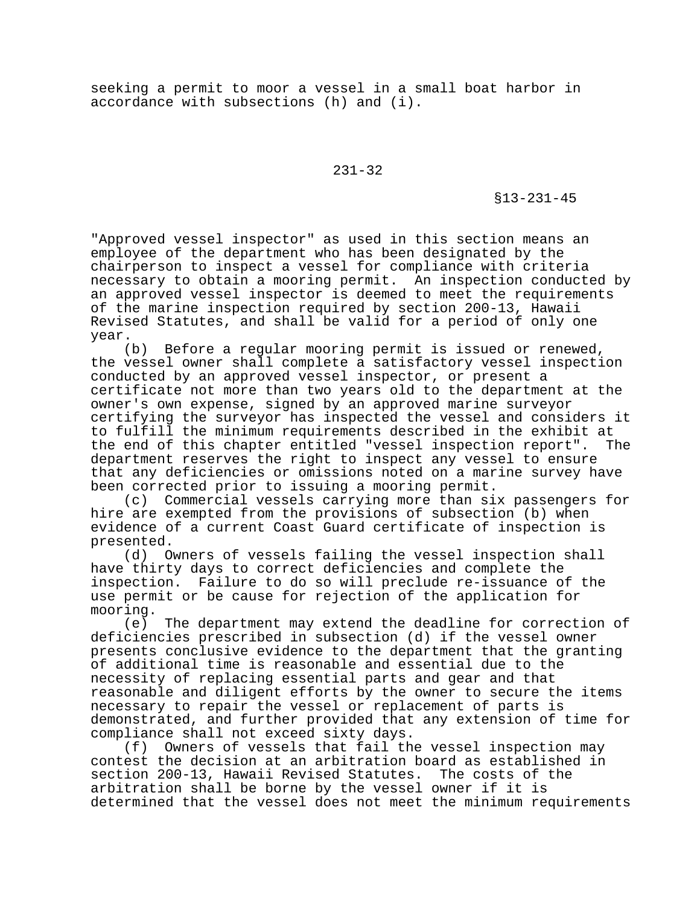seeking a permit to moor a vessel in a small boat harbor in accordance with subsections (h) and (i).

"Approved vessel inspector" as used in this section means an employee of the department who has been designated by the chairperson to inspect a vessel for compliance with criteria necessary to obtain a mooring permit. An inspection conducted by an approved vessel inspector is deemed to meet the requirements of the marine inspection required by section 200-13, Hawaii Revised Statutes, and shall be valid for a period of only one year.

(b) Before a regular mooring permit is issued or renewed, the vessel owner shall complete a satisfactory vessel inspection conducted by an approved vessel inspector, or present a certificate not more than two years old to the department at the owner's own expense, signed by an approved marine surveyor certifying the surveyor has inspected the vessel and considers it to fulfill the minimum requirements described in the exhibit at the end of this chapter entitled "vessel inspection report". The department reserves the right to inspect any vessel to ensure that any deficiencies or omissions noted on a marine survey have been corrected prior to issuing a mooring permit.

(c) Commercial vessels carrying more than six passengers for hire are exempted from the provisions of subsection (b) when evidence of a current Coast Guard certificate of inspection is presented.

(d) Owners of vessels failing the vessel inspection shall have thirty days to correct deficiencies and complete the inspection. Failure to do so will preclude re-issuance of the use permit or be cause for rejection of the application for mooring.

(e) The department may extend the deadline for correction of deficiencies prescribed in subsection (d) if the vessel owner presents conclusive evidence to the department that the granting of additional time is reasonable and essential due to the necessity of replacing essential parts and gear and that reasonable and diligent efforts by the owner to secure the items necessary to repair the vessel or replacement of parts is demonstrated, and further provided that any extension of time for compliance shall not exceed sixty days.

(f) Owners of vessels that fail the vessel inspection may contest the decision at an arbitration board as established in section 200-13, Hawaii Revised Statutes. The costs of the arbitration shall be borne by the vessel owner if it is determined that the vessel does not meet the minimum requirements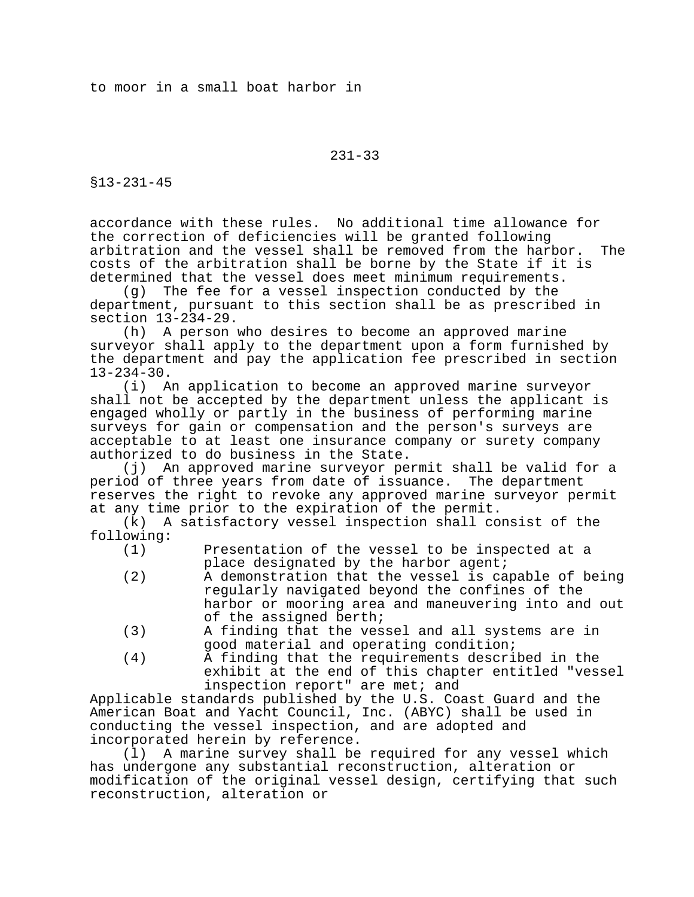to moor in a small boat harbor in accordance with these rules. No additional time allowance for the correction of deficiencies will be granted following arbitration and the vessel shall be removed from the harbor. The costs of the arbitration shall be borne by the State if it is determined that the vessel does meet minimum requirements.

(g) The fee for a vessel inspection conducted by the department, pursuant to this section shall be as prescribed in section 13-234-29.

(h) A person who desires to become an approved marine surveyor shall apply to the department upon a form furnished by the department and pay the application fee prescribed in section 13-234-30.

(i) An application to become an approved marine surveyor shall not be accepted by the department unless the applicant is engaged wholly or partly in the business of performing marine surveys for gain or compensation and the person's surveys are acceptable to at least one insurance company or surety company authorized to do business in the State.

(j) An approved marine surveyor permit shall be valid for a period of three years from date of issuance. The department reserves the right to revoke any approved marine surveyor permit at any time prior to the expiration of the permit.

(k) A satisfactory vessel inspection shall consist of the following:

(1) Presentation of the vessel to be inspected at a place designated by the harbor agent;
(2) A demonstration that the vessel is capable of being regularly navigated beyond the confines of the harbor or mooring area and maneuvering into and out of the assigned berth;
(3) A finding that the vessel and all systems are in good material and operating condition;
(4) A finding that the requirements described in the exhibit at the end of this chapter entitled "vessel inspection report" are met; and

Applicable standards published by the U.S. Coast Guard and the American Boat and Yacht Council, Inc. (ABYC) shall be used in conducting the vessel inspection, and are adopted and incorporated herein by reference.

(l) A marine survey shall be required for any vessel which has undergone any substantial reconstruction, alteration or modification of the original vessel design, certifying that such reconstruction, alteration or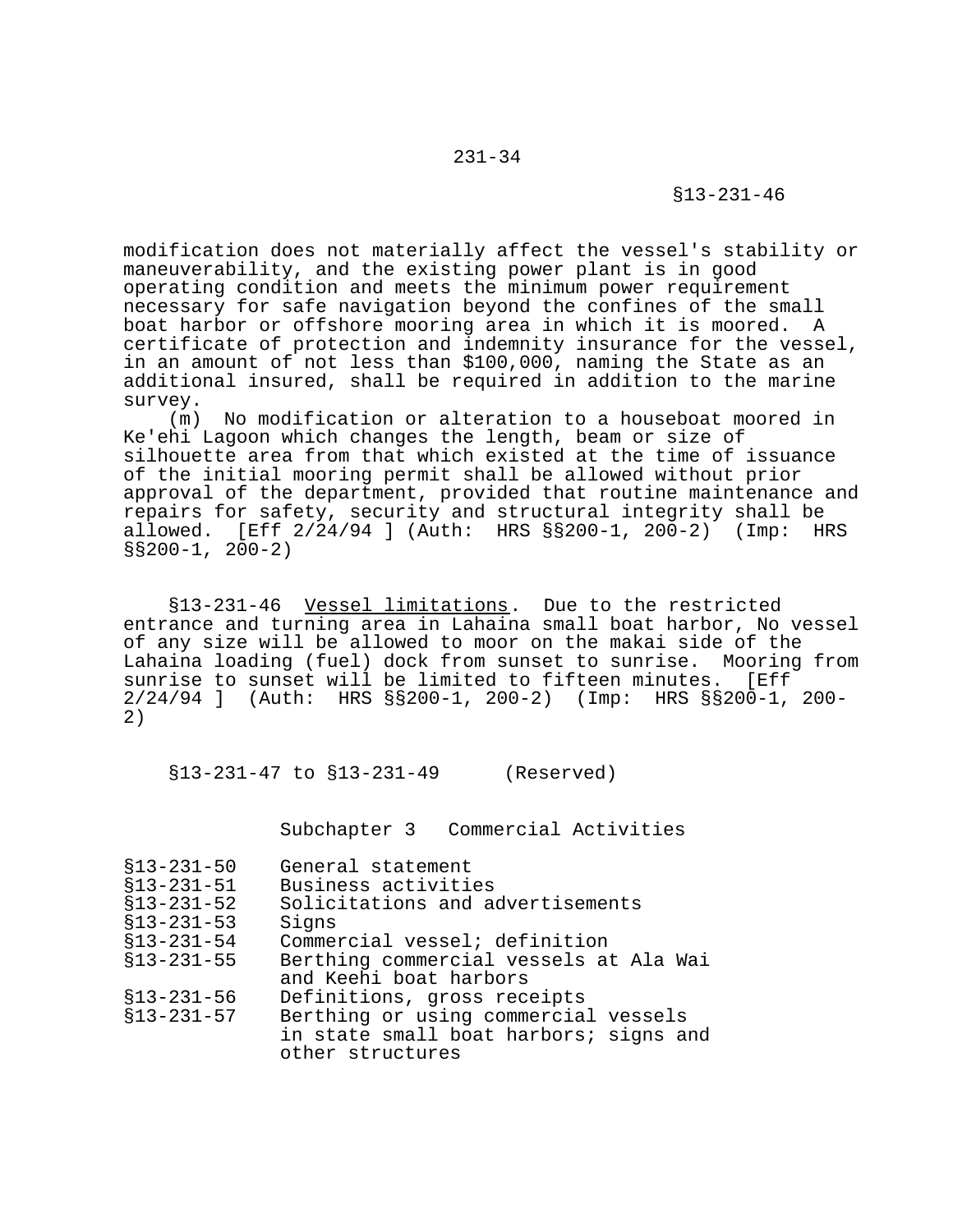modification does not materially affect the vessel's stability or maneuverability, and the existing power plant is in good operating condition and meets the minimum power requirement necessary for safe navigation beyond the confines of the small boat harbor or offshore mooring area in which it is moored. A certificate of protection and indemnity insurance for the vessel, in an amount of not less than $100,000, naming the State as an additional insured, shall be required in addition to the marine survey.

(m) No modification or alteration to a houseboat moored in Ke'ehi Lagoon which changes the length, beam or size of silhouette area from that which existed at the time of issuance of the initial mooring permit shall be allowed without prior approval of the department, provided that routine maintenance and repairs for safety, security and structural integrity shall be allowed. [Eff 2/24/94 ] (Auth: HRS §§200-1, 200-2) (Imp: HRS §§200-1, 200-2)

§13-231-46 Vessel limitations. Due to the restricted entrance and turning area in Lahaina small boat harbor, No vessel of any size will be allowed to moor on the makai side of the Lahaina loading (fuel) dock from sunset to sunrise. Mooring from sunrise to sunset will be limited to fifteen minutes. [Eff 2/24/94 ] (Auth: HRS §§200-1, 200-2) (Imp: HRS §§200-1, 200-2)

§13-231-47 to §13-231-49 (Reserved)

## Subchapter 3 Commercial Activities

| | |
|---|---|
| §13-231-50 | General statement |
| §13-231-51 | Business activities |
| §13-231-52 | Solicitations and advertisements |
| §13-231-53 | Signs |
| §13-231-54 | Commercial vessel; definition |
| §13-231-55 | Berthing commercial vessels at Ala Wai and Keehi boat harbors |
| §13-231-56 | Definitions, gross receipts |
| §13-231-57 | Berthing or using commercial vessels in state small boat harbors; signs and other structures |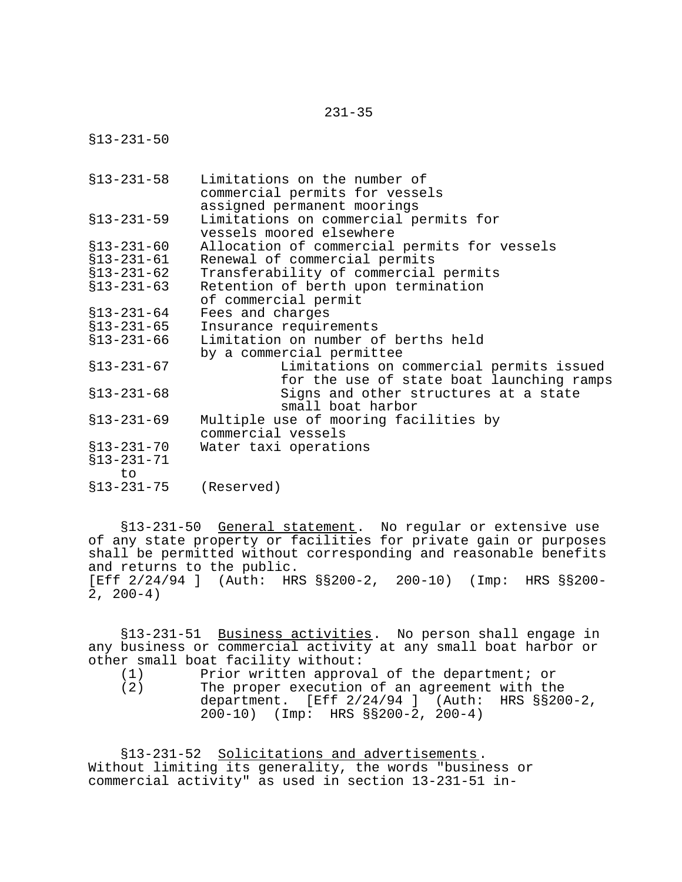§13-231-50

| | |
|---|---|
| §13-231-58 | Limitations on the number of commercial permits for vessels assigned permanent moorings |
| §13-231-59 | Limitations on commercial permits for vessels moored elsewhere |
| §13-231-60 | Allocation of commercial permits for vessels |
| §13-231-61 | Renewal of commercial permits |
| §13-231-62 | Transferability of commercial permits |
| §13-231-63 | Retention of berth upon termination of commercial permit |
| §13-231-64 | Fees and charges |
| §13-231-65 | Insurance requirements |
| §13-231-66 | Limitation on number of berths held by a commercial permittee |
| §13-231-67 | Limitations on commercial permits issued for the use of state boat launching ramps |
| §13-231-68 | Signs and other structures at a state small boat harbor |
| §13-231-69 | Multiple use of mooring facilities by commercial vessels |
| §13-231-70 | Water taxi operations |
| §13-231-71 to §13-231-75 | (Reserved) |

§13-231-50 General statement. No regular or extensive use of any state property or facilities for private gain or purposes shall be permitted without corresponding and reasonable benefits and returns to the public.
[Eff 2/24/94 ] (Auth: HRS §§200-2, 200-10) (Imp: HRS §§200-2, 200-4)

§13-231-51 Business activities. No person shall engage in any business or commercial activity at any small boat harbor or other small boat facility without:

(1) Prior written approval of the department; or
(2) The proper execution of an agreement with the department. [Eff 2/24/94 ] (Auth: HRS §§200-2, 200-10) (Imp: HRS §§200-2, 200-4)

§13-231-52 Solicitations and advertisements. Without limiting its generality, the words "business or commercial activity" as used in section 13-231-51 in-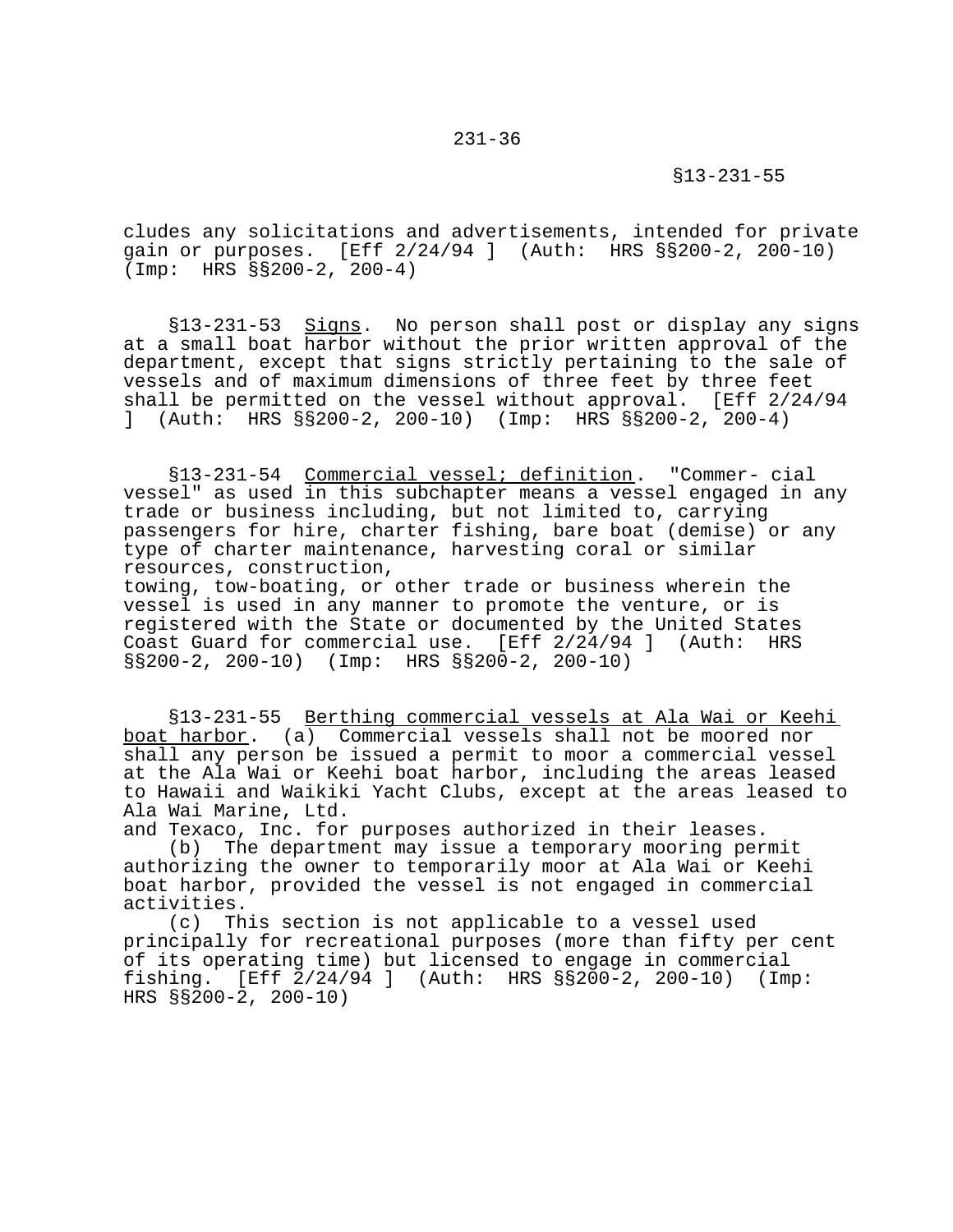cludes any solicitations and advertisements, intended for private gain or purposes. [Eff 2/24/94 ] (Auth: HRS §§200-2, 200-10) (Imp: HRS §§200-2, 200-4)

§13-231-53 Signs. No person shall post or display any signs at a small boat harbor without the prior written approval of the department, except that signs strictly pertaining to the sale of vessels and of maximum dimensions of three feet by three feet shall be permitted on the vessel without approval. [Eff 2/24/94 ] (Auth: HRS §§200-2, 200-10) (Imp: HRS §§200-2, 200-4)

§13-231-54 Commercial vessel; definition. "Commer- cial vessel" as used in this subchapter means a vessel engaged in any trade or business including, but not limited to, carrying passengers for hire, charter fishing, bare boat (demise) or any type of charter maintenance, harvesting coral or similar resources, construction, towing, tow-boating, or other trade or business wherein the vessel is used in any manner to promote the venture, or is registered with the State or documented by the United States Coast Guard for commercial use. [Eff 2/24/94 ] (Auth: HRS §§200-2, 200-10) (Imp: HRS §§200-2, 200-10)

§13-231-55 Berthing commercial vessels at Ala Wai or Keehi boat harbor. (a) Commercial vessels shall not be moored nor shall any person be issued a permit to moor a commercial vessel at the Ala Wai or Keehi boat harbor, including the areas leased to Hawaii and Waikiki Yacht Clubs, except at the areas leased to Ala Wai Marine, Ltd. and Texaco, Inc. for purposes authorized in their leases.

(b) The department may issue a temporary mooring permit authorizing the owner to temporarily moor at Ala Wai or Keehi boat harbor, provided the vessel is not engaged in commercial activities.

(c) This section is not applicable to a vessel used principally for recreational purposes (more than fifty per cent of its operating time) but licensed to engage in commercial fishing. [Eff 2/24/94 ] (Auth: HRS §§200-2, 200-10) (Imp: HRS §§200-2, 200-10)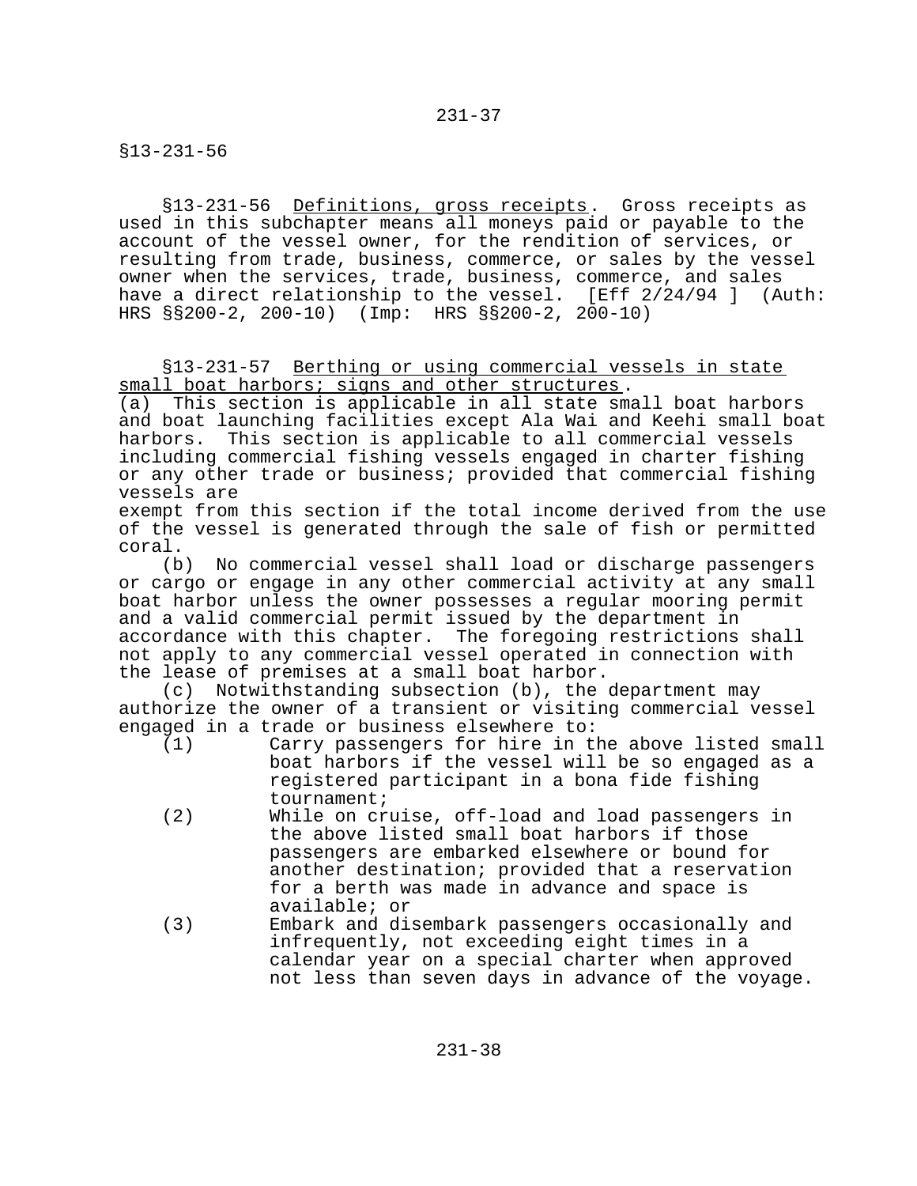§13-231-56  Definitions, gross receipts. Gross receipts as used in this subchapter means all moneys paid or payable to the account of the vessel owner, for the rendition of services, or resulting from trade, business, commerce, or sales by the vessel owner when the services, trade, business, commerce, and sales have a direct relationship to the vessel. [Eff 2/24/94 ] (Auth: HRS §§200-2, 200-10) (Imp: HRS §§200-2, 200-10)

§13-231-57  Berthing or using commercial vessels in state small boat harbors; signs and other structures.

(a) This section is applicable in all state small boat harbors and boat launching facilities except Ala Wai and Keehi small boat harbors. This section is applicable to all commercial vessels including commercial fishing vessels engaged in charter fishing or any other trade or business; provided that commercial fishing vessels are exempt from this section if the total income derived from the use of the vessel is generated through the sale of fish or permitted coral.

(b) No commercial vessel shall load or discharge passengers or cargo or engage in any other commercial activity at any small boat harbor unless the owner possesses a regular mooring permit and a valid commercial permit issued by the department in accordance with this chapter. The foregoing restrictions shall not apply to any commercial vessel operated in connection with the lease of premises at a small boat harbor.

(c) Notwithstanding subsection (b), the department may authorize the owner of a transient or visiting commercial vessel engaged in a trade or business elsewhere to:

(1) Carry passengers for hire in the above listed small boat harbors if the vessel will be so engaged as a registered participant in a bona fide fishing tournament;

(2) While on cruise, off-load and load passengers in the above listed small boat harbors if those passengers are embarked elsewhere or bound for another destination; provided that a reservation for a berth was made in advance and space is available; or

(3) Embark and disembark passengers occasionally and infrequently, not exceeding eight times in a calendar year on a special charter when approved not less than seven days in advance of the voyage.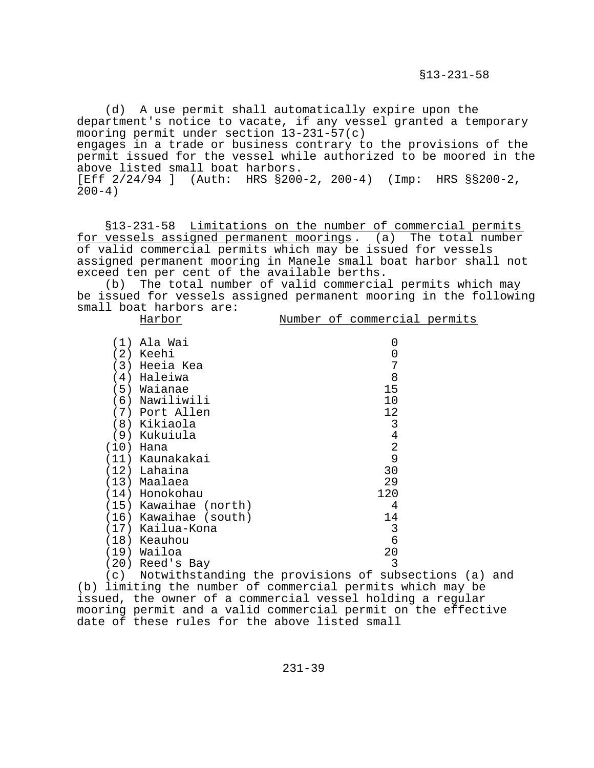(d) A use permit shall automatically expire upon the department's notice to vacate, if any vessel granted a temporary mooring permit under section 13-231-57(c) engages in a trade or business contrary to the provisions of the permit issued for the vessel while authorized to be moored in the above listed small boat harbors.
[Eff 2/24/94 ] (Auth: HRS §200-2, 200-4) (Imp: HRS §§200-2, 200-4)

§13-231-58 Limitations on the number of commercial permits for vessels assigned permanent moorings. (a) The total number of valid commercial permits which may be issued for vessels assigned permanent mooring in Manele small boat harbor shall not exceed ten per cent of the available berths.

(b) The total number of valid commercial permits which may be issued for vessels assigned permanent mooring in the following small boat harbors are:

| Harbor | Number of commercial permits |
|---|---|
| (1) Ala Wai | 0 |
| (2) Keehi | 0 |
| (3) Heeia Kea | 7 |
| (4) Haleiwa | 8 |
| (5) Waianae | 15 |
| (6) Nawiliwili | 10 |
| (7) Port Allen | 12 |
| (8) Kikiaola | 3 |
| (9) Kukuiula | 4 |
| (10) Hana | 2 |
| (11) Kaunakakai | 9 |
| (12) Lahaina | 30 |
| (13) Maalaea | 29 |
| (14) Honokohau | 120 |
| (15) Kawaihae (north) | 4 |
| (16) Kawaihae (south) | 14 |
| (17) Kailua-Kona | 3 |
| (18) Keauhou | 6 |
| (19) Wailoa | 20 |
| (20) Reed's Bay | 3 |

(c) Notwithstanding the provisions of subsections (a) and (b) limiting the number of commercial permits which may be issued, the owner of a commercial vessel holding a regular mooring permit and a valid commercial permit on the effective date of these rules for the above listed small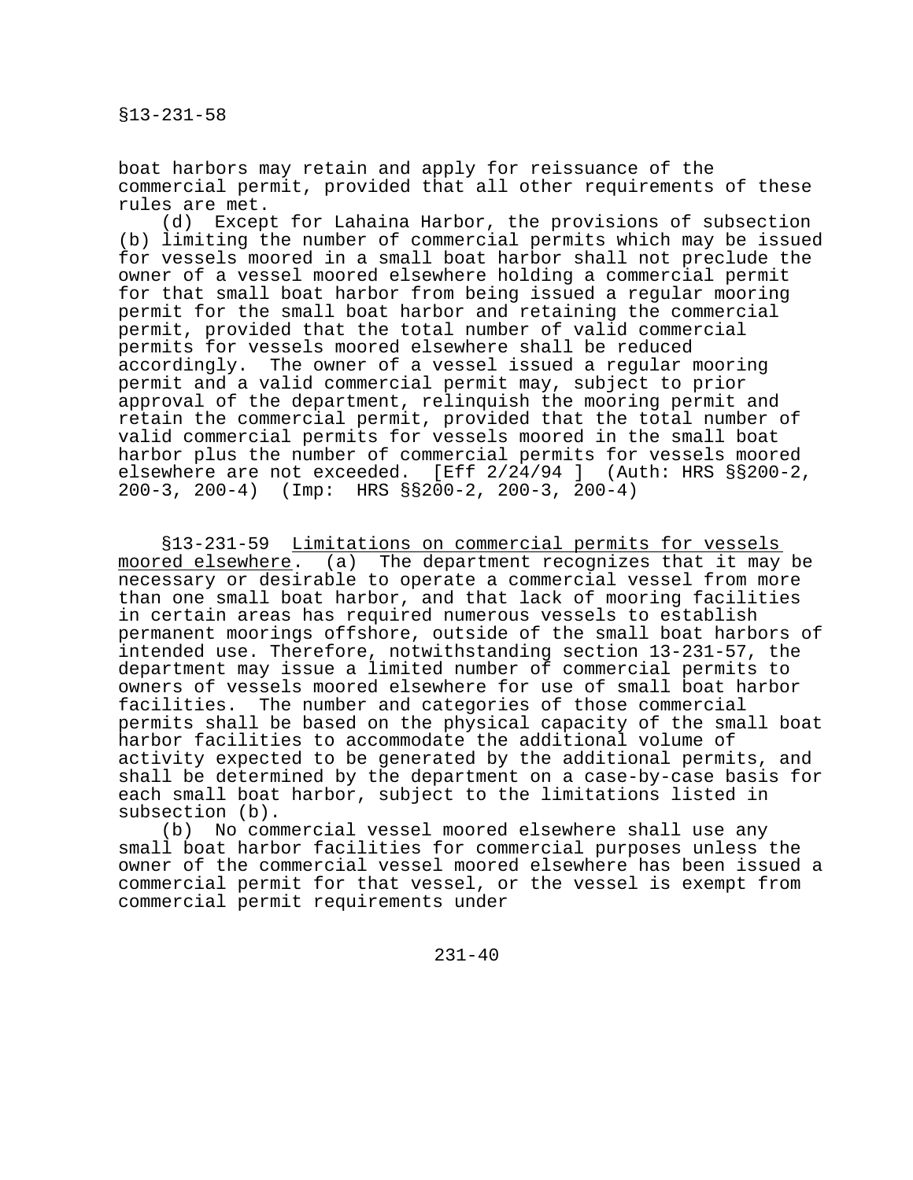boat harbors may retain and apply for reissuance of the commercial permit, provided that all other requirements of these rules are met.

(d) Except for Lahaina Harbor, the provisions of subsection (b) limiting the number of commercial permits which may be issued for vessels moored in a small boat harbor shall not preclude the owner of a vessel moored elsewhere holding a commercial permit for that small boat harbor from being issued a regular mooring permit for the small boat harbor and retaining the commercial permit, provided that the total number of valid commercial permits for vessels moored elsewhere shall be reduced accordingly. The owner of a vessel issued a regular mooring permit and a valid commercial permit may, subject to prior approval of the department, relinquish the mooring permit and retain the commercial permit, provided that the total number of valid commercial permits for vessels moored in the small boat harbor plus the number of commercial permits for vessels moored elsewhere are not exceeded. [Eff 2/24/94 ] (Auth: HRS §§200-2, 200-3, 200-4) (Imp: HRS §§200-2, 200-3, 200-4)

§13-231-59 Limitations on commercial permits for vessels moored elsewhere. (a) The department recognizes that it may be necessary or desirable to operate a commercial vessel from more than one small boat harbor, and that lack of mooring facilities in certain areas has required numerous vessels to establish permanent moorings offshore, outside of the small boat harbors of intended use. Therefore, notwithstanding section 13-231-57, the department may issue a limited number of commercial permits to owners of vessels moored elsewhere for use of small boat harbor facilities. The number and categories of those commercial permits shall be based on the physical capacity of the small boat harbor facilities to accommodate the additional volume of activity expected to be generated by the additional permits, and shall be determined by the department on a case-by-case basis for each small boat harbor, subject to the limitations listed in subsection (b).

(b) No commercial vessel moored elsewhere shall use any small boat harbor facilities for commercial purposes unless the owner of the commercial vessel moored elsewhere has been issued a commercial permit for that vessel, or the vessel is exempt from commercial permit requirements under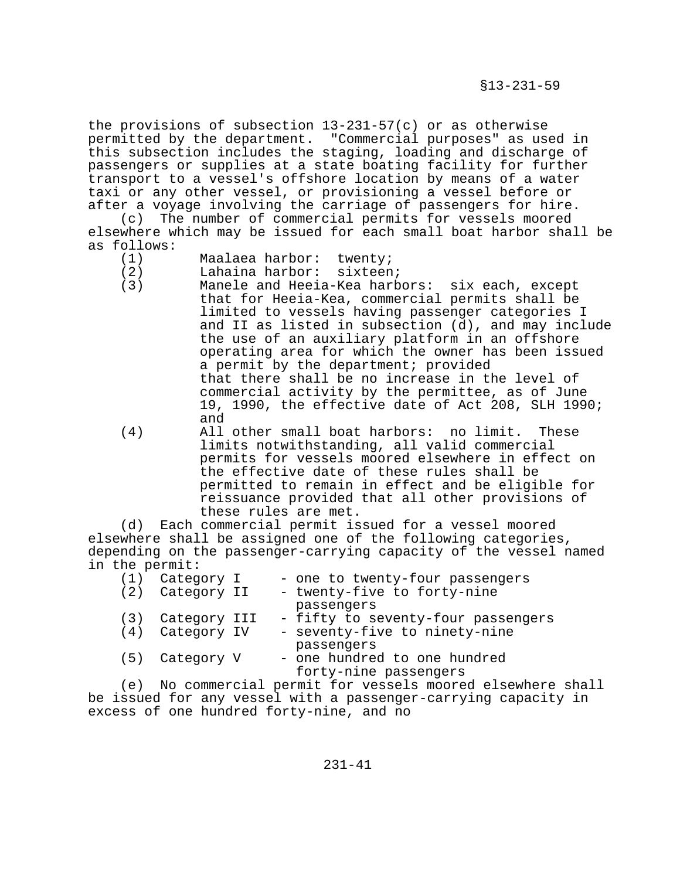the provisions of subsection 13-231-57(c) or as otherwise permitted by the department. "Commercial purposes" as used in this subsection includes the staging, loading and discharge of passengers or supplies at a state boating facility for further transport to a vessel's offshore location by means of a water taxi or any other vessel, or provisioning a vessel before or after a voyage involving the carriage of passengers for hire.

(c) The number of commercial permits for vessels moored elsewhere which may be issued for each small boat harbor shall be as follows:

(1) Maalaea harbor: twenty;

(2) Lahaina harbor: sixteen;

(3) Manele and Heeia-Kea harbors: six each, except that for Heeia-Kea, commercial permits shall be limited to vessels having passenger categories I and II as listed in subsection (d), and may include the use of an auxiliary platform in an offshore operating area for which the owner has been issued a permit by the department; provided that there shall be no increase in the level of commercial activity by the permittee, as of June 19, 1990, the effective date of Act 208, SLH 1990; and

(4) All other small boat harbors: no limit. These limits notwithstanding, all valid commercial permits for vessels moored elsewhere in effect on the effective date of these rules shall be permitted to remain in effect and be eligible for reissuance provided that all other provisions of these rules are met.

(d) Each commercial permit issued for a vessel moored elsewhere shall be assigned one of the following categories, depending on the passenger-carrying capacity of the vessel named in the permit:

(1) Category I - one to twenty-four passengers

(2) Category II - twenty-five to forty-nine passengers

(3) Category III - fifty to seventy-four passengers

(4) Category IV - seventy-five to ninety-nine passengers

(5) Category V - one hundred to one hundred forty-nine passengers

(e) No commercial permit for vessels moored elsewhere shall be issued for any vessel with a passenger-carrying capacity in excess of one hundred forty-nine, and no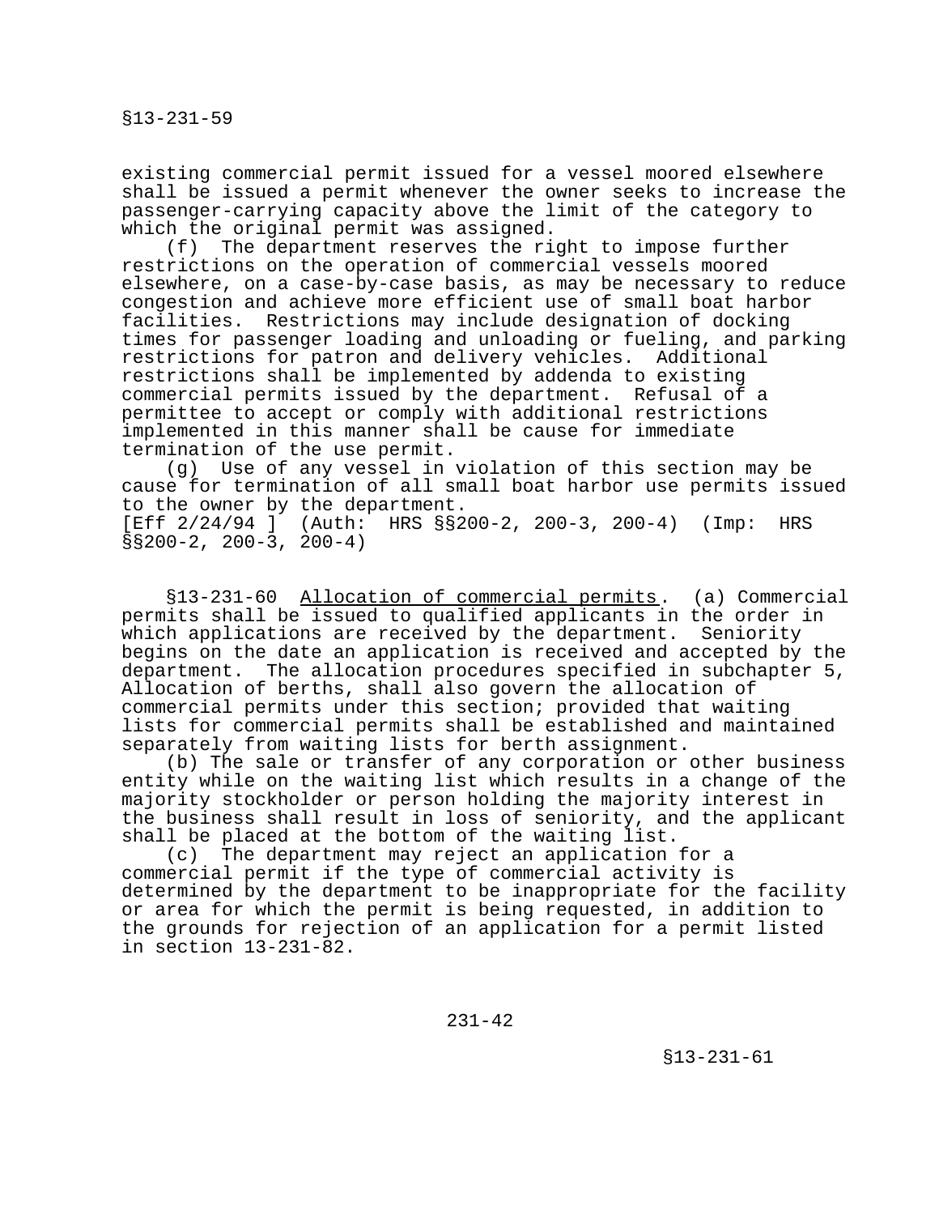existing commercial permit issued for a vessel moored elsewhere shall be issued a permit whenever the owner seeks to increase the passenger-carrying capacity above the limit of the category to which the original permit was assigned.

(f) The department reserves the right to impose further restrictions on the operation of commercial vessels moored elsewhere, on a case-by-case basis, as may be necessary to reduce congestion and achieve more efficient use of small boat harbor facilities. Restrictions may include designation of docking times for passenger loading and unloading or fueling, and parking restrictions for patron and delivery vehicles. Additional restrictions shall be implemented by addenda to existing commercial permits issued by the department. Refusal of a permittee to accept or comply with additional restrictions implemented in this manner shall be cause for immediate termination of the use permit.

(g) Use of any vessel in violation of this section may be cause for termination of all small boat harbor use permits issued to the owner by the department.
[Eff 2/24/94 ] (Auth: HRS §§200-2, 200-3, 200-4) (Imp: HRS §§200-2, 200-3, 200-4)

§13-231-60 Allocation of commercial permits. (a) Commercial permits shall be issued to qualified applicants in the order in which applications are received by the department. Seniority begins on the date an application is received and accepted by the department. The allocation procedures specified in subchapter 5, Allocation of berths, shall also govern the allocation of commercial permits under this section; provided that waiting lists for commercial permits shall be established and maintained separately from waiting lists for berth assignment.

(b) The sale or transfer of any corporation or other business entity while on the waiting list which results in a change of the majority stockholder or person holding the majority interest in the business shall result in loss of seniority, and the applicant shall be placed at the bottom of the waiting list.

(c) The department may reject an application for a commercial permit if the type of commercial activity is determined by the department to be inappropriate for the facility or area for which the permit is being requested, in addition to the grounds for rejection of an application for a permit listed in section 13-231-82.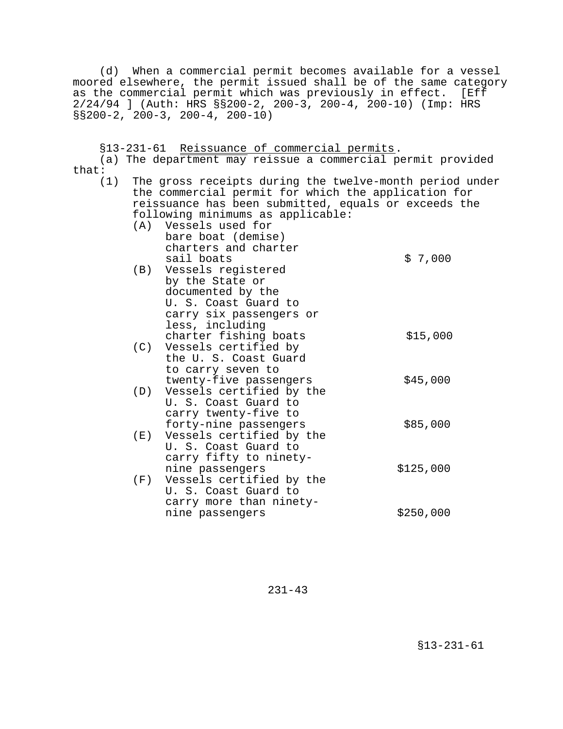(d) When a commercial permit becomes available for a vessel moored elsewhere, the permit issued shall be of the same category as the commercial permit which was previously in effect. [Eff 2/24/94 ] (Auth: HRS §§200-2, 200-3, 200-4, 200-10) (Imp: HRS §§200-2, 200-3, 200-4, 200-10)

§13-231-61 Reissuance of commercial permits.

(a) The department may reissue a commercial permit provided that:

(1) The gross receipts during the twelve-month period under the commercial permit for which the application for reissuance has been submitted, equals or exceeds the following minimums as applicable:

| | | |
|---|---|---|
| (A) | Vessels used for bare boat (demise) charters and charter sail boats | $ 7,000 |
| (B) | Vessels registered by the State or documented by the U. S. Coast Guard to carry six passengers or less, including charter fishing boats | $15,000 |
| (C) | Vessels certified by the U. S. Coast Guard to carry seven to twenty-five passengers | $45,000 |
| (D) | Vessels certified by the U. S. Coast Guard to carry twenty-five to forty-nine passengers | $85,000 |
| (E) | Vessels certified by the U. S. Coast Guard to carry fifty to ninety-nine passengers | $125,000 |
| (F) | Vessels certified by the U. S. Coast Guard to carry more than ninety-nine passengers | $250,000 |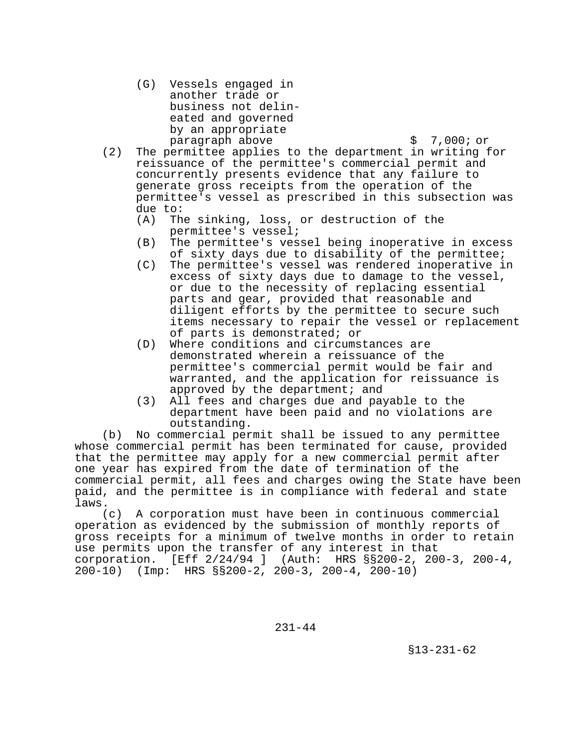(G) Vessels engaged in another trade or business not delineated and governed by an appropriate paragraph above $ 7,000; or

(2) The permittee applies to the department in writing for reissuance of the permittee's commercial permit and concurrently presents evidence that any failure to generate gross receipts from the operation of the permittee's vessel as prescribed in this subsection was due to:

(A) The sinking, loss, or destruction of the permittee's vessel;

(B) The permittee's vessel being inoperative in excess of sixty days due to disability of the permittee;

(C) The permittee's vessel was rendered inoperative in excess of sixty days due to damage to the vessel, or due to the necessity of replacing essential parts and gear, provided that reasonable and diligent efforts by the permittee to secure such items necessary to repair the vessel or replacement of parts is demonstrated; or

(D) Where conditions and circumstances are demonstrated wherein a reissuance of the permittee's commercial permit would be fair and warranted, and the application for reissuance is approved by the department; and

(3) All fees and charges due and payable to the department have been paid and no violations are outstanding.

(b) No commercial permit shall be issued to any permittee whose commercial permit has been terminated for cause, provided that the permittee may apply for a new commercial permit after one year has expired from the date of termination of the commercial permit, all fees and charges owing the State have been paid, and the permittee is in compliance with federal and state laws.

(c) A corporation must have been in continuous commercial operation as evidenced by the submission of monthly reports of gross receipts for a minimum of twelve months in order to retain use permits upon the transfer of any interest in that corporation. [Eff 2/24/94 ] (Auth: HRS §§200-2, 200-3, 200-4, 200-10) (Imp: HRS §§200-2, 200-3, 200-4, 200-10)

§13-231-62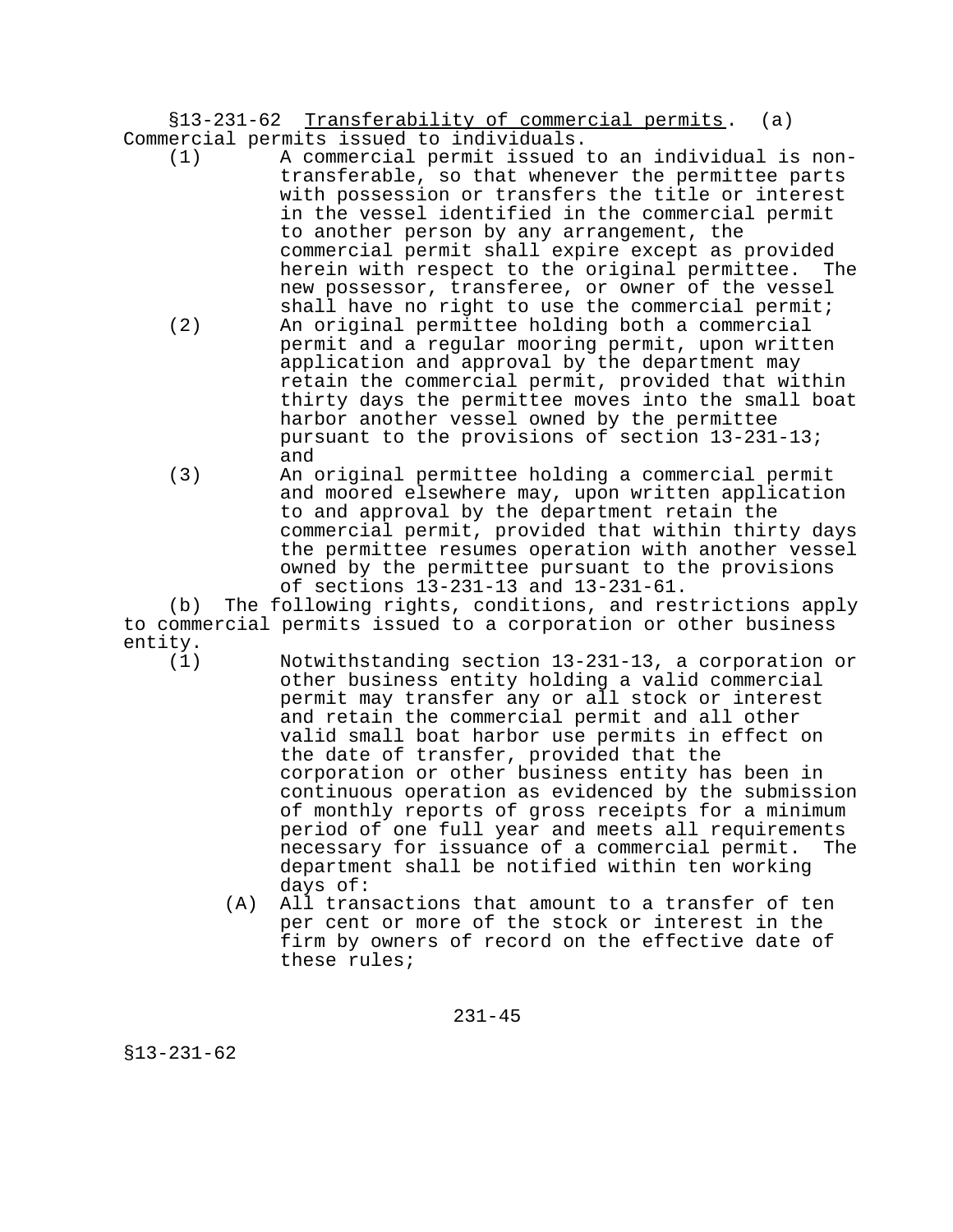§13-231-62 Transferability of commercial permits. (a) Commercial permits issued to individuals.

(1) A commercial permit issued to an individual is non-transferable, so that whenever the permittee parts with possession or transfers the title or interest in the vessel identified in the commercial permit to another person by any arrangement, the commercial permit shall expire except as provided herein with respect to the original permittee. The new possessor, transferee, or owner of the vessel shall have no right to use the commercial permit;

(2) An original permittee holding both a commercial permit and a regular mooring permit, upon written application and approval by the department may retain the commercial permit, provided that within thirty days the permittee moves into the small boat harbor another vessel owned by the permittee pursuant to the provisions of section 13-231-13; and

(3) An original permittee holding a commercial permit and moored elsewhere may, upon written application to and approval by the department retain the commercial permit, provided that within thirty days the permittee resumes operation with another vessel owned by the permittee pursuant to the provisions of sections 13-231-13 and 13-231-61.

(b) The following rights, conditions, and restrictions apply to commercial permits issued to a corporation or other business entity.

(1) Notwithstanding section 13-231-13, a corporation or other business entity holding a valid commercial permit may transfer any or all stock or interest and retain the commercial permit and all other valid small boat harbor use permits in effect on the date of transfer, provided that the corporation or other business entity has been in continuous operation as evidenced by the submission of monthly reports of gross receipts for a minimum period of one full year and meets all requirements necessary for issuance of a commercial permit. The department shall be notified within ten working days of:

   (A) All transactions that amount to a transfer of ten per cent or more of the stock or interest in the firm by owners of record on the effective date of these rules;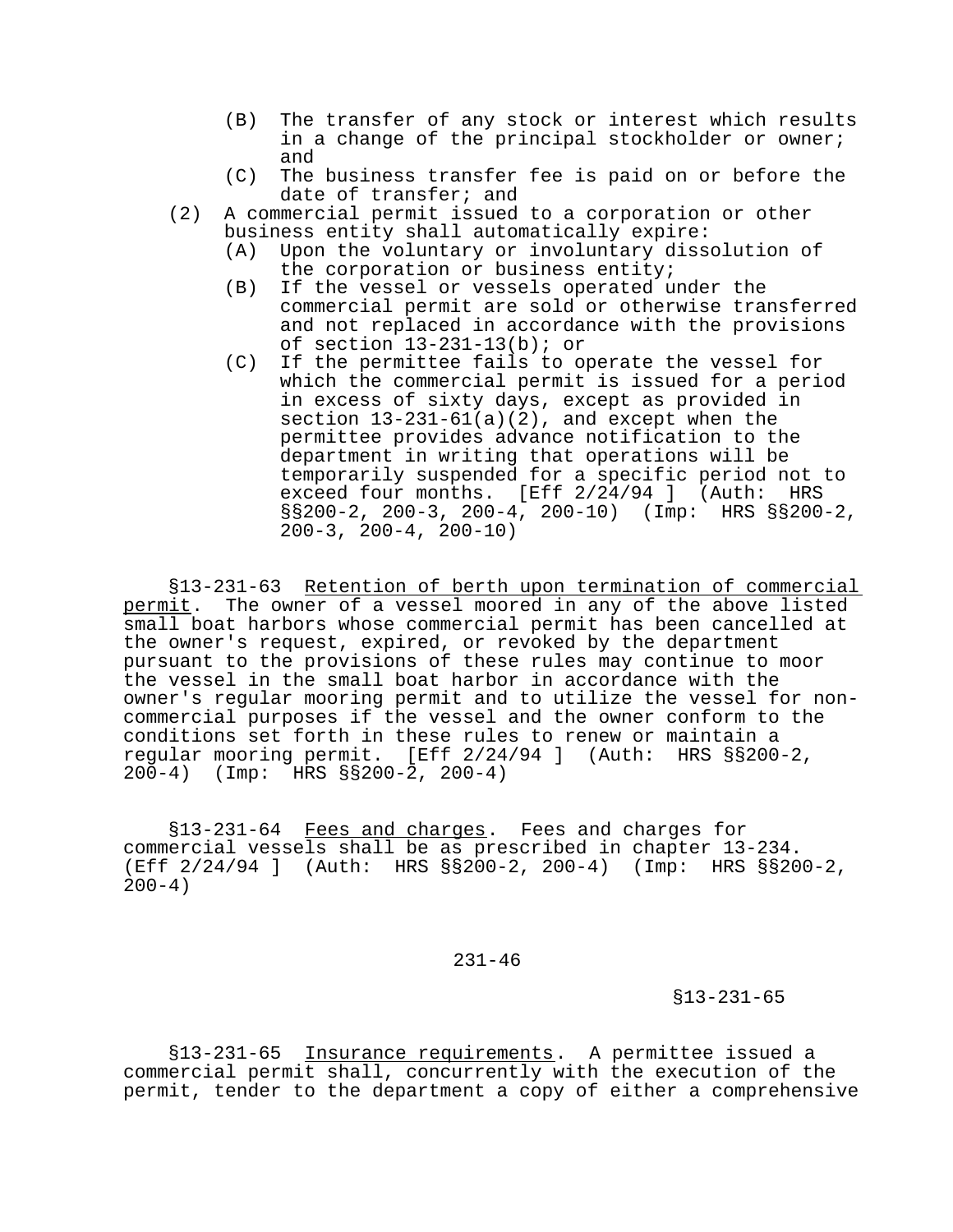(B) The transfer of any stock or interest which results in a change of the principal stockholder or owner; and

   (C) The business transfer fee is paid on or before the date of transfer; and

(2) A commercial permit issued to a corporation or other business entity shall automatically expire:

   (A) Upon the voluntary or involuntary dissolution of the corporation or business entity;

   (B) If the vessel or vessels operated under the commercial permit are sold or otherwise transferred and not replaced in accordance with the provisions of section 13-231-13(b); or

   (C) If the permittee fails to operate the vessel for which the commercial permit is issued for a period in excess of sixty days, except as provided in section 13-231-61(a)(2), and except when the permittee provides advance notification to the department in writing that operations will be temporarily suspended for a specific period not to exceed four months. [Eff 2/24/94 ] (Auth: HRS §§200-2, 200-3, 200-4, 200-10) (Imp: HRS §§200-2, 200-3, 200-4, 200-10)

§13-231-63 Retention of berth upon termination of commercial permit. The owner of a vessel moored in any of the above listed small boat harbors whose commercial permit has been cancelled at the owner's request, expired, or revoked by the department pursuant to the provisions of these rules may continue to moor the vessel in the small boat harbor in accordance with the owner's regular mooring permit and to utilize the vessel for non-commercial purposes if the vessel and the owner conform to the conditions set forth in these rules to renew or maintain a regular mooring permit. [Eff 2/24/94 ] (Auth: HRS §§200-2, 200-4) (Imp: HRS §§200-2, 200-4)

§13-231-64 Fees and charges. Fees and charges for commercial vessels shall be as prescribed in chapter 13-234. (Eff 2/24/94 ] (Auth: HRS §§200-2, 200-4) (Imp: HRS §§200-2, 200-4)

§13-231-65 Insurance requirements. A permittee issued a commercial permit shall, concurrently with the execution of the permit, tender to the department a copy of either a comprehensive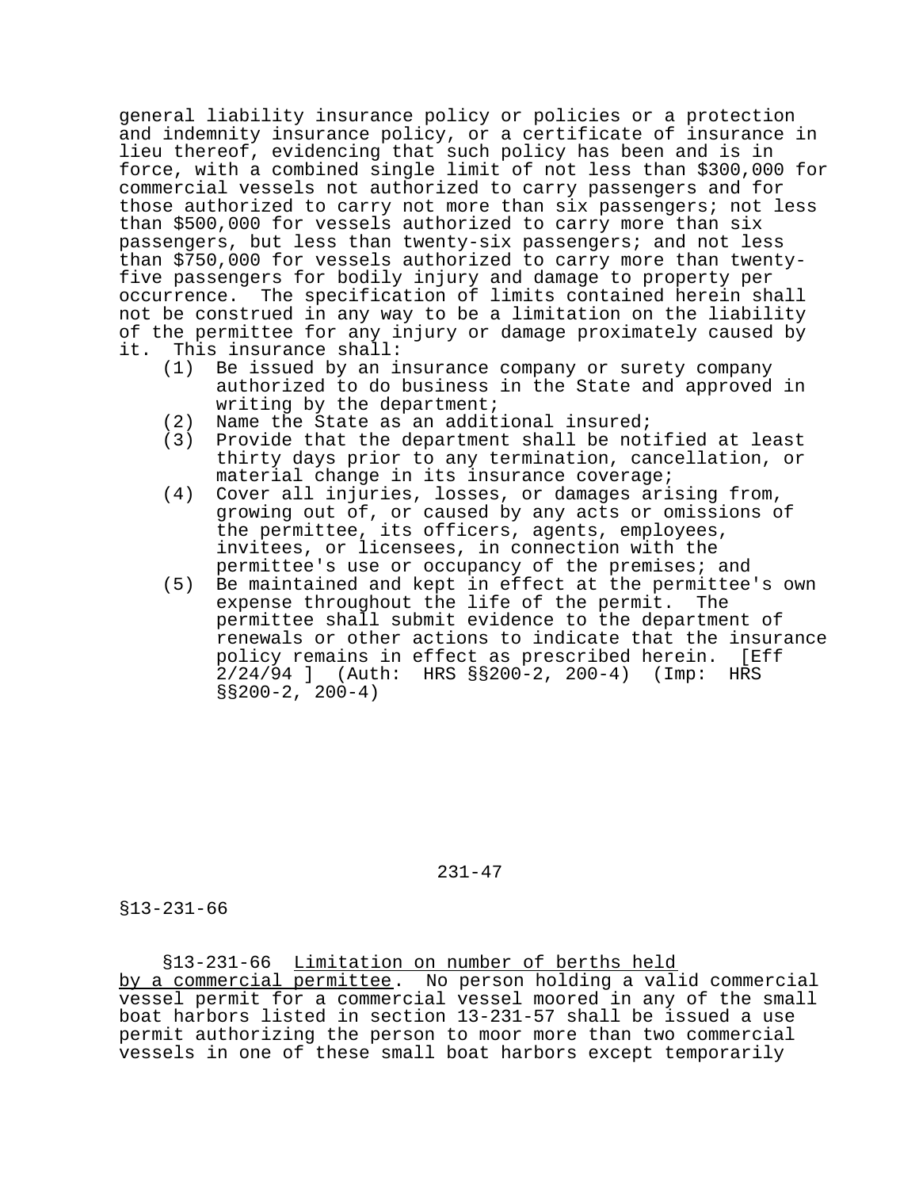general liability insurance policy or policies or a protection and indemnity insurance policy, or a certificate of insurance in lieu thereof, evidencing that such policy has been and is in force, with a combined single limit of not less than $300,000 for commercial vessels not authorized to carry passengers and for those authorized to carry not more than six passengers; not less than $500,000 for vessels authorized to carry more than six passengers, but less than twenty-six passengers; and not less than $750,000 for vessels authorized to carry more than twenty-five passengers for bodily injury and damage to property per occurrence. The specification of limits contained herein shall not be construed in any way to be a limitation on the liability of the permittee for any injury or damage proximately caused by it. This insurance shall:

(1) Be issued by an insurance company or surety company authorized to do business in the State and approved in writing by the department;

(2) Name the State as an additional insured;

(3) Provide that the department shall be notified at least thirty days prior to any termination, cancellation, or material change in its insurance coverage;

(4) Cover all injuries, losses, or damages arising from, growing out of, or caused by any acts or omissions of the permittee, its officers, agents, employees, invitees, or licensees, in connection with the permittee's use or occupancy of the premises; and

(5) Be maintained and kept in effect at the permittee's own expense throughout the life of the permit. The permittee shall submit evidence to the department of renewals or other actions to indicate that the insurance policy remains in effect as prescribed herein. [Eff 2/24/94 ] (Auth: HRS §§200-2, 200-4) (Imp: HRS §§200-2, 200-4)

§13-231-66 Limitation on number of berths held by a commercial permittee. No person holding a valid commercial vessel permit for a commercial vessel moored in any of the small boat harbors listed in section 13-231-57 shall be issued a use permit authorizing the person to moor more than two commercial vessels in one of these small boat harbors except temporarily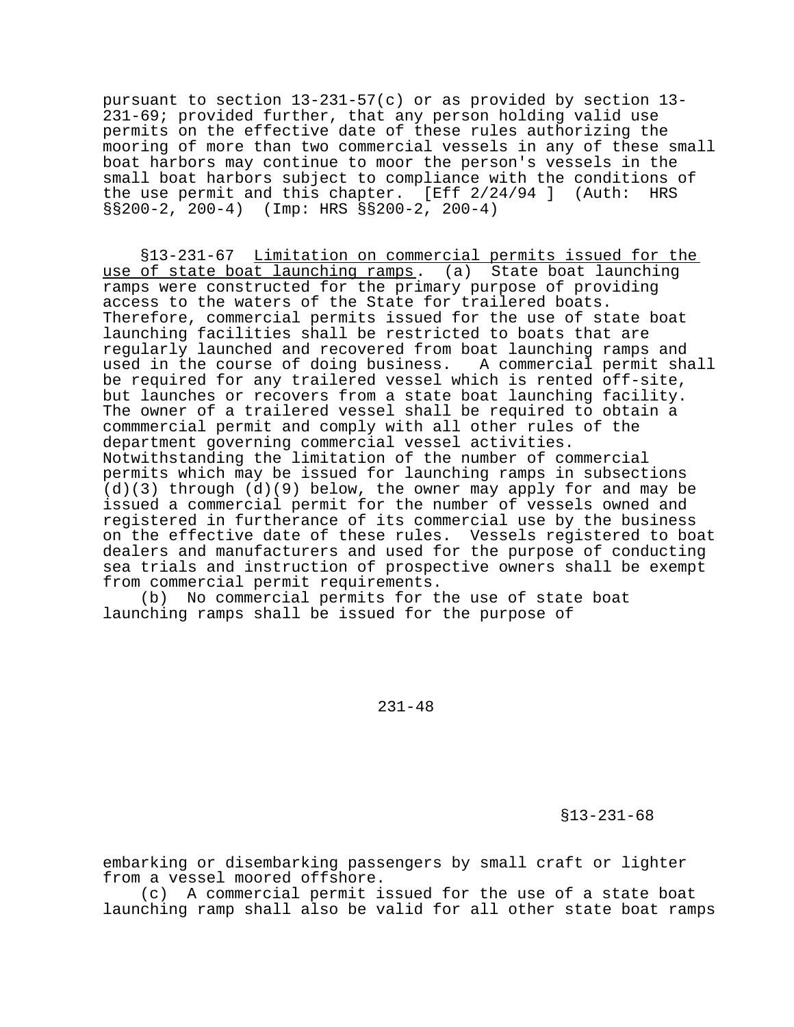pursuant to section 13-231-57(c) or as provided by section 13-231-69; provided further, that any person holding valid use permits on the effective date of these rules authorizing the mooring of more than two commercial vessels in any of these small boat harbors may continue to moor the person's vessels in the small boat harbors subject to compliance with the conditions of the use permit and this chapter. [Eff 2/24/94 ] (Auth: HRS §§200-2, 200-4) (Imp: HRS §§200-2, 200-4)

§13-231-67 Limitation on commercial permits issued for the use of state boat launching ramps. (a) State boat launching ramps were constructed for the primary purpose of providing access to the waters of the State for trailered boats. Therefore, commercial permits issued for the use of state boat launching facilities shall be restricted to boats that are regularly launched and recovered from boat launching ramps and used in the course of doing business. A commercial permit shall be required for any trailered vessel which is rented off-site, but launches or recovers from a state boat launching facility. The owner of a trailered vessel shall be required to obtain a commmercial permit and comply with all other rules of the department governing commercial vessel activities. Notwithstanding the limitation of the number of commercial permits which may be issued for launching ramps in subsections (d)(3) through (d)(9) below, the owner may apply for and may be issued a commercial permit for the number of vessels owned and registered in furtherance of its commercial use by the business on the effective date of these rules. Vessels registered to boat dealers and manufacturers and used for the purpose of conducting sea trials and instruction of prospective owners shall be exempt from commercial permit requirements.

(b) No commercial permits for the use of state boat launching ramps shall be issued for the purpose of embarking or disembarking passengers by small craft or lighter from a vessel moored offshore.

(c) A commercial permit issued for the use of a state boat launching ramp shall also be valid for all other state boat ramps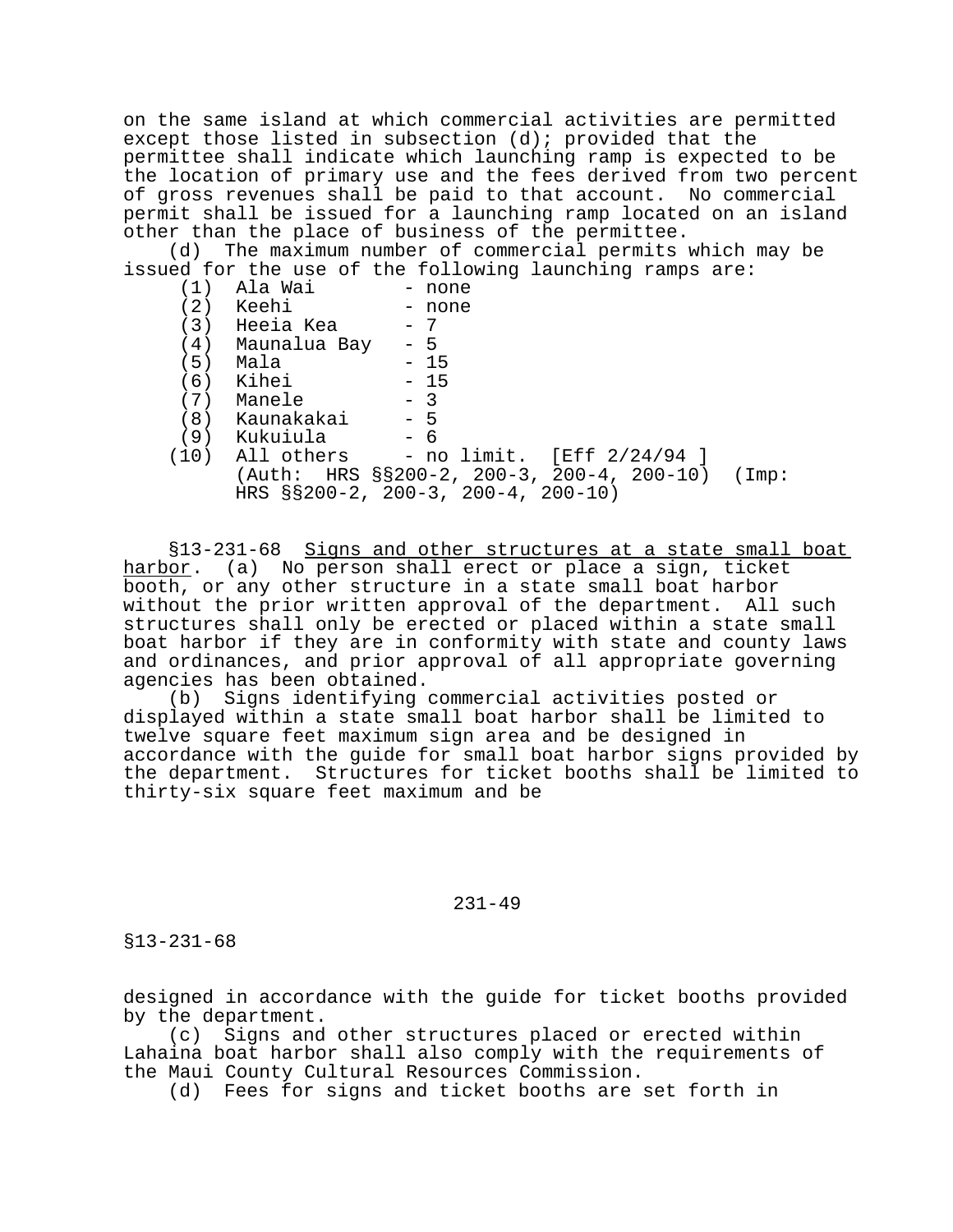on the same island at which commercial activities are permitted except those listed in subsection (d); provided that the permittee shall indicate which launching ramp is expected to be the location of primary use and the fees derived from two percent of gross revenues shall be paid to that account. No commercial permit shall be issued for a launching ramp located on an island other than the place of business of the permittee.

(d) The maximum number of commercial permits which may be issued for the use of the following launching ramps are:

(1) Ala Wai - none
(2) Keehi - none
(3) Heeia Kea - 7
(4) Maunalua Bay - 5
(5) Mala - 15
(6) Kihei - 15
(7) Manele - 3
(8) Kaunakakai - 5
(9) Kukuiula - 6
(10) All others - no limit. [Eff 2/24/94 ] (Auth: HRS §§200-2, 200-3, 200-4, 200-10) (Imp: HRS §§200-2, 200-3, 200-4, 200-10)

§13-231-68 Signs and other structures at a state small boat harbor. (a) No person shall erect or place a sign, ticket booth, or any other structure in a state small boat harbor without the prior written approval of the department. All such structures shall only be erected or placed within a state small boat harbor if they are in conformity with state and county laws and ordinances, and prior approval of all appropriate governing agencies has been obtained.

(b) Signs identifying commercial activities posted or displayed within a state small boat harbor shall be limited to twelve square feet maximum sign area and be designed in accordance with the guide for small boat harbor signs provided by the department. Structures for ticket booths shall be limited to thirty-six square feet maximum and be designed in accordance with the guide for ticket booths provided by the department.

(c) Signs and other structures placed or erected within Lahaina boat harbor shall also comply with the requirements of the Maui County Cultural Resources Commission.

(d) Fees for signs and ticket booths are set forth in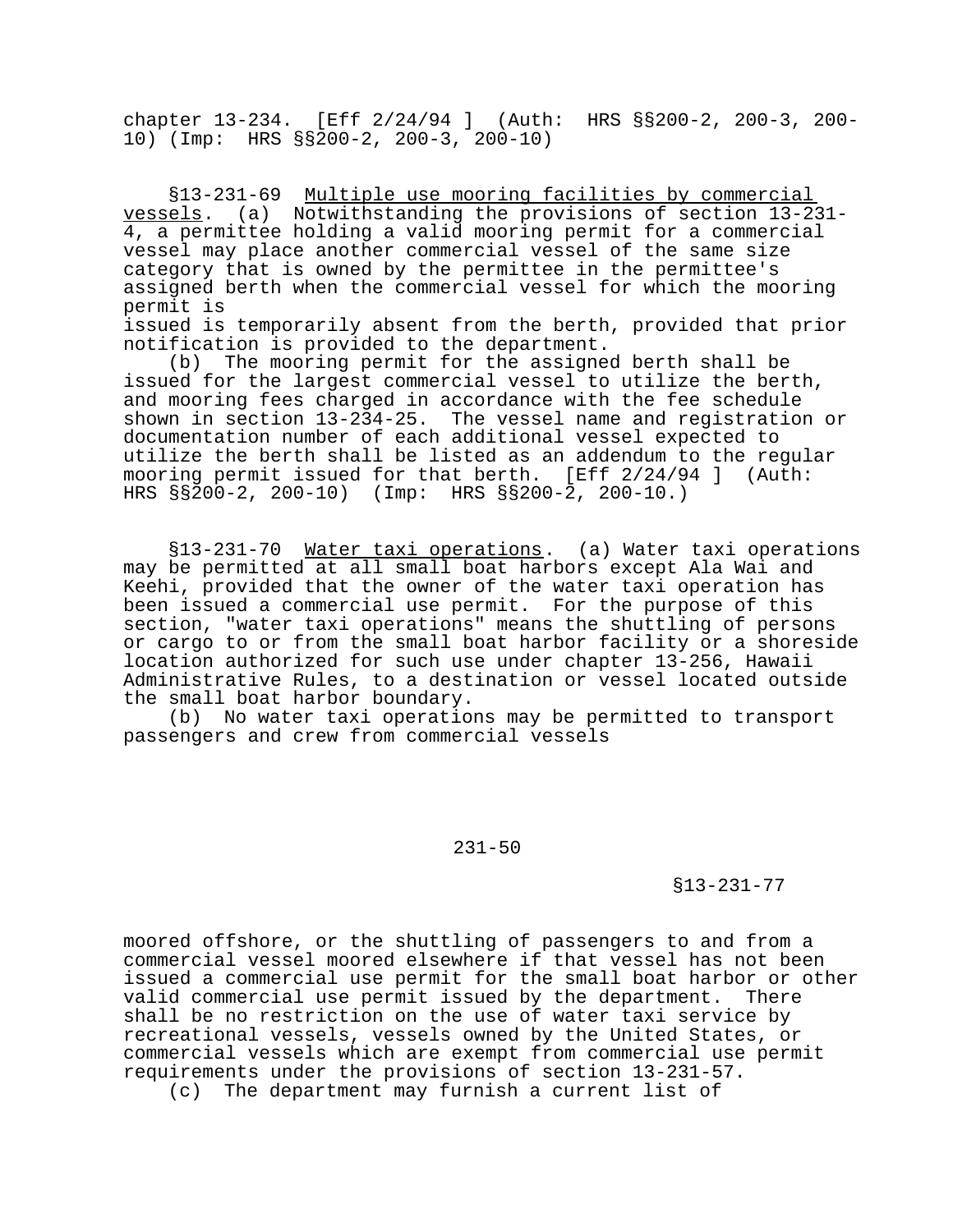chapter 13-234. [Eff 2/24/94 ] (Auth: HRS §§200-2, 200-3, 200-10) (Imp: HRS §§200-2, 200-3, 200-10)

§13-231-69 Multiple use mooring facilities by commercial vessels. (a) Notwithstanding the provisions of section 13-231-4, a permittee holding a valid mooring permit for a commercial vessel may place another commercial vessel of the same size category that is owned by the permittee in the permittee's assigned berth when the commercial vessel for which the mooring permit is issued is temporarily absent from the berth, provided that prior notification is provided to the department.

(b) The mooring permit for the assigned berth shall be issued for the largest commercial vessel to utilize the berth, and mooring fees charged in accordance with the fee schedule shown in section 13-234-25. The vessel name and registration or documentation number of each additional vessel expected to utilize the berth shall be listed as an addendum to the regular mooring permit issued for that berth. [Eff 2/24/94 ] (Auth: HRS §§200-2, 200-10) (Imp: HRS §§200-2, 200-10.)

§13-231-70 Water taxi operations. (a) Water taxi operations may be permitted at all small boat harbors except Ala Wai and Keehi, provided that the owner of the water taxi operation has been issued a commercial use permit. For the purpose of this section, "water taxi operations" means the shuttling of persons or cargo to or from the small boat harbor facility or a shoreside location authorized for such use under chapter 13-256, Hawaii Administrative Rules, to a destination or vessel located outside the small boat harbor boundary.

(b) No water taxi operations may be permitted to transport passengers and crew from commercial vessels moored offshore, or the shuttling of passengers to and from a commercial vessel moored elsewhere if that vessel has not been issued a commercial use permit for the small boat harbor or other valid commercial use permit issued by the department. There shall be no restriction on the use of water taxi service by recreational vessels, vessels owned by the United States, or commercial vessels which are exempt from commercial use permit requirements under the provisions of section 13-231-57.

(c) The department may furnish a current list of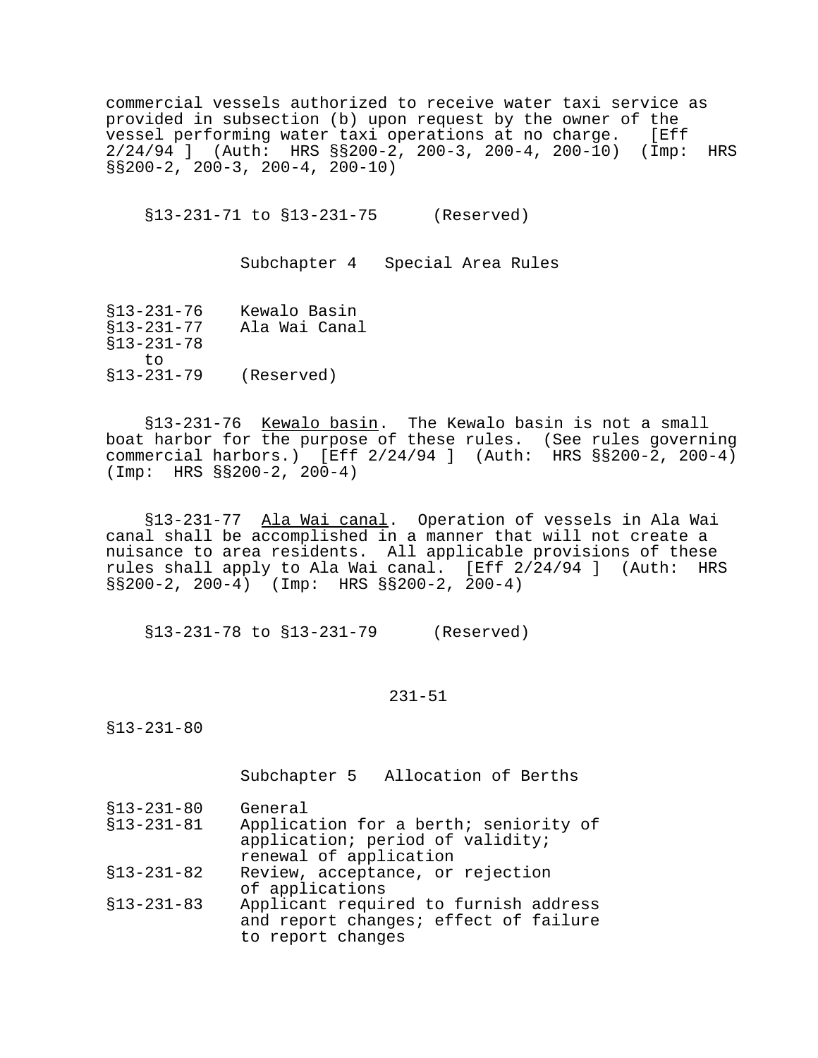commercial vessels authorized to receive water taxi service as provided in subsection (b) upon request by the owner of the vessel performing water taxi operations at no charge. [Eff 2/24/94 ] (Auth: HRS §§200-2, 200-3, 200-4, 200-10) (Imp: HRS §§200-2, 200-3, 200-4, 200-10)

§13-231-71 to §13-231-75 (Reserved)

## Subchapter 4 Special Area Rules

| | |
|---|---|
| §13-231-76 | Kewalo Basin |
| §13-231-77 | Ala Wai Canal |
| §13-231-78 to §13-231-79 | (Reserved) |

§13-231-76 Kewalo basin. The Kewalo basin is not a small boat harbor for the purpose of these rules. (See rules governing commercial harbors.) [Eff 2/24/94 ] (Auth: HRS §§200-2, 200-4) (Imp: HRS §§200-2, 200-4)

§13-231-77 Ala Wai canal. Operation of vessels in Ala Wai canal shall be accomplished in a manner that will not create a nuisance to area residents. All applicable provisions of these rules shall apply to Ala Wai canal. [Eff 2/24/94 ] (Auth: HRS §§200-2, 200-4) (Imp: HRS §§200-2, 200-4)

§13-231-78 to §13-231-79 (Reserved)

## Subchapter 5 Allocation of Berths

| | |
|---|---|
| §13-231-80 | General |
| §13-231-81 | Application for a berth; seniority of application; period of validity; renewal of application |
| §13-231-82 | Review, acceptance, or rejection of applications |
| §13-231-83 | Applicant required to furnish address and report changes; effect of failure to report changes |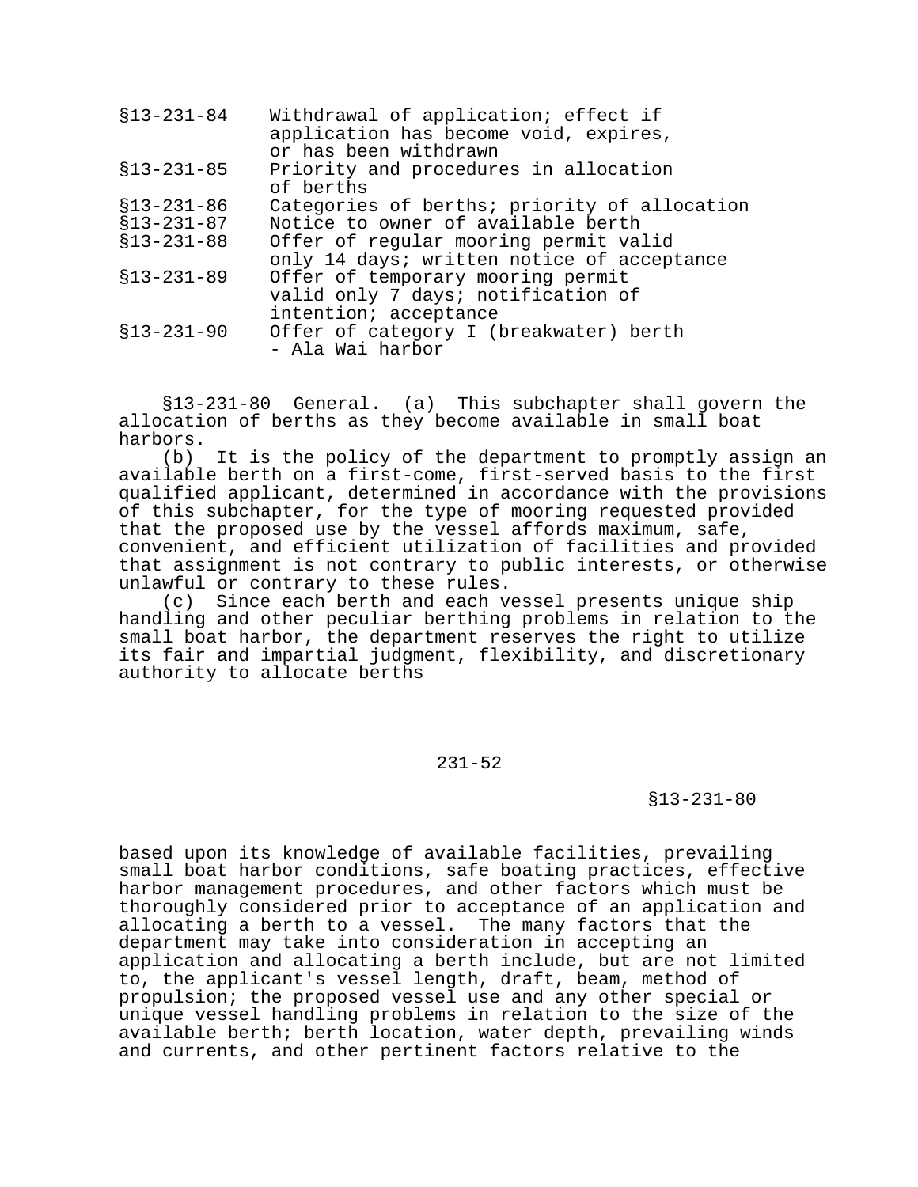| | |
|---|---|
| §13-231-84 | Withdrawal of application; effect if application has become void, expires, or has been withdrawn |
| §13-231-85 | Priority and procedures in allocation of berths |
| §13-231-86 | Categories of berths; priority of allocation |
| §13-231-87 | Notice to owner of available berth |
| §13-231-88 | Offer of regular mooring permit valid only 14 days; written notice of acceptance |
| §13-231-89 | Offer of temporary mooring permit valid only 7 days; notification of intention; acceptance |
| §13-231-90 | Offer of category I (breakwater) berth - Ala Wai harbor |

§13-231-80 General. (a) This subchapter shall govern the allocation of berths as they become available in small boat harbors.

(b) It is the policy of the department to promptly assign an available berth on a first-come, first-served basis to the first qualified applicant, determined in accordance with the provisions of this subchapter, for the type of mooring requested provided that the proposed use by the vessel affords maximum, safe, convenient, and efficient utilization of facilities and provided that assignment is not contrary to public interests, or otherwise unlawful or contrary to these rules.

(c) Since each berth and each vessel presents unique ship handling and other peculiar berthing problems in relation to the small boat harbor, the department reserves the right to utilize its fair and impartial judgment, flexibility, and discretionary authority to allocate berths based upon its knowledge of available facilities, prevailing small boat harbor conditions, safe boating practices, effective harbor management procedures, and other factors which must be thoroughly considered prior to acceptance of an application and allocating a berth to a vessel. The many factors that the department may take into consideration in accepting an application and allocating a berth include, but are not limited to, the applicant's vessel length, draft, beam, method of propulsion; the proposed vessel use and any other special or unique vessel handling problems in relation to the size of the available berth; berth location, water depth, prevailing winds and currents, and other pertinent factors relative to the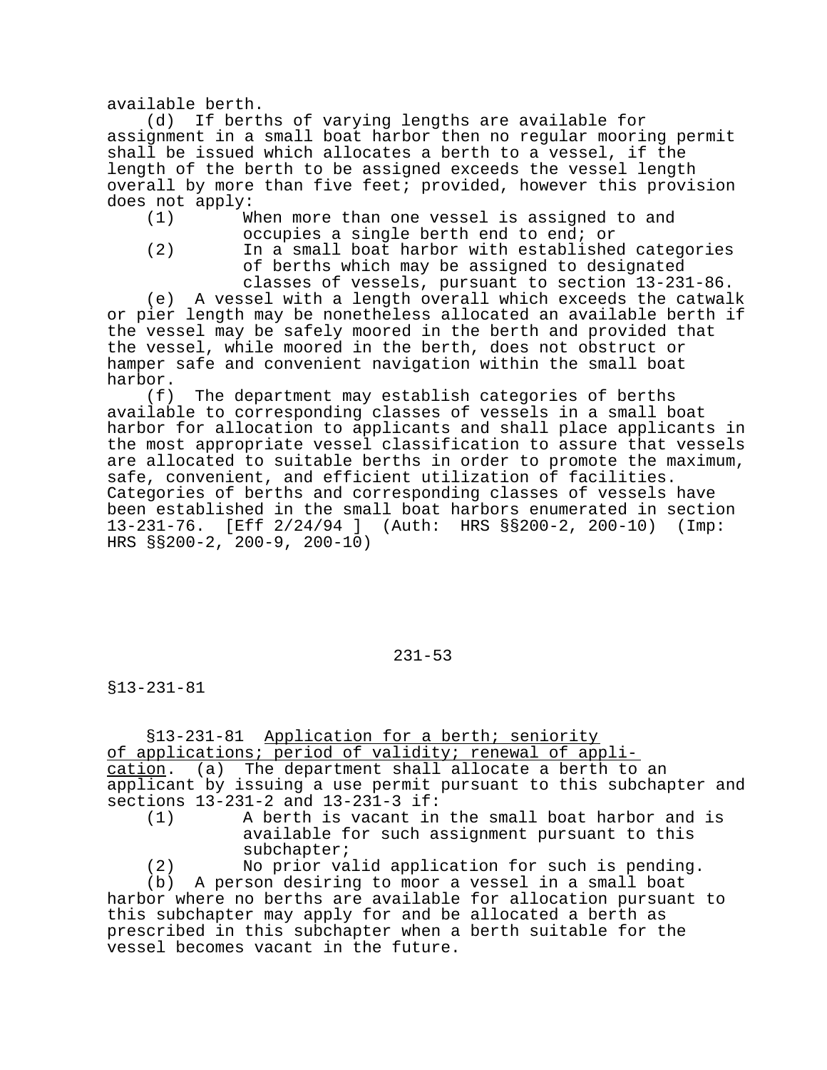available berth.

(d) If berths of varying lengths are available for assignment in a small boat harbor then no regular mooring permit shall be issued which allocates a berth to a vessel, if the length of the berth to be assigned exceeds the vessel length overall by more than five feet; provided, however this provision does not apply:

(1) When more than one vessel is assigned to and occupies a single berth end to end; or

(2) In a small boat harbor with established categories of berths which may be assigned to designated classes of vessels, pursuant to section 13-231-86.

(e) A vessel with a length overall which exceeds the catwalk or pier length may be nonetheless allocated an available berth if the vessel may be safely moored in the berth and provided that the vessel, while moored in the berth, does not obstruct or hamper safe and convenient navigation within the small boat harbor.

(f) The department may establish categories of berths available to corresponding classes of vessels in a small boat harbor for allocation to applicants and shall place applicants in the most appropriate vessel classification to assure that vessels are allocated to suitable berths in order to promote the maximum, safe, convenient, and efficient utilization of facilities. Categories of berths and corresponding classes of vessels have been established in the small boat harbors enumerated in section 13-231-76. [Eff 2/24/94 ] (Auth: HRS §§200-2, 200-10) (Imp: HRS §§200-2, 200-9, 200-10)

§13-231-81 Application for a berth; seniority of applications; period of validity; renewal of application. (a) The department shall allocate a berth to an applicant by issuing a use permit pursuant to this subchapter and sections 13-231-2 and 13-231-3 if:

(1) A berth is vacant in the small boat harbor and is available for such assignment pursuant to this subchapter;

(2) No prior valid application for such is pending.

(b) A person desiring to moor a vessel in a small boat harbor where no berths are available for allocation pursuant to this subchapter may apply for and be allocated a berth as prescribed in this subchapter when a berth suitable for the vessel becomes vacant in the future.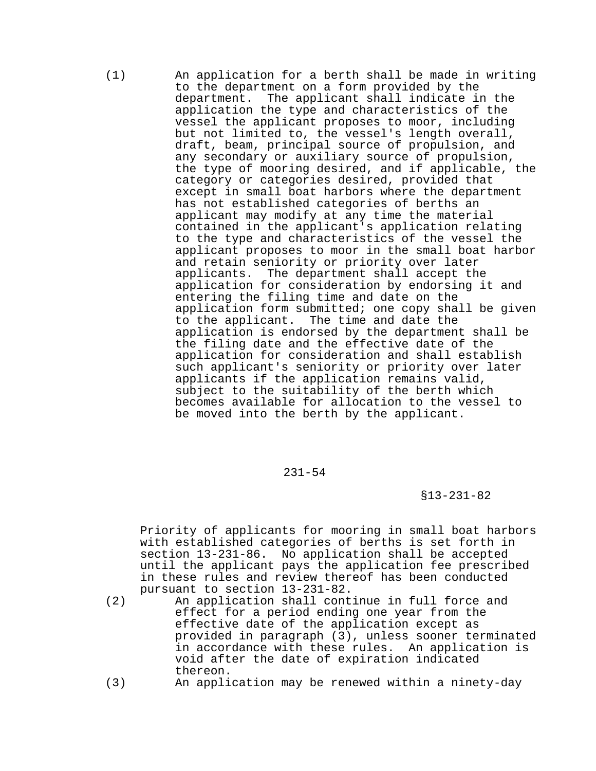(1) An application for a berth shall be made in writing to the department on a form provided by the department. The applicant shall indicate in the application the type and characteristics of the vessel the applicant proposes to moor, including but not limited to, the vessel's length overall, draft, beam, principal source of propulsion, and any secondary or auxiliary source of propulsion, the type of mooring desired, and if applicable, the category or categories desired, provided that except in small boat harbors where the department has not established categories of berths an applicant may modify at any time the material contained in the applicant's application relating to the type and characteristics of the vessel the applicant proposes to moor in the small boat harbor and retain seniority or priority over later applicants. The department shall accept the application for consideration by endorsing it and entering the filing time and date on the application form submitted; one copy shall be given to the applicant. The time and date the application is endorsed by the department shall be the filing date and the effective date of the application for consideration and shall establish such applicant's seniority or priority over later applicants if the application remains valid, subject to the suitability of the berth which becomes available for allocation to the vessel to be moved into the berth by the applicant. Priority of applicants for mooring in small boat harbors with established categories of berths is set forth in section 13-231-86. No application shall be accepted until the applicant pays the application fee prescribed in these rules and review thereof has been conducted pursuant to section 13-231-82.

(2) An application shall continue in full force and effect for a period ending one year from the effective date of the application except as provided in paragraph (3), unless sooner terminated in accordance with these rules. An application is void after the date of expiration indicated thereon.

(3) An application may be renewed within a ninety-day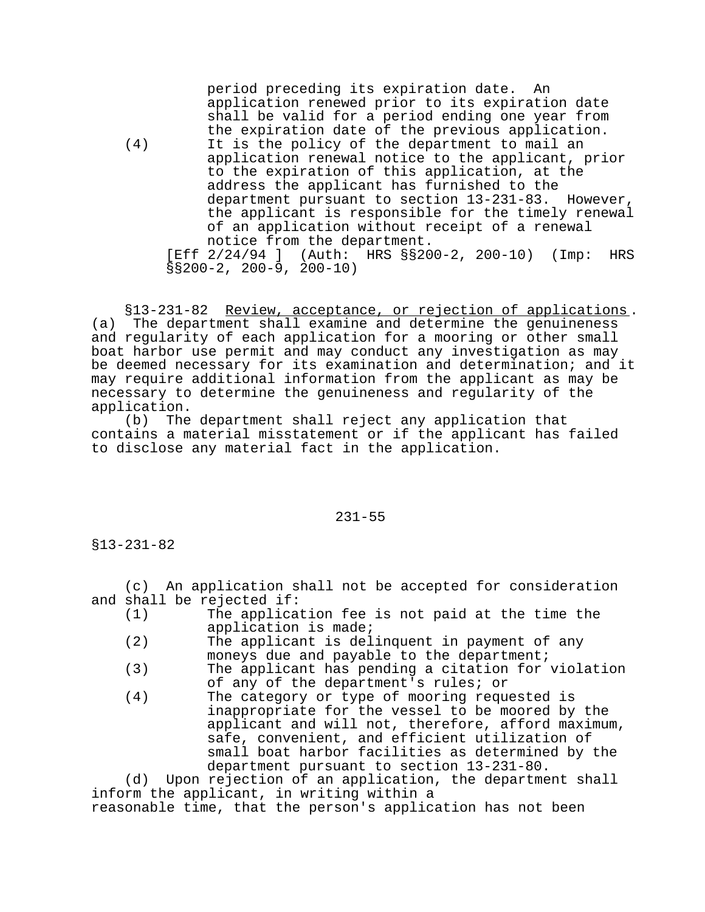period preceding its expiration date. An application renewed prior to its expiration date shall be valid for a period ending one year from the expiration date of the previous application.

(4) It is the policy of the department to mail an application renewal notice to the applicant, prior to the expiration of this application, at the address the applicant has furnished to the department pursuant to section 13-231-83. However, the applicant is responsible for the timely renewal of an application without receipt of a renewal notice from the department.

[Eff 2/24/94 ] (Auth: HRS §§200-2, 200-10) (Imp: HRS §§200-2, 200-9, 200-10)

§13-231-82 Review, acceptance, or rejection of applications. (a) The department shall examine and determine the genuineness and regularity of each application for a mooring or other small boat harbor use permit and may conduct any investigation as may be deemed necessary for its examination and determination; and it may require additional information from the applicant as may be necessary to determine the genuineness and regularity of the application.

(b) The department shall reject any application that contains a material misstatement or if the applicant has failed to disclose any material fact in the application.

(c) An application shall not be accepted for consideration and shall be rejected if:

(1) The application fee is not paid at the time the application is made;
(2) The applicant is delinquent in payment of any moneys due and payable to the department;
(3) The applicant has pending a citation for violation of any of the department's rules; or
(4) The category or type of mooring requested is inappropriate for the vessel to be moored by the applicant and will not, therefore, afford maximum, safe, convenient, and efficient utilization of small boat harbor facilities as determined by the department pursuant to section 13-231-80.

(d) Upon rejection of an application, the department shall inform the applicant, in writing within a reasonable time, that the person's application has not been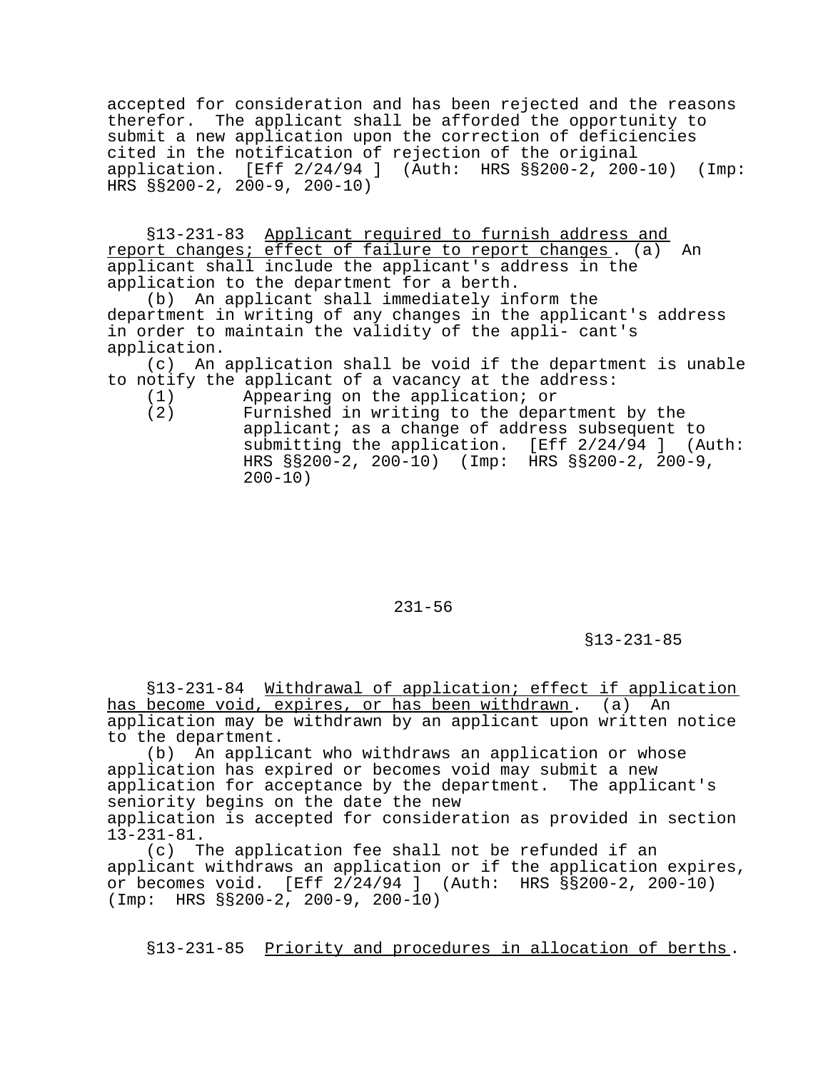accepted for consideration and has been rejected and the reasons therefor. The applicant shall be afforded the opportunity to submit a new application upon the correction of deficiencies cited in the notification of rejection of the original application. [Eff 2/24/94 ] (Auth: HRS §§200-2, 200-10) (Imp: HRS §§200-2, 200-9, 200-10)

§13-231-83 Applicant required to furnish address and report changes; effect of failure to report changes. (a) An applicant shall include the applicant's address in the application to the department for a berth.

(b) An applicant shall immediately inform the department in writing of any changes in the applicant's address in order to maintain the validity of the appli- cant's application.

(c) An application shall be void if the department is unable to notify the applicant of a vacancy at the address:

(1) Appearing on the application; or
(2) Furnished in writing to the department by the applicant; as a change of address subsequent to submitting the application. [Eff 2/24/94 ] (Auth: HRS §§200-2, 200-10) (Imp: HRS §§200-2, 200-9, 200-10)

§13-231-84 Withdrawal of application; effect if application has become void, expires, or has been withdrawn. (a) An application may be withdrawn by an applicant upon written notice to the department.

(b) An applicant who withdraws an application or whose application has expired or becomes void may submit a new application for acceptance by the department. The applicant's seniority begins on the date the new application is accepted for consideration as provided in section 13-231-81.

(c) The application fee shall not be refunded if an applicant withdraws an application or if the application expires, or becomes void. [Eff 2/24/94 ] (Auth: HRS §§200-2, 200-10) (Imp: HRS §§200-2, 200-9, 200-10)

§13-231-85 Priority and procedures in allocation of berths.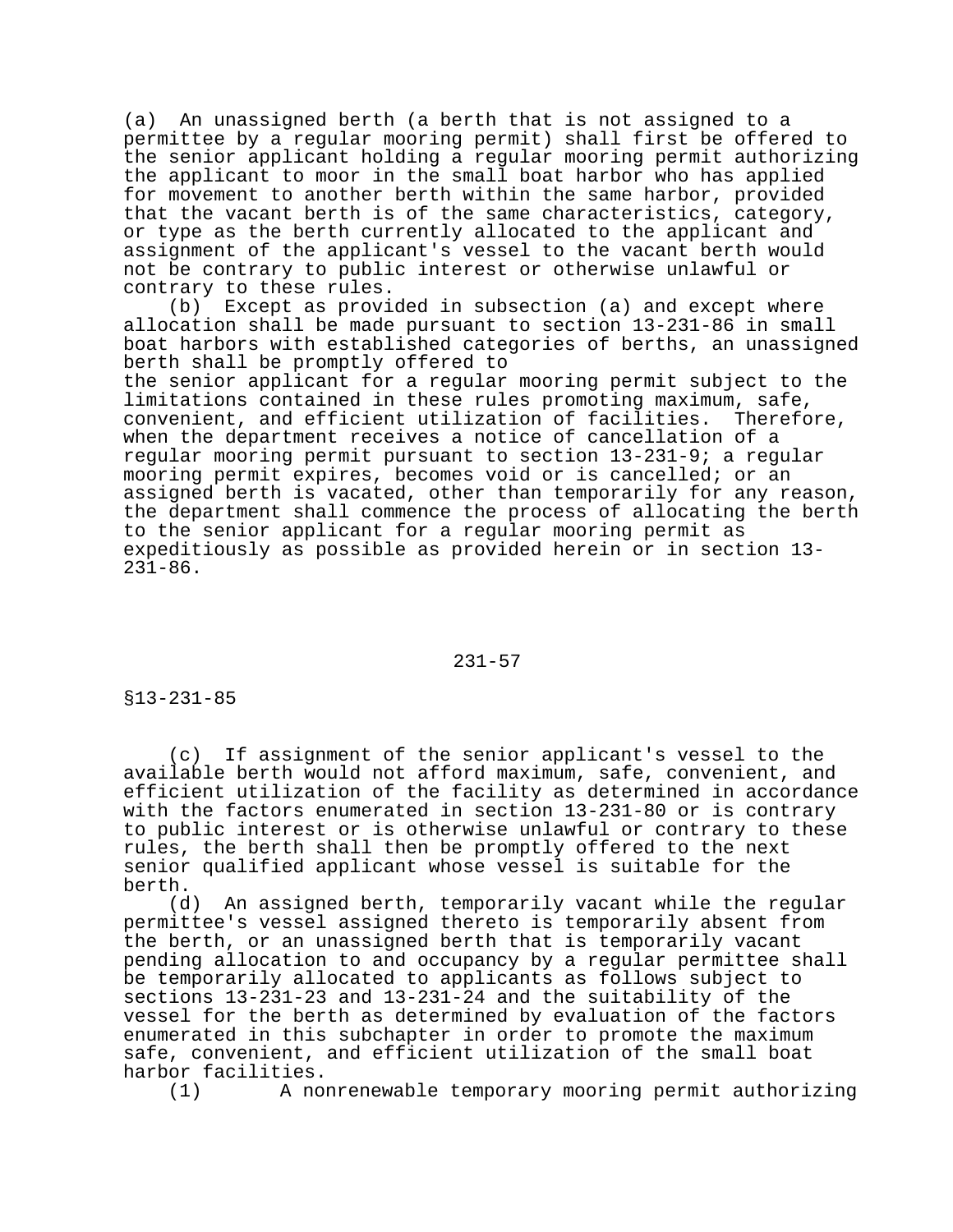(a) An unassigned berth (a berth that is not assigned to a permittee by a regular mooring permit) shall first be offered to the senior applicant holding a regular mooring permit authorizing the applicant to moor in the small boat harbor who has applied for movement to another berth within the same harbor, provided that the vacant berth is of the same characteristics, category, or type as the berth currently allocated to the applicant and assignment of the applicant's vessel to the vacant berth would not be contrary to public interest or otherwise unlawful or contrary to these rules.

(b) Except as provided in subsection (a) and except where allocation shall be made pursuant to section 13-231-86 in small boat harbors with established categories of berths, an unassigned berth shall be promptly offered to the senior applicant for a regular mooring permit subject to the limitations contained in these rules promoting maximum, safe, convenient, and efficient utilization of facilities. Therefore, when the department receives a notice of cancellation of a regular mooring permit pursuant to section 13-231-9; a regular mooring permit expires, becomes void or is cancelled; or an assigned berth is vacated, other than temporarily for any reason, the department shall commence the process of allocating the berth to the senior applicant for a regular mooring permit as expeditiously as possible as provided herein or in section 13-231-86.

§13-231-85

(c) If assignment of the senior applicant's vessel to the available berth would not afford maximum, safe, convenient, and efficient utilization of the facility as determined in accordance with the factors enumerated in section 13-231-80 or is contrary to public interest or is otherwise unlawful or contrary to these rules, the berth shall then be promptly offered to the next senior qualified applicant whose vessel is suitable for the berth.

(d) An assigned berth, temporarily vacant while the regular permittee's vessel assigned thereto is temporarily absent from the berth, or an unassigned berth that is temporarily vacant pending allocation to and occupancy by a regular permittee shall be temporarily allocated to applicants as follows subject to sections 13-231-23 and 13-231-24 and the suitability of the vessel for the berth as determined by evaluation of the factors enumerated in this subchapter in order to promote the maximum safe, convenient, and efficient utilization of the small boat harbor facilities.

(1) A nonrenewable temporary mooring permit authorizing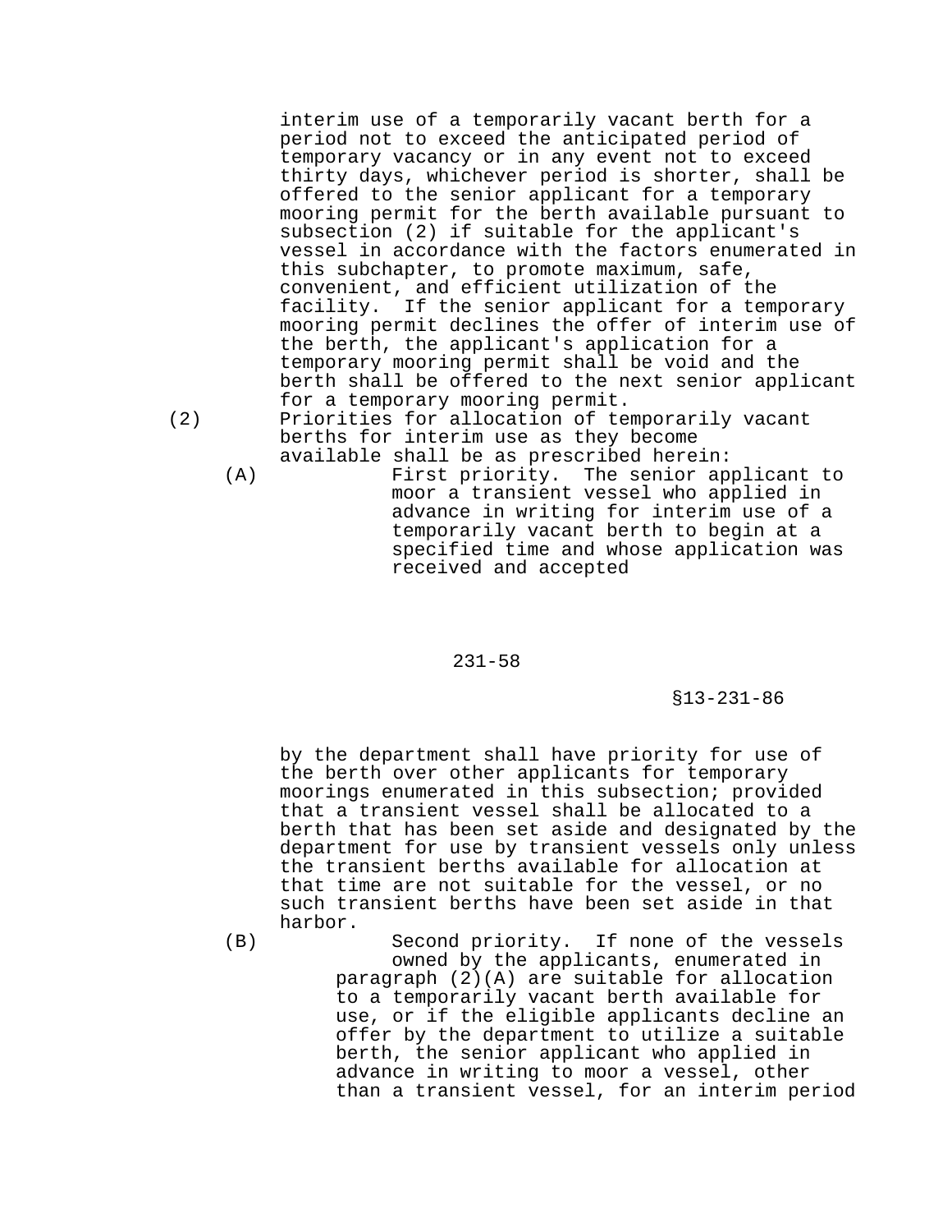interim use of a temporarily vacant berth for a period not to exceed the anticipated period of temporary vacancy or in any event not to exceed thirty days, whichever period is shorter, shall be offered to the senior applicant for a temporary mooring permit for the berth available pursuant to subsection (2) if suitable for the applicant's vessel in accordance with the factors enumerated in this subchapter, to promote maximum, safe, convenient, and efficient utilization of the facility. If the senior applicant for a temporary mooring permit declines the offer of interim use of the berth, the applicant's application for a temporary mooring permit shall be void and the berth shall be offered to the next senior applicant for a temporary mooring permit.

(2) Priorities for allocation of temporarily vacant berths for interim use as they become available shall be as prescribed herein:

(A) First priority. The senior applicant to moor a transient vessel who applied in advance in writing for interim use of a temporarily vacant berth to begin at a specified time and whose application was received and accepted by the department shall have priority for use of the berth over other applicants for temporary moorings enumerated in this subsection; provided that a transient vessel shall be allocated to a berth that has been set aside and designated by the department for use by transient vessels only unless the transient berths available for allocation at that time are not suitable for the vessel, or no such transient berths have been set aside in that harbor.

(B) Second priority. If none of the vessels owned by the applicants, enumerated in paragraph (2)(A) are suitable for allocation to a temporarily vacant berth available for use, or if the eligible applicants decline an offer by the department to utilize a suitable berth, the senior applicant who applied in advance in writing to moor a vessel, other than a transient vessel, for an interim period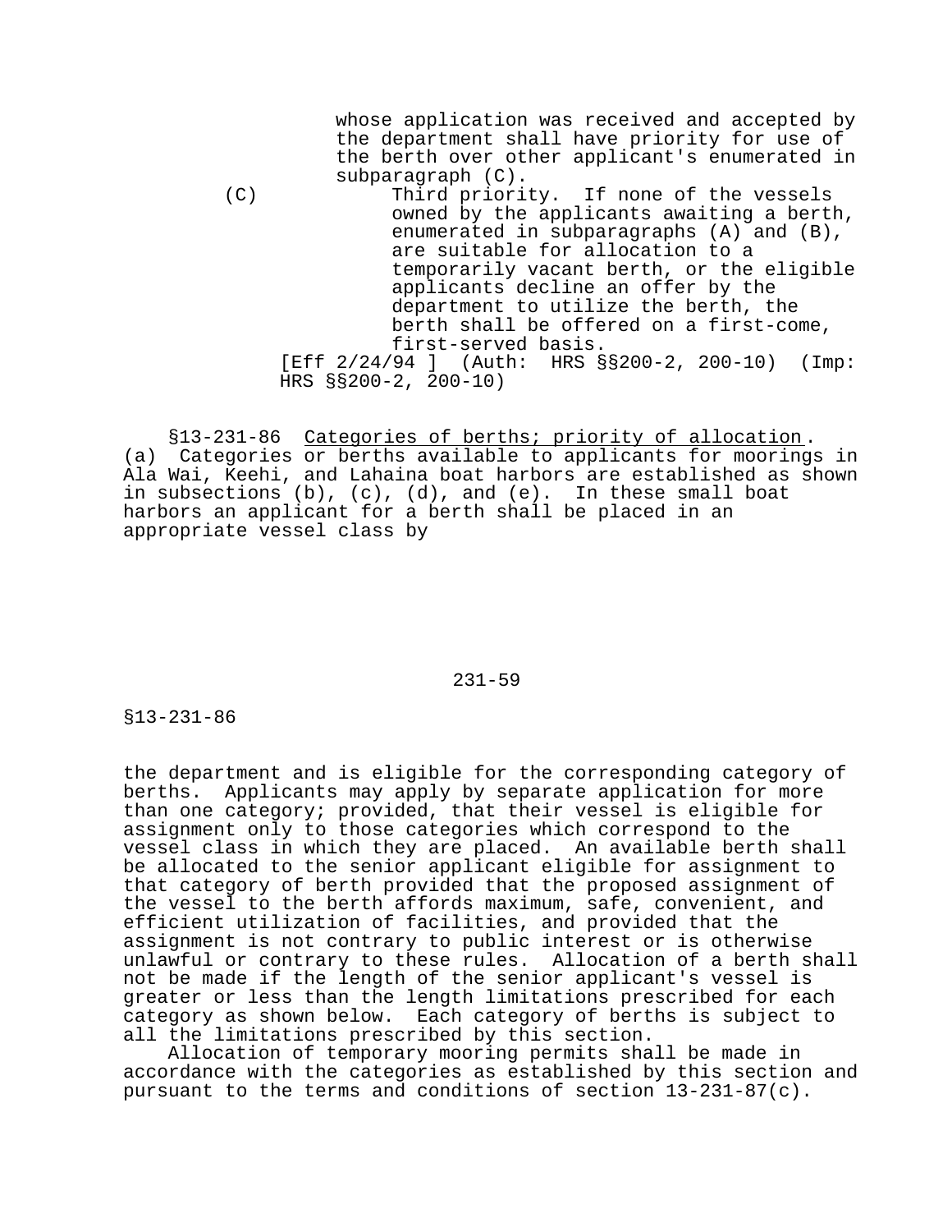whose application was received and accepted by the department shall have priority for use of the berth over other applicant's enumerated in subparagraph (C).

(C) Third priority. If none of the vessels owned by the applicants awaiting a berth, enumerated in subparagraphs (A) and (B), are suitable for allocation to a temporarily vacant berth, or the eligible applicants decline an offer by the department to utilize the berth, the berth shall be offered on a first-come, first-served basis.

[Eff 2/24/94 ] (Auth: HRS §§200-2, 200-10) (Imp: HRS §§200-2, 200-10)

§13-231-86 Categories of berths; priority of allocation. (a) Categories or berths available to applicants for moorings in Ala Wai, Keehi, and Lahaina boat harbors are established as shown in subsections (b), (c), (d), and (e). In these small boat harbors an applicant for a berth shall be placed in an appropriate vessel class by the department and is eligible for the corresponding category of berths. Applicants may apply by separate application for more than one category; provided, that their vessel is eligible for assignment only to those categories which correspond to the vessel class in which they are placed. An available berth shall be allocated to the senior applicant eligible for assignment to that category of berth provided that the proposed assignment of the vessel to the berth affords maximum, safe, convenient, and efficient utilization of facilities, and provided that the assignment is not contrary to public interest or is otherwise unlawful or contrary to these rules. Allocation of a berth shall not be made if the length of the senior applicant's vessel is greater or less than the length limitations prescribed for each category as shown below. Each category of berths is subject to all the limitations prescribed by this section.

Allocation of temporary mooring permits shall be made in accordance with the categories as established by this section and pursuant to the terms and conditions of section 13-231-87(c).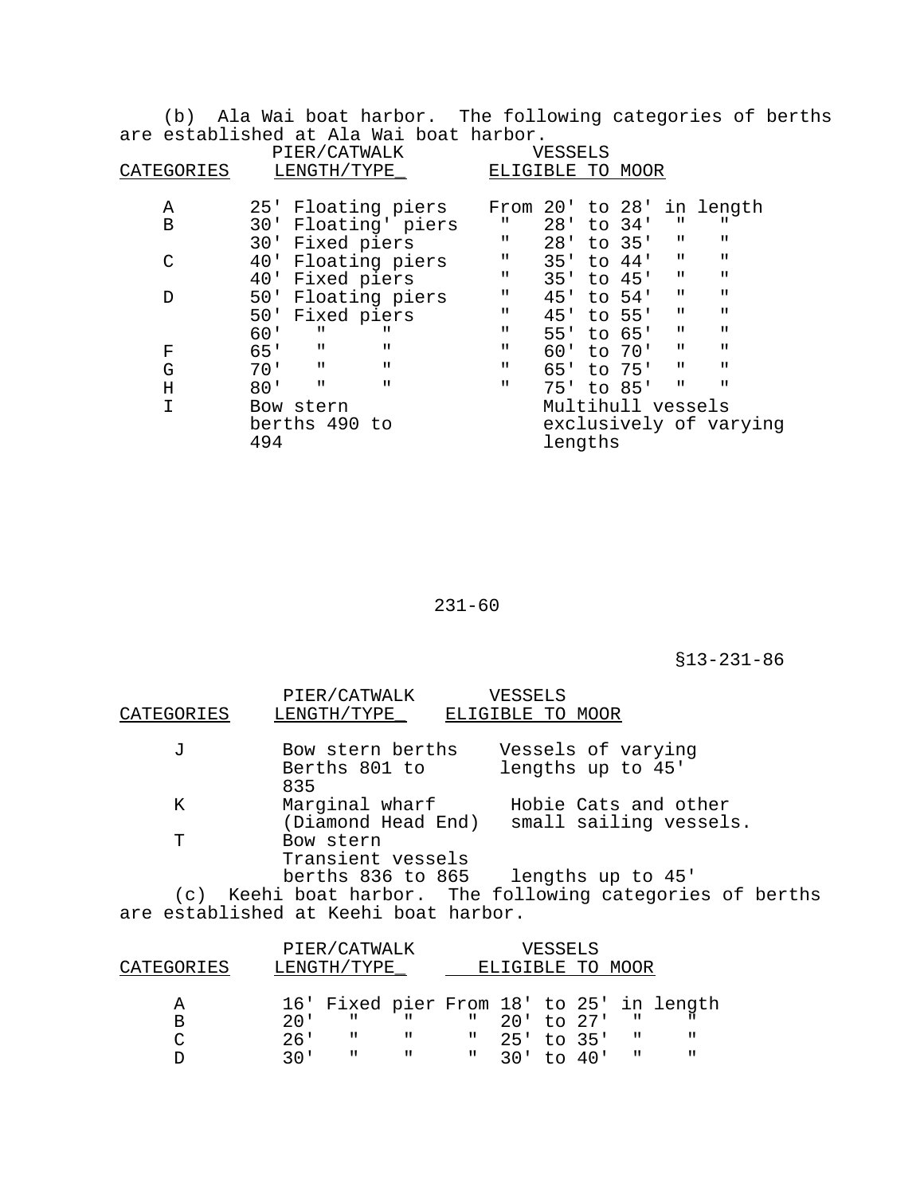(b) Ala Wai boat harbor. The following categories of berths are established at Ala Wai boat harbor.

| CATEGORIES | PIER/CATWALK LENGTH/TYPE | VESSELS ELIGIBLE TO MOOR |
|---|---|---|
| A | 25' Floating piers | From 20' to 28' in length |
| B | 30' Floating' piers | " 28' to 34' " " |
| | 30' Fixed piers | " 28' to 35' " " |
| C | 40' Floating piers | " 35' to 44' " " |
| | 40' Fixed piers | " 35' to 45' " " |
| D | 50' Floating piers | " 45' to 54' " " |
| | 50' Fixed piers | " 45' to 55' " " |
| | 60' " " | " 55' to 65' " " |
| F | 65' " " | " 60' to 70' " " |
| G | 70' " " | " 65' to 75' " " |
| H | 80' " " | " 75' to 85' " " |
| I | Bow stern berths 490 to 494 | Multihull vessels exclusively of varying lengths |
| J | Bow stern berths Berths 801 to 835 | Vessels of varying lengths up to 45' |
| K | Marginal wharf (Diamond Head End) | Hobie Cats and other small sailing vessels. |
| T | Bow stern Transient vessels berths 836 to 865 | lengths up to 45' |

(c) Keehi boat harbor. The following categories of berths are established at Keehi boat harbor.

| CATEGORIES | PIER/CATWALK LENGTH/TYPE | VESSELS ELIGIBLE TO MOOR |
|---|---|---|
| A | 16' Fixed pier | From 18' to 25' in length |
| B | 20' " " | " 20' to 27' " " |
| C | 26' " " | " 25' to 35' " " |
| D | 30' " " | " 30' to 40' " " |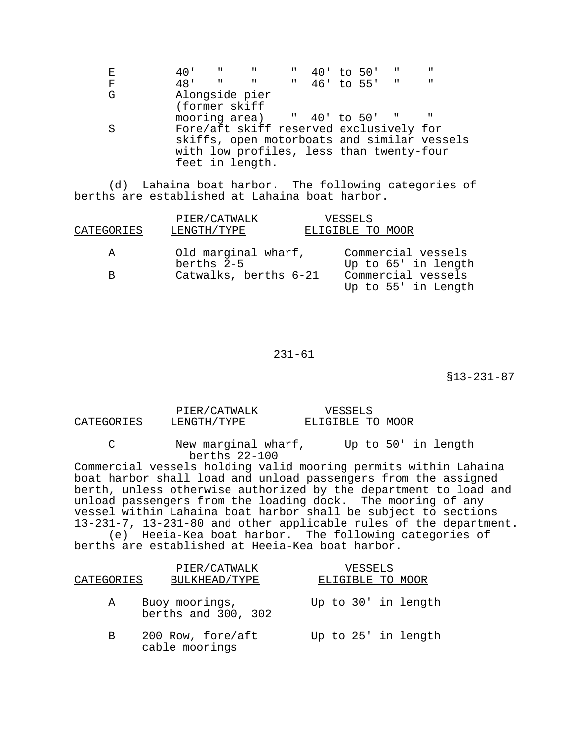| | | | | | | | |
|---|---|---|---|---|---|---|---|
| E | 40' | " | " | " | 40' to 50' | " | " |
| F | 48' | " | " | " | 46' to 55' | " | " |
| G | Alongside pier (former skiff mooring area) | | | " | 40' to 50' | " | " |
| S | Fore/aft skiff reserved exclusively for skiffs, open motorboats and similar vessels with low profiles, less than twenty-four feet in length. | | | | | | |

(d) Lahaina boat harbor. The following categories of berths are established at Lahaina boat harbor.

| CATEGORIES | PIER/CATWALK LENGTH/TYPE | VESSELS ELIGIBLE TO MOOR |
|---|---|---|
| A | Old marginal wharf, berths 2-5 | Commercial vessels Up to 65' in length |
| B | Catwalks, berths 6-21 | Commercial vessels Up to 55' in Length |
| C | New marginal wharf, berths 22-100 | Up to 50' in length |

Commercial vessels holding valid mooring permits within Lahaina boat harbor shall load and unload passengers from the assigned berth, unless otherwise authorized by the department to load and unload passengers from the loading dock. The mooring of any vessel within Lahaina boat harbor shall be subject to sections 13-231-7, 13-231-80 and other applicable rules of the department.

(e) Heeia-Kea boat harbor. The following categories of berths are established at Heeia-Kea boat harbor.

| CATEGORIES | PIER/CATWALK BULKHEAD/TYPE | VESSELS ELIGIBLE TO MOOR |
|---|---|---|
| A | Buoy moorings, berths and 300, 302 | Up to 30' in length |
| B | 200 Row, fore/aft cable moorings | Up to 25' in length |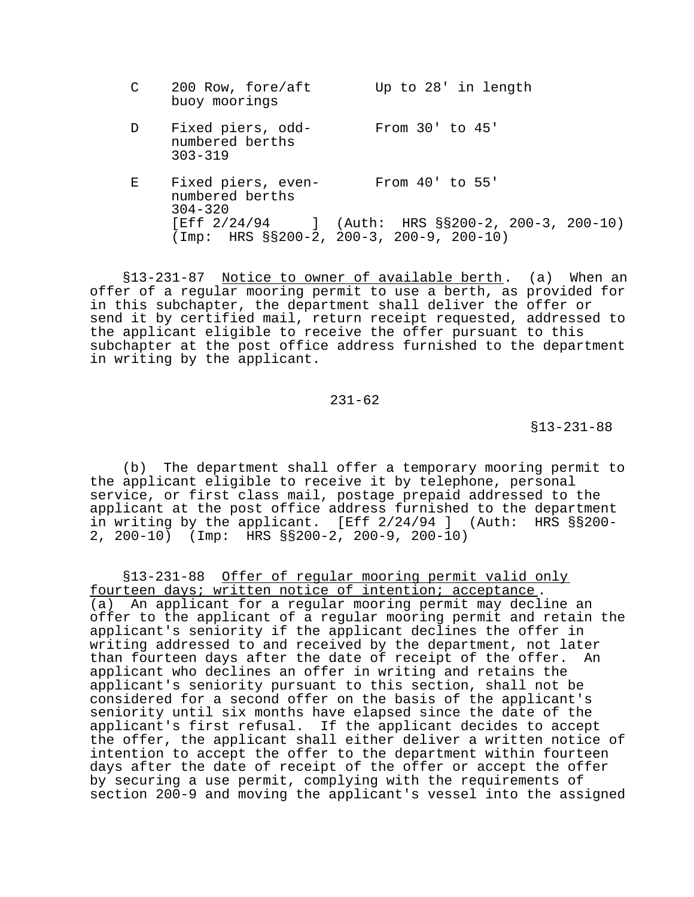| | | |
|---|---|---|
| C | 200 Row, fore/aft buoy moorings | Up to 28' in length |
| D | Fixed piers, odd-numbered berths 303-319 | From 30' to 45' |
| E | Fixed piers, even-numbered berths 304-320 | From 40' to 55' |

[Eff 2/24/94 ] (Auth: HRS §§200-2, 200-3, 200-10) (Imp: HRS §§200-2, 200-3, 200-9, 200-10)

§13-231-87 Notice to owner of available berth. (a) When an offer of a regular mooring permit to use a berth, as provided for in this subchapter, the department shall deliver the offer or send it by certified mail, return receipt requested, addressed to the applicant eligible to receive the offer pursuant to this subchapter at the post office address furnished to the department in writing by the applicant.

(b) The department shall offer a temporary mooring permit to the applicant eligible to receive it by telephone, personal service, or first class mail, postage prepaid addressed to the applicant at the post office address furnished to the department in writing by the applicant. [Eff 2/24/94 ] (Auth: HRS §§200-2, 200-10) (Imp: HRS §§200-2, 200-9, 200-10)

§13-231-88 Offer of regular mooring permit valid only fourteen days; written notice of intention; acceptance. (a) An applicant for a regular mooring permit may decline an offer to the applicant of a regular mooring permit and retain the applicant's seniority if the applicant declines the offer in writing addressed to and received by the department, not later than fourteen days after the date of receipt of the offer. An applicant who declines an offer in writing and retains the applicant's seniority pursuant to this section, shall not be considered for a second offer on the basis of the applicant's seniority until six months have elapsed since the date of the applicant's first refusal. If the applicant decides to accept the offer, the applicant shall either deliver a written notice of intention to accept the offer to the department within fourteen days after the date of receipt of the offer or accept the offer by securing a use permit, complying with the requirements of section 200-9 and moving the applicant's vessel into the assigned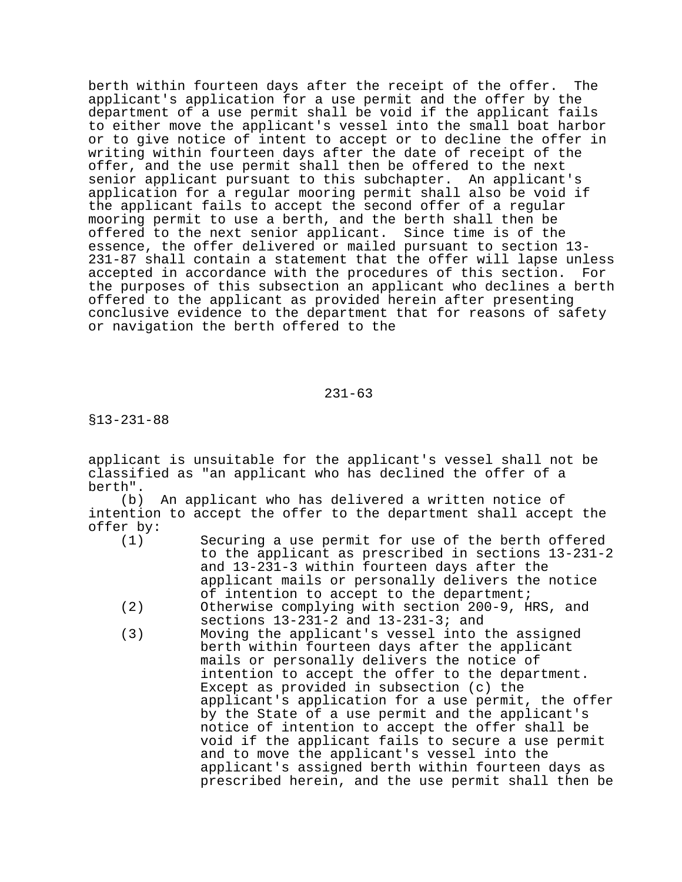berth within fourteen days after the receipt of the offer. The applicant's application for a use permit and the offer by the department of a use permit shall be void if the applicant fails to either move the applicant's vessel into the small boat harbor or to give notice of intent to accept or to decline the offer in writing within fourteen days after the date of receipt of the offer, and the use permit shall then be offered to the next senior applicant pursuant to this subchapter. An applicant's application for a regular mooring permit shall also be void if the applicant fails to accept the second offer of a regular mooring permit to use a berth, and the berth shall then be offered to the next senior applicant. Since time is of the essence, the offer delivered or mailed pursuant to section 13-231-87 shall contain a statement that the offer will lapse unless accepted in accordance with the procedures of this section. For the purposes of this subsection an applicant who declines a berth offered to the applicant as provided herein after presenting conclusive evidence to the department that for reasons of safety or navigation the berth offered to the applicant is unsuitable for the applicant's vessel shall not be classified as "an applicant who has declined the offer of a berth".

(b) An applicant who has delivered a written notice of intention to accept the offer to the department shall accept the offer by:

(1) Securing a use permit for use of the berth offered to the applicant as prescribed in sections 13-231-2 and 13-231-3 within fourteen days after the applicant mails or personally delivers the notice of intention to accept to the department;

(2) Otherwise complying with section 200-9, HRS, and sections 13-231-2 and 13-231-3; and

(3) Moving the applicant's vessel into the assigned berth within fourteen days after the applicant mails or personally delivers the notice of intention to accept the offer to the department. Except as provided in subsection (c) the applicant's application for a use permit, the offer by the State of a use permit and the applicant's notice of intention to accept the offer shall be void if the applicant fails to secure a use permit and to move the applicant's vessel into the applicant's assigned berth within fourteen days as prescribed herein, and the use permit shall then be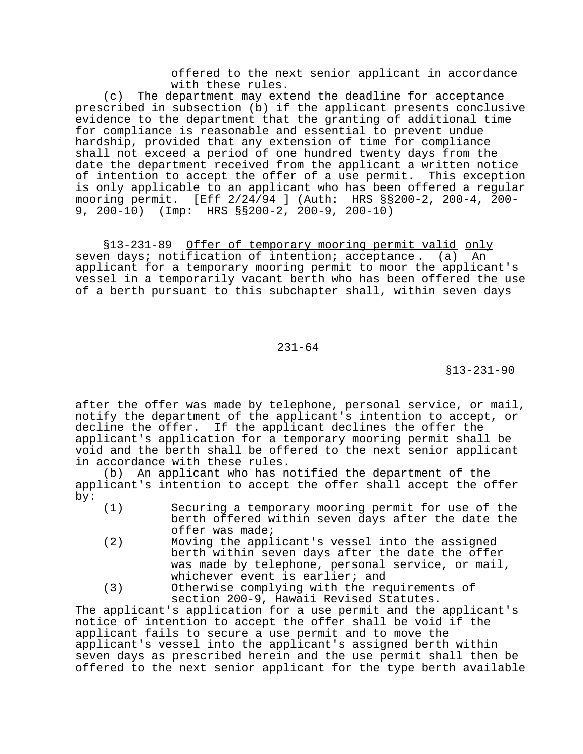offered to the next senior applicant in accordance with these rules.

(c) The department may extend the deadline for acceptance prescribed in subsection (b) if the applicant presents conclusive evidence to the department that the granting of additional time for compliance is reasonable and essential to prevent undue hardship, provided that any extension of time for compliance shall not exceed a period of one hundred twenty days from the date the department received from the applicant a written notice of intention to accept the offer of a use permit. This exception is only applicable to an applicant who has been offered a regular mooring permit. [Eff 2/24/94 ] (Auth: HRS §§200-2, 200-4, 200-9, 200-10) (Imp: HRS §§200-2, 200-9, 200-10)

§13-231-89 Offer of temporary mooring permit valid only seven days; notification of intention; acceptance. (a) An applicant for a temporary mooring permit to moor the applicant's vessel in a temporarily vacant berth who has been offered the use of a berth pursuant to this subchapter shall, within seven days after the offer was made by telephone, personal service, or mail, notify the department of the applicant's intention to accept, or decline the offer. If the applicant declines the offer the applicant's application for a temporary mooring permit shall be void and the berth shall be offered to the next senior applicant in accordance with these rules.

(b) An applicant who has notified the department of the applicant's intention to accept the offer shall accept the offer by:

(1) Securing a temporary mooring permit for use of the berth offered within seven days after the date the offer was made;

(2) Moving the applicant's vessel into the assigned berth within seven days after the date the offer was made by telephone, personal service, or mail, whichever event is earlier; and

(3) Otherwise complying with the requirements of section 200-9, Hawaii Revised Statutes.

The applicant's application for a use permit and the applicant's notice of intention to accept the offer shall be void if the applicant fails to secure a use permit and to move the applicant's vessel into the applicant's assigned berth within seven days as prescribed herein and the use permit shall then be offered to the next senior applicant for the type berth available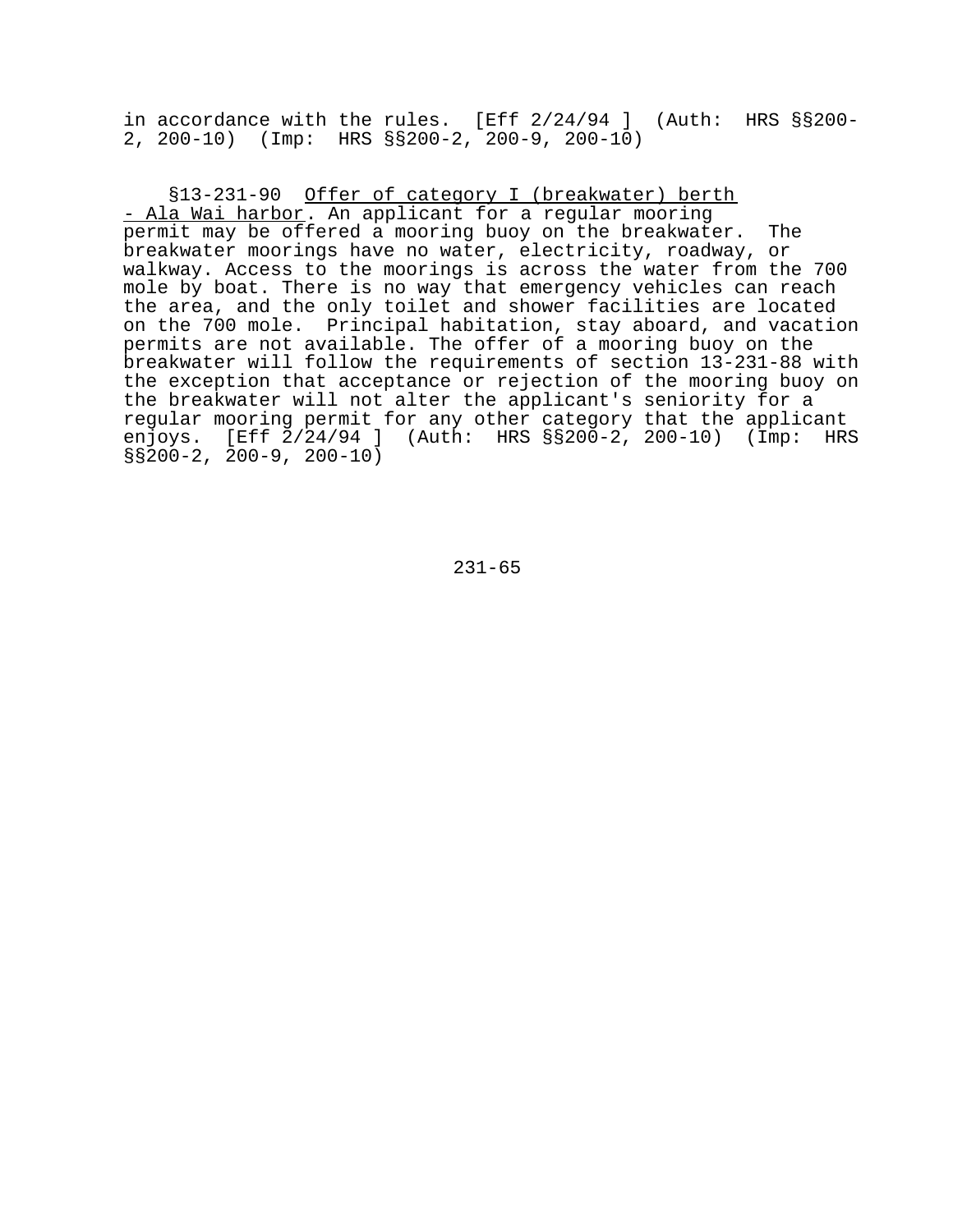in accordance with the rules. [Eff 2/24/94 ] (Auth: HRS §§200-2, 200-10) (Imp: HRS §§200-2, 200-9, 200-10)

§13-231-90 Offer of category I (breakwater) berth - Ala Wai harbor. An applicant for a regular mooring permit may be offered a mooring buoy on the breakwater. The breakwater moorings have no water, electricity, roadway, or walkway. Access to the moorings is across the water from the 700 mole by boat. There is no way that emergency vehicles can reach the area, and the only toilet and shower facilities are located on the 700 mole. Principal habitation, stay aboard, and vacation permits are not available. The offer of a mooring buoy on the breakwater will follow the requirements of section 13-231-88 with the exception that acceptance or rejection of the mooring buoy on the breakwater will not alter the applicant's seniority for a regular mooring permit for any other category that the applicant enjoys. [Eff 2/24/94 ] (Auth: HRS §§200-2, 200-10) (Imp: HRS §§200-2, 200-9, 200-10)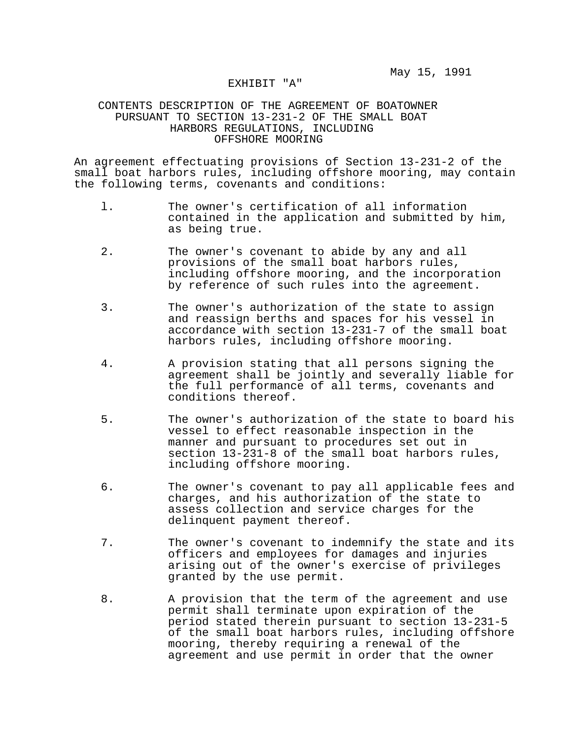May 15, 1991

EXHIBIT "A"

CONTENTS DESCRIPTION OF THE AGREEMENT OF BOATOWNER PURSUANT TO SECTION 13-231-2 OF THE SMALL BOAT HARBORS REGULATIONS, INCLUDING OFFSHORE MOORING

An agreement effectuating provisions of Section 13-231-2 of the small boat harbors rules, including offshore mooring, may contain the following terms, covenants and conditions:

1. The owner's certification of all information contained in the application and submitted by him, as being true.

2. The owner's covenant to abide by any and all provisions of the small boat harbors rules, including offshore mooring, and the incorporation by reference of such rules into the agreement.

3. The owner's authorization of the state to assign and reassign berths and spaces for his vessel in accordance with section 13-231-7 of the small boat harbors rules, including offshore mooring.

4. A provision stating that all persons signing the agreement shall be jointly and severally liable for the full performance of all terms, covenants and conditions thereof.

5. The owner's authorization of the state to board his vessel to effect reasonable inspection in the manner and pursuant to procedures set out in section 13-231-8 of the small boat harbors rules, including offshore mooring.

6. The owner's covenant to pay all applicable fees and charges, and his authorization of the state to assess collection and service charges for the delinquent payment thereof.

7. The owner's covenant to indemnify the state and its officers and employees for damages and injuries arising out of the owner's exercise of privileges granted by the use permit.

8. A provision that the term of the agreement and use permit shall terminate upon expiration of the period stated therein pursuant to section 13-231-5 of the small boat harbors rules, including offshore mooring, thereby requiring a renewal of the agreement and use permit in order that the owner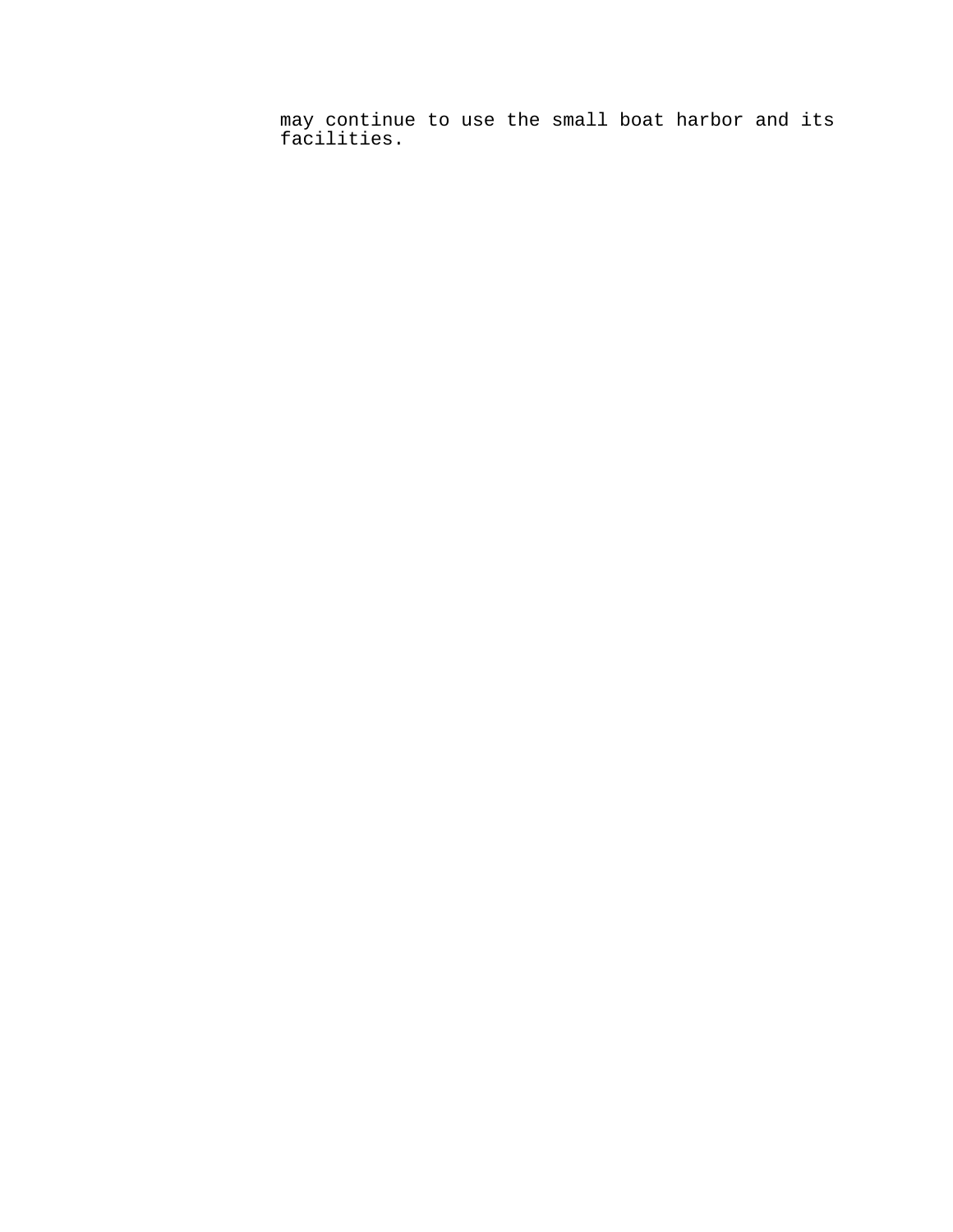may continue to use the small boat harbor and its facilities.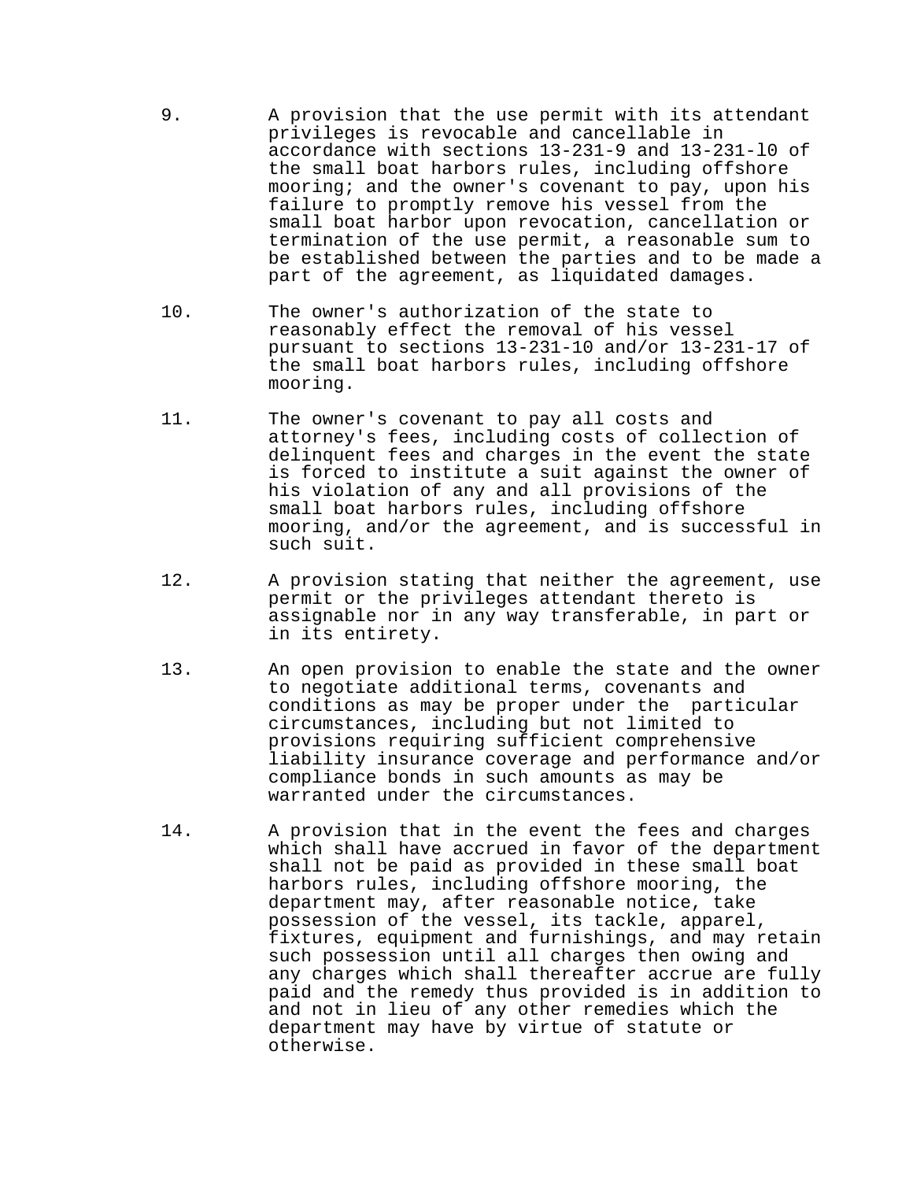9. A provision that the use permit with its attendant privileges is revocable and cancellable in accordance with sections 13-231-9 and 13-231-l0 of the small boat harbors rules, including offshore mooring; and the owner's covenant to pay, upon his failure to promptly remove his vessel from the small boat harbor upon revocation, cancellation or termination of the use permit, a reasonable sum to be established between the parties and to be made a part of the agreement, as liquidated damages.

10. The owner's authorization of the state to reasonably effect the removal of his vessel pursuant to sections 13-231-10 and/or 13-231-17 of the small boat harbors rules, including offshore mooring.

11. The owner's covenant to pay all costs and attorney's fees, including costs of collection of delinquent fees and charges in the event the state is forced to institute a suit against the owner of his violation of any and all provisions of the small boat harbors rules, including offshore mooring, and/or the agreement, and is successful in such suit.

12. A provision stating that neither the agreement, use permit or the privileges attendant thereto is assignable nor in any way transferable, in part or in its entirety.

13. An open provision to enable the state and the owner to negotiate additional terms, covenants and conditions as may be proper under the particular circumstances, including but not limited to provisions requiring sufficient comprehensive liability insurance coverage and performance and/or compliance bonds in such amounts as may be warranted under the circumstances.

14. A provision that in the event the fees and charges which shall have accrued in favor of the department shall not be paid as provided in these small boat harbors rules, including offshore mooring, the department may, after reasonable notice, take possession of the vessel, its tackle, apparel, fixtures, equipment and furnishings, and may retain such possession until all charges then owing and any charges which shall thereafter accrue are fully paid and the remedy thus provided is in addition to and not in lieu of any other remedies which the department may have by virtue of statute or otherwise.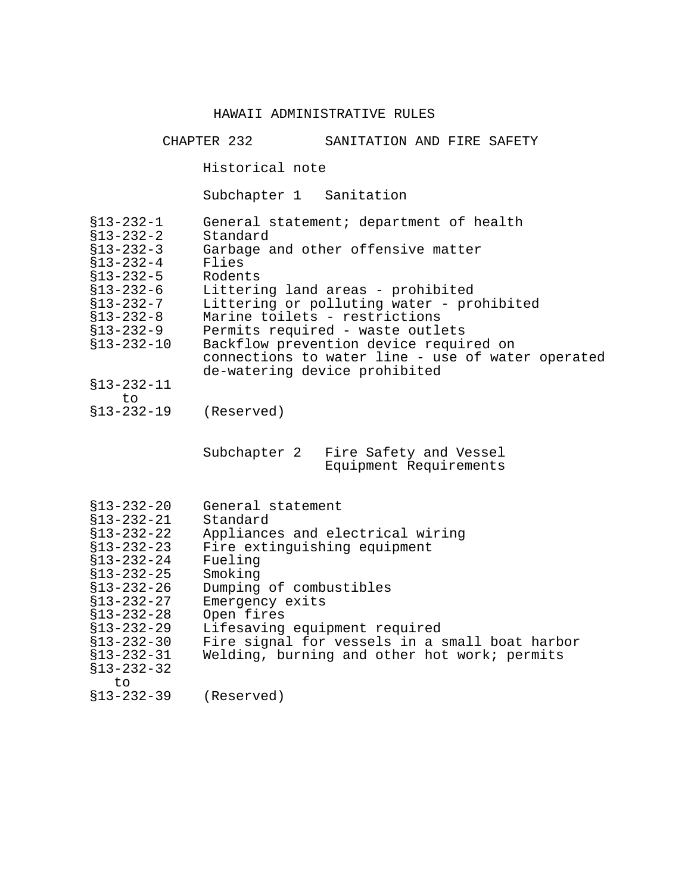# HAWAII ADMINISTRATIVE RULES

## CHAPTER 232 SANITATION AND FIRE SAFETY

Historical note

### Subchapter 1 Sanitation

| | |
|---|---|
| §13-232-1 | General statement; department of health |
| §13-232-2 | Standard |
| §13-232-3 | Garbage and other offensive matter |
| §13-232-4 | Flies |
| §13-232-5 | Rodents |
| §13-232-6 | Littering land areas - prohibited |
| §13-232-7 | Littering or polluting water - prohibited |
| §13-232-8 | Marine toilets - restrictions |
| §13-232-9 | Permits required - waste outlets |
| §13-232-10 | Backflow prevention device required on connections to water line - use of water operated de-watering device prohibited |
| §13-232-11 to §13-232-19 | (Reserved) |

### Subchapter 2 Fire Safety and Vessel Equipment Requirements

| | |
|---|---|
| §13-232-20 | General statement |
| §13-232-21 | Standard |
| §13-232-22 | Appliances and electrical wiring |
| §13-232-23 | Fire extinguishing equipment |
| §13-232-24 | Fueling |
| §13-232-25 | Smoking |
| §13-232-26 | Dumping of combustibles |
| §13-232-27 | Emergency exits |
| §13-232-28 | Open fires |
| §13-232-29 | Lifesaving equipment required |
| §13-232-30 | Fire signal for vessels in a small boat harbor |
| §13-232-31 | Welding, burning and other hot work; permits |
| §13-232-32 to §13-232-39 | (Reserved) |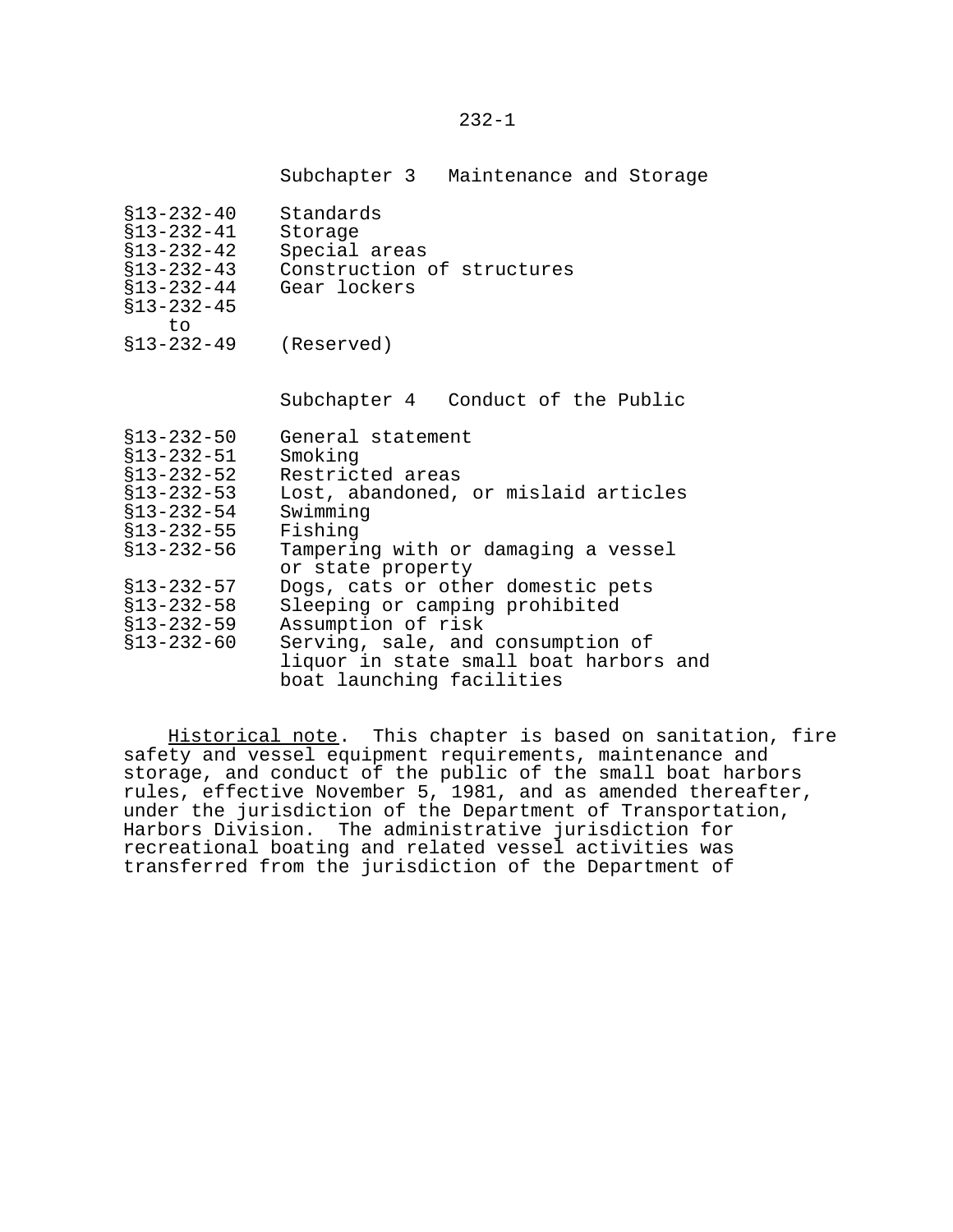Subchapter 3 Maintenance and Storage

| | |
|---|---|
| §13-232-40 | Standards |
| §13-232-41 | Storage |
| §13-232-42 | Special areas |
| §13-232-43 | Construction of structures |
| §13-232-44 | Gear lockers |
| §13-232-45 to §13-232-49 | (Reserved) |

Subchapter 4 Conduct of the Public

| | |
|---|---|
| §13-232-50 | General statement |
| §13-232-51 | Smoking |
| §13-232-52 | Restricted areas |
| §13-232-53 | Lost, abandoned, or mislaid articles |
| §13-232-54 | Swimming |
| §13-232-55 | Fishing |
| §13-232-56 | Tampering with or damaging a vessel or state property |
| §13-232-57 | Dogs, cats or other domestic pets |
| §13-232-58 | Sleeping or camping prohibited |
| §13-232-59 | Assumption of risk |
| §13-232-60 | Serving, sale, and consumption of liquor in state small boat harbors and boat launching facilities |

Historical note. This chapter is based on sanitation, fire safety and vessel equipment requirements, maintenance and storage, and conduct of the public of the small boat harbors rules, effective November 5, 1981, and as amended thereafter, under the jurisdiction of the Department of Transportation, Harbors Division. The administrative jurisdiction for recreational boating and related vessel activities was transferred from the jurisdiction of the Department of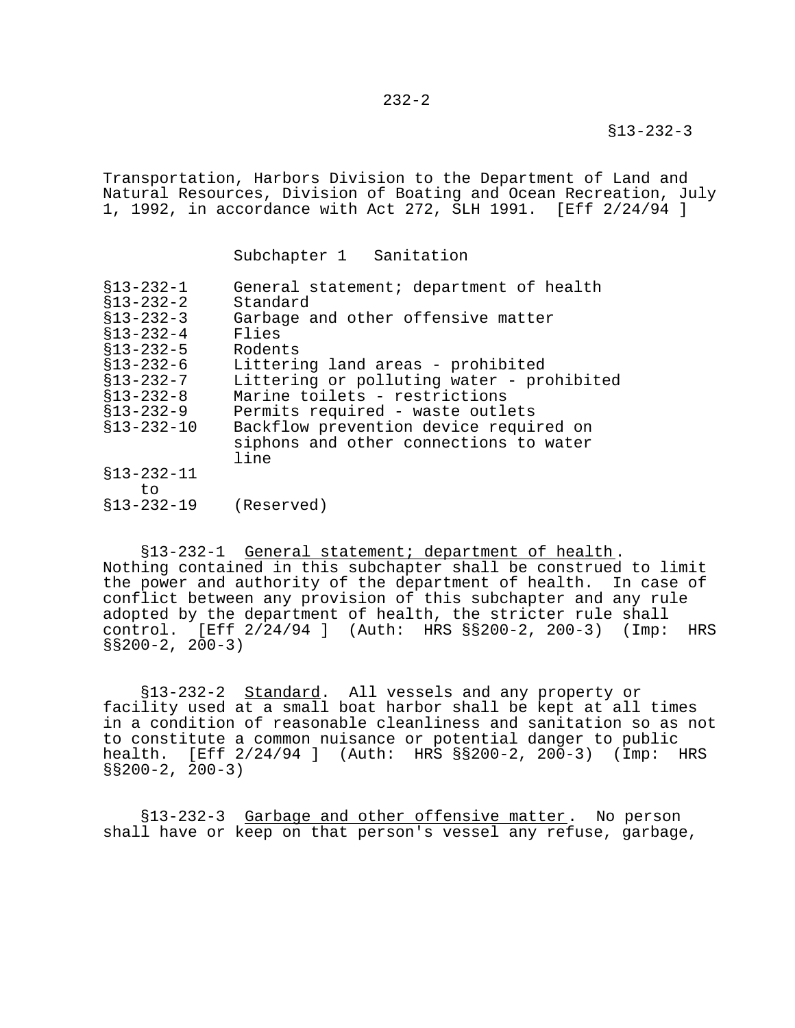Transportation, Harbors Division to the Department of Land and Natural Resources, Division of Boating and Ocean Recreation, July 1, 1992, in accordance with Act 272, SLH 1991. [Eff 2/24/94 ]

## Subchapter 1 Sanitation

| | |
|---|---|
| §13-232-1 | General statement; department of health |
| §13-232-2 | Standard |
| §13-232-3 | Garbage and other offensive matter |
| §13-232-4 | Flies |
| §13-232-5 | Rodents |
| §13-232-6 | Littering land areas - prohibited |
| §13-232-7 | Littering or polluting water - prohibited |
| §13-232-8 | Marine toilets - restrictions |
| §13-232-9 | Permits required - waste outlets |
| §13-232-10 | Backflow prevention device required on siphons and other connections to water line |
| §13-232-11 to §13-232-19 | (Reserved) |

§13-232-1 General statement; department of health. Nothing contained in this subchapter shall be construed to limit the power and authority of the department of health. In case of conflict between any provision of this subchapter and any rule adopted by the department of health, the stricter rule shall control. [Eff 2/24/94 ] (Auth: HRS §§200-2, 200-3) (Imp: HRS §§200-2, 200-3)

§13-232-2 Standard. All vessels and any property or facility used at a small boat harbor shall be kept at all times in a condition of reasonable cleanliness and sanitation so as not to constitute a common nuisance or potential danger to public health. [Eff 2/24/94 ] (Auth: HRS §§200-2, 200-3) (Imp: HRS §§200-2, 200-3)

§13-232-3 Garbage and other offensive matter. No person shall have or keep on that person's vessel any refuse, garbage,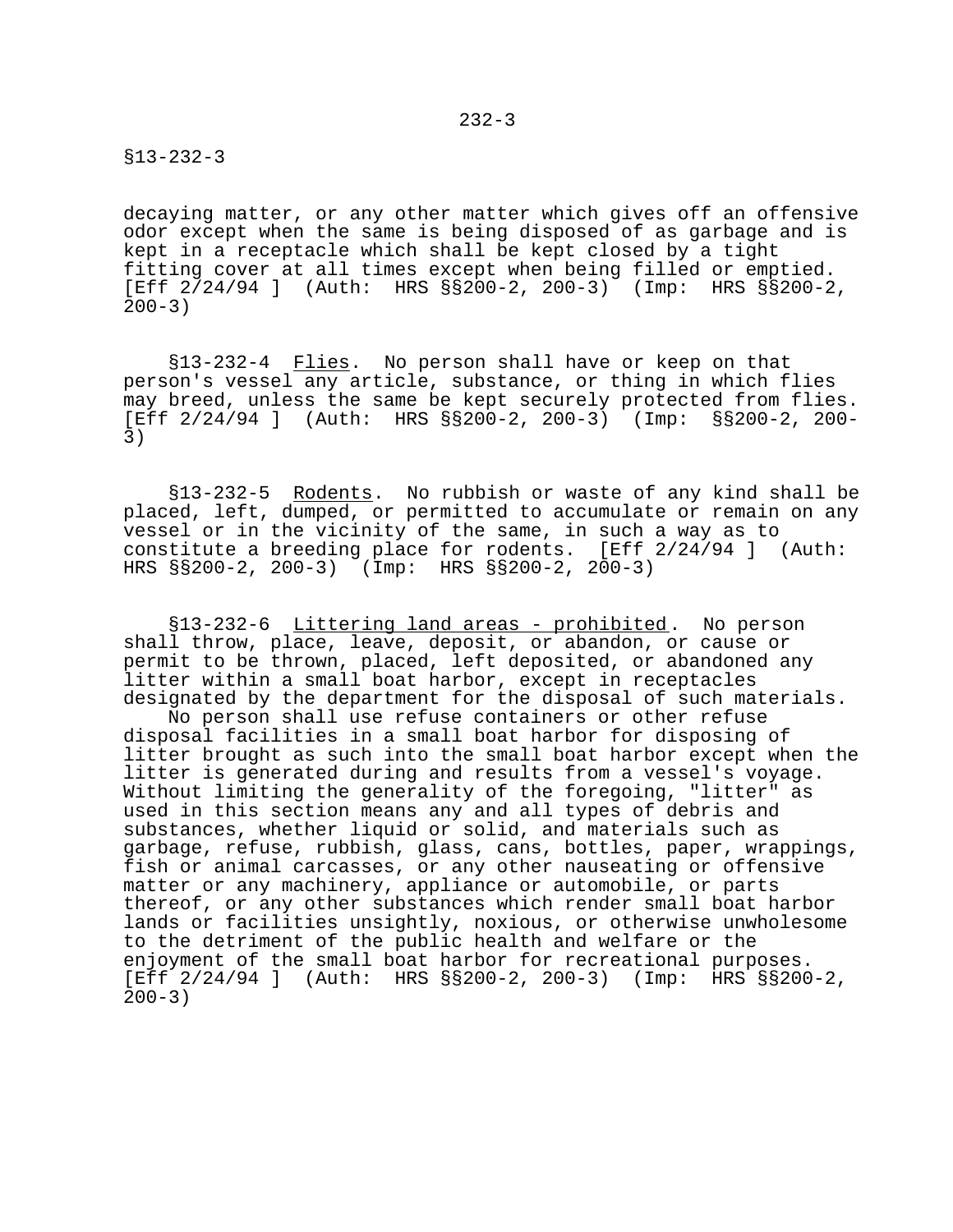decaying matter, or any other matter which gives off an offensive odor except when the same is being disposed of as garbage and is kept in a receptacle which shall be kept closed by a tight fitting cover at all times except when being filled or emptied. [Eff 2/24/94 ] (Auth: HRS §§200-2, 200-3) (Imp: HRS §§200-2, 200-3)

§13-232-4 Flies. No person shall have or keep on that person's vessel any article, substance, or thing in which flies may breed, unless the same be kept securely protected from flies. [Eff 2/24/94 ] (Auth: HRS §§200-2, 200-3) (Imp: §§200-2, 200-3)

§13-232-5 Rodents. No rubbish or waste of any kind shall be placed, left, dumped, or permitted to accumulate or remain on any vessel or in the vicinity of the same, in such a way as to constitute a breeding place for rodents. [Eff 2/24/94 ] (Auth: HRS §§200-2, 200-3) (Imp: HRS §§200-2, 200-3)

§13-232-6 Littering land areas - prohibited. No person shall throw, place, leave, deposit, or abandon, or cause or permit to be thrown, placed, left deposited, or abandoned any litter within a small boat harbor, except in receptacles designated by the department for the disposal of such materials.

No person shall use refuse containers or other refuse disposal facilities in a small boat harbor for disposing of litter brought as such into the small boat harbor except when the litter is generated during and results from a vessel's voyage. Without limiting the generality of the foregoing, "litter" as used in this section means any and all types of debris and substances, whether liquid or solid, and materials such as garbage, refuse, rubbish, glass, cans, bottles, paper, wrappings, fish or animal carcasses, or any other nauseating or offensive matter or any machinery, appliance or automobile, or parts thereof, or any other substances which render small boat harbor lands or facilities unsightly, noxious, or otherwise unwholesome to the detriment of the public health and welfare or the enjoyment of the small boat harbor for recreational purposes. [Eff 2/24/94 ] (Auth: HRS §§200-2, 200-3) (Imp: HRS §§200-2, 200-3)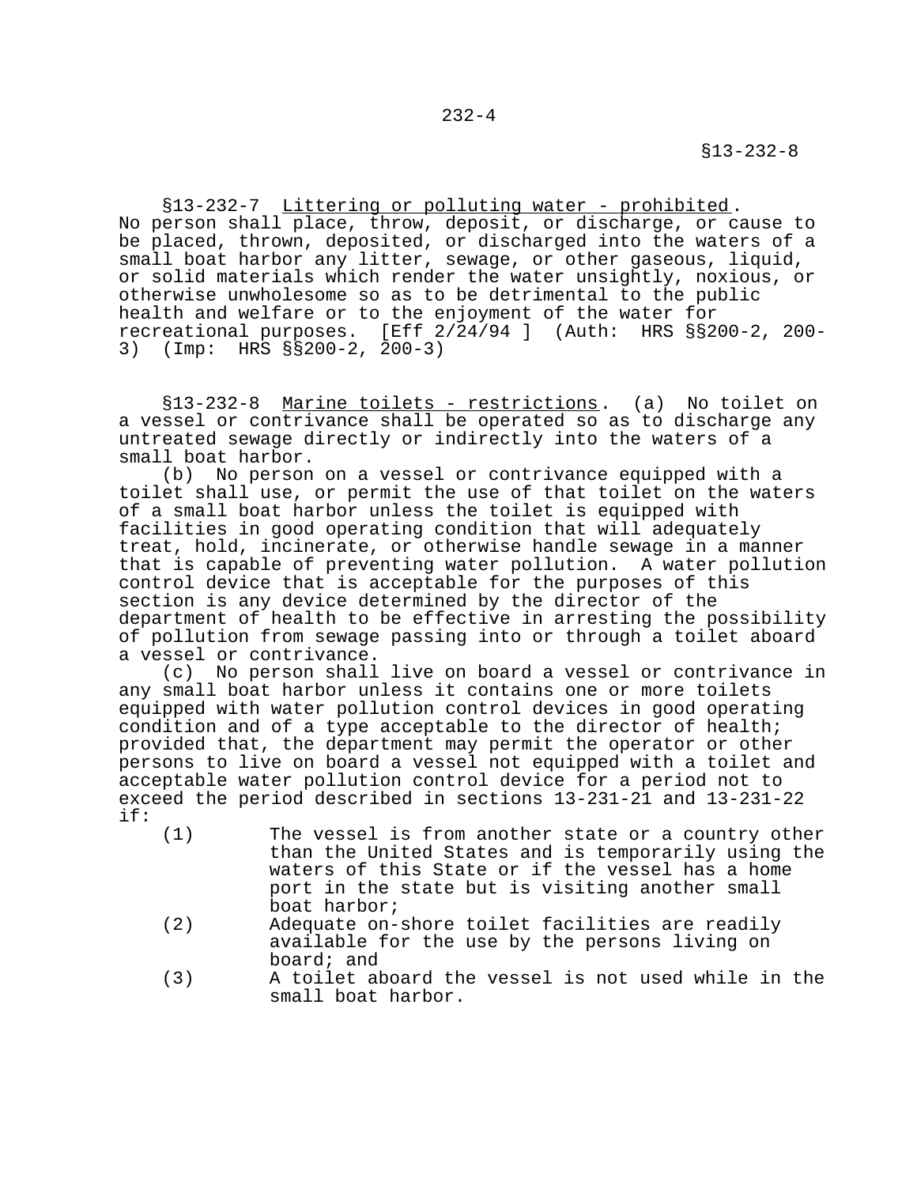§13-232-7 Littering or polluting water - prohibited. No person shall place, throw, deposit, or discharge, or cause to be placed, thrown, deposited, or discharged into the waters of a small boat harbor any litter, sewage, or other gaseous, liquid, or solid materials which render the water unsightly, noxious, or otherwise unwholesome so as to be detrimental to the public health and welfare or to the enjoyment of the water for recreational purposes. [Eff 2/24/94 ] (Auth: HRS §§200-2, 200-3) (Imp: HRS §§200-2, 200-3)

§13-232-8 Marine toilets - restrictions. (a) No toilet on a vessel or contrivance shall be operated so as to discharge any untreated sewage directly or indirectly into the waters of a small boat harbor.

(b) No person on a vessel or contrivance equipped with a toilet shall use, or permit the use of that toilet on the waters of a small boat harbor unless the toilet is equipped with facilities in good operating condition that will adequately treat, hold, incinerate, or otherwise handle sewage in a manner that is capable of preventing water pollution. A water pollution control device that is acceptable for the purposes of this section is any device determined by the director of the department of health to be effective in arresting the possibility of pollution from sewage passing into or through a toilet aboard a vessel or contrivance.

(c) No person shall live on board a vessel or contrivance in any small boat harbor unless it contains one or more toilets equipped with water pollution control devices in good operating condition and of a type acceptable to the director of health; provided that, the department may permit the operator or other persons to live on board a vessel not equipped with a toilet and acceptable water pollution control device for a period not to exceed the period described in sections 13-231-21 and 13-231-22 if:

(1) The vessel is from another state or a country other than the United States and is temporarily using the waters of this State or if the vessel has a home port in the state but is visiting another small boat harbor;

(2) Adequate on-shore toilet facilities are readily available for the use by the persons living on board; and

(3) A toilet aboard the vessel is not used while in the small boat harbor.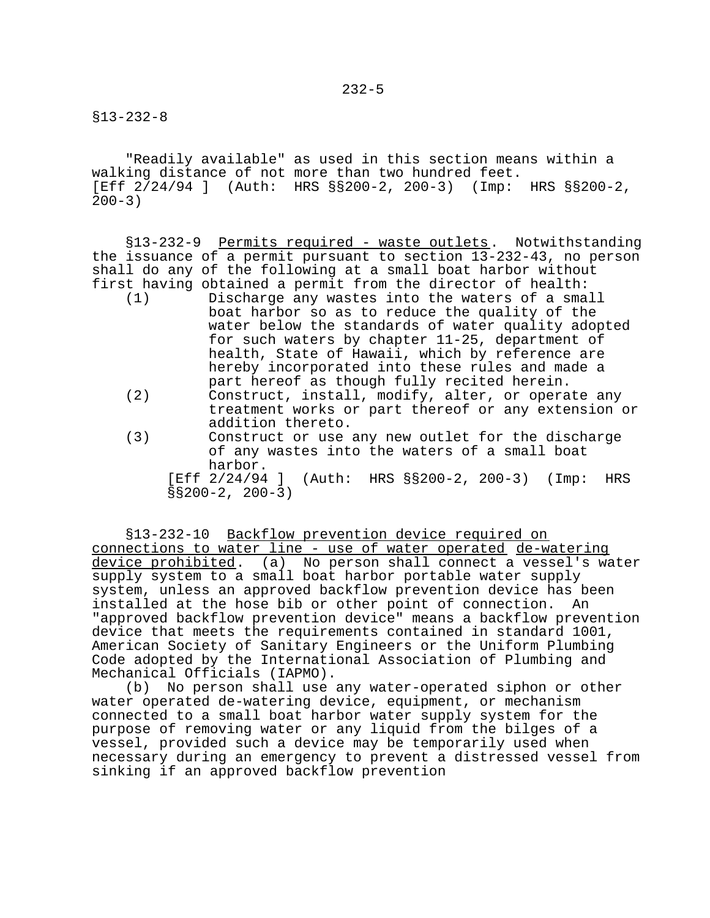"Readily available" as used in this section means within a walking distance of not more than two hundred feet.
[Eff 2/24/94 ] (Auth: HRS §§200-2, 200-3) (Imp: HRS §§200-2, 200-3)

§13-232-9 Permits required - waste outlets. Notwithstanding the issuance of a permit pursuant to section 13-232-43, no person shall do any of the following at a small boat harbor without first having obtained a permit from the director of health:

(1) Discharge any wastes into the waters of a small boat harbor so as to reduce the quality of the water below the standards of water quality adopted for such waters by chapter 11-25, department of health, State of Hawaii, which by reference are hereby incorporated into these rules and made a part hereof as though fully recited herein.
(2) Construct, install, modify, alter, or operate any treatment works or part thereof or any extension or addition thereto.
(3) Construct or use any new outlet for the discharge of any wastes into the waters of a small boat harbor.

[Eff 2/24/94 ] (Auth: HRS §§200-2, 200-3) (Imp: HRS §§200-2, 200-3)

§13-232-10 Backflow prevention device required on connections to water line - use of water operated de-watering device prohibited. (a) No person shall connect a vessel's water supply system to a small boat harbor portable water supply system, unless an approved backflow prevention device has been installed at the hose bib or other point of connection. An "approved backflow prevention device" means a backflow prevention device that meets the requirements contained in standard 1001, American Society of Sanitary Engineers or the Uniform Plumbing Code adopted by the International Association of Plumbing and Mechanical Officials (IAPMO).

(b) No person shall use any water-operated siphon or other water operated de-watering device, equipment, or mechanism connected to a small boat harbor water supply system for the purpose of removing water or any liquid from the bilges of a vessel, provided such a device may be temporarily used when necessary during an emergency to prevent a distressed vessel from sinking if an approved backflow prevention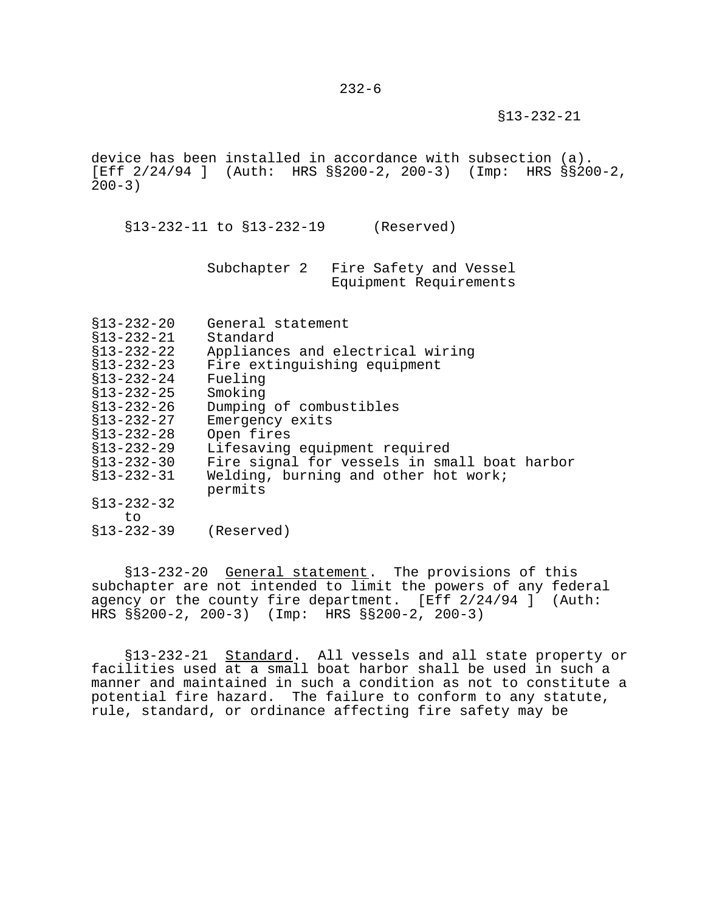device has been installed in accordance with subsection (a). [Eff 2/24/94 ] (Auth: HRS §§200-2, 200-3) (Imp: HRS §§200-2, 200-3)

§13-232-11 to §13-232-19 (Reserved)

## Subchapter 2 Fire Safety and Vessel Equipment Requirements

| | |
|---|---|
| §13-232-20 | General statement |
| §13-232-21 | Standard |
| §13-232-22 | Appliances and electrical wiring |
| §13-232-23 | Fire extinguishing equipment |
| §13-232-24 | Fueling |
| §13-232-25 | Smoking |
| §13-232-26 | Dumping of combustibles |
| §13-232-27 | Emergency exits |
| §13-232-28 | Open fires |
| §13-232-29 | Lifesaving equipment required |
| §13-232-30 | Fire signal for vessels in small boat harbor |
| §13-232-31 | Welding, burning and other hot work; permits |
| §13-232-32 to §13-232-39 | (Reserved) |

§13-232-20 General statement. The provisions of this subchapter are not intended to limit the powers of any federal agency or the county fire department. [Eff 2/24/94 ] (Auth: HRS §§200-2, 200-3) (Imp: HRS §§200-2, 200-3)

§13-232-21 Standard. All vessels and all state property or facilities used at a small boat harbor shall be used in such a manner and maintained in such a condition as not to constitute a potential fire hazard. The failure to conform to any statute, rule, standard, or ordinance affecting fire safety may be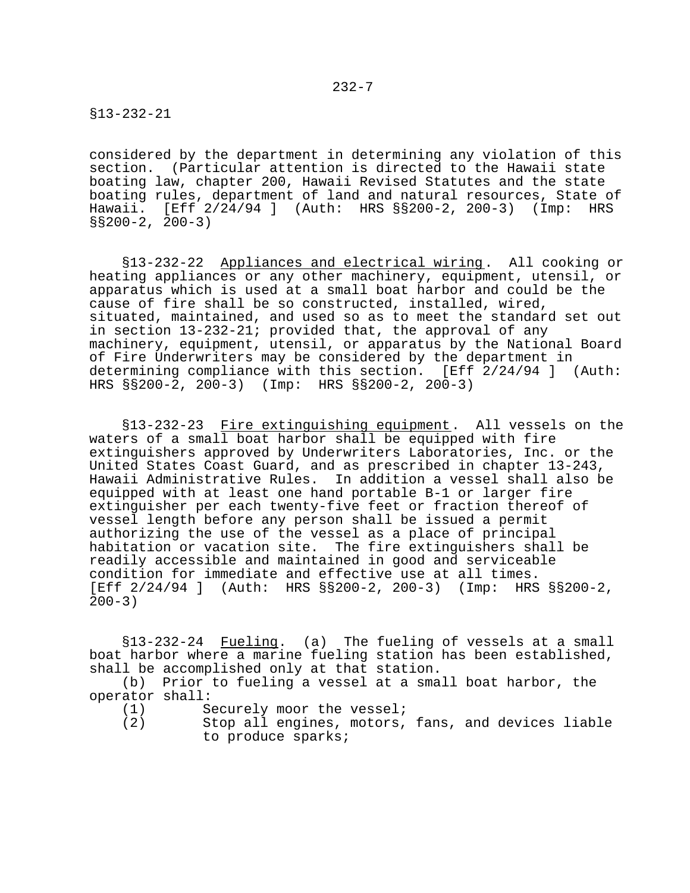considered by the department in determining any violation of this section. (Particular attention is directed to the Hawaii state boating law, chapter 200, Hawaii Revised Statutes and the state boating rules, department of land and natural resources, State of Hawaii. [Eff 2/24/94 ] (Auth: HRS §§200-2, 200-3) (Imp: HRS §§200-2, 200-3)

§13-232-22 Appliances and electrical wiring. All cooking or heating appliances or any other machinery, equipment, utensil, or apparatus which is used at a small boat harbor and could be the cause of fire shall be so constructed, installed, wired, situated, maintained, and used so as to meet the standard set out in section 13-232-21; provided that, the approval of any machinery, equipment, utensil, or apparatus by the National Board of Fire Underwriters may be considered by the department in determining compliance with this section. [Eff 2/24/94 ] (Auth: HRS §§200-2, 200-3) (Imp: HRS §§200-2, 200-3)

§13-232-23 Fire extinguishing equipment. All vessels on the waters of a small boat harbor shall be equipped with fire extinguishers approved by Underwriters Laboratories, Inc. or the United States Coast Guard, and as prescribed in chapter 13-243, Hawaii Administrative Rules. In addition a vessel shall also be equipped with at least one hand portable B-1 or larger fire extinguisher per each twenty-five feet or fraction thereof of vessel length before any person shall be issued a permit authorizing the use of the vessel as a place of principal habitation or vacation site. The fire extinguishers shall be readily accessible and maintained in good and serviceable condition for immediate and effective use at all times. [Eff 2/24/94 ] (Auth: HRS §§200-2, 200-3) (Imp: HRS §§200-2, 200-3)

§13-232-24 Fueling. (a) The fueling of vessels at a small boat harbor where a marine fueling station has been established, shall be accomplished only at that station.

(b) Prior to fueling a vessel at a small boat harbor, the operator shall:

(1) Securely moor the vessel;
(2) Stop all engines, motors, fans, and devices liable to produce sparks;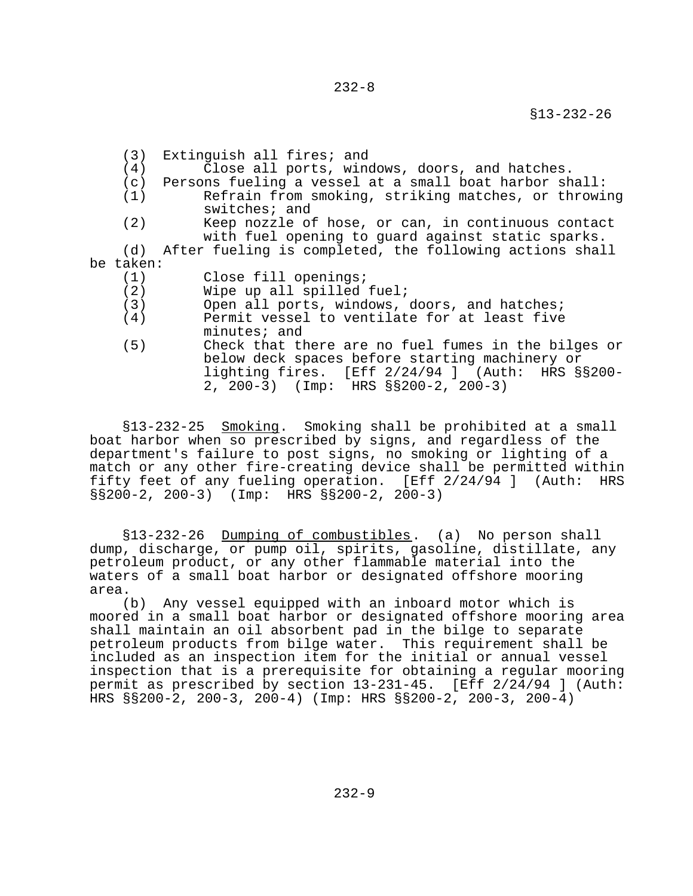(3) Extinguish all fires; and

(4) Close all ports, windows, doors, and hatches.

(c) Persons fueling a vessel at a small boat harbor shall:

(1) Refrain from smoking, striking matches, or throwing switches; and

(2) Keep nozzle of hose, or can, in continuous contact with fuel opening to guard against static sparks.

(d) After fueling is completed, the following actions shall be taken:

(1) Close fill openings;

(2) Wipe up all spilled fuel;

(3) Open all ports, windows, doors, and hatches;

(4) Permit vessel to ventilate for at least five minutes; and

(5) Check that there are no fuel fumes in the bilges or below deck spaces before starting machinery or lighting fires. [Eff 2/24/94 ] (Auth: HRS §§200-2, 200-3) (Imp: HRS §§200-2, 200-3)

§13-232-25 Smoking. Smoking shall be prohibited at a small boat harbor when so prescribed by signs, and regardless of the department's failure to post signs, no smoking or lighting of a match or any other fire-creating device shall be permitted within fifty feet of any fueling operation. [Eff 2/24/94 ] (Auth: HRS §§200-2, 200-3) (Imp: HRS §§200-2, 200-3)

§13-232-26 Dumping of combustibles. (a) No person shall dump, discharge, or pump oil, spirits, gasoline, distillate, any petroleum product, or any other flammable material into the waters of a small boat harbor or designated offshore mooring area.

(b) Any vessel equipped with an inboard motor which is moored in a small boat harbor or designated offshore mooring area shall maintain an oil absorbent pad in the bilge to separate petroleum products from bilge water. This requirement shall be included as an inspection item for the initial or annual vessel inspection that is a prerequisite for obtaining a regular mooring permit as prescribed by section 13-231-45. [Eff 2/24/94 ] (Auth: HRS §§200-2, 200-3, 200-4) (Imp: HRS §§200-2, 200-3, 200-4)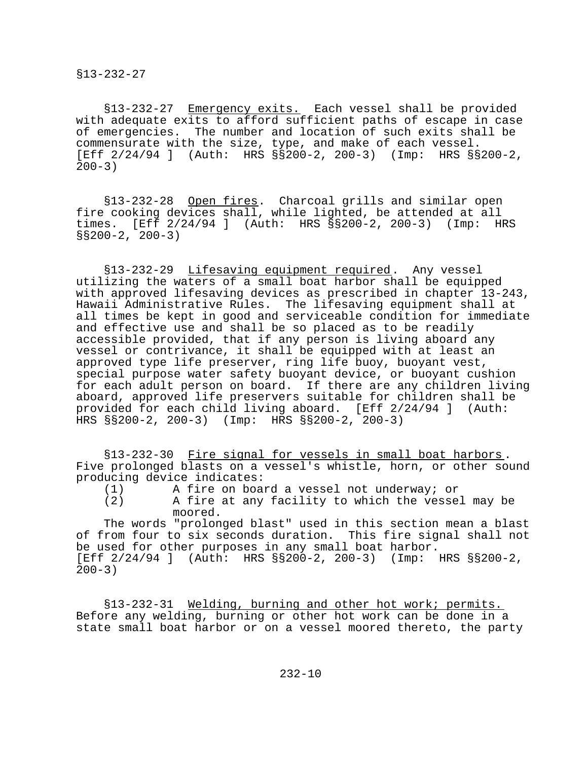§13-232-27 Emergency exits. Each vessel shall be provided with adequate exits to afford sufficient paths of escape in case of emergencies. The number and location of such exits shall be commensurate with the size, type, and make of each vessel. [Eff 2/24/94 ] (Auth: HRS §§200-2, 200-3) (Imp: HRS §§200-2, 200-3)

§13-232-28 Open fires. Charcoal grills and similar open fire cooking devices shall, while lighted, be attended at all times. [Eff 2/24/94 ] (Auth: HRS §§200-2, 200-3) (Imp: HRS §§200-2, 200-3)

§13-232-29 Lifesaving equipment required. Any vessel utilizing the waters of a small boat harbor shall be equipped with approved lifesaving devices as prescribed in chapter 13-243, Hawaii Administrative Rules. The lifesaving equipment shall at all times be kept in good and serviceable condition for immediate and effective use and shall be so placed as to be readily accessible provided, that if any person is living aboard any vessel or contrivance, it shall be equipped with at least an approved type life preserver, ring life buoy, buoyant vest, special purpose water safety buoyant device, or buoyant cushion for each adult person on board. If there are any children living aboard, approved life preservers suitable for children shall be provided for each child living aboard. [Eff 2/24/94 ] (Auth: HRS §§200-2, 200-3) (Imp: HRS §§200-2, 200-3)

§13-232-30 Fire signal for vessels in small boat harbors. Five prolonged blasts on a vessel's whistle, horn, or other sound producing device indicates:

(1) A fire on board a vessel not underway; or
(2) A fire at any facility to which the vessel may be moored.

The words "prolonged blast" used in this section mean a blast of from four to six seconds duration. This fire signal shall not be used for other purposes in any small boat harbor. [Eff 2/24/94 ] (Auth: HRS §§200-2, 200-3) (Imp: HRS §§200-2, 200-3)

§13-232-31 Welding, burning and other hot work; permits. Before any welding, burning or other hot work can be done in a state small boat harbor or on a vessel moored thereto, the party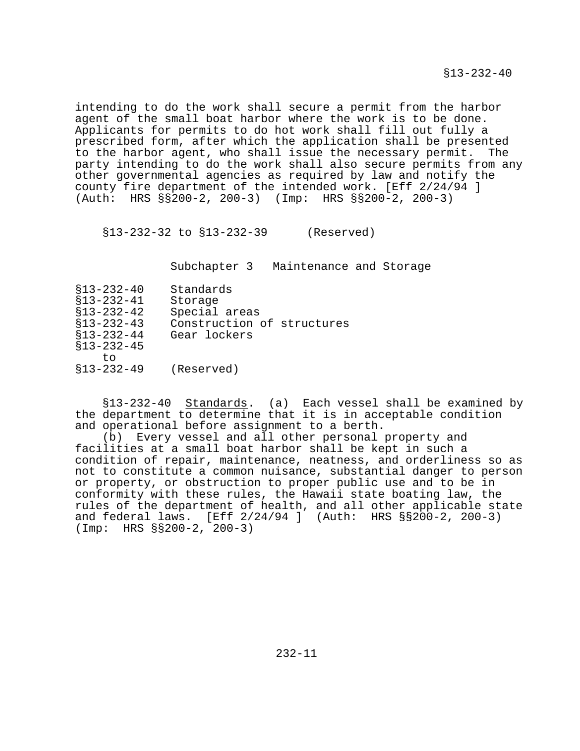intending to do the work shall secure a permit from the harbor agent of the small boat harbor where the work is to be done. Applicants for permits to do hot work shall fill out fully a prescribed form, after which the application shall be presented to the harbor agent, who shall issue the necessary permit. The party intending to do the work shall also secure permits from any other governmental agencies as required by law and notify the county fire department of the intended work. [Eff 2/24/94 ] (Auth: HRS §§200-2, 200-3) (Imp: HRS §§200-2, 200-3)

§13-232-32 to §13-232-39 (Reserved)

## Subchapter 3 Maintenance and Storage

| | |
|---|---|
| §13-232-40 | Standards |
| §13-232-41 | Storage |
| §13-232-42 | Special areas |
| §13-232-43 | Construction of structures |
| §13-232-44 | Gear lockers |
| §13-232-45 to §13-232-49 | (Reserved) |

§13-232-40 Standards. (a) Each vessel shall be examined by the department to determine that it is in acceptable condition and operational before assignment to a berth.

(b) Every vessel and all other personal property and facilities at a small boat harbor shall be kept in such a condition of repair, maintenance, neatness, and orderliness so as not to constitute a common nuisance, substantial danger to person or property, or obstruction to proper public use and to be in conformity with these rules, the Hawaii state boating law, the rules of the department of health, and all other applicable state and federal laws. [Eff 2/24/94 ] (Auth: HRS §§200-2, 200-3) (Imp: HRS §§200-2, 200-3)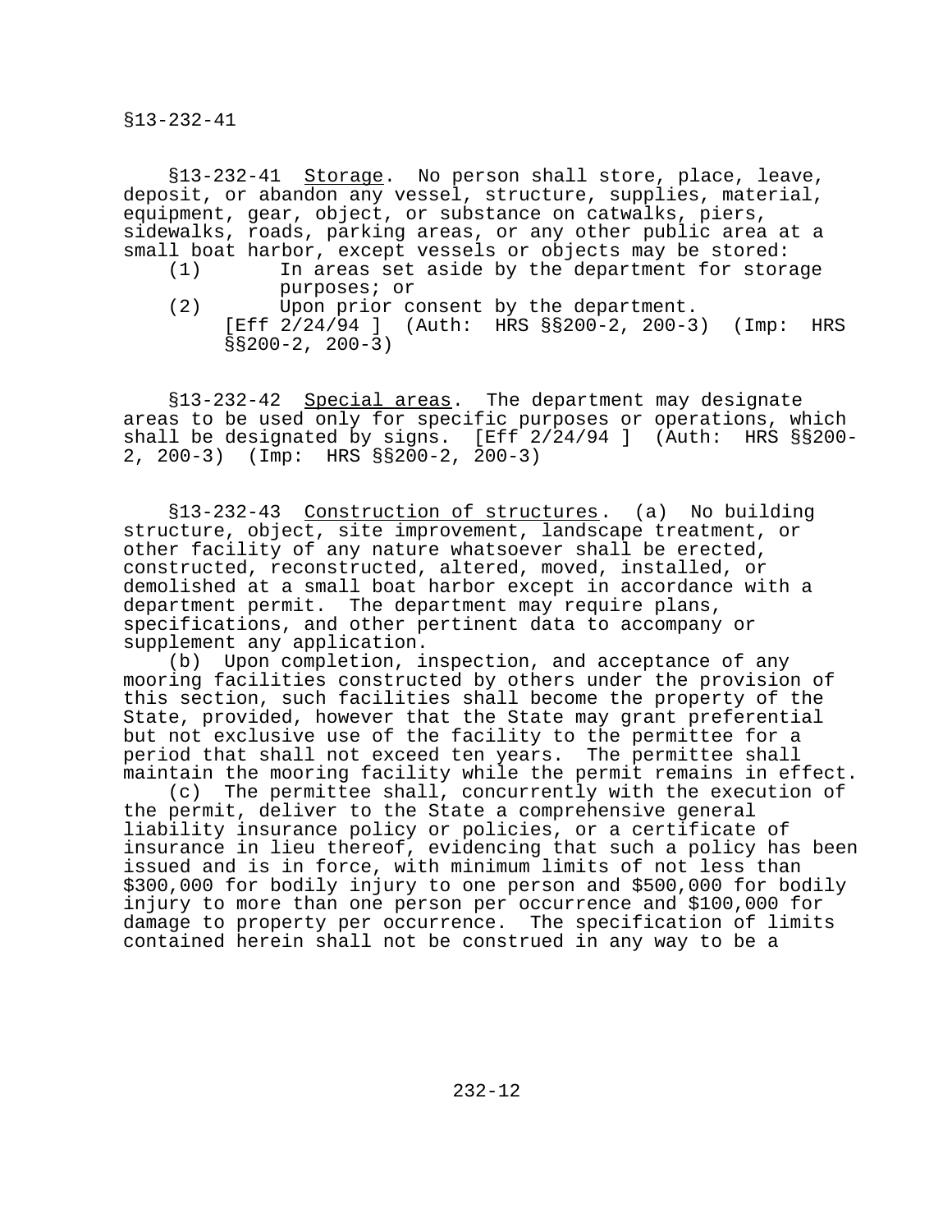§13-232-41 Storage. No person shall store, place, leave, deposit, or abandon any vessel, structure, supplies, material, equipment, gear, object, or substance on catwalks, piers, sidewalks, roads, parking areas, or any other public area at a small boat harbor, except vessels or objects may be stored:

(1) In areas set aside by the department for storage purposes; or

(2) Upon prior consent by the department.

[Eff 2/24/94 ] (Auth: HRS §§200-2, 200-3) (Imp: HRS §§200-2, 200-3)

§13-232-42 Special areas. The department may designate areas to be used only for specific purposes or operations, which shall be designated by signs. [Eff 2/24/94 ] (Auth: HRS §§200-2, 200-3) (Imp: HRS §§200-2, 200-3)

§13-232-43 Construction of structures. (a) No building structure, object, site improvement, landscape treatment, or other facility of any nature whatsoever shall be erected, constructed, reconstructed, altered, moved, installed, or demolished at a small boat harbor except in accordance with a department permit. The department may require plans, specifications, and other pertinent data to accompany or supplement any application.

(b) Upon completion, inspection, and acceptance of any mooring facilities constructed by others under the provision of this section, such facilities shall become the property of the State, provided, however that the State may grant preferential but not exclusive use of the facility to the permittee for a period that shall not exceed ten years. The permittee shall maintain the mooring facility while the permit remains in effect.

(c) The permittee shall, concurrently with the execution of the permit, deliver to the State a comprehensive general liability insurance policy or policies, or a certificate of insurance in lieu thereof, evidencing that such a policy has been issued and is in force, with minimum limits of not less than $300,000 for bodily injury to one person and $500,000 for bodily injury to more than one person per occurrence and $100,000 for damage to property per occurrence. The specification of limits contained herein shall not be construed in any way to be a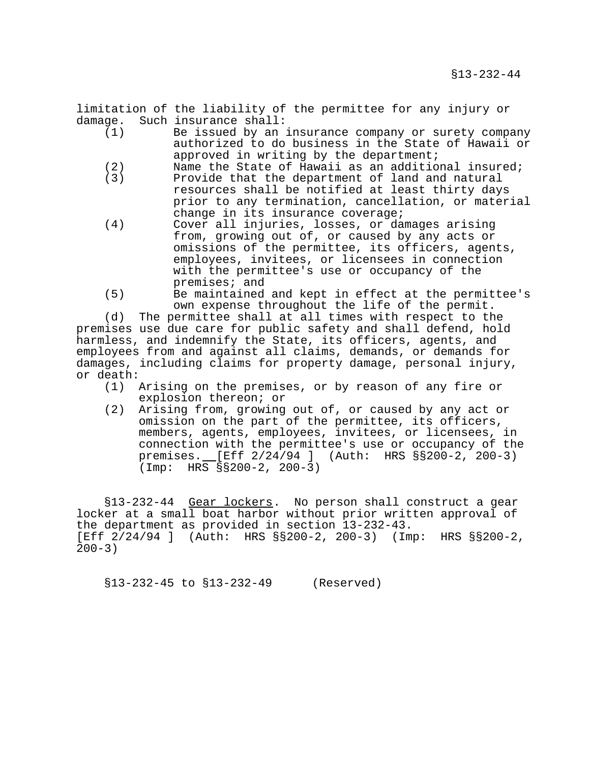limitation of the liability of the permittee for any injury or damage. Such insurance shall:

(1) Be issued by an insurance company or surety company authorized to do business in the State of Hawaii or approved in writing by the department;

(2) Name the State of Hawaii as an additional insured;

(3) Provide that the department of land and natural resources shall be notified at least thirty days prior to any termination, cancellation, or material change in its insurance coverage;

(4) Cover all injuries, losses, or damages arising from, growing out of, or caused by any acts or omissions of the permittee, its officers, agents, employees, invitees, or licensees in connection with the permittee's use or occupancy of the premises; and

(5) Be maintained and kept in effect at the permittee's own expense throughout the life of the permit.

(d) The permittee shall at all times with respect to the premises use due care for public safety and shall defend, hold harmless, and indemnify the State, its officers, agents, and employees from and against all claims, demands, or demands for damages, including claims for property damage, personal injury, or death:

(1) Arising on the premises, or by reason of any fire or explosion thereon; or

(2) Arising from, growing out of, or caused by any act or omission on the part of the permittee, its officers, members, agents, employees, invitees, or licensees, in connection with the permittee's use or occupancy of the premises. [Eff 2/24/94 ] (Auth: HRS §§200-2, 200-3) (Imp: HRS §§200-2, 200-3)

§13-232-44 Gear lockers. No person shall construct a gear locker at a small boat harbor without prior written approval of the department as provided in section 13-232-43. [Eff 2/24/94 ] (Auth: HRS §§200-2, 200-3) (Imp: HRS §§200-2, 200-3)

§13-232-45 to §13-232-49 (Reserved)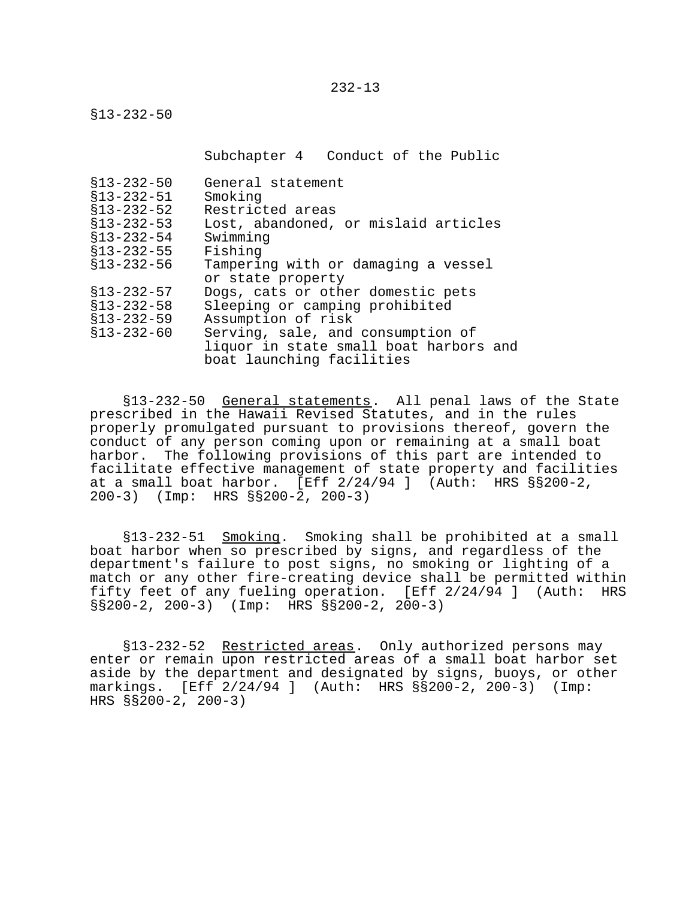## Subchapter 4 Conduct of the Public

| | |
|---|---|
| §13-232-50 | General statement |
| §13-232-51 | Smoking |
| §13-232-52 | Restricted areas |
| §13-232-53 | Lost, abandoned, or mislaid articles |
| §13-232-54 | Swimming |
| §13-232-55 | Fishing |
| §13-232-56 | Tampering with or damaging a vessel or state property |
| §13-232-57 | Dogs, cats or other domestic pets |
| §13-232-58 | Sleeping or camping prohibited |
| §13-232-59 | Assumption of risk |
| §13-232-60 | Serving, sale, and consumption of liquor in state small boat harbors and boat launching facilities |

§13-232-50 General statements. All penal laws of the State prescribed in the Hawaii Revised Statutes, and in the rules properly promulgated pursuant to provisions thereof, govern the conduct of any person coming upon or remaining at a small boat harbor. The following provisions of this part are intended to facilitate effective management of state property and facilities at a small boat harbor. [Eff 2/24/94 ] (Auth: HRS §§200-2, 200-3) (Imp: HRS §§200-2, 200-3)

§13-232-51 Smoking. Smoking shall be prohibited at a small boat harbor when so prescribed by signs, and regardless of the department's failure to post signs, no smoking or lighting of a match or any other fire-creating device shall be permitted within fifty feet of any fueling operation. [Eff 2/24/94 ] (Auth: HRS §§200-2, 200-3) (Imp: HRS §§200-2, 200-3)

§13-232-52 Restricted areas. Only authorized persons may enter or remain upon restricted areas of a small boat harbor set aside by the department and designated by signs, buoys, or other markings. [Eff 2/24/94 ] (Auth: HRS §§200-2, 200-3) (Imp: HRS §§200-2, 200-3)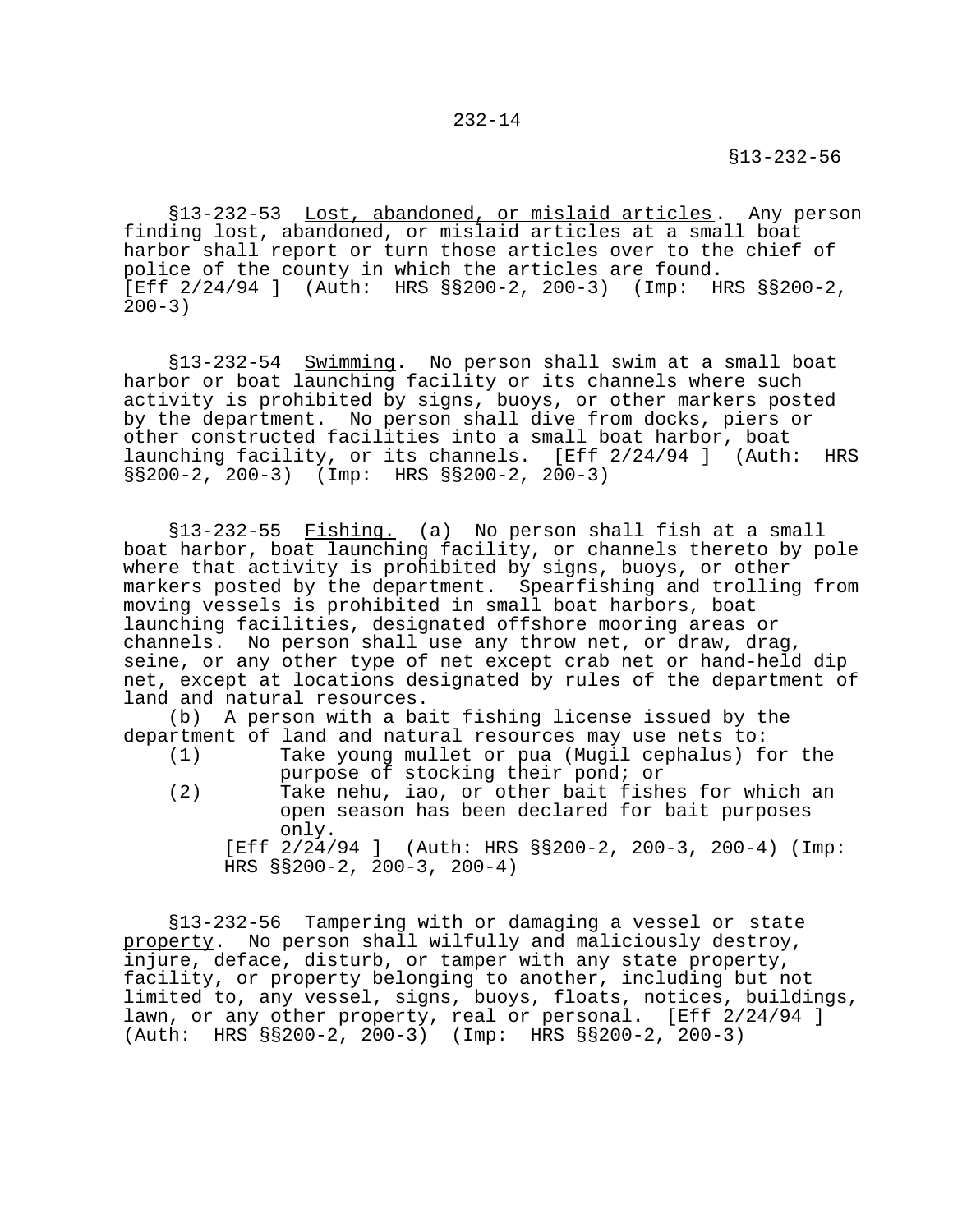§13-232-53 Lost, abandoned, or mislaid articles. Any person finding lost, abandoned, or mislaid articles at a small boat harbor shall report or turn those articles over to the chief of police of the county in which the articles are found. [Eff 2/24/94 ] (Auth: HRS §§200-2, 200-3) (Imp: HRS §§200-2, 200-3)

§13-232-54 Swimming. No person shall swim at a small boat harbor or boat launching facility or its channels where such activity is prohibited by signs, buoys, or other markers posted by the department. No person shall dive from docks, piers or other constructed facilities into a small boat harbor, boat launching facility, or its channels. [Eff 2/24/94 ] (Auth: HRS §§200-2, 200-3) (Imp: HRS §§200-2, 200-3)

§13-232-55 Fishing. (a) No person shall fish at a small boat harbor, boat launching facility, or channels thereto by pole where that activity is prohibited by signs, buoys, or other markers posted by the department. Spearfishing and trolling from moving vessels is prohibited in small boat harbors, boat launching facilities, designated offshore mooring areas or channels. No person shall use any throw net, or draw, drag, seine, or any other type of net except crab net or hand-held dip net, except at locations designated by rules of the department of land and natural resources.

(b) A person with a bait fishing license issued by the department of land and natural resources may use nets to:

(1) Take young mullet or pua (Mugil cephalus) for the purpose of stocking their pond; or

(2) Take nehu, iao, or other bait fishes for which an open season has been declared for bait purposes only.

[Eff 2/24/94 ] (Auth: HRS §§200-2, 200-3, 200-4) (Imp: HRS §§200-2, 200-3, 200-4)

§13-232-56 Tampering with or damaging a vessel or state property. No person shall wilfully and maliciously destroy, injure, deface, disturb, or tamper with any state property, facility, or property belonging to another, including but not limited to, any vessel, signs, buoys, floats, notices, buildings, lawn, or any other property, real or personal. [Eff 2/24/94 ] (Auth: HRS §§200-2, 200-3) (Imp: HRS §§200-2, 200-3)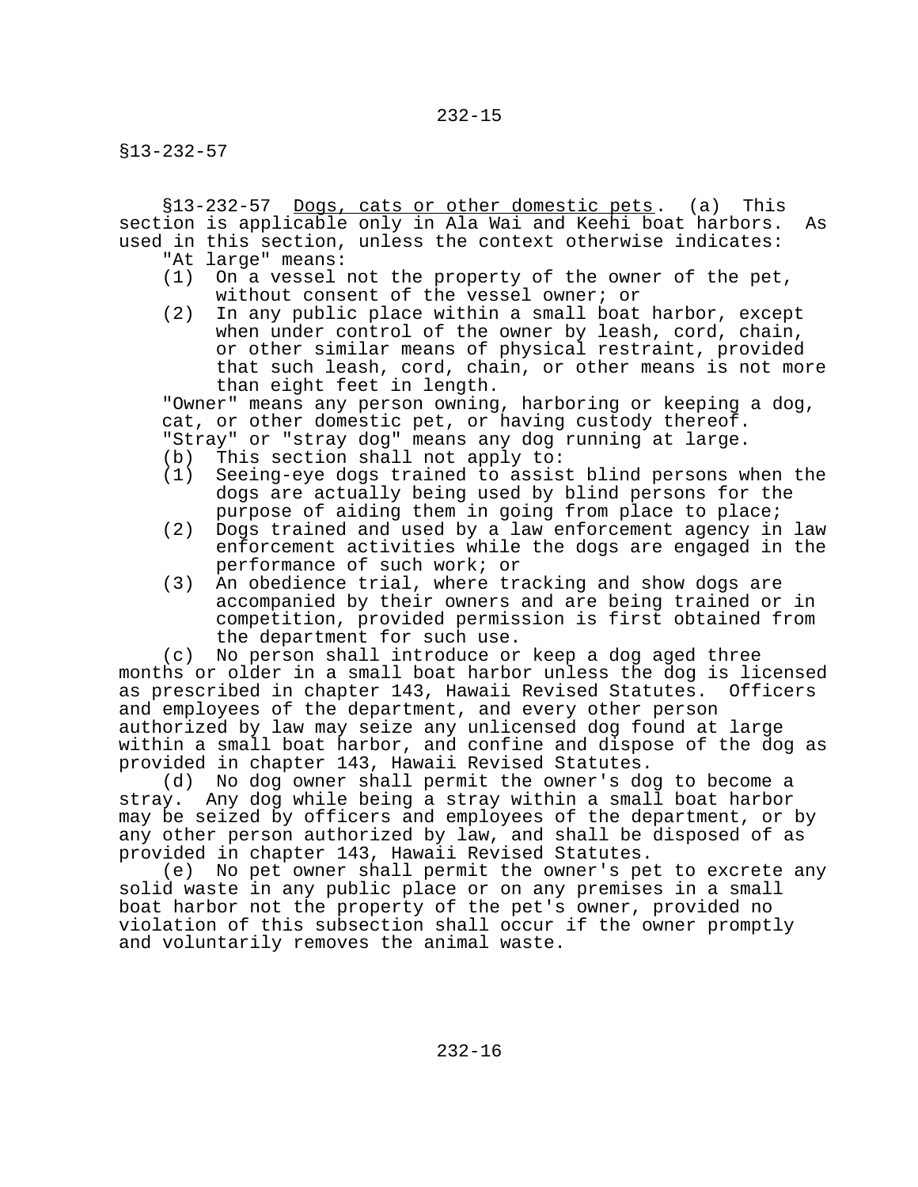§13-232-57 Dogs, cats or other domestic pets. (a) This section is applicable only in Ala Wai and Keehi boat harbors. As used in this section, unless the context otherwise indicates:

"At large" means:

(1) On a vessel not the property of the owner of the pet, without consent of the vessel owner; or

(2) In any public place within a small boat harbor, except when under control of the owner by leash, cord, chain, or other similar means of physical restraint, provided that such leash, cord, chain, or other means is not more than eight feet in length.

"Owner" means any person owning, harboring or keeping a dog, cat, or other domestic pet, or having custody thereof.

"Stray" or "stray dog" means any dog running at large.

(b) This section shall not apply to:

(1) Seeing-eye dogs trained to assist blind persons when the dogs are actually being used by blind persons for the purpose of aiding them in going from place to place;

(2) Dogs trained and used by a law enforcement agency in law enforcement activities while the dogs are engaged in the performance of such work; or

(3) An obedience trial, where tracking and show dogs are accompanied by their owners and are being trained or in competition, provided permission is first obtained from the department for such use.

(c) No person shall introduce or keep a dog aged three months or older in a small boat harbor unless the dog is licensed as prescribed in chapter 143, Hawaii Revised Statutes. Officers and employees of the department, and every other person authorized by law may seize any unlicensed dog found at large within a small boat harbor, and confine and dispose of the dog as provided in chapter 143, Hawaii Revised Statutes.

(d) No dog owner shall permit the owner's dog to become a stray. Any dog while being a stray within a small boat harbor may be seized by officers and employees of the department, or by any other person authorized by law, and shall be disposed of as provided in chapter 143, Hawaii Revised Statutes.

(e) No pet owner shall permit the owner's pet to excrete any solid waste in any public place or on any premises in a small boat harbor not the property of the pet's owner, provided no violation of this subsection shall occur if the owner promptly and voluntarily removes the animal waste.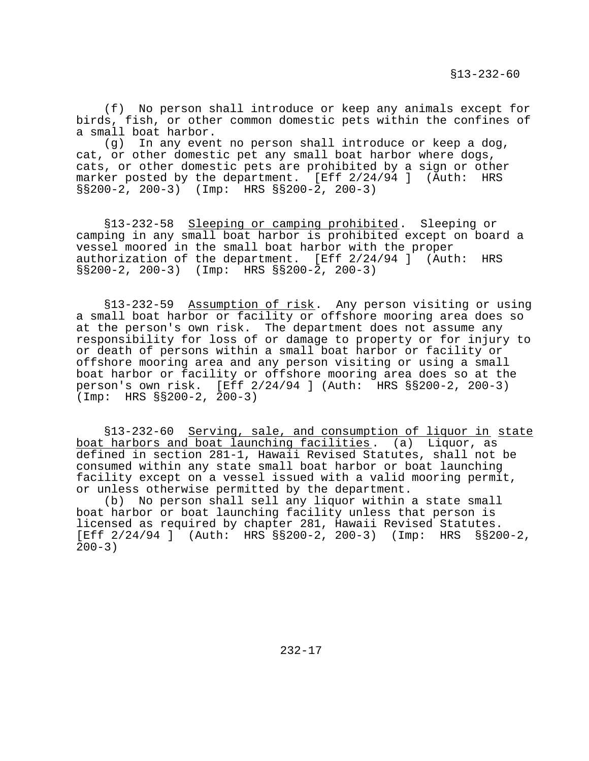(f) No person shall introduce or keep any animals except for birds, fish, or other common domestic pets within the confines of a small boat harbor.

(g) In any event no person shall introduce or keep a dog, cat, or other domestic pet any small boat harbor where dogs, cats, or other domestic pets are prohibited by a sign or other marker posted by the department. [Eff 2/24/94 ] (Auth: HRS §§200-2, 200-3) (Imp: HRS §§200-2, 200-3)

§13-232-58 Sleeping or camping prohibited. Sleeping or camping in any small boat harbor is prohibited except on board a vessel moored in the small boat harbor with the proper authorization of the department. [Eff 2/24/94 ] (Auth: HRS §§200-2, 200-3) (Imp: HRS §§200-2, 200-3)

§13-232-59 Assumption of risk. Any person visiting or using a small boat harbor or facility or offshore mooring area does so at the person's own risk. The department does not assume any responsibility for loss of or damage to property or for injury to or death of persons within a small boat harbor or facility or offshore mooring area and any person visiting or using a small boat harbor or facility or offshore mooring area does so at the person's own risk. [Eff 2/24/94 ] (Auth: HRS §§200-2, 200-3) (Imp: HRS §§200-2, 200-3)

§13-232-60 Serving, sale, and consumption of liquor in state boat harbors and boat launching facilities. (a) Liquor, as defined in section 281-1, Hawaii Revised Statutes, shall not be consumed within any state small boat harbor or boat launching facility except on a vessel issued with a valid mooring permit, or unless otherwise permitted by the department.

(b) No person shall sell any liquor within a state small boat harbor or boat launching facility unless that person is licensed as required by chapter 281, Hawaii Revised Statutes. [Eff 2/24/94 ] (Auth: HRS §§200-2, 200-3) (Imp: HRS §§200-2, 200-3)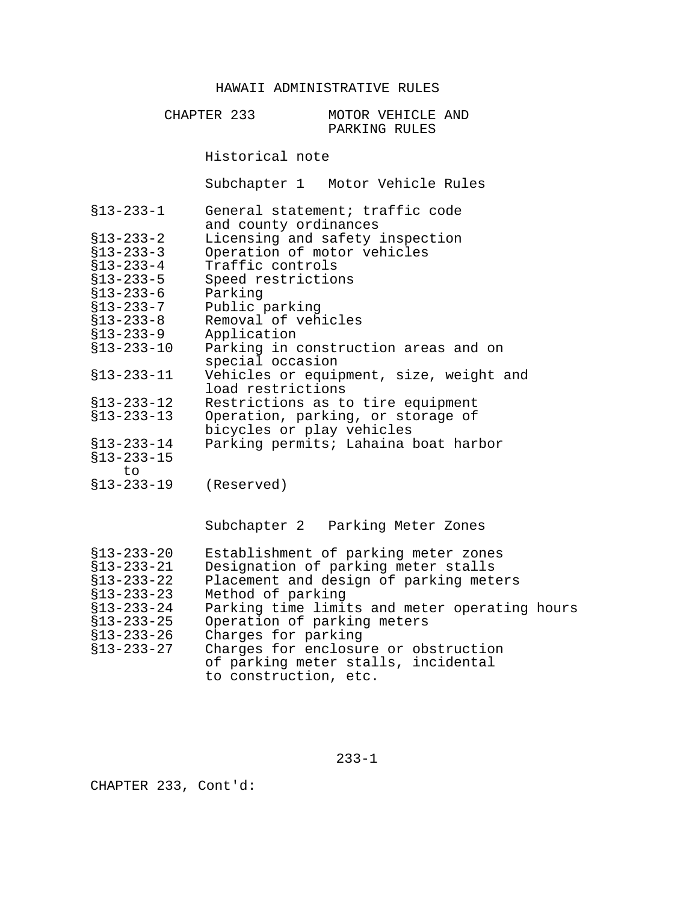# HAWAII ADMINISTRATIVE RULES

## CHAPTER 233 MOTOR VEHICLE AND PARKING RULES

Historical note

### Subchapter 1 Motor Vehicle Rules

| | |
|---|---|
| §13-233-1 | General statement; traffic code and county ordinances |
| §13-233-2 | Licensing and safety inspection |
| §13-233-3 | Operation of motor vehicles |
| §13-233-4 | Traffic controls |
| §13-233-5 | Speed restrictions |
| §13-233-6 | Parking |
| §13-233-7 | Public parking |
| §13-233-8 | Removal of vehicles |
| §13-233-9 | Application |
| §13-233-10 | Parking in construction areas and on special occasion |
| §13-233-11 | Vehicles or equipment, size, weight and load restrictions |
| §13-233-12 | Restrictions as to tire equipment |
| §13-233-13 | Operation, parking, or storage of bicycles or play vehicles |
| §13-233-14 | Parking permits; Lahaina boat harbor |
| §13-233-15 to §13-233-19 | (Reserved) |

### Subchapter 2 Parking Meter Zones

| | |
|---|---|
| §13-233-20 | Establishment of parking meter zones |
| §13-233-21 | Designation of parking meter stalls |
| §13-233-22 | Placement and design of parking meters |
| §13-233-23 | Method of parking |
| §13-233-24 | Parking time limits and meter operating hours |
| §13-233-25 | Operation of parking meters |
| §13-233-26 | Charges for parking |
| §13-233-27 | Charges for enclosure or obstruction of parking meter stalls, incidental to construction, etc. |

CHAPTER 233, Cont'd: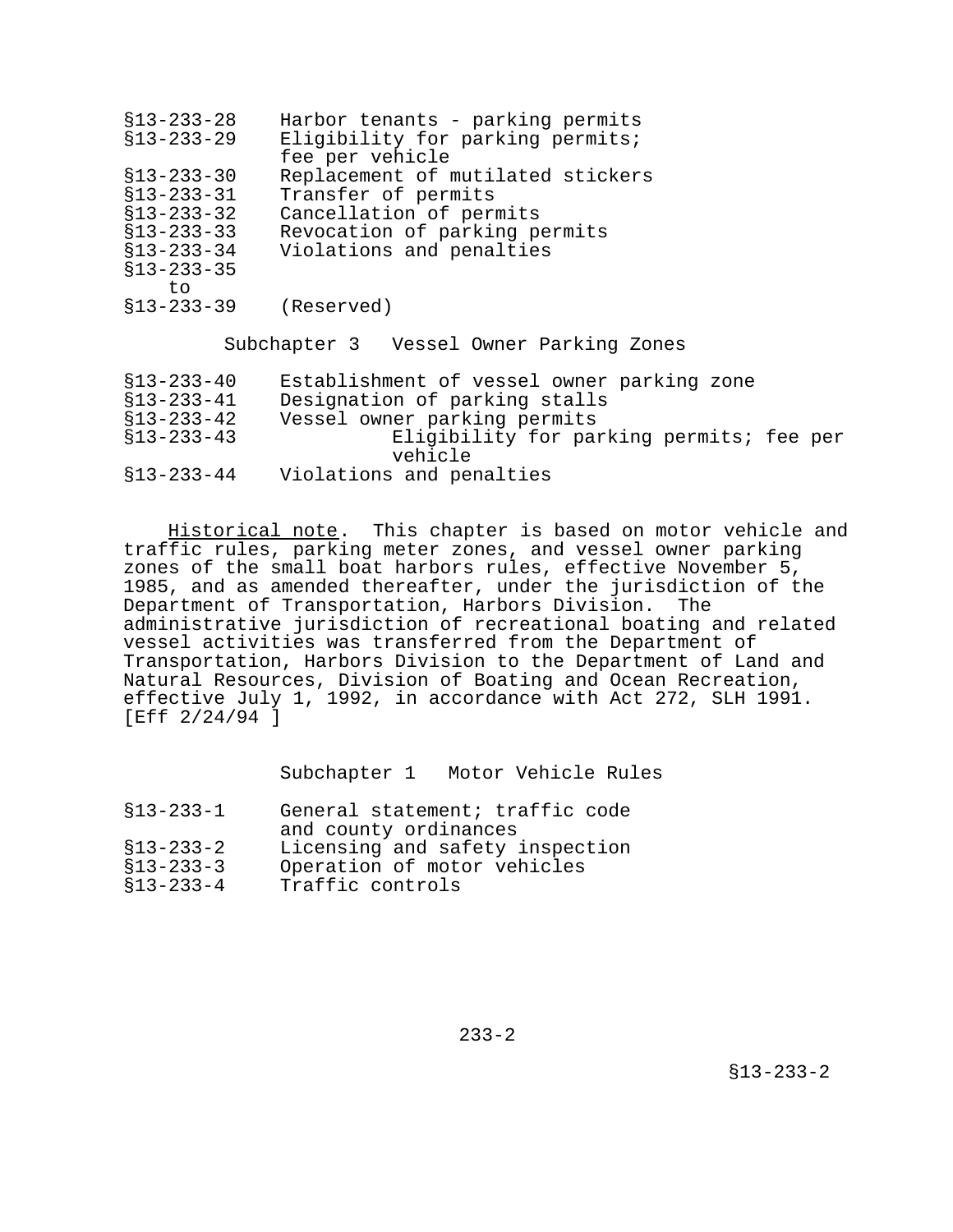§13-233-28 Harbor tenants - parking permits
§13-233-29 Eligibility for parking permits; fee per vehicle
§13-233-30 Replacement of mutilated stickers
§13-233-31 Transfer of permits
§13-233-32 Cancellation of permits
§13-233-33 Revocation of parking permits
§13-233-34 Violations and penalties
§13-233-35 to §13-233-39 (Reserved)

Subchapter 3 Vessel Owner Parking Zones

§13-233-40 Establishment of vessel owner parking zone
§13-233-41 Designation of parking stalls
§13-233-42 Vessel owner parking permits
§13-233-43 Eligibility for parking permits; fee per vehicle
§13-233-44 Violations and penalties

Historical note. This chapter is based on motor vehicle and traffic rules, parking meter zones, and vessel owner parking zones of the small boat harbors rules, effective November 5, 1985, and as amended thereafter, under the jurisdiction of the Department of Transportation, Harbors Division. The administrative jurisdiction of recreational boating and related vessel activities was transferred from the Department of Transportation, Harbors Division to the Department of Land and Natural Resources, Division of Boating and Ocean Recreation, effective July 1, 1992, in accordance with Act 272, SLH 1991. [Eff 2/24/94 ]

Subchapter 1 Motor Vehicle Rules

§13-233-1 General statement; traffic code and county ordinances
§13-233-2 Licensing and safety inspection
§13-233-3 Operation of motor vehicles
§13-233-4 Traffic controls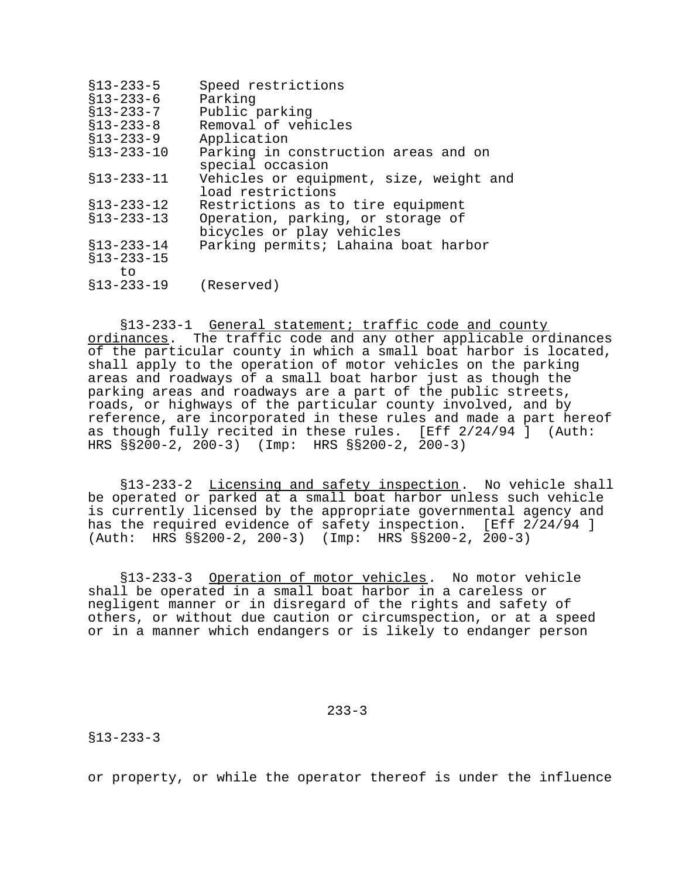| | |
|---|---|
| §13-233-5 | Speed restrictions |
| §13-233-6 | Parking |
| §13-233-7 | Public parking |
| §13-233-8 | Removal of vehicles |
| §13-233-9 | Application |
| §13-233-10 | Parking in construction areas and on special occasion |
| §13-233-11 | Vehicles or equipment, size, weight and load restrictions |
| §13-233-12 | Restrictions as to tire equipment |
| §13-233-13 | Operation, parking, or storage of bicycles or play vehicles |
| §13-233-14 | Parking permits; Lahaina boat harbor |
| §13-233-15 to §13-233-19 | (Reserved) |

§13-233-1 General statement; traffic code and county ordinances. The traffic code and any other applicable ordinances of the particular county in which a small boat harbor is located, shall apply to the operation of motor vehicles on the parking areas and roadways of a small boat harbor just as though the parking areas and roadways are a part of the public streets, roads, or highways of the particular county involved, and by reference, are incorporated in these rules and made a part hereof as though fully recited in these rules. [Eff 2/24/94 ] (Auth: HRS §§200-2, 200-3) (Imp: HRS §§200-2, 200-3)

§13-233-2 Licensing and safety inspection. No vehicle shall be operated or parked at a small boat harbor unless such vehicle is currently licensed by the appropriate governmental agency and has the required evidence of safety inspection. [Eff 2/24/94 ] (Auth: HRS §§200-2, 200-3) (Imp: HRS §§200-2, 200-3)

§13-233-3 Operation of motor vehicles. No motor vehicle shall be operated in a small boat harbor in a careless or negligent manner or in disregard of the rights and safety of others, or without due caution or circumspection, or at a speed or in a manner which endangers or is likely to endanger person or property, or while the operator thereof is under the influence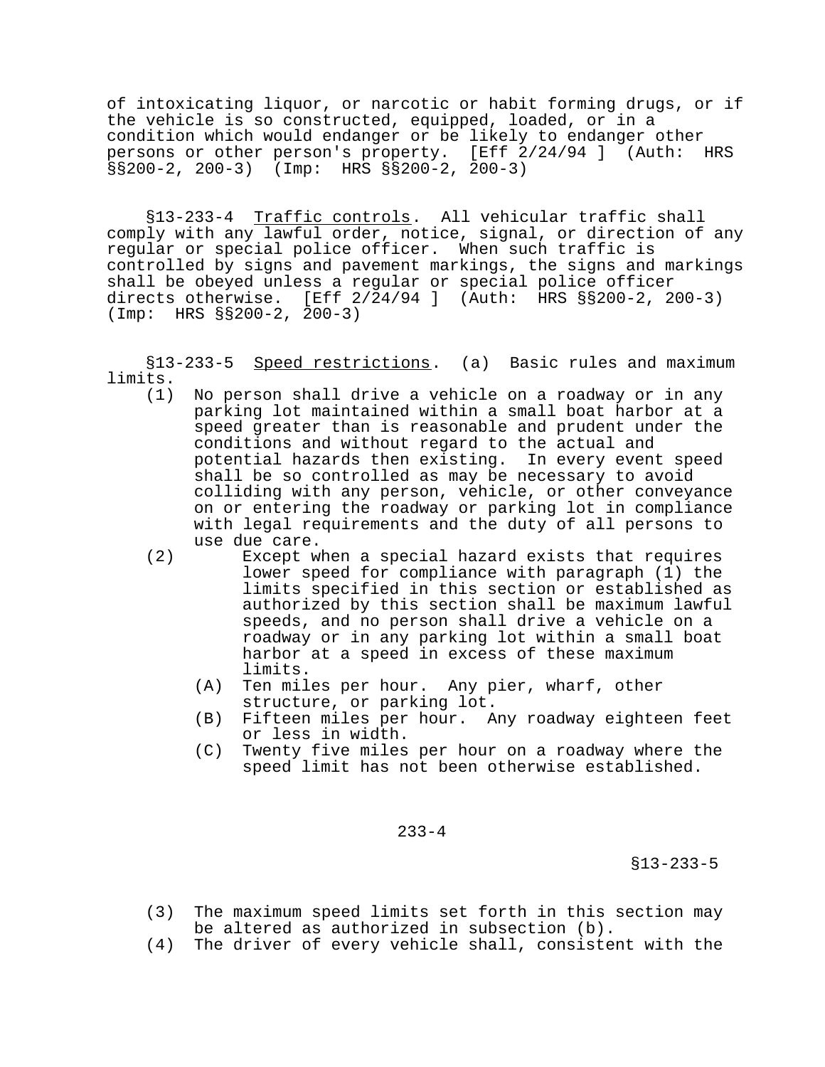of intoxicating liquor, or narcotic or habit forming drugs, or if the vehicle is so constructed, equipped, loaded, or in a condition which would endanger or be likely to endanger other persons or other person's property. [Eff 2/24/94 ] (Auth: HRS §§200-2, 200-3) (Imp: HRS §§200-2, 200-3)

§13-233-4 Traffic controls. All vehicular traffic shall comply with any lawful order, notice, signal, or direction of any regular or special police officer. When such traffic is controlled by signs and pavement markings, the signs and markings shall be obeyed unless a regular or special police officer directs otherwise. [Eff 2/24/94 ] (Auth: HRS §§200-2, 200-3) (Imp: HRS §§200-2, 200-3)

§13-233-5 Speed restrictions. (a) Basic rules and maximum limits.

(1) No person shall drive a vehicle on a roadway or in any parking lot maintained within a small boat harbor at a speed greater than is reasonable and prudent under the conditions and without regard to the actual and potential hazards then existing. In every event speed shall be so controlled as may be necessary to avoid colliding with any person, vehicle, or other conveyance on or entering the roadway or parking lot in compliance with legal requirements and the duty of all persons to use due care.

(2) Except when a special hazard exists that requires lower speed for compliance with paragraph (1) the limits specified in this section or established as authorized by this section shall be maximum lawful speeds, and no person shall drive a vehicle on a roadway or in any parking lot within a small boat harbor at a speed in excess of these maximum limits.
   (A) Ten miles per hour. Any pier, wharf, other structure, or parking lot.
   (B) Fifteen miles per hour. Any roadway eighteen feet or less in width.
   (C) Twenty five miles per hour on a roadway where the speed limit has not been otherwise established.

(3) The maximum speed limits set forth in this section may be altered as authorized in subsection (b).

(4) The driver of every vehicle shall, consistent with the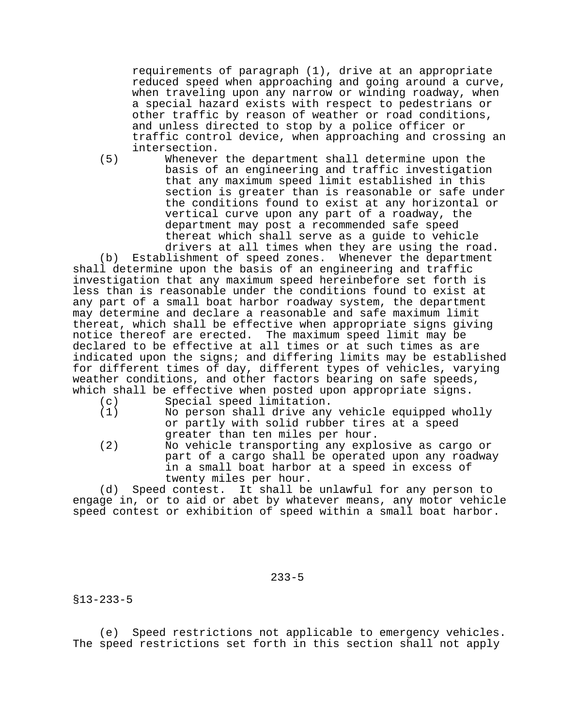requirements of paragraph (1), drive at an appropriate reduced speed when approaching and going around a curve, when traveling upon any narrow or winding roadway, when a special hazard exists with respect to pedestrians or other traffic by reason of weather or road conditions, and unless directed to stop by a police officer or traffic control device, when approaching and crossing an intersection.

(5) Whenever the department shall determine upon the basis of an engineering and traffic investigation that any maximum speed limit established in this section is greater than is reasonable or safe under the conditions found to exist at any horizontal or vertical curve upon any part of a roadway, the department may post a recommended safe speed thereat which shall serve as a guide to vehicle drivers at all times when they are using the road.

(b) Establishment of speed zones. Whenever the department shall determine upon the basis of an engineering and traffic investigation that any maximum speed hereinbefore set forth is less than is reasonable under the conditions found to exist at any part of a small boat harbor roadway system, the department may determine and declare a reasonable and safe maximum limit thereat, which shall be effective when appropriate signs giving notice thereof are erected. The maximum speed limit may be declared to be effective at all times or at such times as are indicated upon the signs; and differing limits may be established for different times of day, different types of vehicles, varying weather conditions, and other factors bearing on safe speeds, which shall be effective when posted upon appropriate signs.

(c) Special speed limitation.

(1) No person shall drive any vehicle equipped wholly or partly with solid rubber tires at a speed greater than ten miles per hour.

(2) No vehicle transporting any explosive as cargo or part of a cargo shall be operated upon any roadway in a small boat harbor at a speed in excess of twenty miles per hour.

(d) Speed contest. It shall be unlawful for any person to engage in, or to aid or abet by whatever means, any motor vehicle speed contest or exhibition of speed within a small boat harbor.

§13-233-5

(e) Speed restrictions not applicable to emergency vehicles. The speed restrictions set forth in this section shall not apply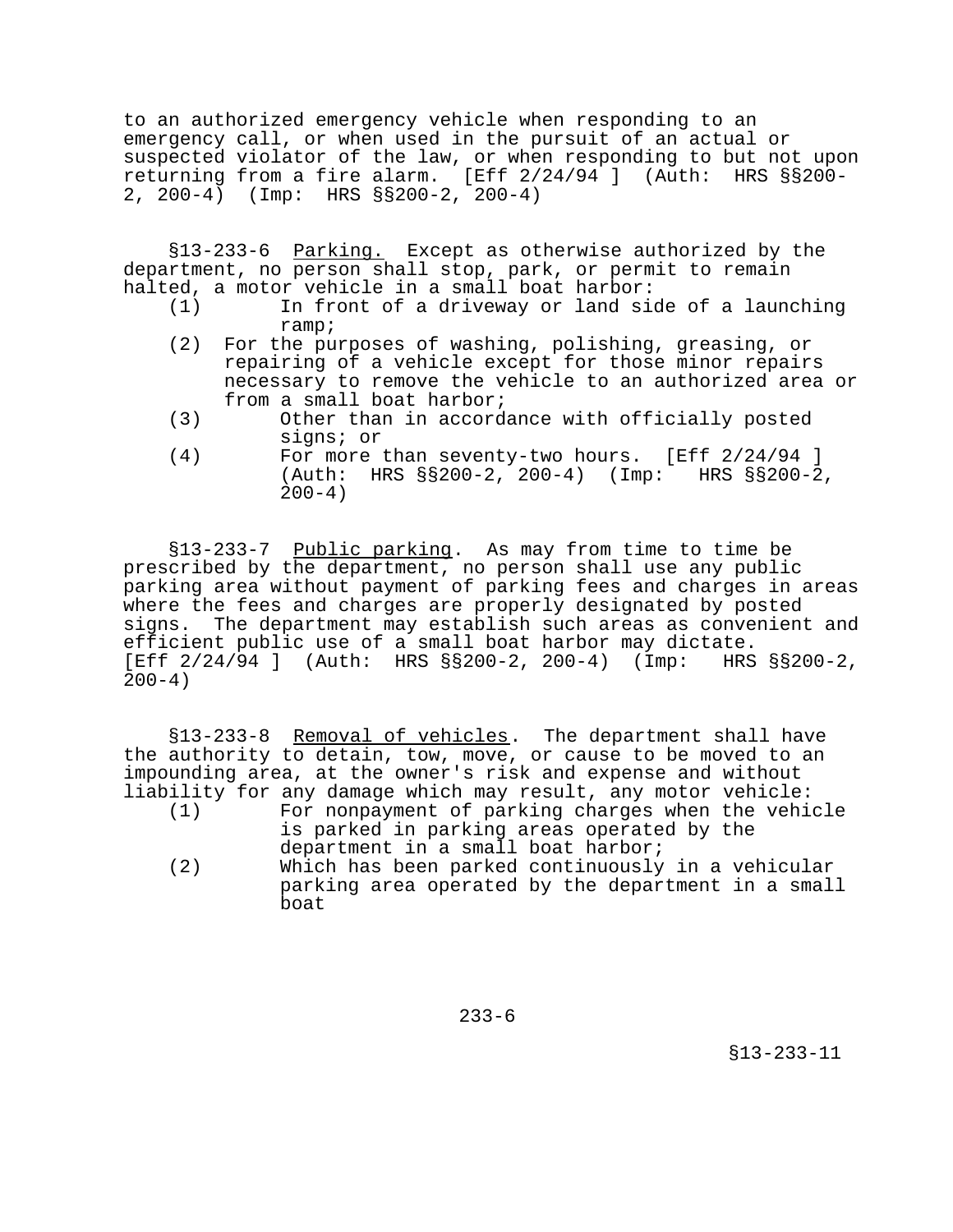to an authorized emergency vehicle when responding to an emergency call, or when used in the pursuit of an actual or suspected violator of the law, or when responding to but not upon returning from a fire alarm. [Eff 2/24/94 ] (Auth: HRS §§200-2, 200-4) (Imp: HRS §§200-2, 200-4)

§13-233-6 Parking. Except as otherwise authorized by the department, no person shall stop, park, or permit to remain halted, a motor vehicle in a small boat harbor:

(1) In front of a driveway or land side of a launching ramp;
(2) For the purposes of washing, polishing, greasing, or repairing of a vehicle except for those minor repairs necessary to remove the vehicle to an authorized area or from a small boat harbor;
(3) Other than in accordance with officially posted signs; or
(4) For more than seventy-two hours. [Eff 2/24/94 ] (Auth: HRS §§200-2, 200-4) (Imp: HRS §§200-2, 200-4)

§13-233-7 Public parking. As may from time to time be prescribed by the department, no person shall use any public parking area without payment of parking fees and charges in areas where the fees and charges are properly designated by posted signs. The department may establish such areas as convenient and efficient public use of a small boat harbor may dictate. [Eff 2/24/94 ] (Auth: HRS §§200-2, 200-4) (Imp: HRS §§200-2, 200-4)

§13-233-8 Removal of vehicles. The department shall have the authority to detain, tow, move, or cause to be moved to an impounding area, at the owner's risk and expense and without liability for any damage which may result, any motor vehicle:

(1) For nonpayment of parking charges when the vehicle is parked in parking areas operated by the department in a small boat harbor;
(2) Which has been parked continuously in a vehicular parking area operated by the department in a small boat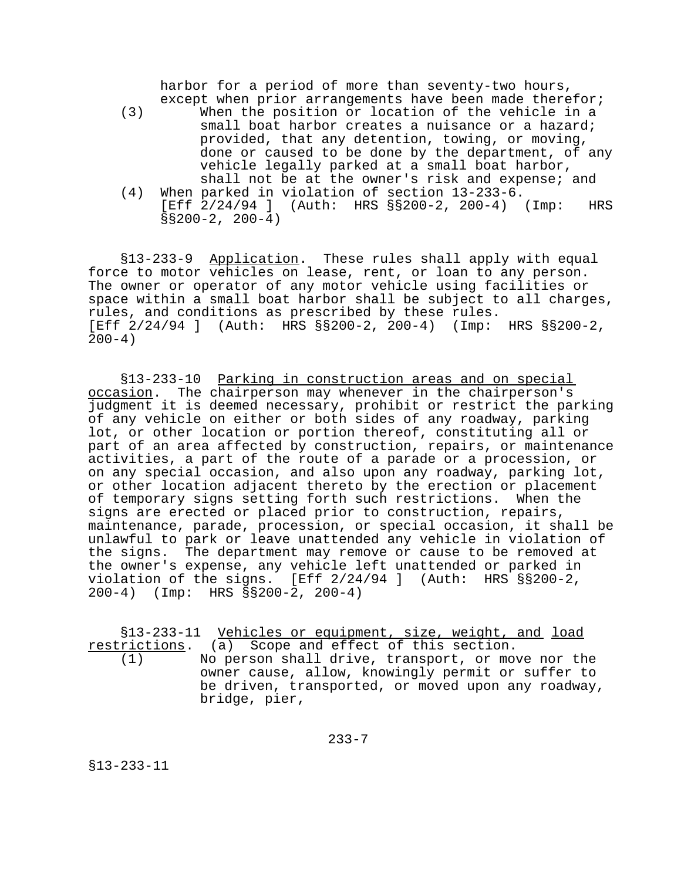harbor for a period of more than seventy-two hours, except when prior arrangements have been made therefor;

(3) When the position or location of the vehicle in a small boat harbor creates a nuisance or a hazard; provided, that any detention, towing, or moving, done or caused to be done by the department, of any vehicle legally parked at a small boat harbor, shall not be at the owner's risk and expense; and

(4) When parked in violation of section 13-233-6. [Eff 2/24/94 ] (Auth: HRS §§200-2, 200-4) (Imp: HRS §§200-2, 200-4)

§13-233-9 Application. These rules shall apply with equal force to motor vehicles on lease, rent, or loan to any person. The owner or operator of any motor vehicle using facilities or space within a small boat harbor shall be subject to all charges, rules, and conditions as prescribed by these rules. [Eff 2/24/94 ] (Auth: HRS §§200-2, 200-4) (Imp: HRS §§200-2, 200-4)

§13-233-10 Parking in construction areas and on special occasion. The chairperson may whenever in the chairperson's judgment it is deemed necessary, prohibit or restrict the parking of any vehicle on either or both sides of any roadway, parking lot, or other location or portion thereof, constituting all or part of an area affected by construction, repairs, or maintenance activities, a part of the route of a parade or a procession, or on any special occasion, and also upon any roadway, parking lot, or other location adjacent thereto by the erection or placement of temporary signs setting forth such restrictions. When the signs are erected or placed prior to construction, repairs, maintenance, parade, procession, or special occasion, it shall be unlawful to park or leave unattended any vehicle in violation of the signs. The department may remove or cause to be removed at the owner's expense, any vehicle left unattended or parked in violation of the signs. [Eff 2/24/94 ] (Auth: HRS §§200-2, 200-4) (Imp: HRS §§200-2, 200-4)

§13-233-11 Vehicles or equipment, size, weight, and load restrictions. (a) Scope and effect of this section.

(1) No person shall drive, transport, or move nor the owner cause, allow, knowingly permit or suffer to be driven, transported, or moved upon any roadway, bridge, pier,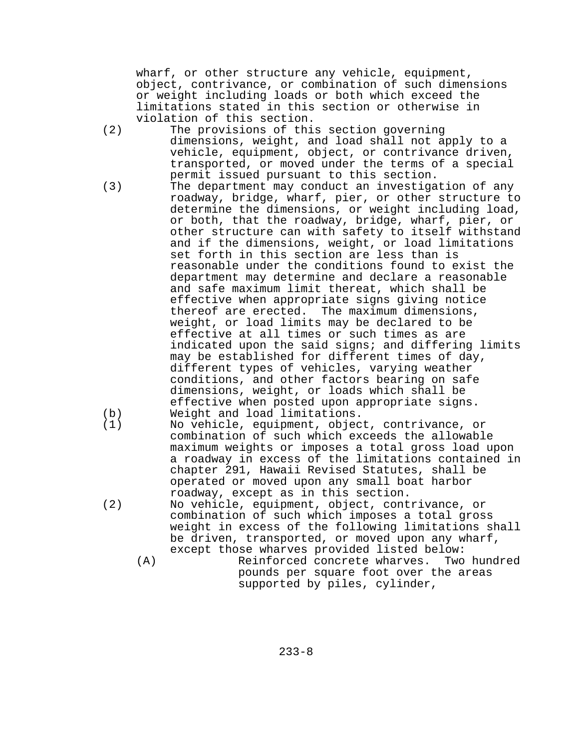wharf, or other structure any vehicle, equipment, object, contrivance, or combination of such dimensions or weight including loads or both which exceed the limitations stated in this section or otherwise in violation of this section.

(2) The provisions of this section governing dimensions, weight, and load shall not apply to a vehicle, equipment, object, or contrivance driven, transported, or moved under the terms of a special permit issued pursuant to this section.

(3) The department may conduct an investigation of any roadway, bridge, wharf, pier, or other structure to determine the dimensions, or weight including load, or both, that the roadway, bridge, wharf, pier, or other structure can with safety to itself withstand and if the dimensions, weight, or load limitations set forth in this section are less than is reasonable under the conditions found to exist the department may determine and declare a reasonable and safe maximum limit thereat, which shall be effective when appropriate signs giving notice thereof are erected. The maximum dimensions, weight, or load limits may be declared to be effective at all times or such times as are indicated upon the said signs; and differing limits may be established for different times of day, different types of vehicles, varying weather conditions, and other factors bearing on safe dimensions, weight, or loads which shall be effective when posted upon appropriate signs.

(b) Weight and load limitations.

(1) No vehicle, equipment, object, contrivance, or combination of such which exceeds the allowable maximum weights or imposes a total gross load upon a roadway in excess of the limitations contained in chapter 291, Hawaii Revised Statutes, shall be operated or moved upon any small boat harbor roadway, except as in this section.

(2) No vehicle, equipment, object, contrivance, or combination of such which imposes a total gross weight in excess of the following limitations shall be driven, transported, or moved upon any wharf, except those wharves provided listed below:

(A) Reinforced concrete wharves. Two hundred pounds per square foot over the areas supported by piles, cylinder,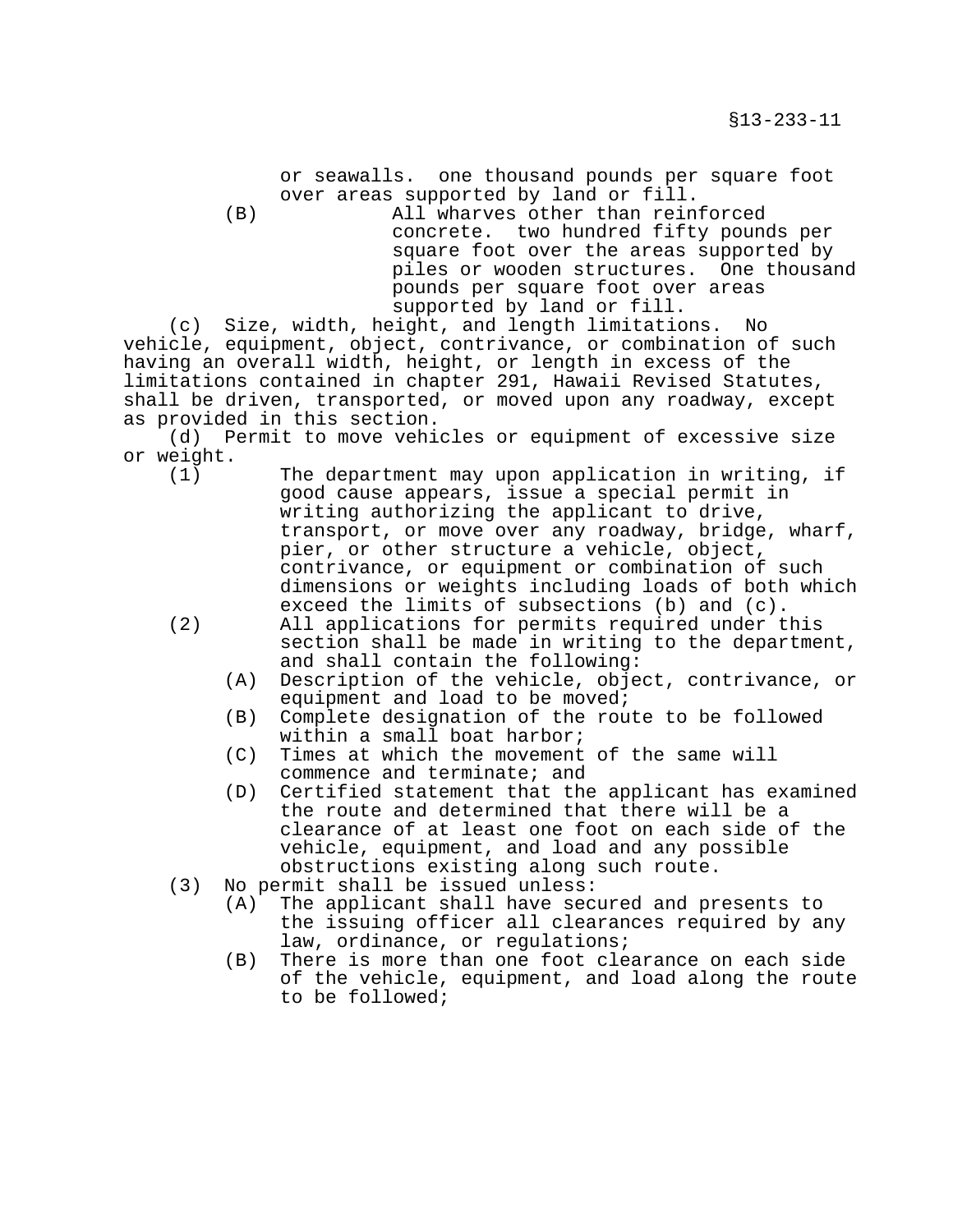or seawalls.  one thousand pounds per square foot over areas supported by land or fill.

(B) All wharves other than reinforced concrete.  two hundred fifty pounds per square foot over the areas supported by piles or wooden structures.  One thousand pounds per square foot over areas supported by land or fill.

(c) Size, width, height, and length limitations.  No vehicle, equipment, object, contrivance, or combination of such having an overall width, height, or length in excess of the limitations contained in chapter 291, Hawaii Revised Statutes, shall be driven, transported, or moved upon any roadway, except as provided in this section.

(d) Permit to move vehicles or equipment of excessive size or weight.

(1) The department may upon application in writing, if good cause appears, issue a special permit in writing authorizing the applicant to drive, transport, or move over any roadway, bridge, wharf, pier, or other structure a vehicle, object, contrivance, or equipment or combination of such dimensions or weights including loads of both which exceed the limits of subsections (b) and (c).

(2) All applications for permits required under this section shall be made in writing to the department, and shall contain the following:

(A) Description of the vehicle, object, contrivance, or equipment and load to be moved;

(B) Complete designation of the route to be followed within a small boat harbor;

(C) Times at which the movement of the same will commence and terminate; and

(D) Certified statement that the applicant has examined the route and determined that there will be a clearance of at least one foot on each side of the vehicle, equipment, and load and any possible obstructions existing along such route.

(3) No permit shall be issued unless:

(A) The applicant shall have secured and presents to the issuing officer all clearances required by any law, ordinance, or regulations;

(B) There is more than one foot clearance on each side of the vehicle, equipment, and load along the route to be followed;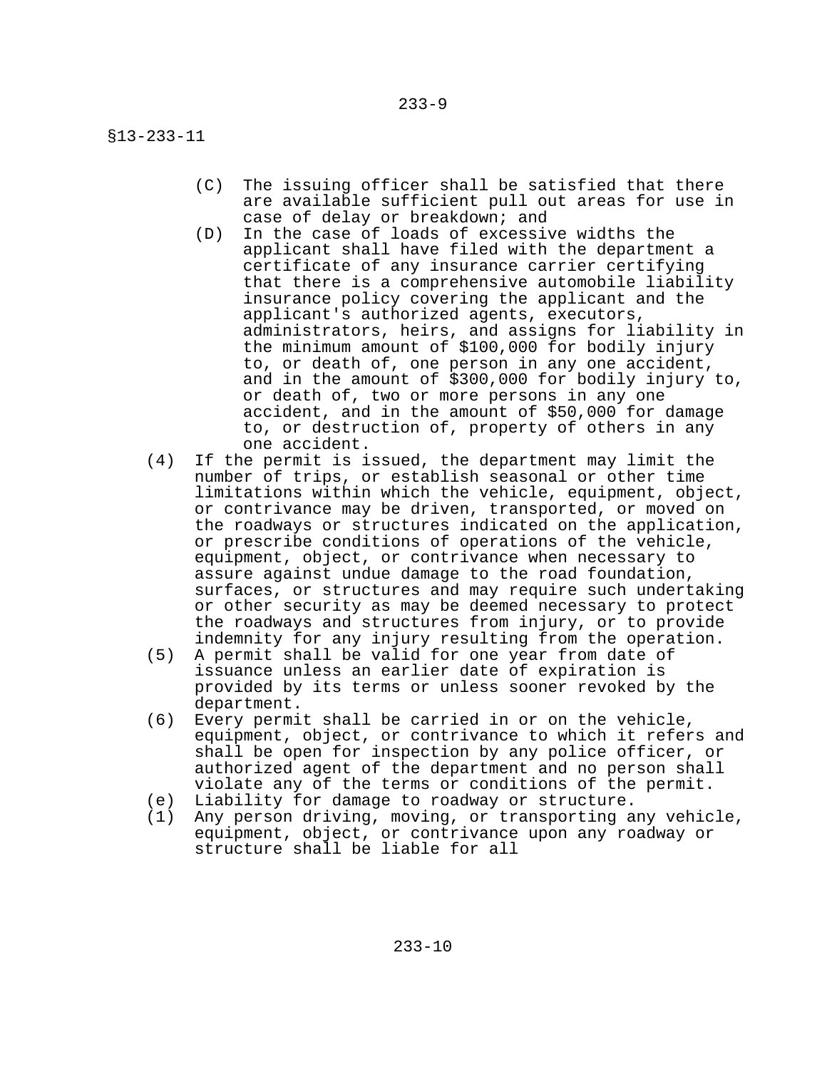§13-233-11

(C) The issuing officer shall be satisfied that there are available sufficient pull out areas for use in case of delay or breakdown; and

(D) In the case of loads of excessive widths the applicant shall have filed with the department a certificate of any insurance carrier certifying that there is a comprehensive automobile liability insurance policy covering the applicant and the applicant's authorized agents, executors, administrators, heirs, and assigns for liability in the minimum amount of $100,000 for bodily injury to, or death of, one person in any one accident, and in the amount of $300,000 for bodily injury to, or death of, two or more persons in any one accident, and in the amount of $50,000 for damage to, or destruction of, property of others in any one accident.

(4) If the permit is issued, the department may limit the number of trips, or establish seasonal or other time limitations within which the vehicle, equipment, object, or contrivance may be driven, transported, or moved on the roadways or structures indicated on the application, or prescribe conditions of operations of the vehicle, equipment, object, or contrivance when necessary to assure against undue damage to the road foundation, surfaces, or structures and may require such undertaking or other security as may be deemed necessary to protect the roadways and structures from injury, or to provide indemnity for any injury resulting from the operation.

(5) A permit shall be valid for one year from date of issuance unless an earlier date of expiration is provided by its terms or unless sooner revoked by the department.

(6) Every permit shall be carried in or on the vehicle, equipment, object, or contrivance to which it refers and shall be open for inspection by any police officer, or authorized agent of the department and no person shall violate any of the terms or conditions of the permit.

(e) Liability for damage to roadway or structure.

(1) Any person driving, moving, or transporting any vehicle, equipment, object, or contrivance upon any roadway or structure shall be liable for all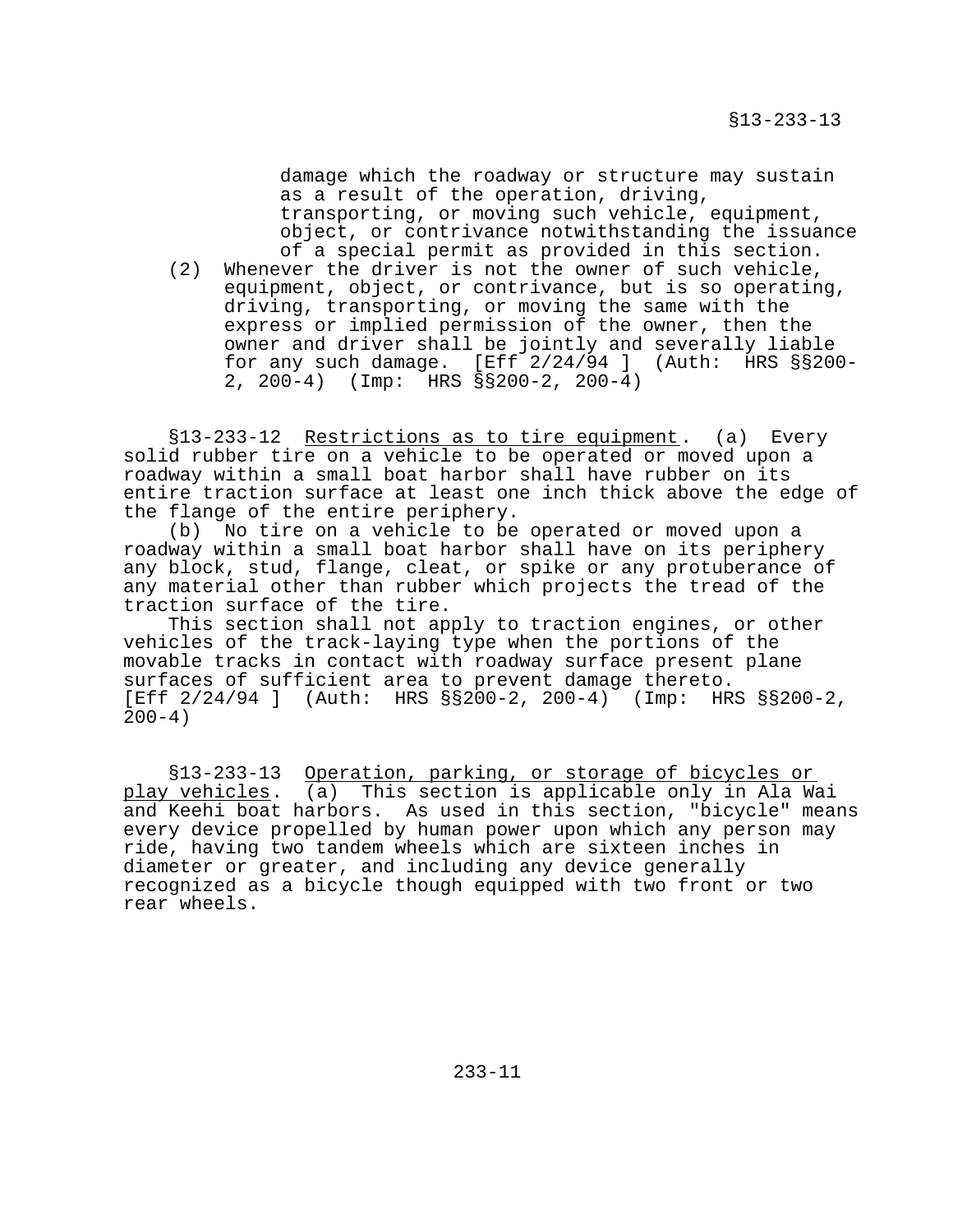damage which the roadway or structure may sustain as a result of the operation, driving, transporting, or moving such vehicle, equipment, object, or contrivance notwithstanding the issuance of a special permit as provided in this section.

(2) Whenever the driver is not the owner of such vehicle, equipment, object, or contrivance, but is so operating, driving, transporting, or moving the same with the express or implied permission of the owner, then the owner and driver shall be jointly and severally liable for any such damage. [Eff 2/24/94 ] (Auth: HRS §§200-2, 200-4) (Imp: HRS §§200-2, 200-4)

§13-233-12 Restrictions as to tire equipment. (a) Every solid rubber tire on a vehicle to be operated or moved upon a roadway within a small boat harbor shall have rubber on its entire traction surface at least one inch thick above the edge of the flange of the entire periphery.

(b) No tire on a vehicle to be operated or moved upon a roadway within a small boat harbor shall have on its periphery any block, stud, flange, cleat, or spike or any protuberance of any material other than rubber which projects the tread of the traction surface of the tire.

This section shall not apply to traction engines, or other vehicles of the track-laying type when the portions of the movable tracks in contact with roadway surface present plane surfaces of sufficient area to prevent damage thereto. [Eff 2/24/94 ] (Auth: HRS §§200-2, 200-4) (Imp: HRS §§200-2, 200-4)

§13-233-13 Operation, parking, or storage of bicycles or play vehicles. (a) This section is applicable only in Ala Wai and Keehi boat harbors. As used in this section, "bicycle" means every device propelled by human power upon which any person may ride, having two tandem wheels which are sixteen inches in diameter or greater, and including any device generally recognized as a bicycle though equipped with two front or two rear wheels.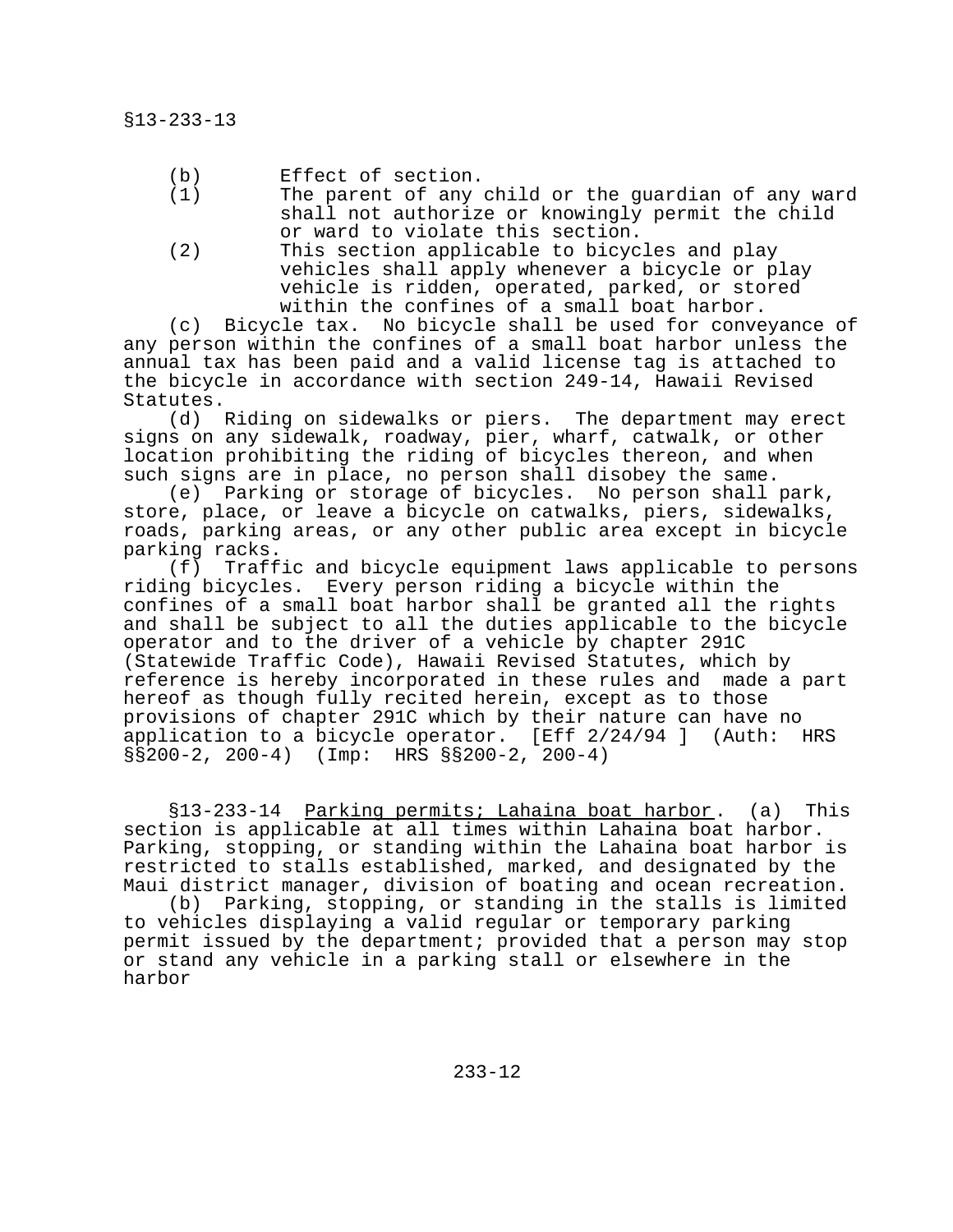§13-233-13

(b) Effect of section.

(1) The parent of any child or the guardian of any ward shall not authorize or knowingly permit the child or ward to violate this section.

(2) This section applicable to bicycles and play vehicles shall apply whenever a bicycle or play vehicle is ridden, operated, parked, or stored within the confines of a small boat harbor.

(c) Bicycle tax. No bicycle shall be used for conveyance of any person within the confines of a small boat harbor unless the annual tax has been paid and a valid license tag is attached to the bicycle in accordance with section 249-14, Hawaii Revised Statutes.

(d) Riding on sidewalks or piers. The department may erect signs on any sidewalk, roadway, pier, wharf, catwalk, or other location prohibiting the riding of bicycles thereon, and when such signs are in place, no person shall disobey the same.

(e) Parking or storage of bicycles. No person shall park, store, place, or leave a bicycle on catwalks, piers, sidewalks, roads, parking areas, or any other public area except in bicycle parking racks.

(f) Traffic and bicycle equipment laws applicable to persons riding bicycles. Every person riding a bicycle within the confines of a small boat harbor shall be granted all the rights and shall be subject to all the duties applicable to the bicycle operator and to the driver of a vehicle by chapter 291C (Statewide Traffic Code), Hawaii Revised Statutes, which by reference is hereby incorporated in these rules and made a part hereof as though fully recited herein, except as to those provisions of chapter 291C which by their nature can have no application to a bicycle operator. [Eff 2/24/94 ] (Auth: HRS §§200-2, 200-4) (Imp: HRS §§200-2, 200-4)

§13-233-14 Parking permits; Lahaina boat harbor. (a) This section is applicable at all times within Lahaina boat harbor. Parking, stopping, or standing within the Lahaina boat harbor is restricted to stalls established, marked, and designated by the Maui district manager, division of boating and ocean recreation.

(b) Parking, stopping, or standing in the stalls is limited to vehicles displaying a valid regular or temporary parking permit issued by the department; provided that a person may stop or stand any vehicle in a parking stall or elsewhere in the harbor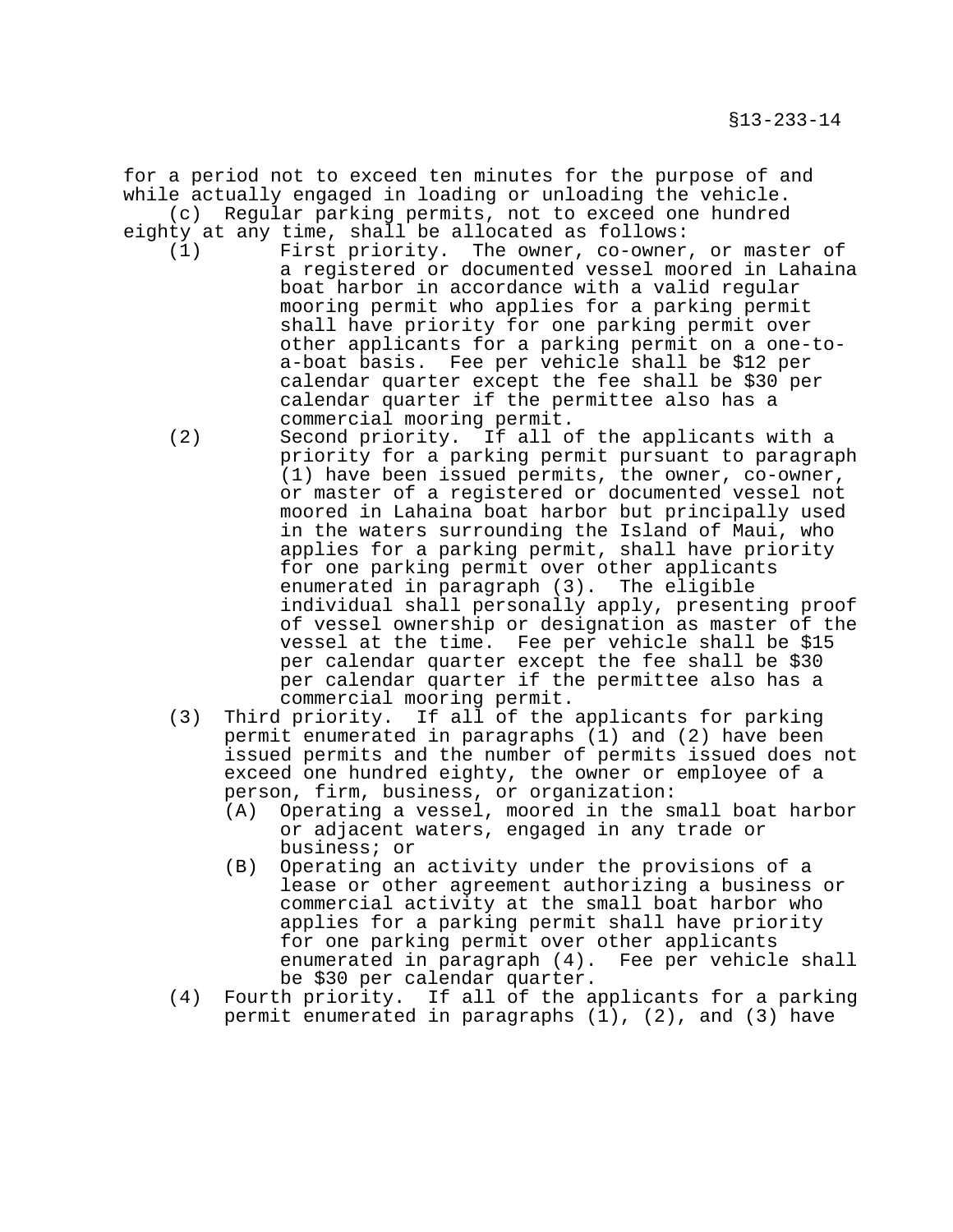for a period not to exceed ten minutes for the purpose of and while actually engaged in loading or unloading the vehicle.

(c) Regular parking permits, not to exceed one hundred eighty at any time, shall be allocated as follows:

(1) First priority. The owner, co-owner, or master of a registered or documented vessel moored in Lahaina boat harbor in accordance with a valid regular mooring permit who applies for a parking permit shall have priority for one parking permit over other applicants for a parking permit on a one-to-a-boat basis. Fee per vehicle shall be $12 per calendar quarter except the fee shall be $30 per calendar quarter if the permittee also has a commercial mooring permit.

(2) Second priority. If all of the applicants with a priority for a parking permit pursuant to paragraph (1) have been issued permits, the owner, co-owner, or master of a registered or documented vessel not moored in Lahaina boat harbor but principally used in the waters surrounding the Island of Maui, who applies for a parking permit, shall have priority for one parking permit over other applicants enumerated in paragraph (3). The eligible individual shall personally apply, presenting proof of vessel ownership or designation as master of the vessel at the time. Fee per vehicle shall be $15 per calendar quarter except the fee shall be $30 per calendar quarter if the permittee also has a commercial mooring permit.

(3) Third priority. If all of the applicants for parking permit enumerated in paragraphs (1) and (2) have been issued permits and the number of permits issued does not exceed one hundred eighty, the owner or employee of a person, firm, business, or organization:

(A) Operating a vessel, moored in the small boat harbor or adjacent waters, engaged in any trade or business; or

(B) Operating an activity under the provisions of a lease or other agreement authorizing a business or commercial activity at the small boat harbor who applies for a parking permit shall have priority for one parking permit over other applicants enumerated in paragraph (4). Fee per vehicle shall be $30 per calendar quarter.

(4) Fourth priority. If all of the applicants for a parking permit enumerated in paragraphs (1), (2), and (3) have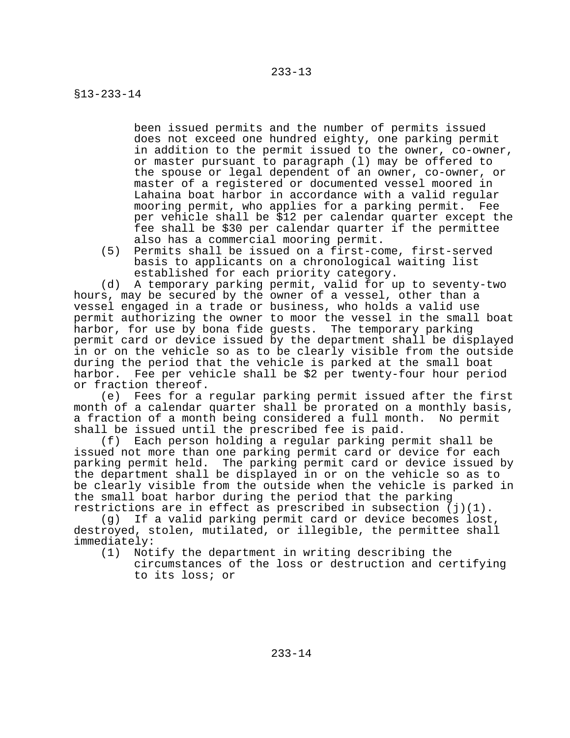been issued permits and the number of permits issued does not exceed one hundred eighty, one parking permit in addition to the permit issued to the owner, co-owner, or master pursuant to paragraph (1) may be offered to the spouse or legal dependent of an owner, co-owner, or master of a registered or documented vessel moored in Lahaina boat harbor in accordance with a valid regular mooring permit, who applies for a parking permit. Fee per vehicle shall be $12 per calendar quarter except the fee shall be $30 per calendar quarter if the permittee also has a commercial mooring permit.

(5) Permits shall be issued on a first-come, first-served basis to applicants on a chronological waiting list established for each priority category.

(d) A temporary parking permit, valid for up to seventy-two hours, may be secured by the owner of a vessel, other than a vessel engaged in a trade or business, who holds a valid use permit authorizing the owner to moor the vessel in the small boat harbor, for use by bona fide guests. The temporary parking permit card or device issued by the department shall be displayed in or on the vehicle so as to be clearly visible from the outside during the period that the vehicle is parked at the small boat harbor. Fee per vehicle shall be $2 per twenty-four hour period or fraction thereof.

(e) Fees for a regular parking permit issued after the first month of a calendar quarter shall be prorated on a monthly basis, a fraction of a month being considered a full month. No permit shall be issued until the prescribed fee is paid.

(f) Each person holding a regular parking permit shall be issued not more than one parking permit card or device for each parking permit held. The parking permit card or device issued by the department shall be displayed in or on the vehicle so as to be clearly visible from the outside when the vehicle is parked in the small boat harbor during the period that the parking restrictions are in effect as prescribed in subsection (j)(1).

(g) If a valid parking permit card or device becomes lost, destroyed, stolen, mutilated, or illegible, the permittee shall immediately:

(1) Notify the department in writing describing the circumstances of the loss or destruction and certifying to its loss; or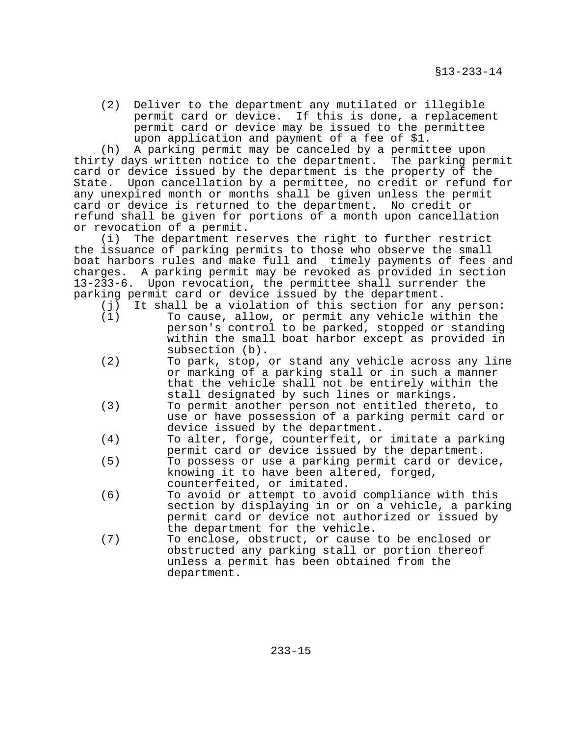(2) Deliver to the department any mutilated or illegible permit card or device. If this is done, a replacement permit card or device may be issued to the permittee upon application and payment of a fee of $1.

(h) A parking permit may be canceled by a permittee upon thirty days written notice to the department. The parking permit card or device issued by the department is the property of the State. Upon cancellation by a permittee, no credit or refund for any unexpired month or months shall be given unless the permit card or device is returned to the department. No credit or refund shall be given for portions of a month upon cancellation or revocation of a permit.

(i) The department reserves the right to further restrict the issuance of parking permits to those who observe the small boat harbors rules and make full and timely payments of fees and charges. A parking permit may be revoked as provided in section 13-233-6. Upon revocation, the permittee shall surrender the parking permit card or device issued by the department.

(j) It shall be a violation of this section for any person:

(1) To cause, allow, or permit any vehicle within the person's control to be parked, stopped or standing within the small boat harbor except as provided in subsection (b).

(2) To park, stop, or stand any vehicle across any line or marking of a parking stall or in such a manner that the vehicle shall not be entirely within the stall designated by such lines or markings.

(3) To permit another person not entitled thereto, to use or have possession of a parking permit card or device issued by the department.

(4) To alter, forge, counterfeit, or imitate a parking permit card or device issued by the department.

(5) To possess or use a parking permit card or device, knowing it to have been altered, forged, counterfeited, or imitated.

(6) To avoid or attempt to avoid compliance with this section by displaying in or on a vehicle, a parking permit card or device not authorized or issued by the department for the vehicle.

(7) To enclose, obstruct, or cause to be enclosed or obstructed any parking stall or portion thereof unless a permit has been obtained from the department.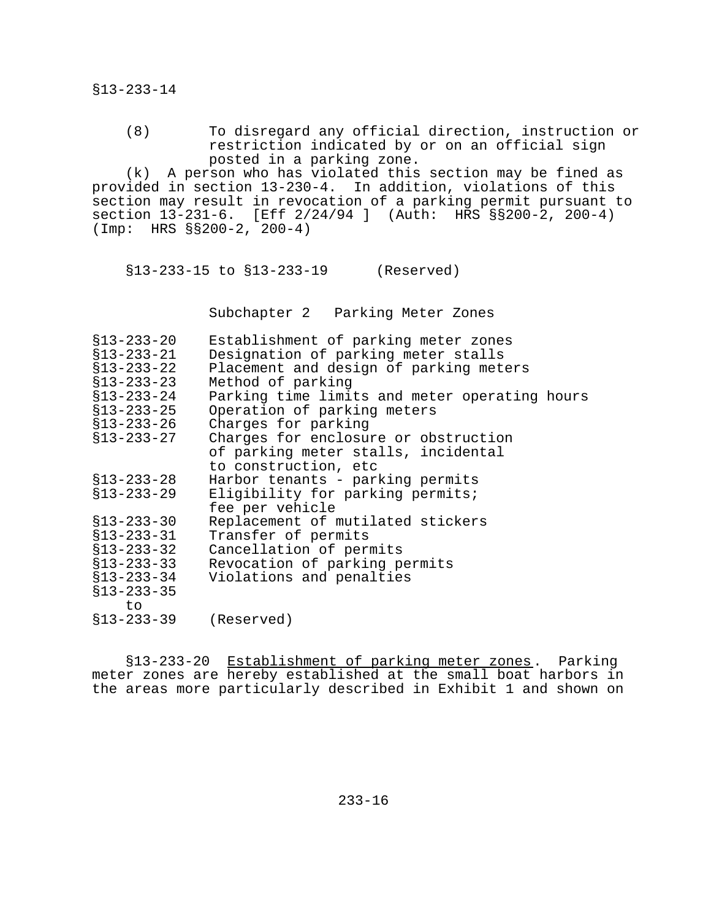(8) To disregard any official direction, instruction or restriction indicated by or on an official sign posted in a parking zone.

(k) A person who has violated this section may be fined as provided in section 13-230-4. In addition, violations of this section may result in revocation of a parking permit pursuant to section 13-231-6. [Eff 2/24/94 ] (Auth: HRS §§200-2, 200-4) (Imp: HRS §§200-2, 200-4)

§13-233-15 to §13-233-19 (Reserved)

## Subchapter 2 Parking Meter Zones

| | |
|---|---|
| §13-233-20 | Establishment of parking meter zones |
| §13-233-21 | Designation of parking meter stalls |
| §13-233-22 | Placement and design of parking meters |
| §13-233-23 | Method of parking |
| §13-233-24 | Parking time limits and meter operating hours |
| §13-233-25 | Operation of parking meters |
| §13-233-26 | Charges for parking |
| §13-233-27 | Charges for enclosure or obstruction of parking meter stalls, incidental to construction, etc |
| §13-233-28 | Harbor tenants - parking permits |
| §13-233-29 | Eligibility for parking permits; fee per vehicle |
| §13-233-30 | Replacement of mutilated stickers |
| §13-233-31 | Transfer of permits |
| §13-233-32 | Cancellation of permits |
| §13-233-33 | Revocation of parking permits |
| §13-233-34 | Violations and penalties |
| §13-233-35 to §13-233-39 | (Reserved) |

§13-233-20 Establishment of parking meter zones. Parking meter zones are hereby established at the small boat harbors in the areas more particularly described in Exhibit 1 and shown on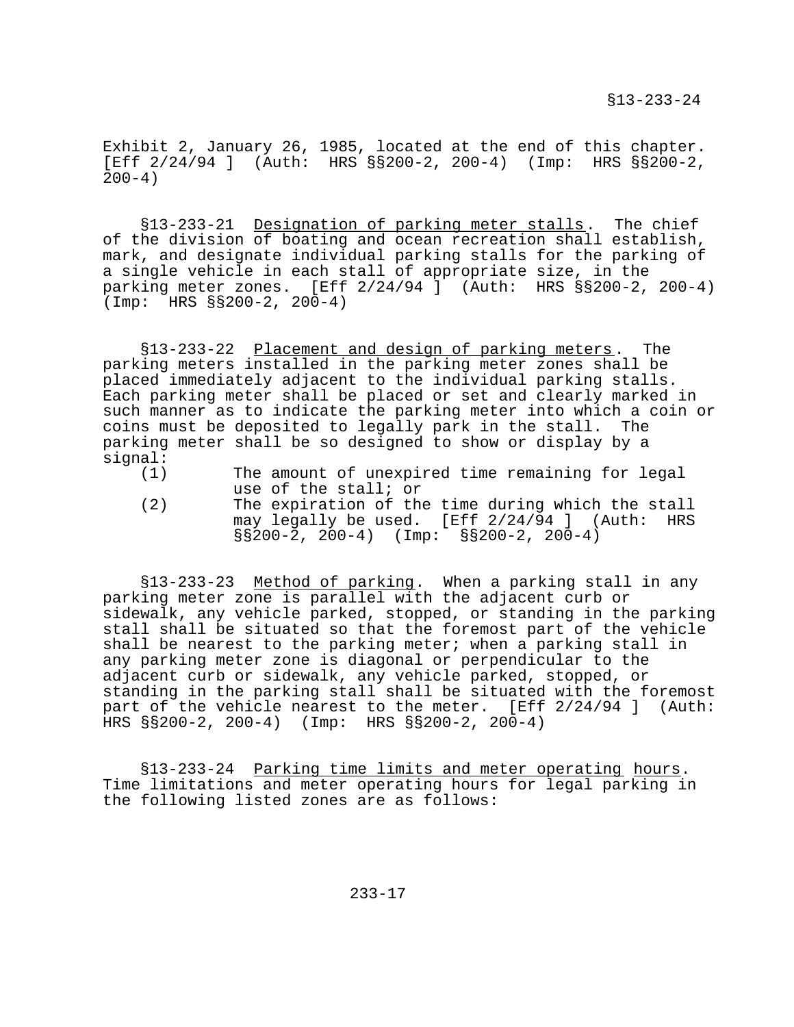Exhibit 2, January 26, 1985, located at the end of this chapter. [Eff 2/24/94 ] (Auth: HRS §§200-2, 200-4) (Imp: HRS §§200-2, 200-4)

§13-233-21 Designation of parking meter stalls. The chief of the division of boating and ocean recreation shall establish, mark, and designate individual parking stalls for the parking of a single vehicle in each stall of appropriate size, in the parking meter zones. [Eff 2/24/94 ] (Auth: HRS §§200-2, 200-4) (Imp: HRS §§200-2, 200-4)

§13-233-22 Placement and design of parking meters. The parking meters installed in the parking meter zones shall be placed immediately adjacent to the individual parking stalls. Each parking meter shall be placed or set and clearly marked in such manner as to indicate the parking meter into which a coin or coins must be deposited to legally park in the stall. The parking meter shall be so designed to show or display by a signal:

(1) The amount of unexpired time remaining for legal use of the stall; or
(2) The expiration of the time during which the stall may legally be used. [Eff 2/24/94 ] (Auth: HRS §§200-2, 200-4) (Imp: §§200-2, 200-4)

§13-233-23 Method of parking. When a parking stall in any parking meter zone is parallel with the adjacent curb or sidewalk, any vehicle parked, stopped, or standing in the parking stall shall be situated so that the foremost part of the vehicle shall be nearest to the parking meter; when a parking stall in any parking meter zone is diagonal or perpendicular to the adjacent curb or sidewalk, any vehicle parked, stopped, or standing in the parking stall shall be situated with the foremost part of the vehicle nearest to the meter. [Eff 2/24/94 ] (Auth: HRS §§200-2, 200-4) (Imp: HRS §§200-2, 200-4)

§13-233-24 Parking time limits and meter operating hours. Time limitations and meter operating hours for legal parking in the following listed zones are as follows: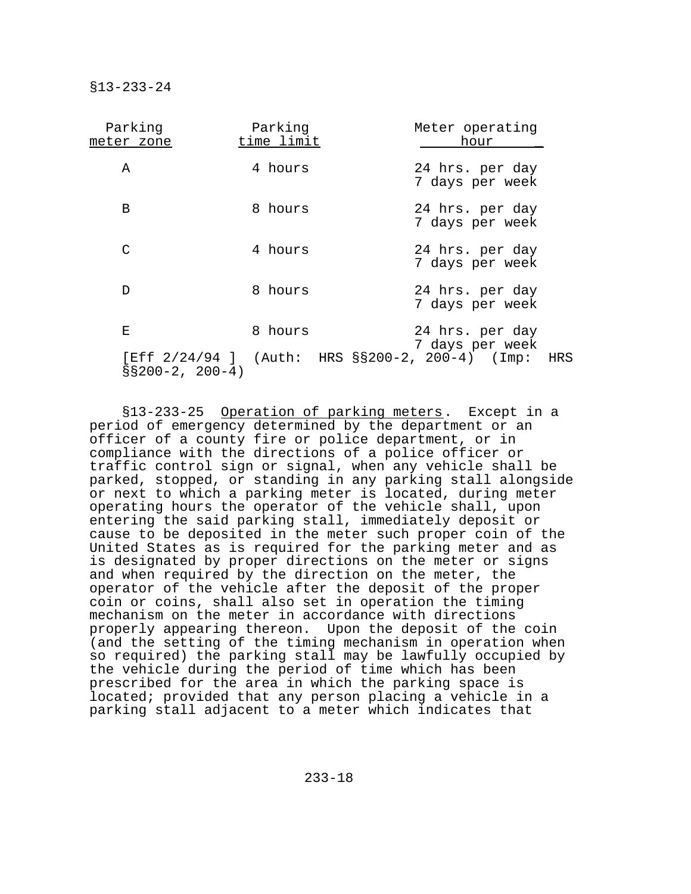§13-233-24

| Parking meter zone | Parking time limit | Meter operating hour |
|---|---|---|
| A | 4 hours | 24 hrs. per day 7 days per week |
| B | 8 hours | 24 hrs. per day 7 days per week |
| C | 4 hours | 24 hrs. per day 7 days per week |
| D | 8 hours | 24 hrs. per day 7 days per week |
| E | 8 hours | 24 hrs. per day 7 days per week |

[Eff 2/24/94 ] (Auth: HRS §§200-2, 200-4) (Imp: HRS §§200-2, 200-4)

§13-233-25 Operation of parking meters. Except in a period of emergency determined by the department or an officer of a county fire or police department, or in compliance with the directions of a police officer or traffic control sign or signal, when any vehicle shall be parked, stopped, or standing in any parking stall alongside or next to which a parking meter is located, during meter operating hours the operator of the vehicle shall, upon entering the said parking stall, immediately deposit or cause to be deposited in the meter such proper coin of the United States as is required for the parking meter and as is designated by proper directions on the meter or signs and when required by the direction on the meter, the operator of the vehicle after the deposit of the proper coin or coins, shall also set in operation the timing mechanism on the meter in accordance with directions properly appearing thereon. Upon the deposit of the coin (and the setting of the timing mechanism in operation when so required) the parking stall may be lawfully occupied by the vehicle during the period of time which has been prescribed for the area in which the parking space is located; provided that any person placing a vehicle in a parking stall adjacent to a meter which indicates that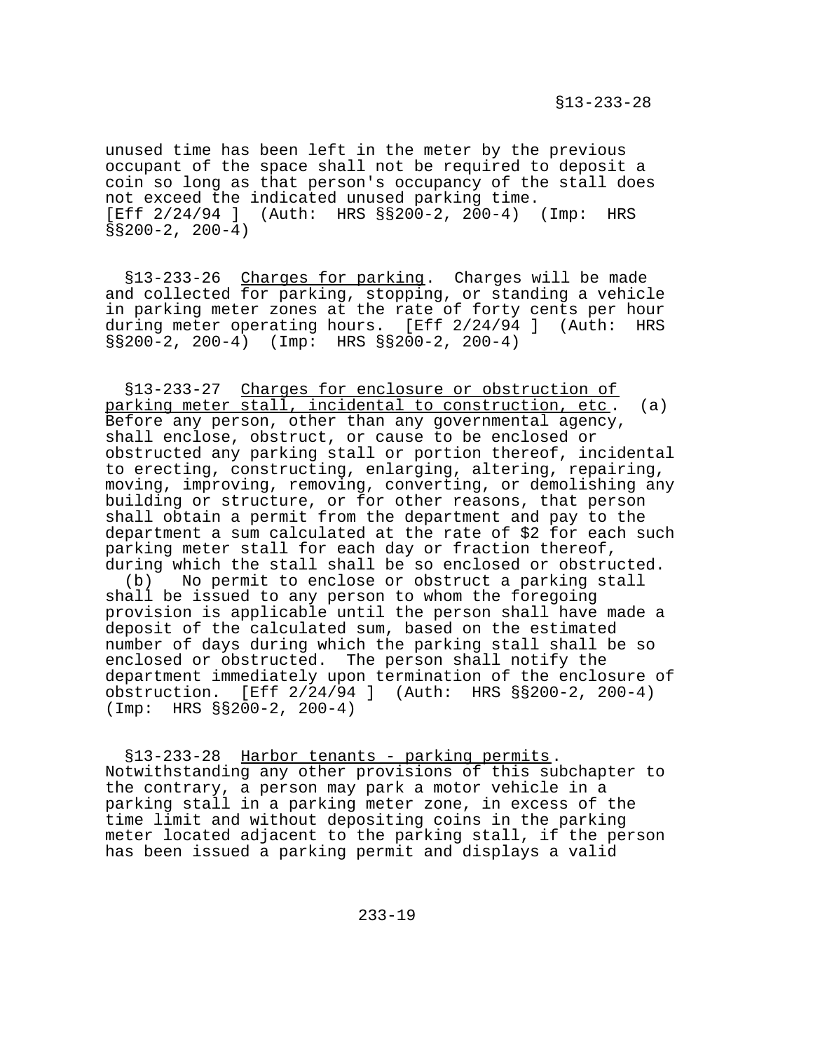unused time has been left in the meter by the previous occupant of the space shall not be required to deposit a coin so long as that person's occupancy of the stall does not exceed the indicated unused parking time. [Eff 2/24/94 ] (Auth: HRS §§200-2, 200-4) (Imp: HRS §§200-2, 200-4)

§13-233-26 Charges for parking. Charges will be made and collected for parking, stopping, or standing a vehicle in parking meter zones at the rate of forty cents per hour during meter operating hours. [Eff 2/24/94 ] (Auth: HRS §§200-2, 200-4) (Imp: HRS §§200-2, 200-4)

§13-233-27 Charges for enclosure or obstruction of parking meter stall, incidental to construction, etc. (a) Before any person, other than any governmental agency, shall enclose, obstruct, or cause to be enclosed or obstructed any parking stall or portion thereof, incidental to erecting, constructing, enlarging, altering, repairing, moving, improving, removing, converting, or demolishing any building or structure, or for other reasons, that person shall obtain a permit from the department and pay to the department a sum calculated at the rate of $2 for each such parking meter stall for each day or fraction thereof, during which the stall shall be so enclosed or obstructed.

(b) No permit to enclose or obstruct a parking stall shall be issued to any person to whom the foregoing provision is applicable until the person shall have made a deposit of the calculated sum, based on the estimated number of days during which the parking stall shall be so enclosed or obstructed. The person shall notify the department immediately upon termination of the enclosure of obstruction. [Eff 2/24/94 ] (Auth: HRS §§200-2, 200-4) (Imp: HRS §§200-2, 200-4)

§13-233-28 Harbor tenants - parking permits. Notwithstanding any other provisions of this subchapter to the contrary, a person may park a motor vehicle in a parking stall in a parking meter zone, in excess of the time limit and without depositing coins in the parking meter located adjacent to the parking stall, if the person has been issued a parking permit and displays a valid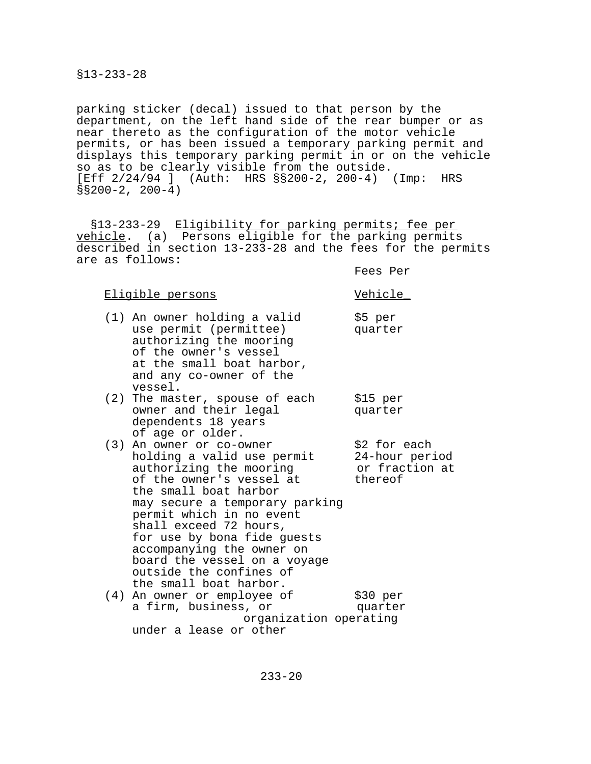parking sticker (decal) issued to that person by the department, on the left hand side of the rear bumper or as near thereto as the configuration of the motor vehicle permits, or has been issued a temporary parking permit and displays this temporary parking permit in or on the vehicle so as to be clearly visible from the outside.
[Eff 2/24/94 ] (Auth: HRS §§200-2, 200-4) (Imp: HRS §§200-2, 200-4)

§13-233-29 Eligibility for parking permits; fee per vehicle. (a) Persons eligible for the parking permits described in section 13-233-28 and the fees for the permits are as follows:

| Eligible persons | Fees Per Vehicle |
|---|---|
| (1) An owner holding a valid use permit (permittee) authorizing the mooring of the owner's vessel at the small boat harbor, and any co-owner of the vessel. | $5 per quarter |
| (2) The master, spouse of each owner and their legal dependents 18 years of age or older. | $15 per quarter |
| (3) An owner or co-owner holding a valid use permit authorizing the mooring of the owner's vessel at the small boat harbor may secure a temporary parking permit which in no event shall exceed 72 hours, for use by bona fide guests accompanying the owner on board the vessel on a voyage outside the confines of the small boat harbor. | $2 for each 24-hour period or fraction at thereof |
| (4) An owner or employee of a firm, business, or organization operating under a lease or other | $30 per quarter |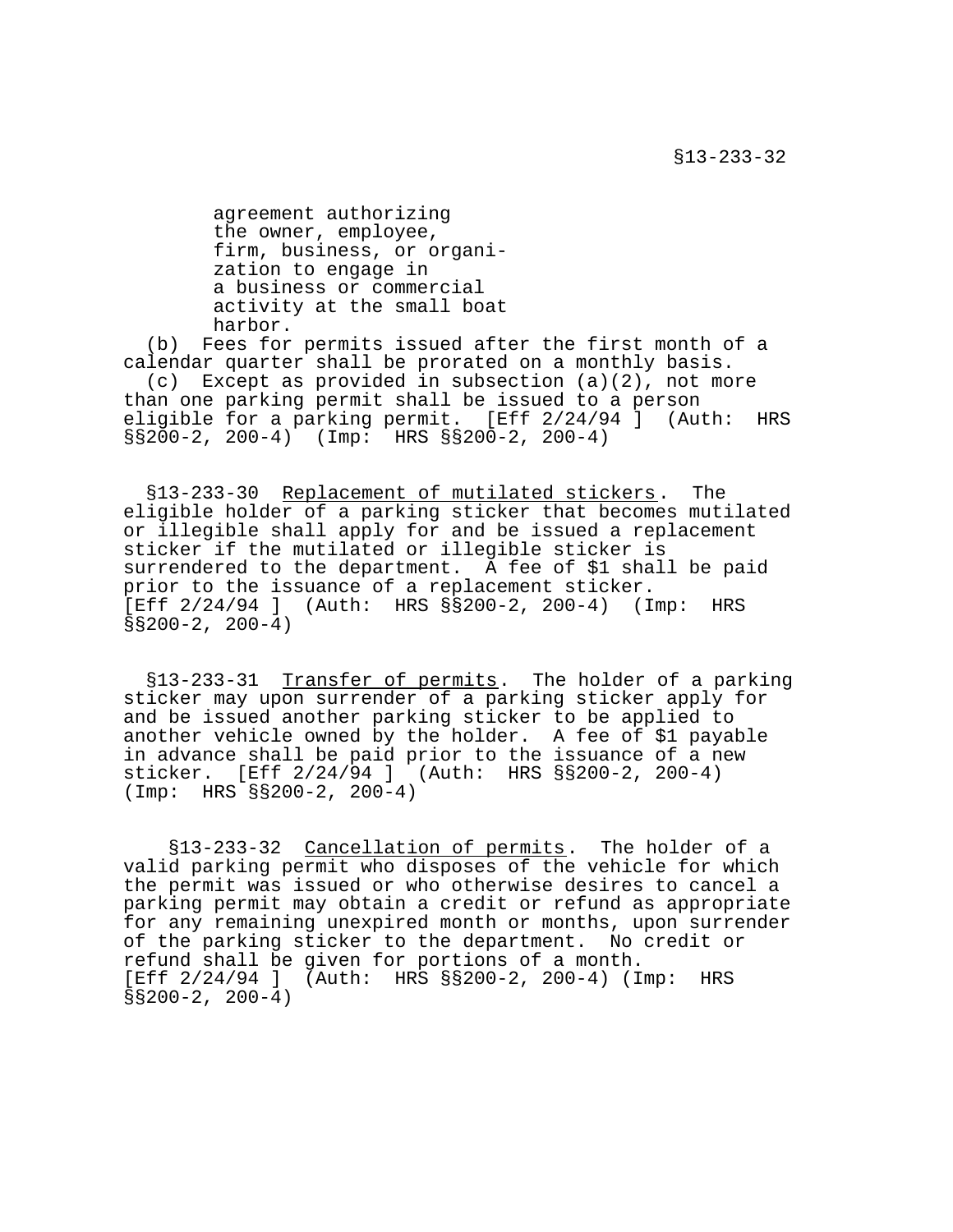agreement authorizing the owner, employee, firm, business, or organization to engage in a business or commercial activity at the small boat harbor.

(b) Fees for permits issued after the first month of a calendar quarter shall be prorated on a monthly basis.

(c) Except as provided in subsection (a)(2), not more than one parking permit shall be issued to a person eligible for a parking permit. [Eff 2/24/94 ] (Auth: HRS §§200-2, 200-4) (Imp: HRS §§200-2, 200-4)

§13-233-30 Replacement of mutilated stickers. The eligible holder of a parking sticker that becomes mutilated or illegible shall apply for and be issued a replacement sticker if the mutilated or illegible sticker is surrendered to the department. A fee of $1 shall be paid prior to the issuance of a replacement sticker. [Eff 2/24/94 ] (Auth: HRS §§200-2, 200-4) (Imp: HRS §§200-2, 200-4)

§13-233-31 Transfer of permits. The holder of a parking sticker may upon surrender of a parking sticker apply for and be issued another parking sticker to be applied to another vehicle owned by the holder. A fee of $1 payable in advance shall be paid prior to the issuance of a new sticker. [Eff 2/24/94 ] (Auth: HRS §§200-2, 200-4) (Imp: HRS §§200-2, 200-4)

§13-233-32 Cancellation of permits. The holder of a valid parking permit who disposes of the vehicle for which the permit was issued or who otherwise desires to cancel a parking permit may obtain a credit or refund as appropriate for any remaining unexpired month or months, upon surrender of the parking sticker to the department. No credit or refund shall be given for portions of a month. [Eff 2/24/94 ] (Auth: HRS §§200-2, 200-4) (Imp: HRS §§200-2, 200-4)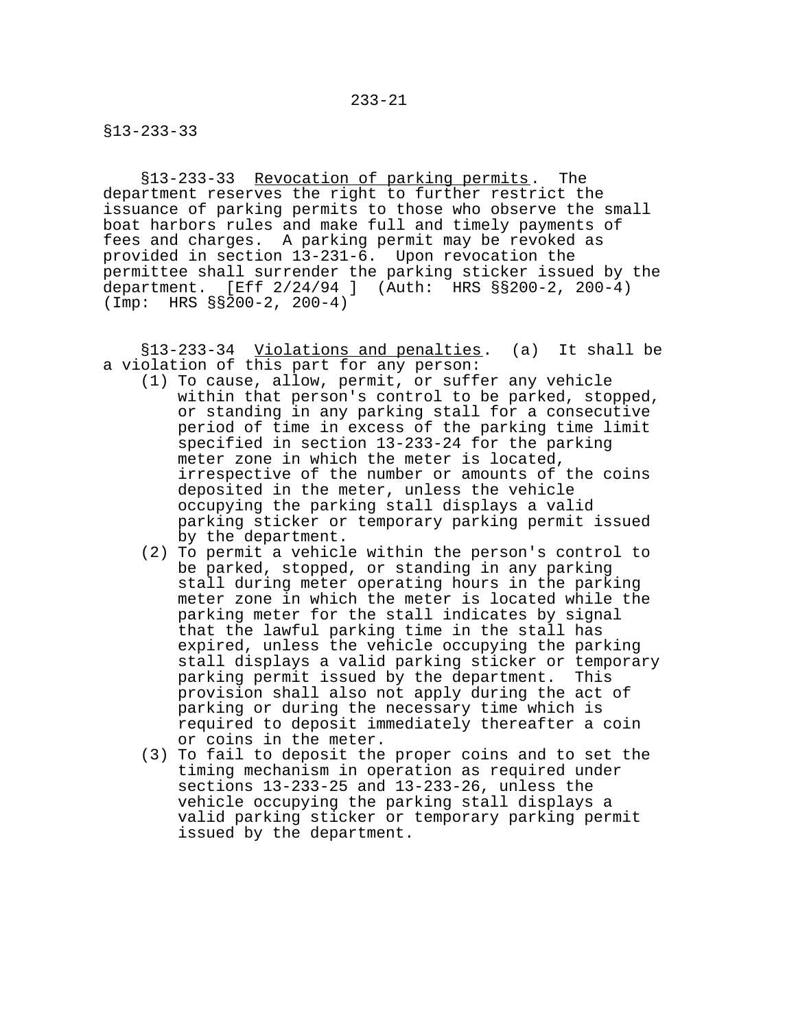§13-233-33  Revocation of parking permits.  The department reserves the right to further restrict the issuance of parking permits to those who observe the small boat harbors rules and make full and timely payments of fees and charges.  A parking permit may be revoked as provided in section 13-231-6.  Upon revocation the permittee shall surrender the parking sticker issued by the department.  [Eff 2/24/94 ]  (Auth:  HRS §§200-2, 200-4) (Imp:  HRS §§200-2, 200-4)

§13-233-34  Violations and penalties.  (a)  It shall be a violation of this part for any person:

(1) To cause, allow, permit, or suffer any vehicle within that person's control to be parked, stopped, or standing in any parking stall for a consecutive period of time in excess of the parking time limit specified in section 13-233-24 for the parking meter zone in which the meter is located, irrespective of the number or amounts of the coins deposited in the meter, unless the vehicle occupying the parking stall displays a valid parking sticker or temporary parking permit issued by the department.
(2) To permit a vehicle within the person's control to be parked, stopped, or standing in any parking stall during meter operating hours in the parking meter zone in which the meter is located while the parking meter for the stall indicates by signal that the lawful parking time in the stall has expired, unless the vehicle occupying the parking stall displays a valid parking sticker or temporary parking permit issued by the department.  This provision shall also not apply during the act of parking or during the necessary time which is required to deposit immediately thereafter a coin or coins in the meter.
(3) To fail to deposit the proper coins and to set the timing mechanism in operation as required under sections 13-233-25 and 13-233-26, unless the vehicle occupying the parking stall displays a valid parking sticker or temporary parking permit issued by the department.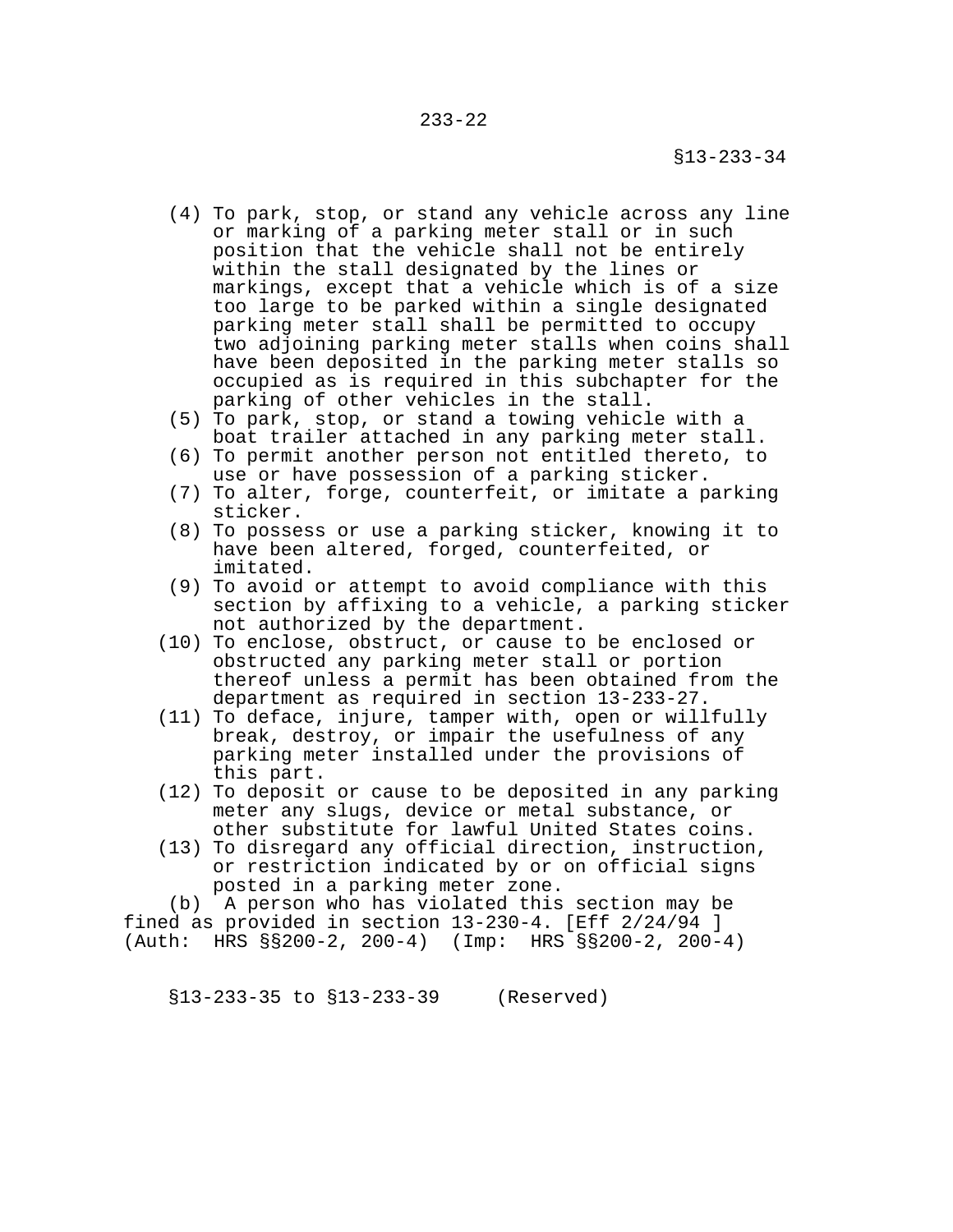(4) To park, stop, or stand any vehicle across any line or marking of a parking meter stall or in such position that the vehicle shall not be entirely within the stall designated by the lines or markings, except that a vehicle which is of a size too large to be parked within a single designated parking meter stall shall be permitted to occupy two adjoining parking meter stalls when coins shall have been deposited in the parking meter stalls so occupied as is required in this subchapter for the parking of other vehicles in the stall.

(5) To park, stop, or stand a towing vehicle with a boat trailer attached in any parking meter stall.

(6) To permit another person not entitled thereto, to use or have possession of a parking sticker.

(7) To alter, forge, counterfeit, or imitate a parking sticker.

(8) To possess or use a parking sticker, knowing it to have been altered, forged, counterfeited, or imitated.

(9) To avoid or attempt to avoid compliance with this section by affixing to a vehicle, a parking sticker not authorized by the department.

(10) To enclose, obstruct, or cause to be enclosed or obstructed any parking meter stall or portion thereof unless a permit has been obtained from the department as required in section 13-233-27.

(11) To deface, injure, tamper with, open or willfully break, destroy, or impair the usefulness of any parking meter installed under the provisions of this part.

(12) To deposit or cause to be deposited in any parking meter any slugs, device or metal substance, or other substitute for lawful United States coins.

(13) To disregard any official direction, instruction, or restriction indicated by or on official signs posted in a parking meter zone.

(b) A person who has violated this section may be fined as provided in section 13-230-4. [Eff 2/24/94 ] (Auth: HRS §§200-2, 200-4) (Imp: HRS §§200-2, 200-4)

§13-233-35 to §13-233-39 (Reserved)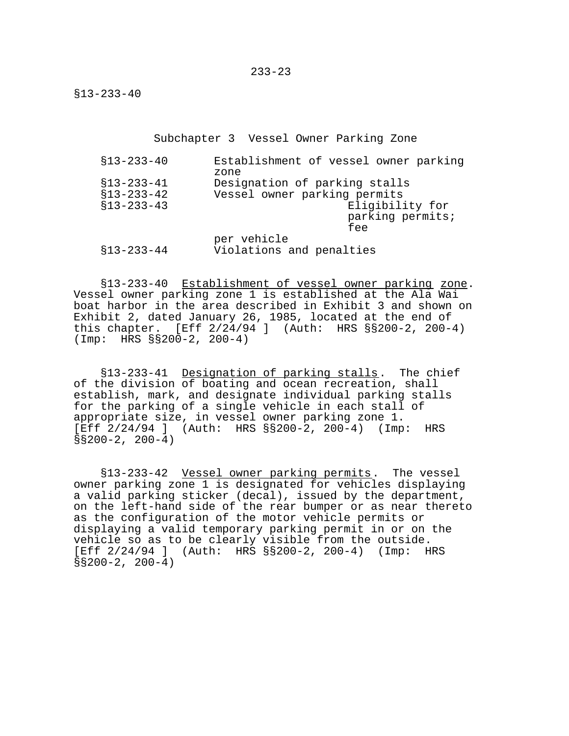## Subchapter 3 Vessel Owner Parking Zone

| | |
|---|---|
| §13-233-40 | Establishment of vessel owner parking zone |
| §13-233-41 | Designation of parking stalls |
| §13-233-42 | Vessel owner parking permits |
| §13-233-43 | Eligibility for parking permits; fee per vehicle |
| §13-233-44 | Violations and penalties |

§13-233-40 Establishment of vessel owner parking zone. Vessel owner parking zone 1 is established at the Ala Wai boat harbor in the area described in Exhibit 3 and shown on Exhibit 2, dated January 26, 1985, located at the end of this chapter. [Eff 2/24/94 ] (Auth: HRS §§200-2, 200-4) (Imp: HRS §§200-2, 200-4)

§13-233-41 Designation of parking stalls. The chief of the division of boating and ocean recreation, shall establish, mark, and designate individual parking stalls for the parking of a single vehicle in each stall of appropriate size, in vessel owner parking zone 1. [Eff 2/24/94 ] (Auth: HRS §§200-2, 200-4) (Imp: HRS §§200-2, 200-4)

§13-233-42 Vessel owner parking permits. The vessel owner parking zone 1 is designated for vehicles displaying a valid parking sticker (decal), issued by the department, on the left-hand side of the rear bumper or as near thereto as the configuration of the motor vehicle permits or displaying a valid temporary parking permit in or on the vehicle so as to be clearly visible from the outside. [Eff 2/24/94 ] (Auth: HRS §§200-2, 200-4) (Imp: HRS §§200-2, 200-4)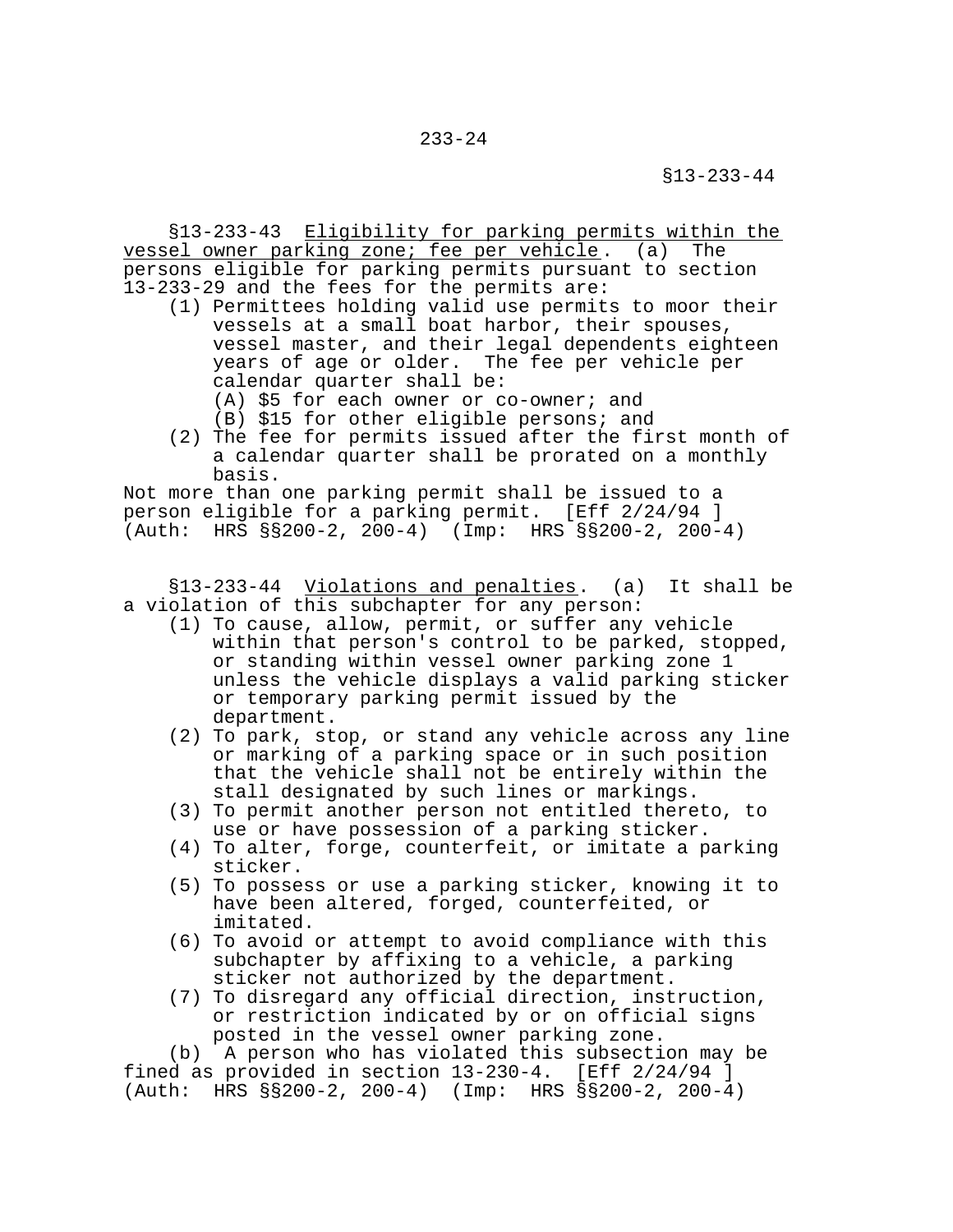§13-233-43 Eligibility for parking permits within the vessel owner parking zone; fee per vehicle. (a) The persons eligible for parking permits pursuant to section 13-233-29 and the fees for the permits are:

(1) Permittees holding valid use permits to moor their vessels at a small boat harbor, their spouses, vessel master, and their legal dependents eighteen years of age or older. The fee per vehicle per calendar quarter shall be:
    (A) $5 for each owner or co-owner; and
    (B) $15 for other eligible persons; and
(2) The fee for permits issued after the first month of a calendar quarter shall be prorated on a monthly basis.

Not more than one parking permit shall be issued to a person eligible for a parking permit. [Eff 2/24/94 ] (Auth: HRS §§200-2, 200-4) (Imp: HRS §§200-2, 200-4)

§13-233-44 Violations and penalties. (a) It shall be a violation of this subchapter for any person:

(1) To cause, allow, permit, or suffer any vehicle within that person's control to be parked, stopped, or standing within vessel owner parking zone 1 unless the vehicle displays a valid parking sticker or temporary parking permit issued by the department.
(2) To park, stop, or stand any vehicle across any line or marking of a parking space or in such position that the vehicle shall not be entirely within the stall designated by such lines or markings.
(3) To permit another person not entitled thereto, to use or have possession of a parking sticker.
(4) To alter, forge, counterfeit, or imitate a parking sticker.
(5) To possess or use a parking sticker, knowing it to have been altered, forged, counterfeited, or imitated.
(6) To avoid or attempt to avoid compliance with this subchapter by affixing to a vehicle, a parking sticker not authorized by the department.
(7) To disregard any official direction, instruction, or restriction indicated by or on official signs posted in the vessel owner parking zone.

(b) A person who has violated this subsection may be fined as provided in section 13-230-4. [Eff 2/24/94 ] (Auth: HRS §§200-2, 200-4) (Imp: HRS §§200-2, 200-4)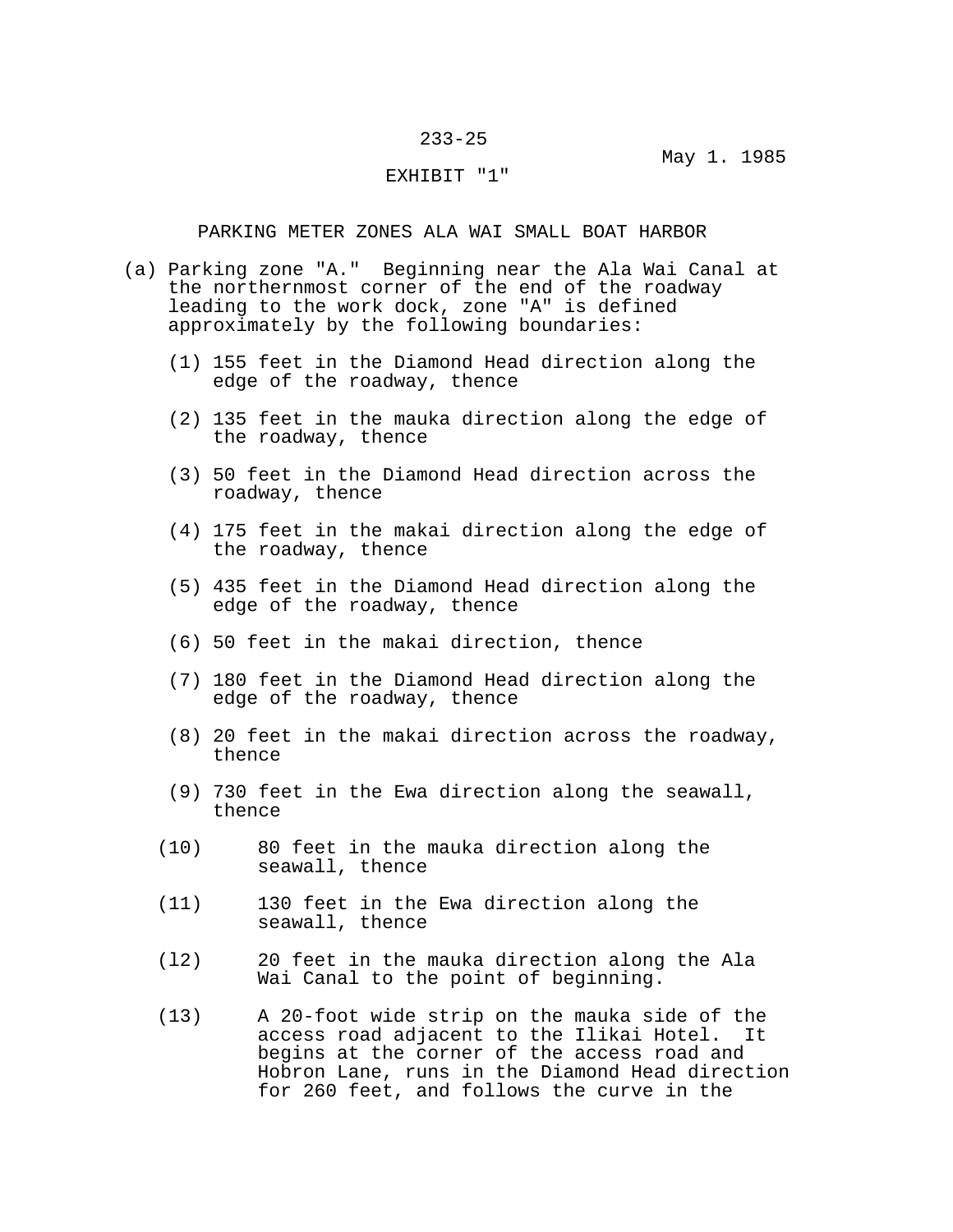233-25

May 1. 1985

EXHIBIT "1"

PARKING METER ZONES ALA WAI SMALL BOAT HARBOR

(a) Parking zone "A." Beginning near the Ala Wai Canal at the northernmost corner of the end of the roadway leading to the work dock, zone "A" is defined approximately by the following boundaries:

(1) 155 feet in the Diamond Head direction along the edge of the roadway, thence

(2) 135 feet in the mauka direction along the edge of the roadway, thence

(3) 50 feet in the Diamond Head direction across the roadway, thence

(4) 175 feet in the makai direction along the edge of the roadway, thence

(5) 435 feet in the Diamond Head direction along the edge of the roadway, thence

(6) 50 feet in the makai direction, thence

(7) 180 feet in the Diamond Head direction along the edge of the roadway, thence

(8) 20 feet in the makai direction across the roadway, thence

(9) 730 feet in the Ewa direction along the seawall, thence

(10) 80 feet in the mauka direction along the seawall, thence

(11) 130 feet in the Ewa direction along the seawall, thence

(l2) 20 feet in the mauka direction along the Ala Wai Canal to the point of beginning.

(13) A 20-foot wide strip on the mauka side of the access road adjacent to the Ilikai Hotel. It begins at the corner of the access road and Hobron Lane, runs in the Diamond Head direction for 260 feet, and follows the curve in the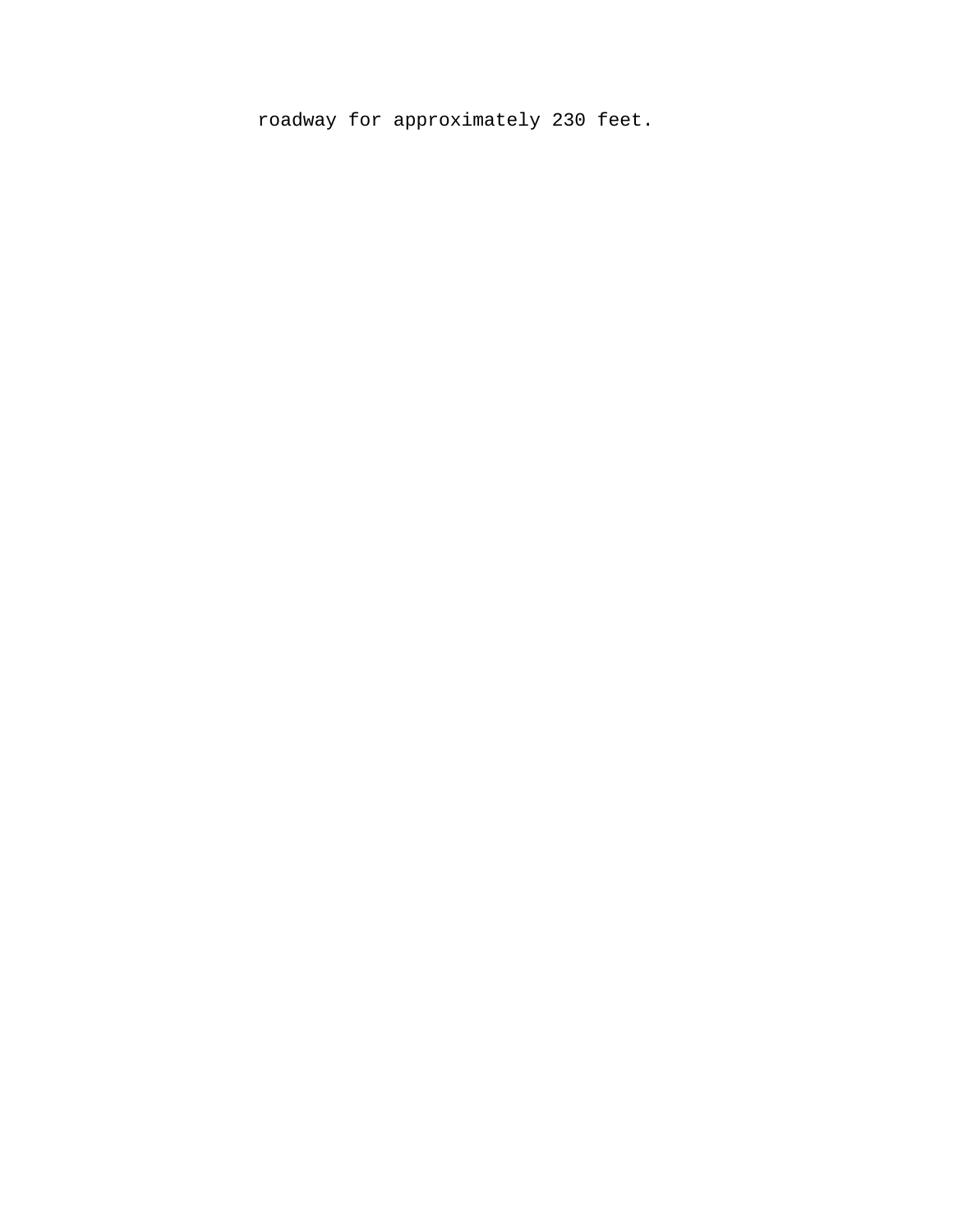roadway for approximately 230 feet.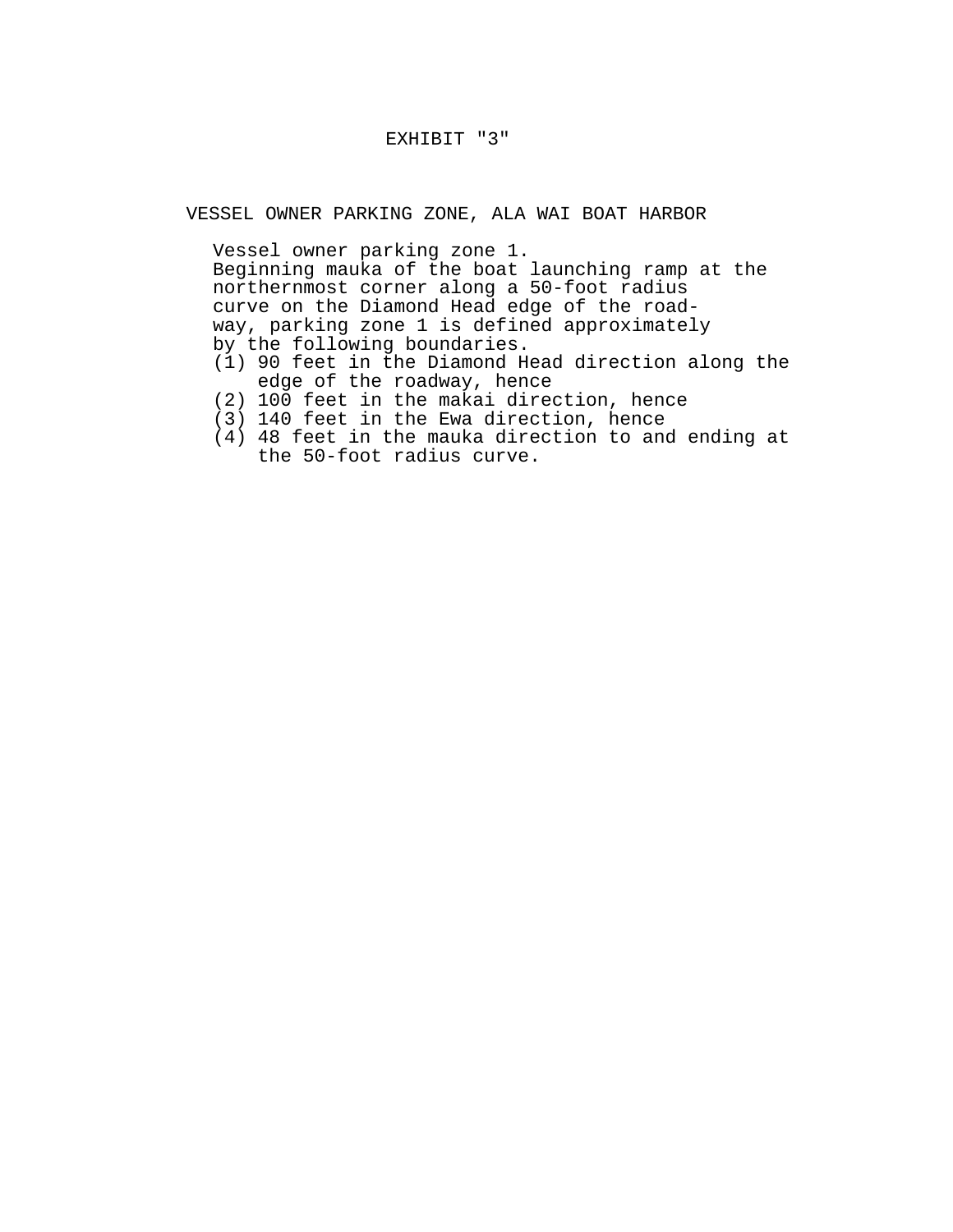EXHIBIT "3"

VESSEL OWNER PARKING ZONE, ALA WAI BOAT HARBOR

Vessel owner parking zone 1.
Beginning mauka of the boat launching ramp at the northernmost corner along a 50-foot radius curve on the Diamond Head edge of the roadway, parking zone 1 is defined approximately by the following boundaries.

(1) 90 feet in the Diamond Head direction along the edge of the roadway, hence
(2) 100 feet in the makai direction, hence
(3) 140 feet in the Ewa direction, hence
(4) 48 feet in the mauka direction to and ending at the 50-foot radius curve.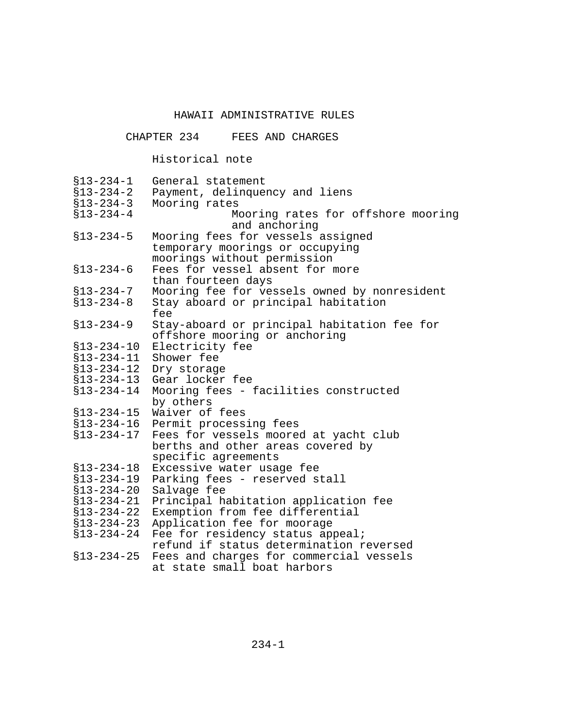# HAWAII ADMINISTRATIVE RULES

## CHAPTER 234 FEES AND CHARGES

Historical note

| | |
|---|---|
| §13-234-1 | General statement |
| §13-234-2 | Payment, delinquency and liens |
| §13-234-3 | Mooring rates |
| §13-234-4 | Mooring rates for offshore mooring and anchoring |
| §13-234-5 | Mooring fees for vessels assigned temporary moorings or occupying moorings without permission |
| §13-234-6 | Fees for vessel absent for more than fourteen days |
| §13-234-7 | Mooring fee for vessels owned by nonresident |
| §13-234-8 | Stay aboard or principal habitation fee |
| §13-234-9 | Stay-aboard or principal habitation fee for offshore mooring or anchoring |
| §13-234-10 | Electricity fee |
| §13-234-11 | Shower fee |
| §13-234-12 | Dry storage |
| §13-234-13 | Gear locker fee |
| §13-234-14 | Mooring fees - facilities constructed by others |
| §13-234-15 | Waiver of fees |
| §13-234-16 | Permit processing fees |
| §13-234-17 | Fees for vessels moored at yacht club berths and other areas covered by specific agreements |
| §13-234-18 | Excessive water usage fee |
| §13-234-19 | Parking fees - reserved stall |
| §13-234-20 | Salvage fee |
| §13-234-21 | Principal habitation application fee |
| §13-234-22 | Exemption from fee differential |
| §13-234-23 | Application fee for moorage |
| §13-234-24 | Fee for residency status appeal; refund if status determination reversed |
| §13-234-25 | Fees and charges for commercial vessels at state small boat harbors |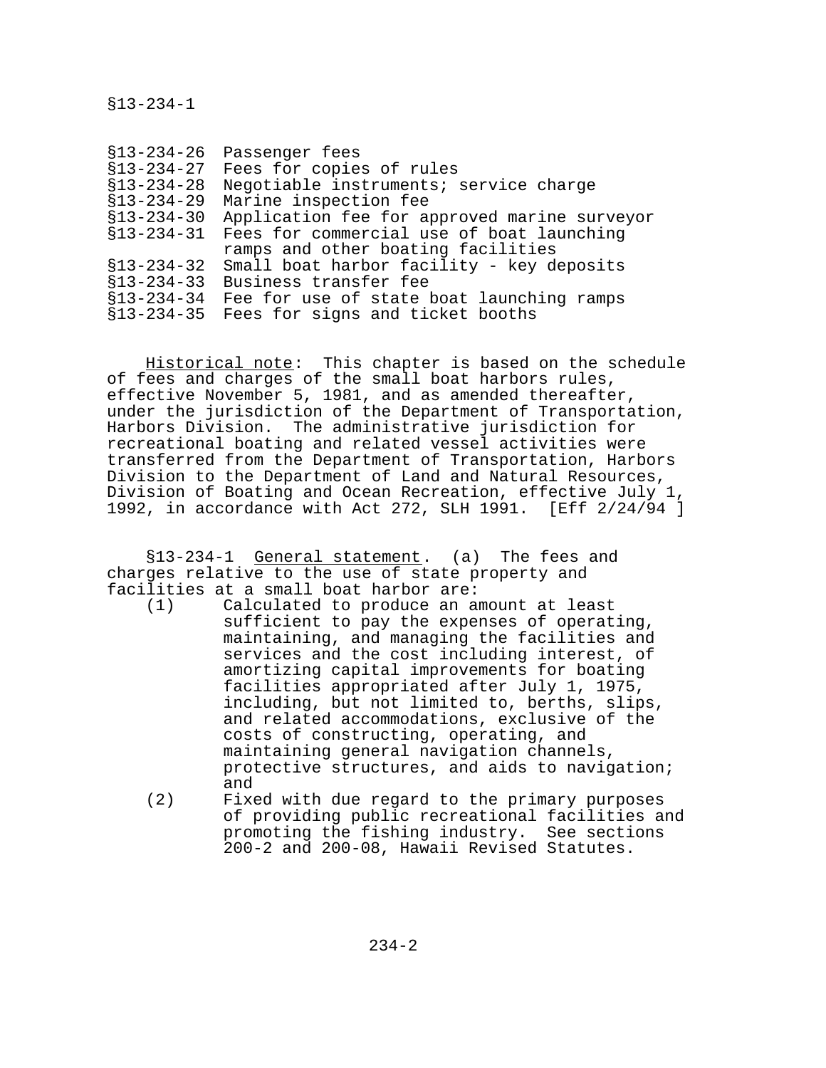§13-234-26 Passenger fees
§13-234-27 Fees for copies of rules
§13-234-28 Negotiable instruments; service charge
§13-234-29 Marine inspection fee
§13-234-30 Application fee for approved marine surveyor
§13-234-31 Fees for commercial use of boat launching ramps and other boating facilities
§13-234-32 Small boat harbor facility - key deposits
§13-234-33 Business transfer fee
§13-234-34 Fee for use of state boat launching ramps
§13-234-35 Fees for signs and ticket booths

Historical note: This chapter is based on the schedule of fees and charges of the small boat harbors rules, effective November 5, 1981, and as amended thereafter, under the jurisdiction of the Department of Transportation, Harbors Division. The administrative jurisdiction for recreational boating and related vessel activities were transferred from the Department of Transportation, Harbors Division to the Department of Land and Natural Resources, Division of Boating and Ocean Recreation, effective July 1, 1992, in accordance with Act 272, SLH 1991. [Eff 2/24/94 ]

§13-234-1 General statement. (a) The fees and charges relative to the use of state property and facilities at a small boat harbor are:

(1) Calculated to produce an amount at least sufficient to pay the expenses of operating, maintaining, and managing the facilities and services and the cost including interest, of amortizing capital improvements for boating facilities appropriated after July 1, 1975, including, but not limited to, berths, slips, and related accommodations, exclusive of the costs of constructing, operating, and maintaining general navigation channels, protective structures, and aids to navigation; and

(2) Fixed with due regard to the primary purposes of providing public recreational facilities and promoting the fishing industry. See sections 200-2 and 200-08, Hawaii Revised Statutes.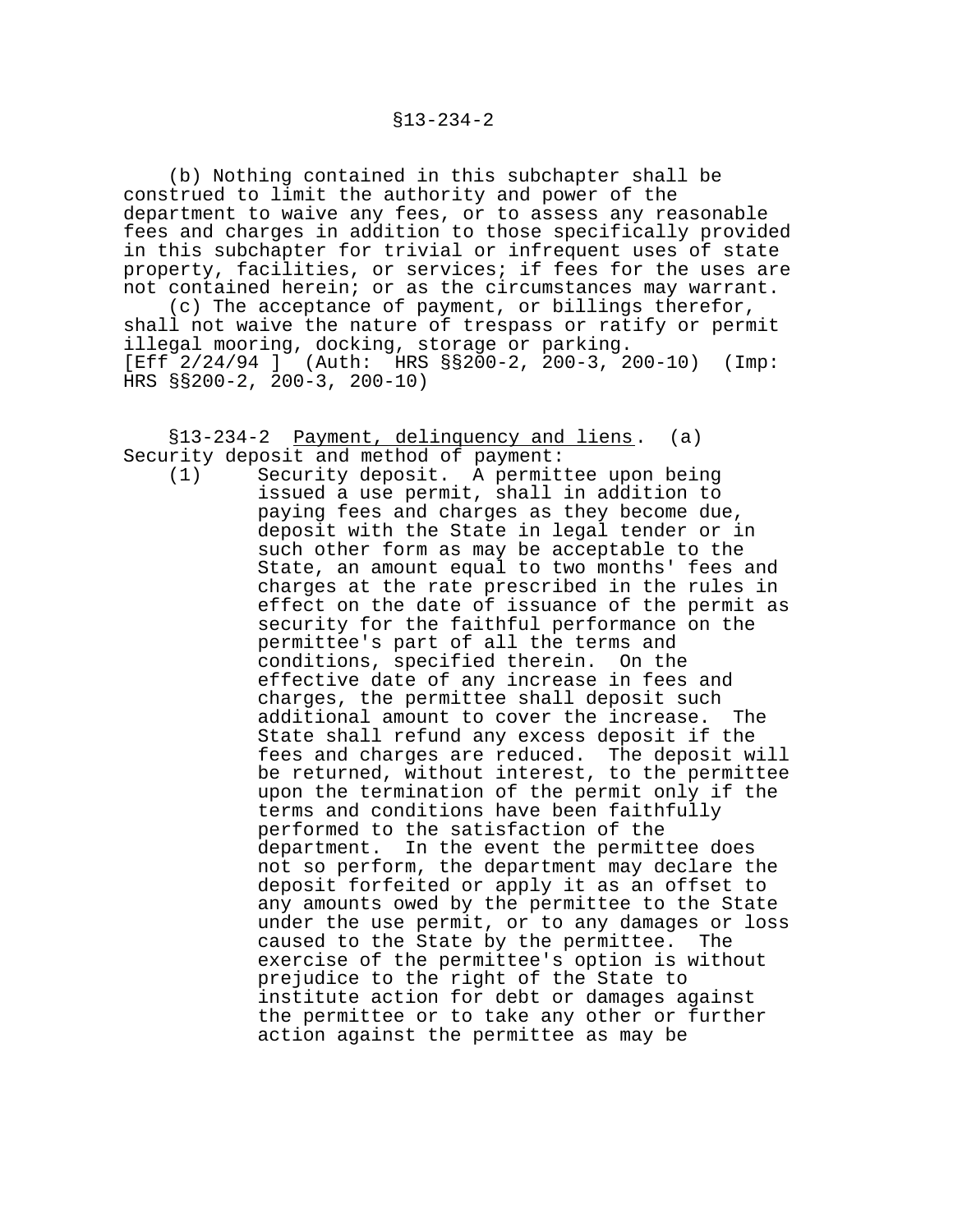(b) Nothing contained in this subchapter shall be construed to limit the authority and power of the department to waive any fees, or to assess any reasonable fees and charges in addition to those specifically provided in this subchapter for trivial or infrequent uses of state property, facilities, or services; if fees for the uses are not contained herein; or as the circumstances may warrant.

(c) The acceptance of payment, or billings therefor, shall not waive the nature of trespass or ratify or permit illegal mooring, docking, storage or parking.
[Eff 2/24/94 ] (Auth: HRS §§200-2, 200-3, 200-10) (Imp: HRS §§200-2, 200-3, 200-10)

§13-234-2 Payment, delinquency and liens. (a) Security deposit and method of payment:

(1) Security deposit. A permittee upon being issued a use permit, shall in addition to paying fees and charges as they become due, deposit with the State in legal tender or in such other form as may be acceptable to the State, an amount equal to two months' fees and charges at the rate prescribed in the rules in effect on the date of issuance of the permit as security for the faithful performance on the permittee's part of all the terms and conditions, specified therein. On the effective date of any increase in fees and charges, the permittee shall deposit such additional amount to cover the increase. The State shall refund any excess deposit if the fees and charges are reduced. The deposit will be returned, without interest, to the permittee upon the termination of the permit only if the terms and conditions have been faithfully performed to the satisfaction of the department. In the event the permittee does not so perform, the department may declare the deposit forfeited or apply it as an offset to any amounts owed by the permittee to the State under the use permit, or to any damages or loss caused to the State by the permittee. The exercise of the permittee's option is without prejudice to the right of the State to institute action for debt or damages against the permittee or to take any other or further action against the permittee as may be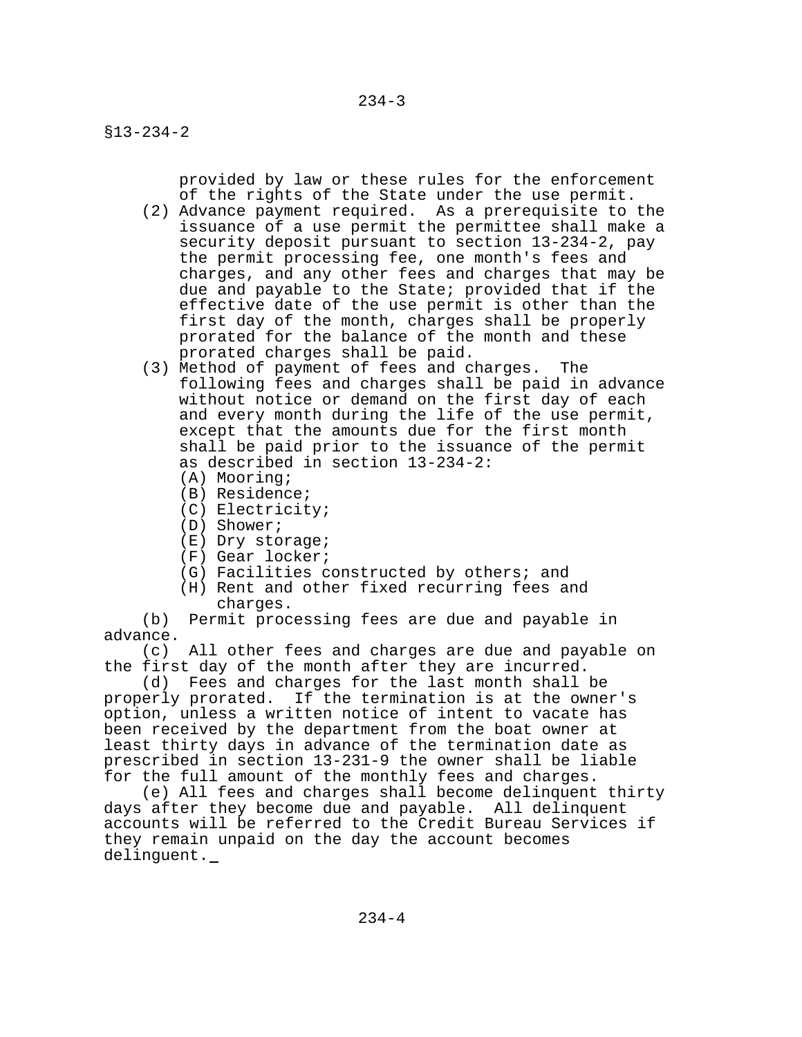provided by law or these rules for the enforcement of the rights of the State under the use permit.

(2) Advance payment required. As a prerequisite to the issuance of a use permit the permittee shall make a security deposit pursuant to section 13-234-2, pay the permit processing fee, one month's fees and charges, and any other fees and charges that may be due and payable to the State; provided that if the effective date of the use permit is other than the first day of the month, charges shall be properly prorated for the balance of the month and these prorated charges shall be paid.

(3) Method of payment of fees and charges. The following fees and charges shall be paid in advance without notice or demand on the first day of each and every month during the life of the use permit, except that the amounts due for the first month shall be paid prior to the issuance of the permit as described in section 13-234-2:

(A) Mooring;
(B) Residence;
(C) Electricity;
(D) Shower;
(E) Dry storage;
(F) Gear locker;
(G) Facilities constructed by others; and
(H) Rent and other fixed recurring fees and charges.

(b) Permit processing fees are due and payable in advance.

(c) All other fees and charges are due and payable on the first day of the month after they are incurred.

(d) Fees and charges for the last month shall be properly prorated. If the termination is at the owner's option, unless a written notice of intent to vacate has been received by the department from the boat owner at least thirty days in advance of the termination date as prescribed in section 13-231-9 the owner shall be liable for the full amount of the monthly fees and charges.

(e) All fees and charges shall become delinquent thirty days after they become due and payable. All delinquent accounts will be referred to the Credit Bureau Services if they remain unpaid on the day the account becomes delinquent.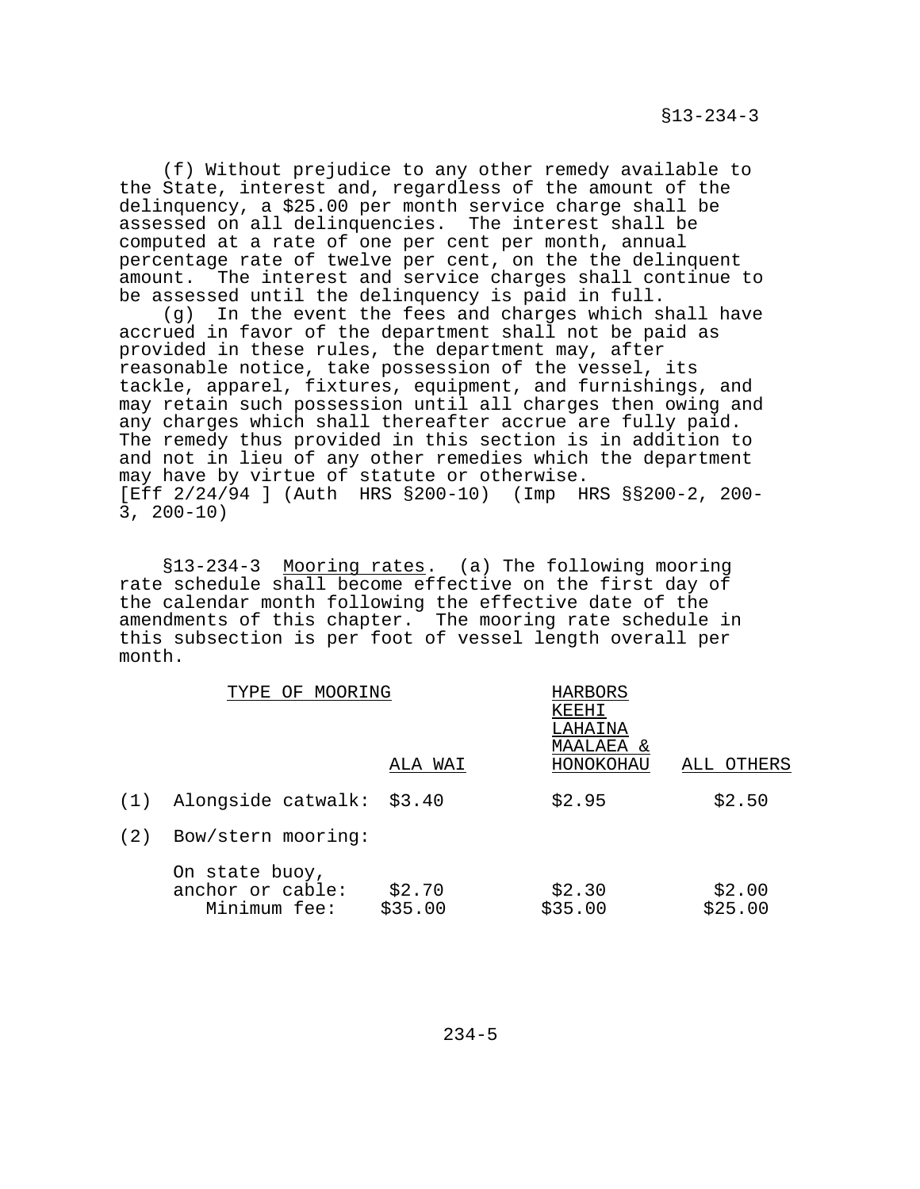(f) Without prejudice to any other remedy available to the State, interest and, regardless of the amount of the delinquency, a $25.00 per month service charge shall be assessed on all delinquencies. The interest shall be computed at a rate of one per cent per month, annual percentage rate of twelve per cent, on the the delinquent amount. The interest and service charges shall continue to be assessed until the delinquency is paid in full.

(g) In the event the fees and charges which shall have accrued in favor of the department shall not be paid as provided in these rules, the department may, after reasonable notice, take possession of the vessel, its tackle, apparel, fixtures, equipment, and furnishings, and may retain such possession until all charges then owing and any charges which shall thereafter accrue are fully paid. The remedy thus provided in this section is in addition to and not in lieu of any other remedies which the department may have by virtue of statute or otherwise.
[Eff 2/24/94 ] (Auth HRS §200-10) (Imp HRS §§200-2, 200-3, 200-10)

§13-234-3 Mooring rates. (a) The following mooring rate schedule shall become effective on the first day of the calendar month following the effective date of the amendments of this chapter. The mooring rate schedule in this subsection is per foot of vessel length overall per month.

| | TYPE OF MOORING | ALA WAI | HARBORS KEEHI LAHAINA MAALAEA & HONOKOHAU | ALL OTHERS |
|---|---|---|---|---|
| (1) | Alongside catwalk: | $3.40 | $2.95 | $2.50 |
| (2) | Bow/stern mooring: | | | |
| | On state buoy, anchor or cable: | $2.70 | $2.30 | $2.00 |
| | Minimum fee: | $35.00 | $35.00 | $25.00 |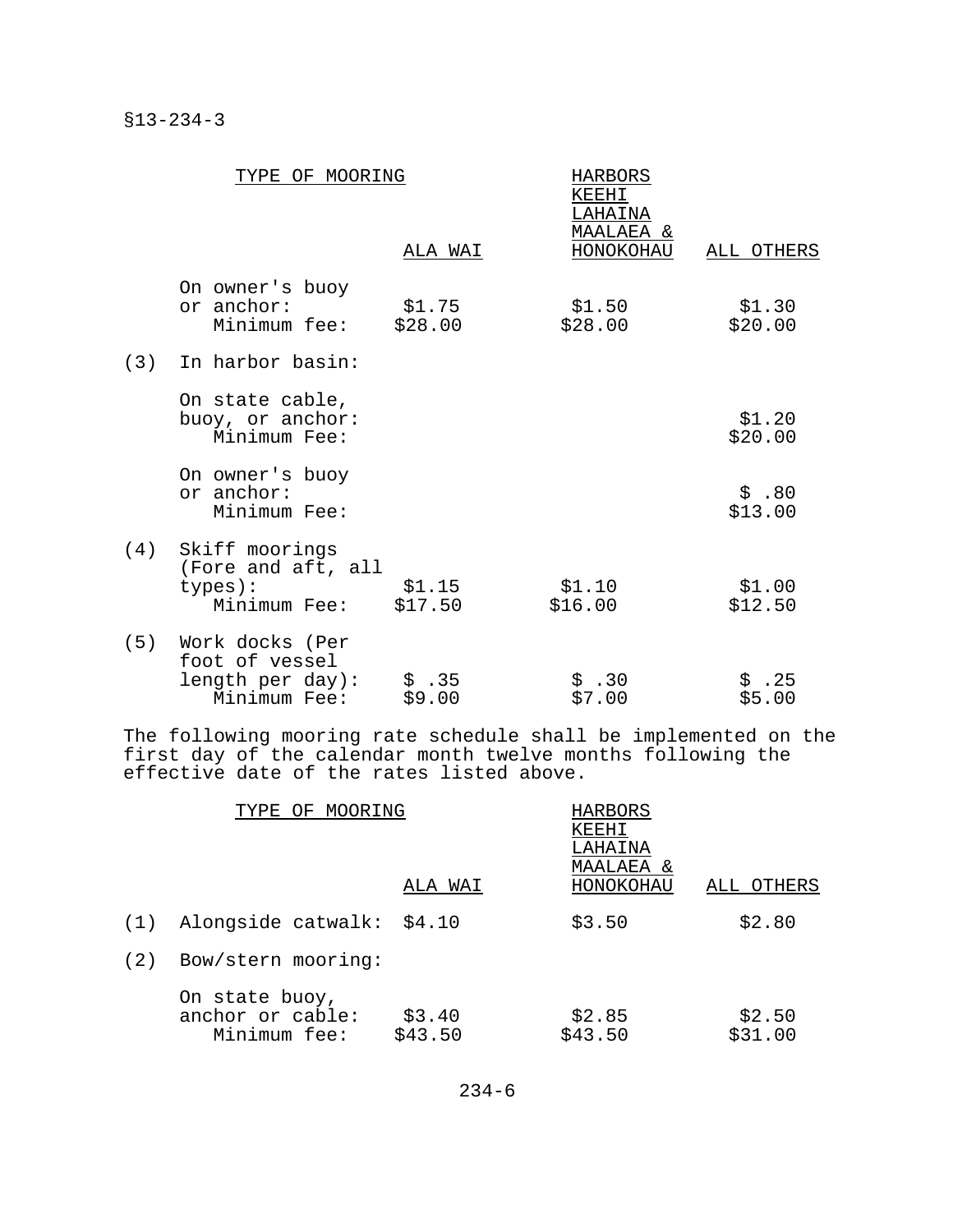§13-234-3

| | TYPE OF MOORING | ALA WAI | HARBORS KEEHI LAHAINA MAALAEA & HONOKOHAU | ALL OTHERS |
|---|---|---|---|---|
| | On owner's buoy or anchor: | $1.75 | $1.50 | $1.30 |
| | Minimum fee: | $28.00 | $28.00 | $20.00 |
| (3) | In harbor basin: | | | |
| | On state cable, buoy, or anchor: | | | $1.20 |
| | Minimum Fee: | | | $20.00 |
| | On owner's buoy or anchor: | | | $ .80 |
| | Minimum Fee: | | | $13.00 |
| (4) | Skiff moorings (Fore and aft, all types): | $1.15 | $1.10 | $1.00 |
| | Minimum Fee: | $17.50 | $16.00 | $12.50 |
| (5) | Work docks (Per foot of vessel length per day): | $ .35 | $ .30 | $ .25 |
| | Minimum Fee: | $9.00 | $7.00 | $5.00 |

The following mooring rate schedule shall be implemented on the first day of the calendar month twelve months following the effective date of the rates listed above.

| | TYPE OF MOORING | ALA WAI | HARBORS KEEHI LAHAINA MAALAEA & HONOKOHAU | ALL OTHERS |
|---|---|---|---|---|
| (1) | Alongside catwalk: | $4.10 | $3.50 | $2.80 |
| (2) | Bow/stern mooring: | | | |
| | On state buoy, anchor or cable: | $3.40 | $2.85 | $2.50 |
| | Minimum fee: | $43.50 | $43.50 | $31.00 |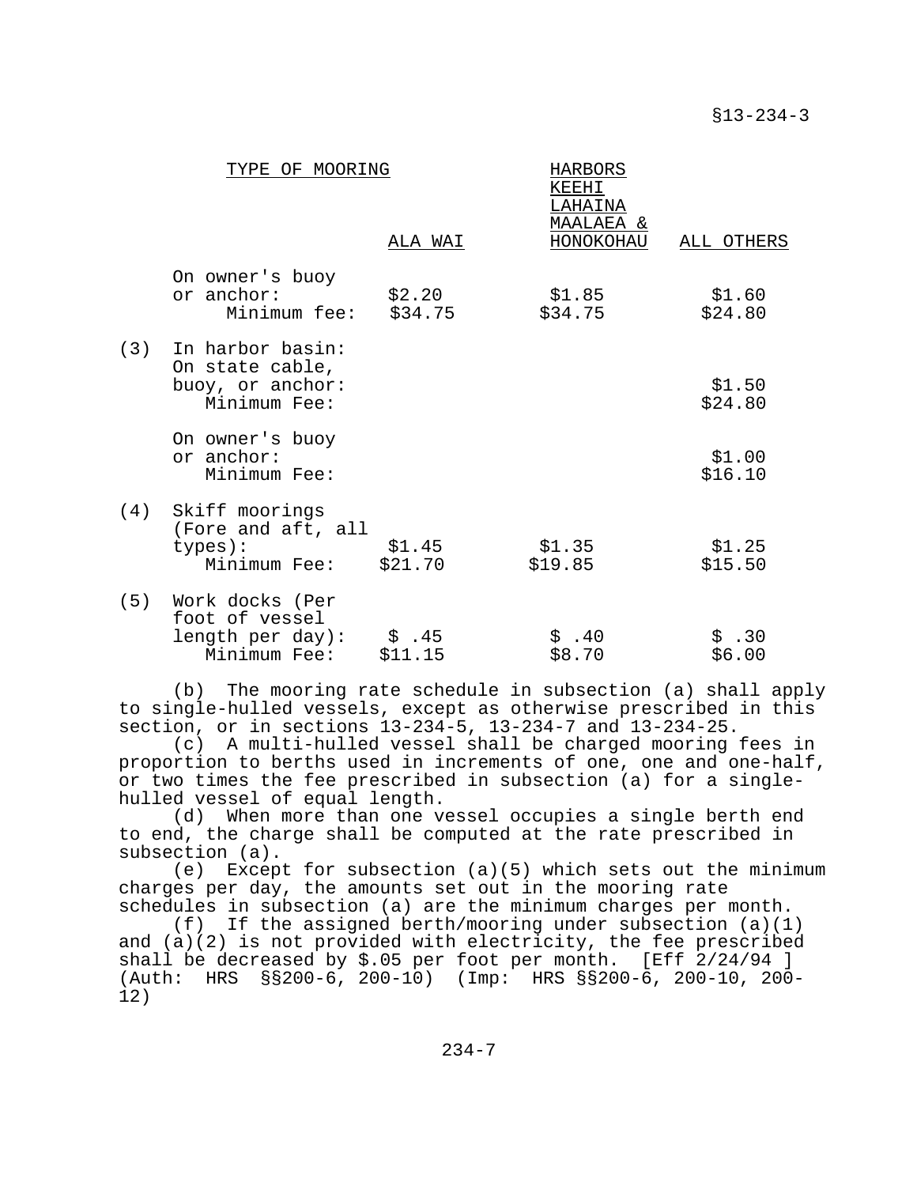| | TYPE OF MOORING | ALA WAI | HARBORS KEEHI LAHAINA MAALAEA & HONOKOHAU | ALL OTHERS |
|---|---|---|---|---|
| | On owner's buoy or anchor: | $2.20 | $1.85 | $1.60 |
| | Minimum fee: | $34.75 | $34.75 | $24.80 |
| (3) | In harbor basin: On state cable, buoy, or anchor: | | | $1.50 |
| | Minimum Fee: | | | $24.80 |
| | On owner's buoy or anchor: | | | $1.00 |
| | Minimum Fee: | | | $16.10 |
| (4) | Skiff moorings (Fore and aft, all types): | $1.45 | $1.35 | $1.25 |
| | Minimum Fee: | $21.70 | $19.85 | $15.50 |
| (5) | Work docks (Per foot of vessel length per day): | $ .45 | $ .40 | $ .30 |
| | Minimum Fee: | $11.15 | $8.70 | $6.00 |

(b) The mooring rate schedule in subsection (a) shall apply to single-hulled vessels, except as otherwise prescribed in this section, or in sections 13-234-5, 13-234-7 and 13-234-25.

(c) A multi-hulled vessel shall be charged mooring fees in proportion to berths used in increments of one, one and one-half, or two times the fee prescribed in subsection (a) for a single-hulled vessel of equal length.

(d) When more than one vessel occupies a single berth end to end, the charge shall be computed at the rate prescribed in subsection (a).

(e) Except for subsection (a)(5) which sets out the minimum charges per day, the amounts set out in the mooring rate schedules in subsection (a) are the minimum charges per month.

(f) If the assigned berth/mooring under subsection (a)(1) and (a)(2) is not provided with electricity, the fee prescribed shall be decreased by $.05 per foot per month. [Eff 2/24/94 ] (Auth: HRS §§200-6, 200-10) (Imp: HRS §§200-6, 200-10, 200-12)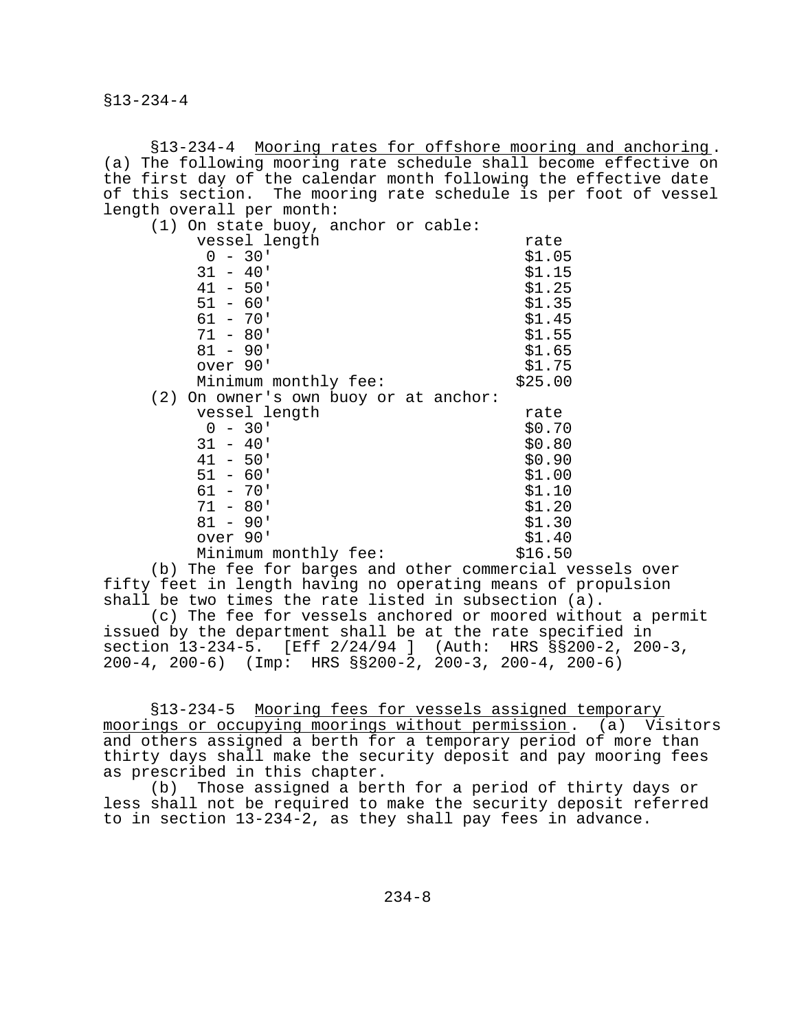§13-234-4 Mooring rates for offshore mooring and anchoring. (a) The following mooring rate schedule shall become effective on the first day of the calendar month following the effective date of this section. The mooring rate schedule is per foot of vessel length overall per month:

(1) On state buoy, anchor or cable:

| vessel length | rate |
|---|---|
| 0 - 30' | $1.05 |
| 31 - 40' | $1.15 |
| 41 - 50' | $1.25 |
| 51 - 60' | $1.35 |
| 61 - 70' | $1.45 |
| 71 - 80' | $1.55 |
| 81 - 90' | $1.65 |
| over 90' | $1.75 |
| Minimum monthly fee: | $25.00 |

(2) On owner's own buoy or at anchor:

| vessel length | rate |
|---|---|
| 0 - 30' | $0.70 |
| 31 - 40' | $0.80 |
| 41 - 50' | $0.90 |
| 51 - 60' | $1.00 |
| 61 - 70' | $1.10 |
| 71 - 80' | $1.20 |
| 81 - 90' | $1.30 |
| over 90' | $1.40 |
| Minimum monthly fee: | $16.50 |

(b) The fee for barges and other commercial vessels over fifty feet in length having no operating means of propulsion shall be two times the rate listed in subsection (a).

(c) The fee for vessels anchored or moored without a permit issued by the department shall be at the rate specified in section 13-234-5. [Eff 2/24/94 ] (Auth: HRS §§200-2, 200-3, 200-4, 200-6) (Imp: HRS §§200-2, 200-3, 200-4, 200-6)

§13-234-5 Mooring fees for vessels assigned temporary moorings or occupying moorings without permission. (a) Visitors and others assigned a berth for a temporary period of more than thirty days shall make the security deposit and pay mooring fees as prescribed in this chapter.

(b) Those assigned a berth for a period of thirty days or less shall not be required to make the security deposit referred to in section 13-234-2, as they shall pay fees in advance.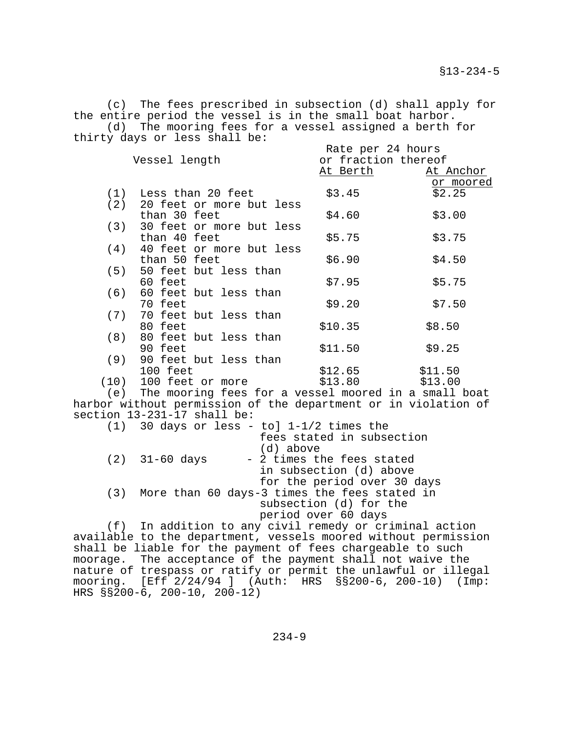(c) The fees prescribed in subsection (d) shall apply for the entire period the vessel is in the small boat harbor.

(d) The mooring fees for a vessel assigned a berth for thirty days or less shall be:

| | Vessel length | Rate per 24 hours or fraction thereof At Berth | At Anchor or moored |
|---|---|---|---|
| (1) | Less than 20 feet | $3.45 | $2.25 |
| (2) | 20 feet or more but less than 30 feet | $4.60 | $3.00 |
| (3) | 30 feet or more but less than 40 feet | $5.75 | $3.75 |
| (4) | 40 feet or more but less than 50 feet | $6.90 | $4.50 |
| (5) | 50 feet but less than 60 feet | $7.95 | $5.75 |
| (6) | 60 feet but less than 70 feet | $9.20 | $7.50 |
| (7) | 70 feet but less than 80 feet | $10.35 | $8.50 |
| (8) | 80 feet but less than 90 feet | $11.50 | $9.25 |
| (9) | 90 feet but less than 100 feet | $12.65 | $11.50 |
| (10) | 100 feet or more | $13.80 | $13.00 |

(e) The mooring fees for a vessel moored in a small boat harbor without permission of the department or in violation of section 13-231-17 shall be:

(1) 30 days or less - to] 1-1/2 times the fees stated in subsection (d) above

(2) 31-60 days - 2 times the fees stated in subsection (d) above for the period over 30 days

(3) More than 60 days-3 times the fees stated in subsection (d) for the period over 60 days

(f) In addition to any civil remedy or criminal action available to the department, vessels moored without permission shall be liable for the payment of fees chargeable to such moorage. The acceptance of the payment shall not waive the nature of trespass or ratify or permit the unlawful or illegal mooring. [Eff 2/24/94 ] (Auth: HRS §§200-6, 200-10) (Imp: HRS §§200-6, 200-10, 200-12)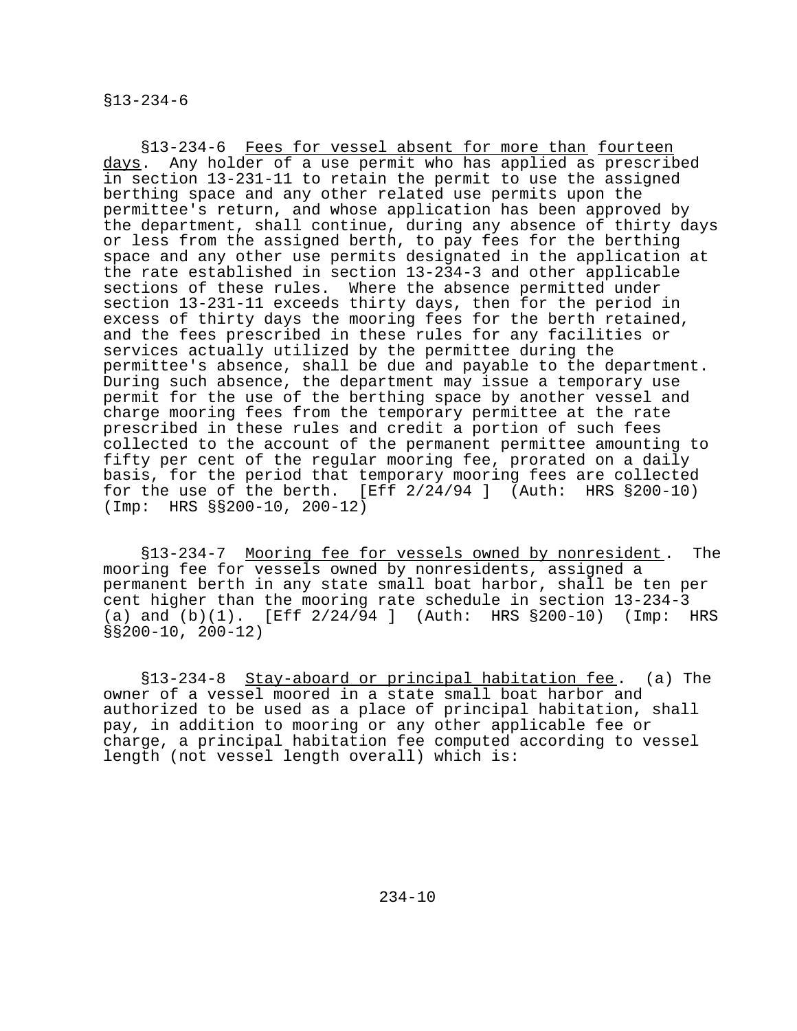§13-234-6  Fees for vessel absent for more than fourteen days.  Any holder of a use permit who has applied as prescribed in section 13-231-11 to retain the permit to use the assigned berthing space and any other related use permits upon the permittee's return, and whose application has been approved by the department, shall continue, during any absence of thirty days or less from the assigned berth, to pay fees for the berthing space and any other use permits designated in the application at the rate established in section 13-234-3 and other applicable sections of these rules.  Where the absence permitted under section 13-231-11 exceeds thirty days, then for the period in excess of thirty days the mooring fees for the berth retained, and the fees prescribed in these rules for any facilities or services actually utilized by the permittee during the permittee's absence, shall be due and payable to the department. During such absence, the department may issue a temporary use permit for the use of the berthing space by another vessel and charge mooring fees from the temporary permittee at the rate prescribed in these rules and credit a portion of such fees collected to the account of the permanent permittee amounting to fifty per cent of the regular mooring fee, prorated on a daily basis, for the period that temporary mooring fees are collected for the use of the berth.  [Eff 2/24/94 ]  (Auth:  HRS §200-10) (Imp:  HRS §§200-10, 200-12)

§13-234-7  Mooring fee for vessels owned by nonresident.  The mooring fee for vessels owned by nonresidents, assigned a permanent berth in any state small boat harbor, shall be ten per cent higher than the mooring rate schedule in section 13-234-3 (a) and (b)(1).  [Eff 2/24/94 ]  (Auth:  HRS §200-10)  (Imp:  HRS §§200-10, 200-12)

§13-234-8  Stay-aboard or principal habitation fee.  (a) The owner of a vessel moored in a state small boat harbor and authorized to be used as a place of principal habitation, shall pay, in addition to mooring or any other applicable fee or charge, a principal habitation fee computed according to vessel length (not vessel length overall) which is: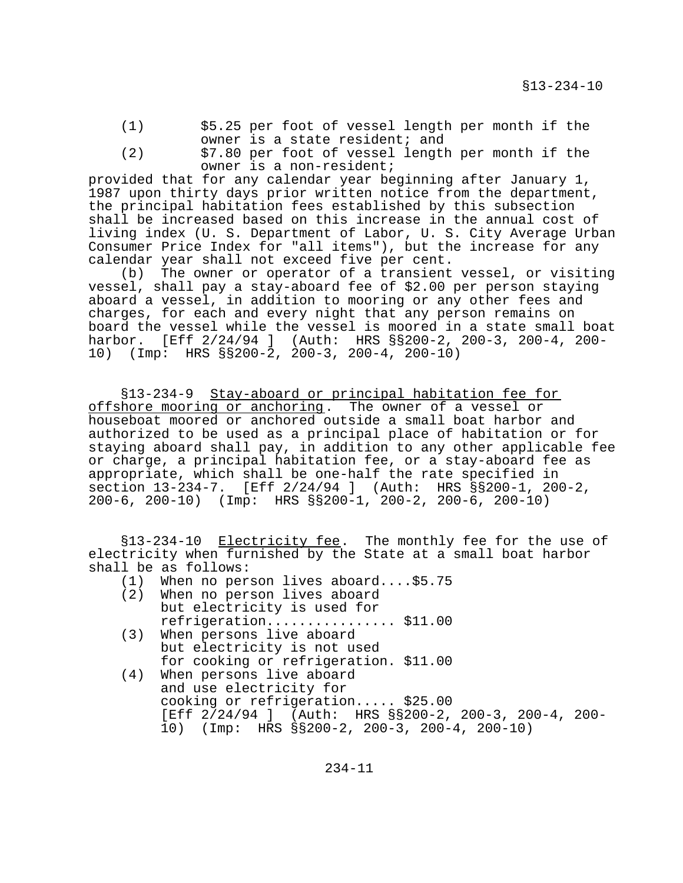(1) $5.25 per foot of vessel length per month if the owner is a state resident; and

(2) $7.80 per foot of vessel length per month if the owner is a non-resident;

provided that for any calendar year beginning after January 1, 1987 upon thirty days prior written notice from the department, the principal habitation fees established by this subsection shall be increased based on this increase in the annual cost of living index (U. S. Department of Labor, U. S. City Average Urban Consumer Price Index for "all items"), but the increase for any calendar year shall not exceed five per cent.

(b) The owner or operator of a transient vessel, or visiting vessel, shall pay a stay-aboard fee of $2.00 per person staying aboard a vessel, in addition to mooring or any other fees and charges, for each and every night that any person remains on board the vessel while the vessel is moored in a state small boat harbor. [Eff 2/24/94 ] (Auth: HRS §§200-2, 200-3, 200-4, 200-10) (Imp: HRS §§200-2, 200-3, 200-4, 200-10)

§13-234-9 Stay-aboard or principal habitation fee for offshore mooring or anchoring. The owner of a vessel or houseboat moored or anchored outside a small boat harbor and authorized to be used as a principal place of habitation or for staying aboard shall pay, in addition to any other applicable fee or charge, a principal habitation fee, or a stay-aboard fee as appropriate, which shall be one-half the rate specified in section 13-234-7. [Eff 2/24/94 ] (Auth: HRS §§200-1, 200-2, 200-6, 200-10) (Imp: HRS §§200-1, 200-2, 200-6, 200-10)

§13-234-10 Electricity fee. The monthly fee for the use of electricity when furnished by the State at a small boat harbor shall be as follows:

(1) When no person lives aboard....$5.75

(2) When no person lives aboard but electricity is used for refrigeration................ $11.00

(3) When persons live aboard but electricity is not used for cooking or refrigeration. $11.00

(4) When persons live aboard and use electricity for cooking or refrigeration..... $25.00

[Eff 2/24/94 ] (Auth: HRS §§200-2, 200-3, 200-4, 200-10) (Imp: HRS §§200-2, 200-3, 200-4, 200-10)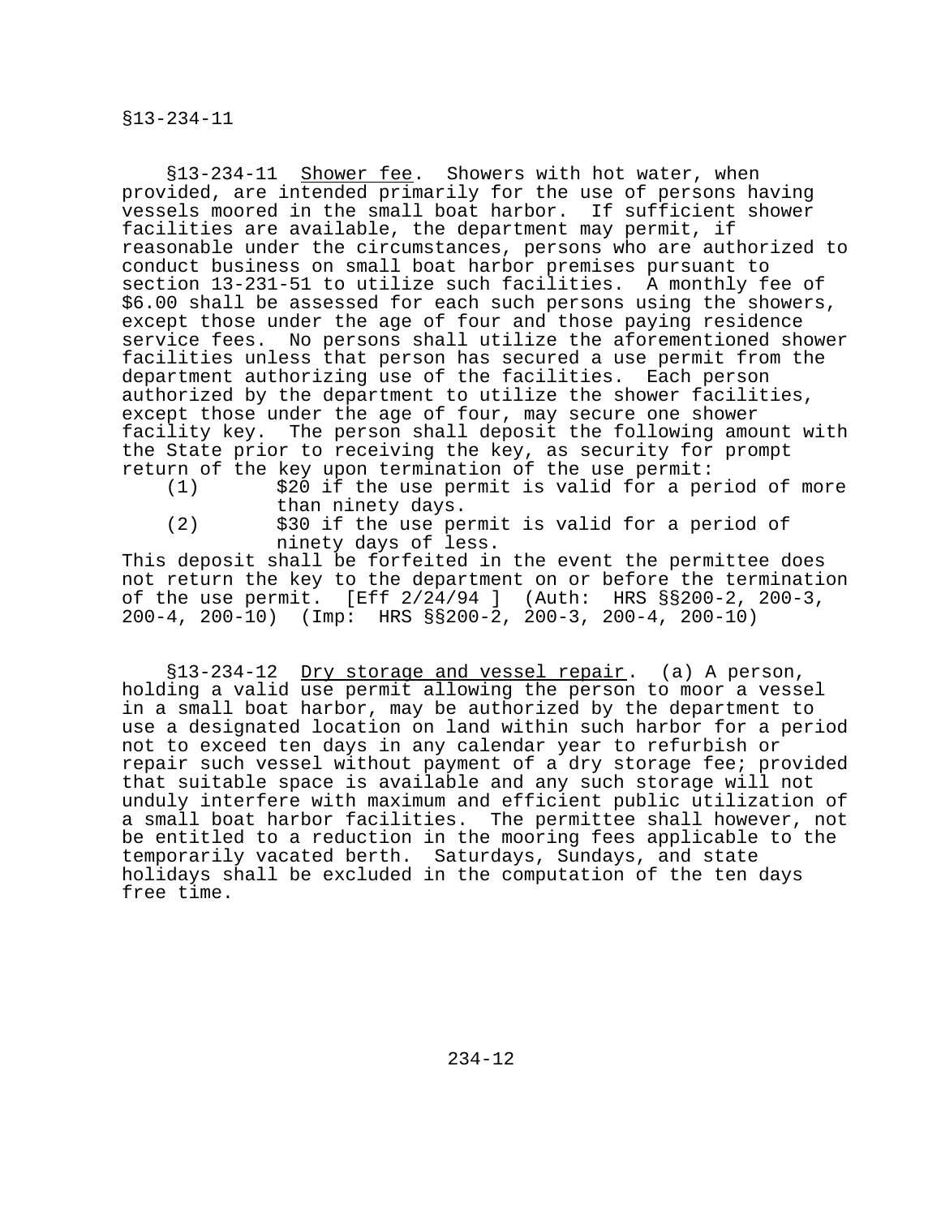§13-234-11 Shower fee. Showers with hot water, when provided, are intended primarily for the use of persons having vessels moored in the small boat harbor. If sufficient shower facilities are available, the department may permit, if reasonable under the circumstances, persons who are authorized to conduct business on small boat harbor premises pursuant to section 13-231-51 to utilize such facilities. A monthly fee of $6.00 shall be assessed for each such persons using the showers, except those under the age of four and those paying residence service fees. No persons shall utilize the aforementioned shower facilities unless that person has secured a use permit from the department authorizing use of the facilities. Each person authorized by the department to utilize the shower facilities, except those under the age of four, may secure one shower facility key. The person shall deposit the following amount with the State prior to receiving the key, as security for prompt return of the key upon termination of the use permit:

(1) $20 if the use permit is valid for a period of more than ninety days.

(2) $30 if the use permit is valid for a period of ninety days of less.

This deposit shall be forfeited in the event the permittee does not return the key to the department on or before the termination of the use permit. [Eff 2/24/94 ] (Auth: HRS §§200-2, 200-3, 200-4, 200-10) (Imp: HRS §§200-2, 200-3, 200-4, 200-10)

§13-234-12 Dry storage and vessel repair. (a) A person, holding a valid use permit allowing the person to moor a vessel in a small boat harbor, may be authorized by the department to use a designated location on land within such harbor for a period not to exceed ten days in any calendar year to refurbish or repair such vessel without payment of a dry storage fee; provided that suitable space is available and any such storage will not unduly interfere with maximum and efficient public utilization of a small boat harbor facilities. The permittee shall however, not be entitled to a reduction in the mooring fees applicable to the temporarily vacated berth. Saturdays, Sundays, and state holidays shall be excluded in the computation of the ten days free time.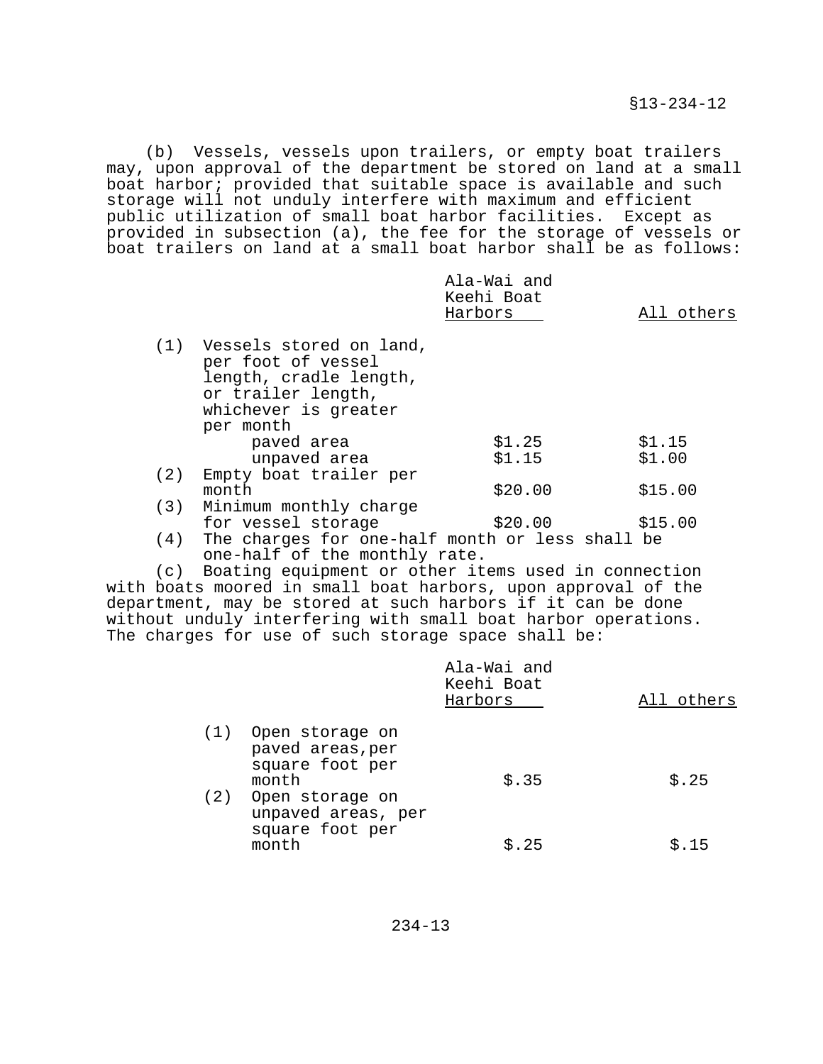(b) Vessels, vessels upon trailers, or empty boat trailers may, upon approval of the department be stored on land at a small boat harbor; provided that suitable space is available and such storage will not unduly interfere with maximum and efficient public utilization of small boat harbor facilities. Except as provided in subsection (a), the fee for the storage of vessels or boat trailers on land at a small boat harbor shall be as follows:

| | | Ala-Wai and Keehi Boat Harbors | All others |
|---|---|---|---|
| (1) | Vessels stored on land, per foot of vessel length, cradle length, or trailer length, whichever is greater per month | | |
| | paved area | $1.25 | $1.15 |
| | unpaved area | $1.15 | $1.00 |
| (2) | Empty boat trailer per month | $20.00 | $15.00 |
| (3) | Minimum monthly charge for vessel storage | $20.00 | $15.00 |

(4) The charges for one-half month or less shall be one-half of the monthly rate.

(c) Boating equipment or other items used in connection with boats moored in small boat harbors, upon approval of the department, may be stored at such harbors if it can be done without unduly interfering with small boat harbor operations. The charges for use of such storage space shall be:

| | | Ala-Wai and Keehi Boat Harbors | All others |
|---|---|---|---|
| (1) | Open storage on paved areas,per square foot per month | $.35 | $.25 |
| (2) | Open storage on unpaved areas, per square foot per month | $.25 | $.15 |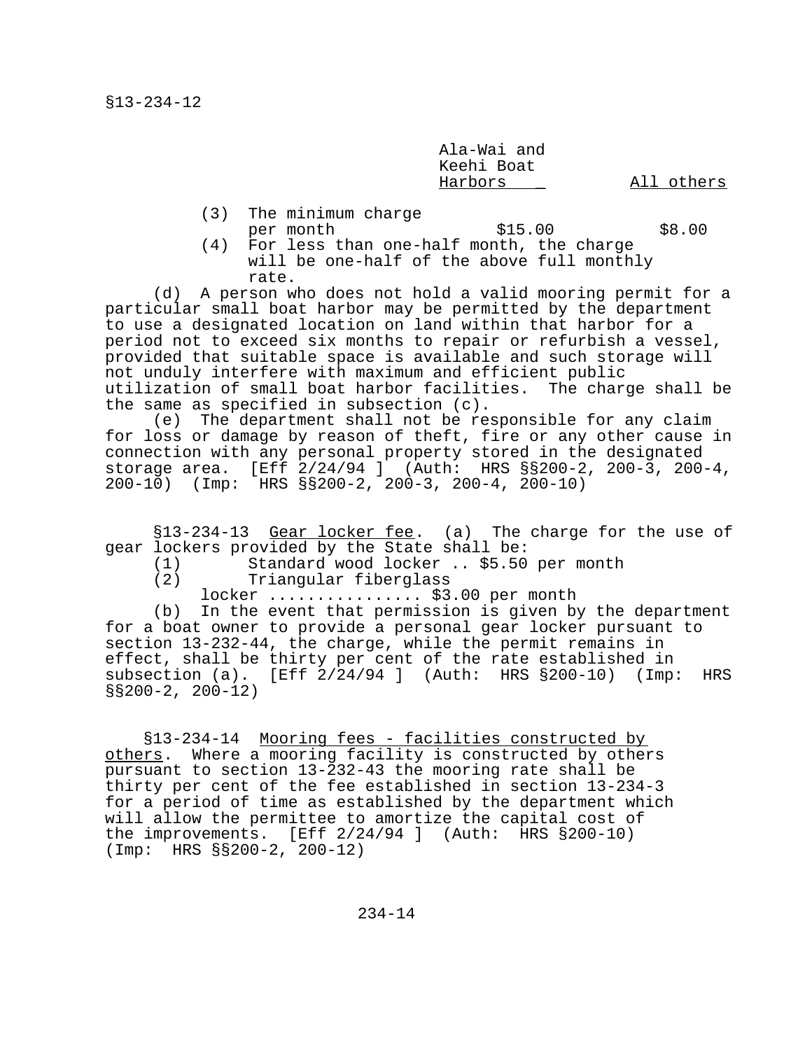| | Ala-Wai and Keehi Boat Harbors | All others |
|---|---|---|
| (3) The minimum charge per month | $15.00 | $8.00 |

(4) For less than one-half month, the charge will be one-half of the above full monthly rate.

(d) A person who does not hold a valid mooring permit for a particular small boat harbor may be permitted by the department to use a designated location on land within that harbor for a period not to exceed six months to repair or refurbish a vessel, provided that suitable space is available and such storage will not unduly interfere with maximum and efficient public utilization of small boat harbor facilities. The charge shall be the same as specified in subsection (c).

(e) The department shall not be responsible for any claim for loss or damage by reason of theft, fire or any other cause in connection with any personal property stored in the designated storage area. [Eff 2/24/94 ] (Auth: HRS §§200-2, 200-3, 200-4, 200-10) (Imp: HRS §§200-2, 200-3, 200-4, 200-10)

§13-234-13 Gear locker fee. (a) The charge for the use of gear lockers provided by the State shall be:

(1) Standard wood locker .. $5.50 per month
(2) Triangular fiberglass locker ................ $3.00 per month

(b) In the event that permission is given by the department for a boat owner to provide a personal gear locker pursuant to section 13-232-44, the charge, while the permit remains in effect, shall be thirty per cent of the rate established in subsection (a). [Eff 2/24/94 ] (Auth: HRS §200-10) (Imp: HRS §§200-2, 200-12)

§13-234-14 Mooring fees - facilities constructed by others. Where a mooring facility is constructed by others pursuant to section 13-232-43 the mooring rate shall be thirty per cent of the fee established in section 13-234-3 for a period of time as established by the department which will allow the permittee to amortize the capital cost of the improvements. [Eff 2/24/94 ] (Auth: HRS §200-10) (Imp: HRS §§200-2, 200-12)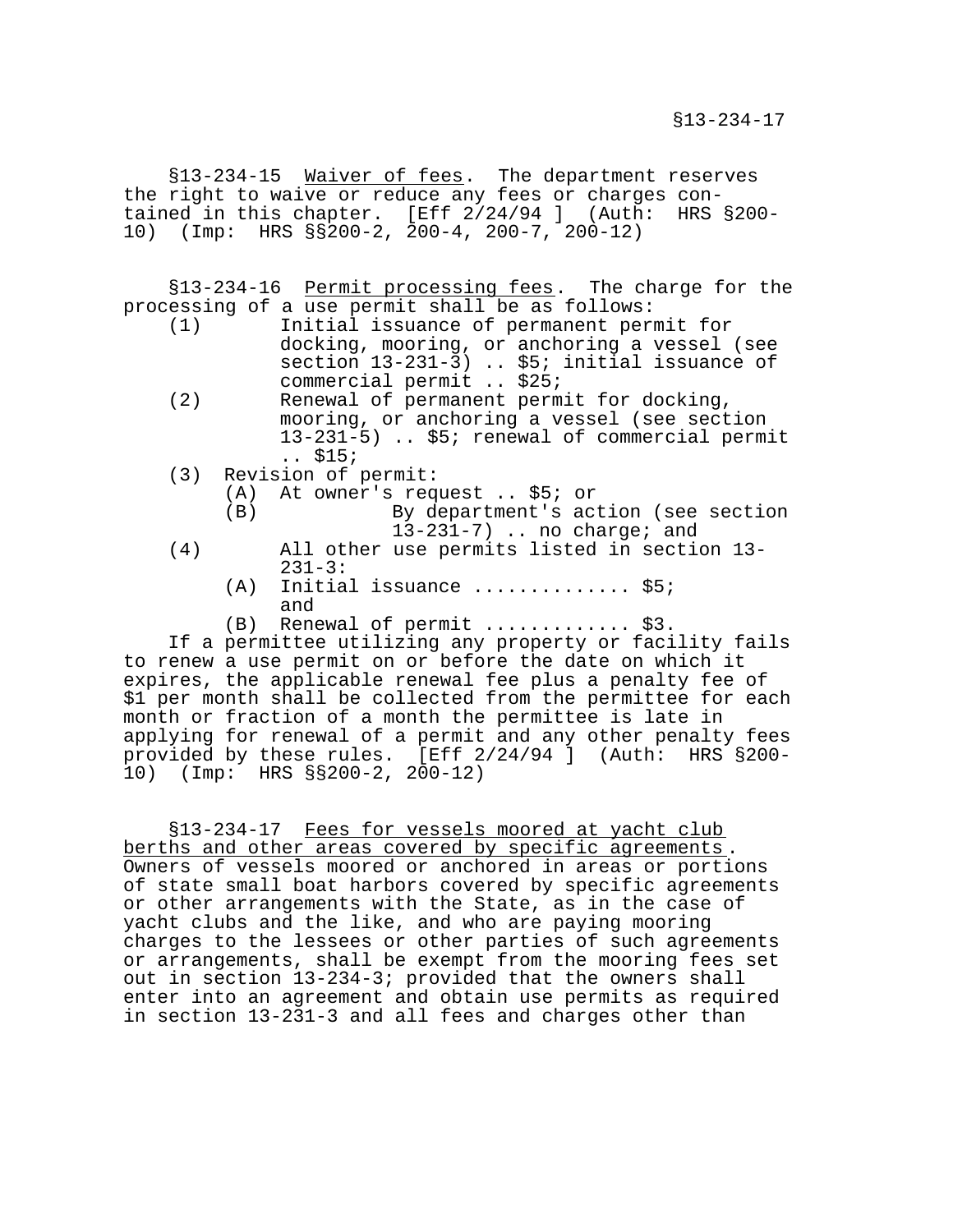§13-234-15 Waiver of fees. The department reserves the right to waive or reduce any fees or charges contained in this chapter. [Eff 2/24/94 ] (Auth: HRS §200-10) (Imp: HRS §§200-2, 200-4, 200-7, 200-12)

§13-234-16 Permit processing fees. The charge for the processing of a use permit shall be as follows:

(1) Initial issuance of permanent permit for docking, mooring, or anchoring a vessel (see section 13-231-3) .. $5; initial issuance of commercial permit .. $25;
(2) Renewal of permanent permit for docking, mooring, or anchoring a vessel (see section 13-231-5) .. $5; renewal of commercial permit .. $15;
(3) Revision of permit:
    (A) At owner's request .. $5; or
    (B) By department's action (see section 13-231-7) .. no charge; and
(4) All other use permits listed in section 13-231-3:
    (A) Initial issuance ............. $5; and
    (B) Renewal of permit ............ $3.

If a permittee utilizing any property or facility fails to renew a use permit on or before the date on which it expires, the applicable renewal fee plus a penalty fee of $1 per month shall be collected from the permittee for each month or fraction of a month the permittee is late in applying for renewal of a permit and any other penalty fees provided by these rules. [Eff 2/24/94 ] (Auth: HRS §200-10) (Imp: HRS §§200-2, 200-12)

§13-234-17 Fees for vessels moored at yacht club berths and other areas covered by specific agreements. Owners of vessels moored or anchored in areas or portions of state small boat harbors covered by specific agreements or other arrangements with the State, as in the case of yacht clubs and the like, and who are paying mooring charges to the lessees or other parties of such agreements or arrangements, shall be exempt from the mooring fees set out in section 13-234-3; provided that the owners shall enter into an agreement and obtain use permits as required in section 13-231-3 and all fees and charges other than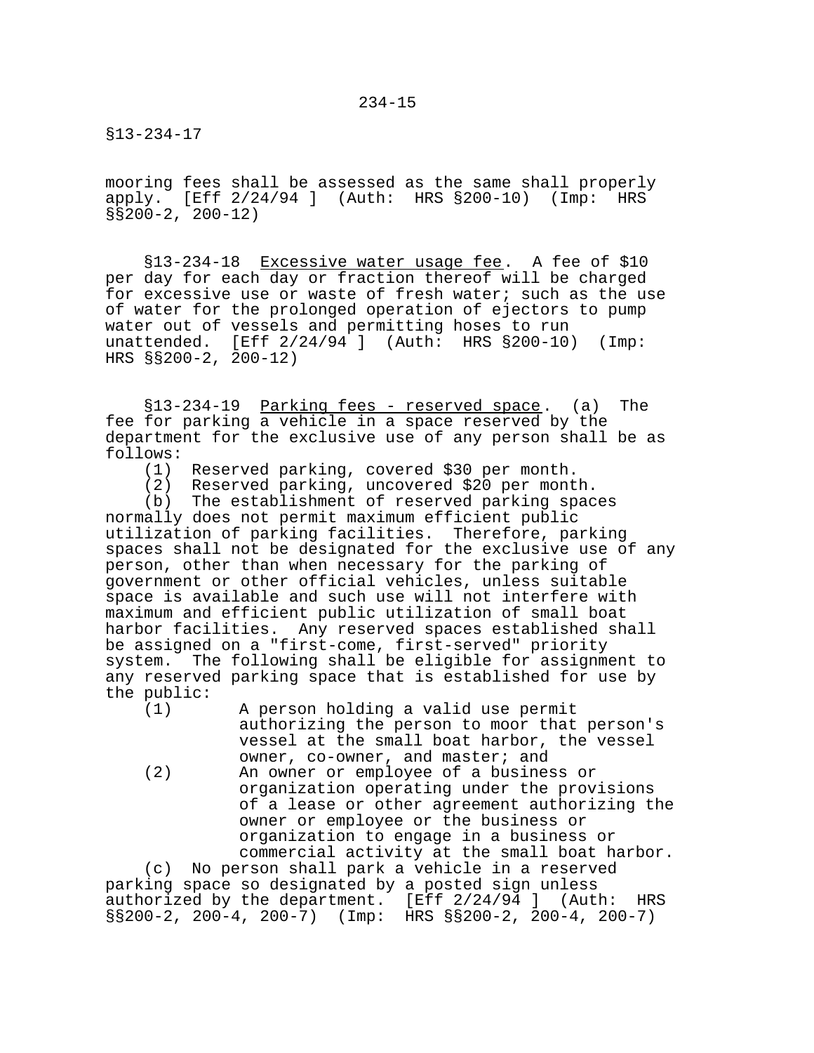mooring fees shall be assessed as the same shall properly apply. [Eff 2/24/94 ] (Auth: HRS §200-10) (Imp: HRS §§200-2, 200-12)

§13-234-18 Excessive water usage fee. A fee of $10 per day for each day or fraction thereof will be charged for excessive use or waste of fresh water; such as the use of water for the prolonged operation of ejectors to pump water out of vessels and permitting hoses to run unattended. [Eff 2/24/94 ] (Auth: HRS §200-10) (Imp: HRS §§200-2, 200-12)

§13-234-19 Parking fees - reserved space. (a) The fee for parking a vehicle in a space reserved by the department for the exclusive use of any person shall be as follows:

(1) Reserved parking, covered $30 per month.
(2) Reserved parking, uncovered $20 per month.

(b) The establishment of reserved parking spaces normally does not permit maximum efficient public utilization of parking facilities. Therefore, parking spaces shall not be designated for the exclusive use of any person, other than when necessary for the parking of government or other official vehicles, unless suitable space is available and such use will not interfere with maximum and efficient public utilization of small boat harbor facilities. Any reserved spaces established shall be assigned on a "first-come, first-served" priority system. The following shall be eligible for assignment to any reserved parking space that is established for use by the public:

(1) A person holding a valid use permit authorizing the person to moor that person's vessel at the small boat harbor, the vessel owner, co-owner, and master; and
(2) An owner or employee of a business or organization operating under the provisions of a lease or other agreement authorizing the owner or employee or the business or organization to engage in a business or commercial activity at the small boat harbor.

(c) No person shall park a vehicle in a reserved parking space so designated by a posted sign unless authorized by the department. [Eff 2/24/94 ] (Auth: HRS §§200-2, 200-4, 200-7) (Imp: HRS §§200-2, 200-4, 200-7)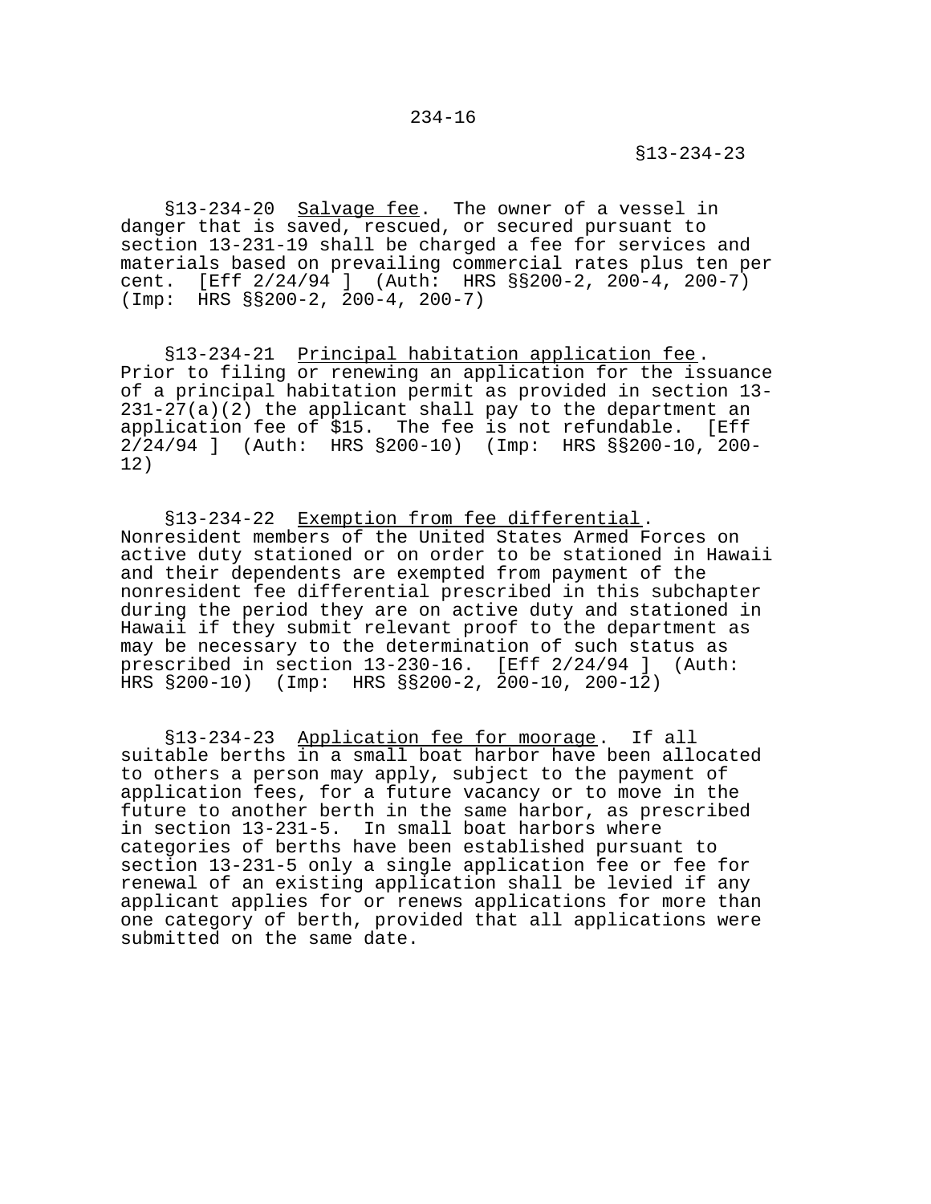§13-234-20 Salvage fee. The owner of a vessel in danger that is saved, rescued, or secured pursuant to section 13-231-19 shall be charged a fee for services and materials based on prevailing commercial rates plus ten per cent. [Eff 2/24/94 ] (Auth: HRS §§200-2, 200-4, 200-7) (Imp: HRS §§200-2, 200-4, 200-7)

§13-234-21 Principal habitation application fee. Prior to filing or renewing an application for the issuance of a principal habitation permit as provided in section 13-231-27(a)(2) the applicant shall pay to the department an application fee of $15. The fee is not refundable. [Eff 2/24/94 ] (Auth: HRS §200-10) (Imp: HRS §§200-10, 200-12)

§13-234-22 Exemption from fee differential. Nonresident members of the United States Armed Forces on active duty stationed or on order to be stationed in Hawaii and their dependents are exempted from payment of the nonresident fee differential prescribed in this subchapter during the period they are on active duty and stationed in Hawaii if they submit relevant proof to the department as may be necessary to the determination of such status as prescribed in section 13-230-16. [Eff 2/24/94 ] (Auth: HRS §200-10) (Imp: HRS §§200-2, 200-10, 200-12)

§13-234-23 Application fee for moorage. If all suitable berths in a small boat harbor have been allocated to others a person may apply, subject to the payment of application fees, for a future vacancy or to move in the future to another berth in the same harbor, as prescribed in section 13-231-5. In small boat harbors where categories of berths have been established pursuant to section 13-231-5 only a single application fee or fee for renewal of an existing application shall be levied if any applicant applies for or renews applications for more than one category of berth, provided that all applications were submitted on the same date.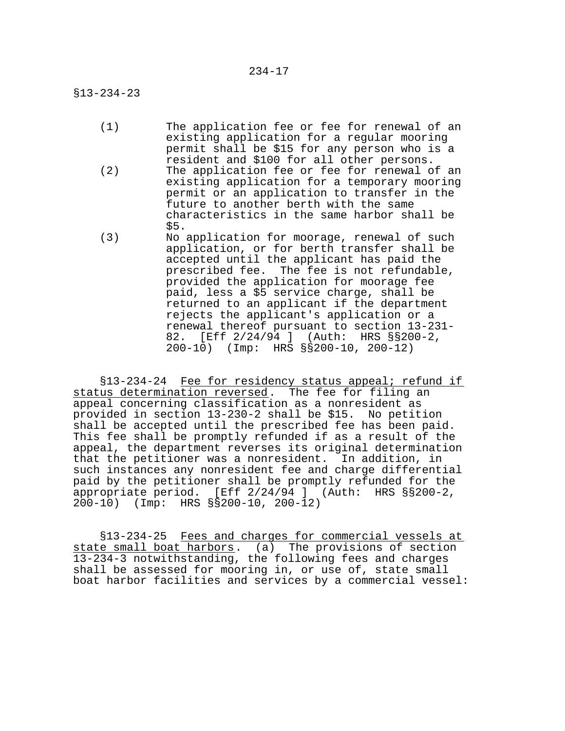§13-234-23

(1) The application fee or fee for renewal of an existing application for a regular mooring permit shall be $15 for any person who is a resident and $100 for all other persons.

(2) The application fee or fee for renewal of an existing application for a temporary mooring permit or an application to transfer in the future to another berth with the same characteristics in the same harbor shall be $5.

(3) No application for moorage, renewal of such application, or for berth transfer shall be accepted until the applicant has paid the prescribed fee. The fee is not refundable, provided the application for moorage fee paid, less a $5 service charge, shall be returned to an applicant if the department rejects the applicant's application or a renewal thereof pursuant to section 13-231-82. [Eff 2/24/94 ] (Auth: HRS §§200-2, 200-10) (Imp: HRS §§200-10, 200-12)

§13-234-24 Fee for residency status appeal; refund if status determination reversed. The fee for filing an appeal concerning classification as a nonresident as provided in section 13-230-2 shall be $15. No petition shall be accepted until the prescribed fee has been paid. This fee shall be promptly refunded if as a result of the appeal, the department reverses its original determination that the petitioner was a nonresident. In addition, in such instances any nonresident fee and charge differential paid by the petitioner shall be promptly refunded for the appropriate period. [Eff 2/24/94 ] (Auth: HRS §§200-2, 200-10) (Imp: HRS §§200-10, 200-12)

§13-234-25 Fees and charges for commercial vessels at state small boat harbors. (a) The provisions of section 13-234-3 notwithstanding, the following fees and charges shall be assessed for mooring in, or use of, state small boat harbor facilities and services by a commercial vessel: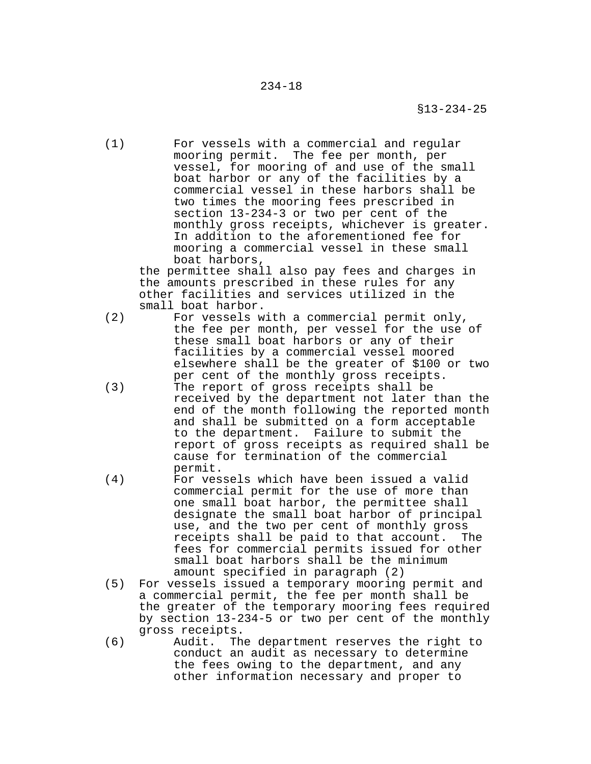(1) For vessels with a commercial and regular mooring permit. The fee per month, per vessel, for mooring of and use of the small boat harbor or any of the facilities by a commercial vessel in these harbors shall be two times the mooring fees prescribed in section 13-234-3 or two per cent of the monthly gross receipts, whichever is greater. In addition to the aforementioned fee for mooring a commercial vessel in these small boat harbors,

the permittee shall also pay fees and charges in the amounts prescribed in these rules for any other facilities and services utilized in the small boat harbor.

(2) For vessels with a commercial permit only, the fee per month, per vessel for the use of these small boat harbors or any of their facilities by a commercial vessel moored elsewhere shall be the greater of $100 or two per cent of the monthly gross receipts.

(3) The report of gross receipts shall be received by the department not later than the end of the month following the reported month and shall be submitted on a form acceptable to the department. Failure to submit the report of gross receipts as required shall be cause for termination of the commercial permit.

(4) For vessels which have been issued a valid commercial permit for the use of more than one small boat harbor, the permittee shall designate the small boat harbor of principal use, and the two per cent of monthly gross receipts shall be paid to that account. The fees for commercial permits issued for other small boat harbors shall be the minimum amount specified in paragraph (2)

(5) For vessels issued a temporary mooring permit and a commercial permit, the fee per month shall be the greater of the temporary mooring fees required by section 13-234-5 or two per cent of the monthly gross receipts.

(6) Audit. The department reserves the right to conduct an audit as necessary to determine the fees owing to the department, and any other information necessary and proper to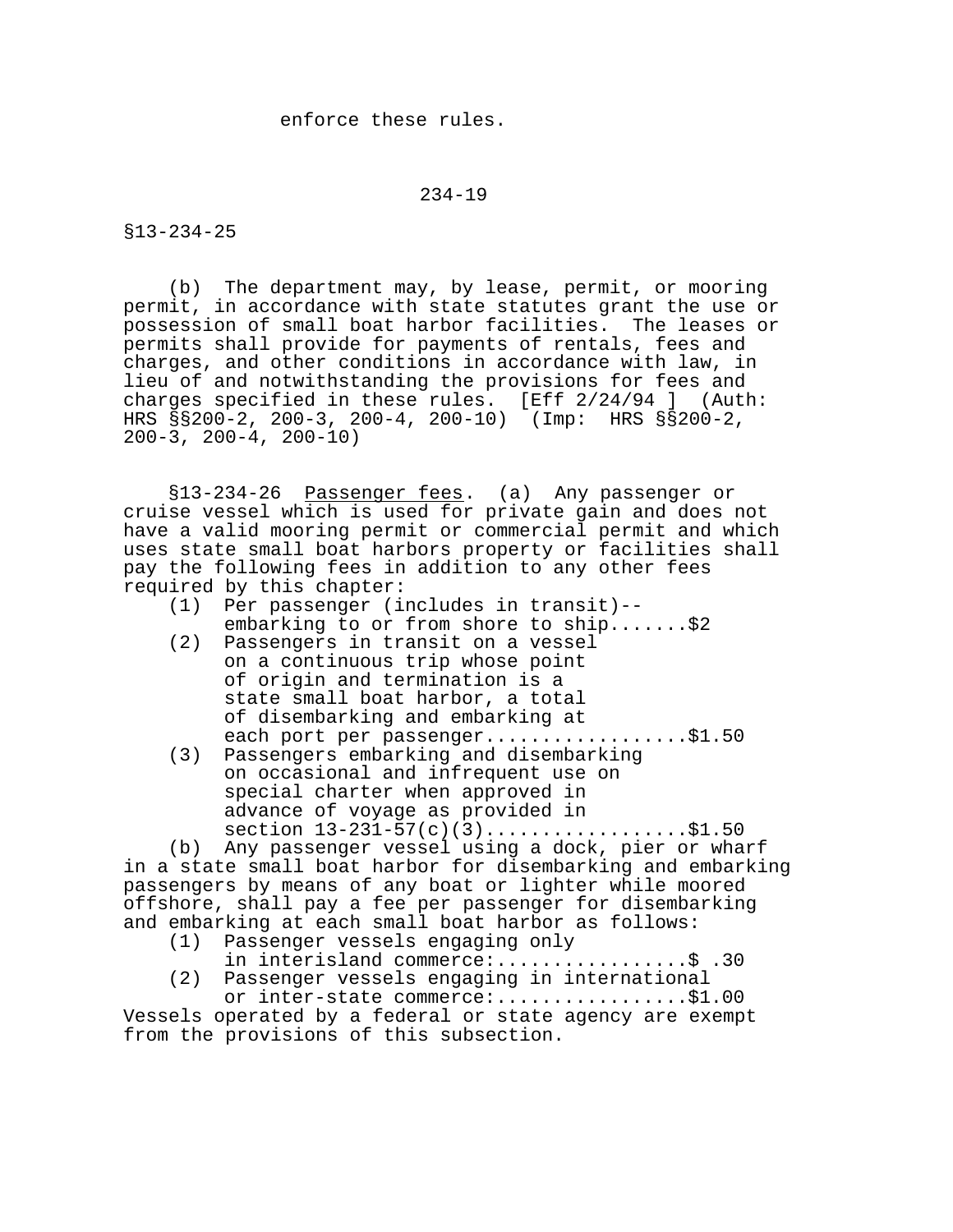enforce these rules.

§13-234-25

(b) The department may, by lease, permit, or mooring permit, in accordance with state statutes grant the use or possession of small boat harbor facilities. The leases or permits shall provide for payments of rentals, fees and charges, and other conditions in accordance with law, in lieu of and notwithstanding the provisions for fees and charges specified in these rules. [Eff 2/24/94 ] (Auth: HRS §§200-2, 200-3, 200-4, 200-10) (Imp: HRS §§200-2, 200-3, 200-4, 200-10)

§13-234-26 Passenger fees. (a) Any passenger or cruise vessel which is used for private gain and does not have a valid mooring permit or commercial permit and which uses state small boat harbors property or facilities shall pay the following fees in addition to any other fees required by this chapter:

(1) Per passenger (includes in transit)--embarking to or from shore to ship.......$2

(2) Passengers in transit on a vessel on a continuous trip whose point of origin and termination is a state small boat harbor, a total of disembarking and embarking at each port per passenger..................$1.50

(3) Passengers embarking and disembarking on occasional and infrequent use on special charter when approved in advance of voyage as provided in section 13-231-57(c)(3)..................$1.50

(b) Any passenger vessel using a dock, pier or wharf in a state small boat harbor for disembarking and embarking passengers by means of any boat or lighter while moored offshore, shall pay a fee per passenger for disembarking and embarking at each small boat harbor as follows:

(1) Passenger vessels engaging only in interisland commerce:.................$ .30

(2) Passenger vessels engaging in international or inter-state commerce:.................$1.00

Vessels operated by a federal or state agency are exempt from the provisions of this subsection.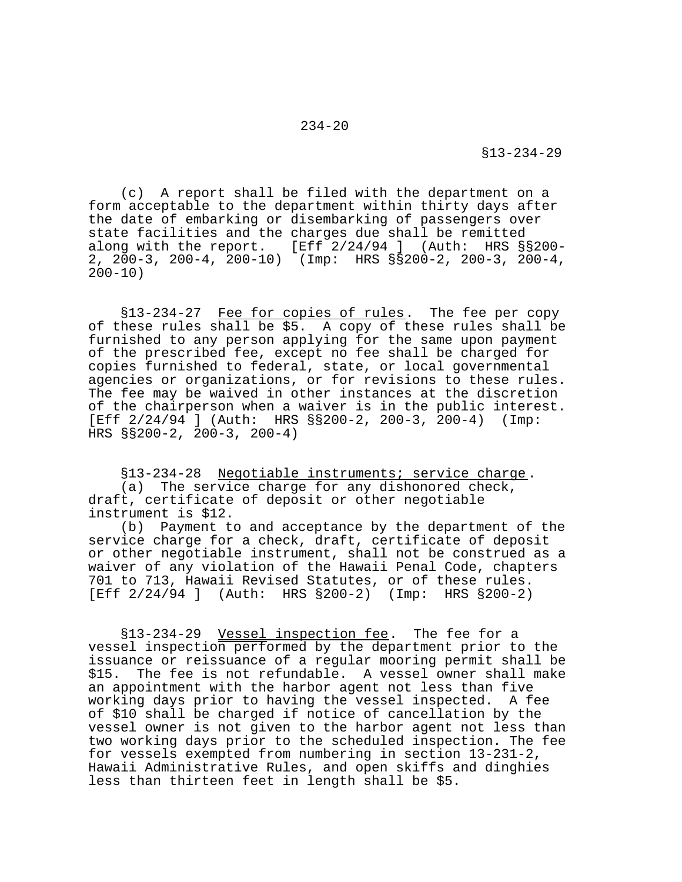(c) A report shall be filed with the department on a form acceptable to the department within thirty days after the date of embarking or disembarking of passengers over state facilities and the charges due shall be remitted along with the report. [Eff 2/24/94 ] (Auth: HRS §§200-2, 200-3, 200-4, 200-10) (Imp: HRS §§200-2, 200-3, 200-4, 200-10)

§13-234-27 Fee for copies of rules. The fee per copy of these rules shall be $5. A copy of these rules shall be furnished to any person applying for the same upon payment of the prescribed fee, except no fee shall be charged for copies furnished to federal, state, or local governmental agencies or organizations, or for revisions to these rules. The fee may be waived in other instances at the discretion of the chairperson when a waiver is in the public interest. [Eff 2/24/94 ] (Auth: HRS §§200-2, 200-3, 200-4) (Imp: HRS §§200-2, 200-3, 200-4)

§13-234-28 Negotiable instruments; service charge.

(a) The service charge for any dishonored check, draft, certificate of deposit or other negotiable instrument is $12.

(b) Payment to and acceptance by the department of the service charge for a check, draft, certificate of deposit or other negotiable instrument, shall not be construed as a waiver of any violation of the Hawaii Penal Code, chapters 701 to 713, Hawaii Revised Statutes, or of these rules. [Eff 2/24/94 ] (Auth: HRS §200-2) (Imp: HRS §200-2)

§13-234-29 Vessel inspection fee. The fee for a vessel inspection performed by the department prior to the issuance or reissuance of a regular mooring permit shall be $15. The fee is not refundable. A vessel owner shall make an appointment with the harbor agent not less than five working days prior to having the vessel inspected. A fee of $10 shall be charged if notice of cancellation by the vessel owner is not given to the harbor agent not less than two working days prior to the scheduled inspection. The fee for vessels exempted from numbering in section 13-231-2, Hawaii Administrative Rules, and open skiffs and dinghies less than thirteen feet in length shall be $5.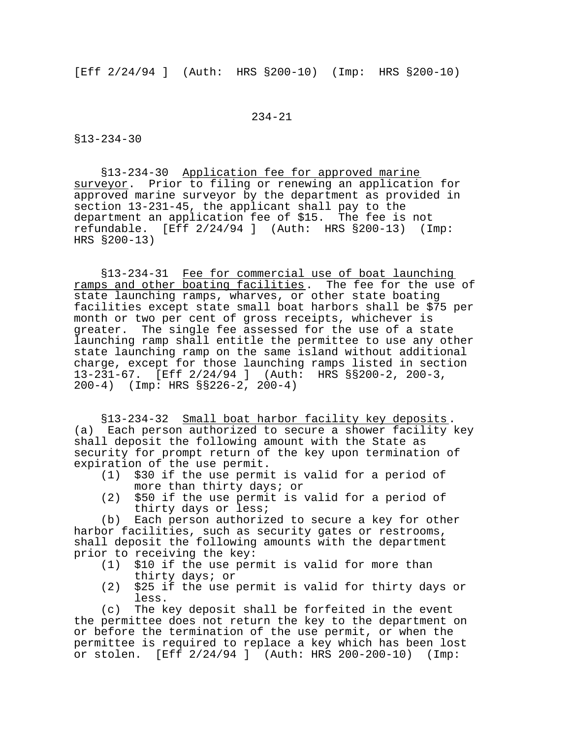[Eff 2/24/94 ] (Auth: HRS §200-10) (Imp: HRS §200-10)

§13-234-30 Application fee for approved marine surveyor. Prior to filing or renewing an application for approved marine surveyor by the department as provided in section 13-231-45, the applicant shall pay to the department an application fee of $15. The fee is not refundable. [Eff 2/24/94 ] (Auth: HRS §200-13) (Imp: HRS §200-13)

§13-234-31 Fee for commercial use of boat launching ramps and other boating facilities. The fee for the use of state launching ramps, wharves, or other state boating facilities except state small boat harbors shall be $75 per month or two per cent of gross receipts, whichever is greater. The single fee assessed for the use of a state launching ramp shall entitle the permittee to use any other state launching ramp on the same island without additional charge, except for those launching ramps listed in section 13-231-67. [Eff 2/24/94 ] (Auth: HRS §§200-2, 200-3, 200-4) (Imp: HRS §§226-2, 200-4)

§13-234-32 Small boat harbor facility key deposits. (a) Each person authorized to secure a shower facility key shall deposit the following amount with the State as security for prompt return of the key upon termination of expiration of the use permit.

(1) $30 if the use permit is valid for a period of more than thirty days; or
(2) $50 if the use permit is valid for a period of thirty days or less;

(b) Each person authorized to secure a key for other harbor facilities, such as security gates or restrooms, shall deposit the following amounts with the department prior to receiving the key:

(1) $10 if the use permit is valid for more than thirty days; or
(2) $25 if the use permit is valid for thirty days or less.

(c) The key deposit shall be forfeited in the event the permittee does not return the key to the department on or before the termination of the use permit, or when the permittee is required to replace a key which has been lost or stolen. [Eff 2/24/94 ] (Auth: HRS 200-200-10) (Imp: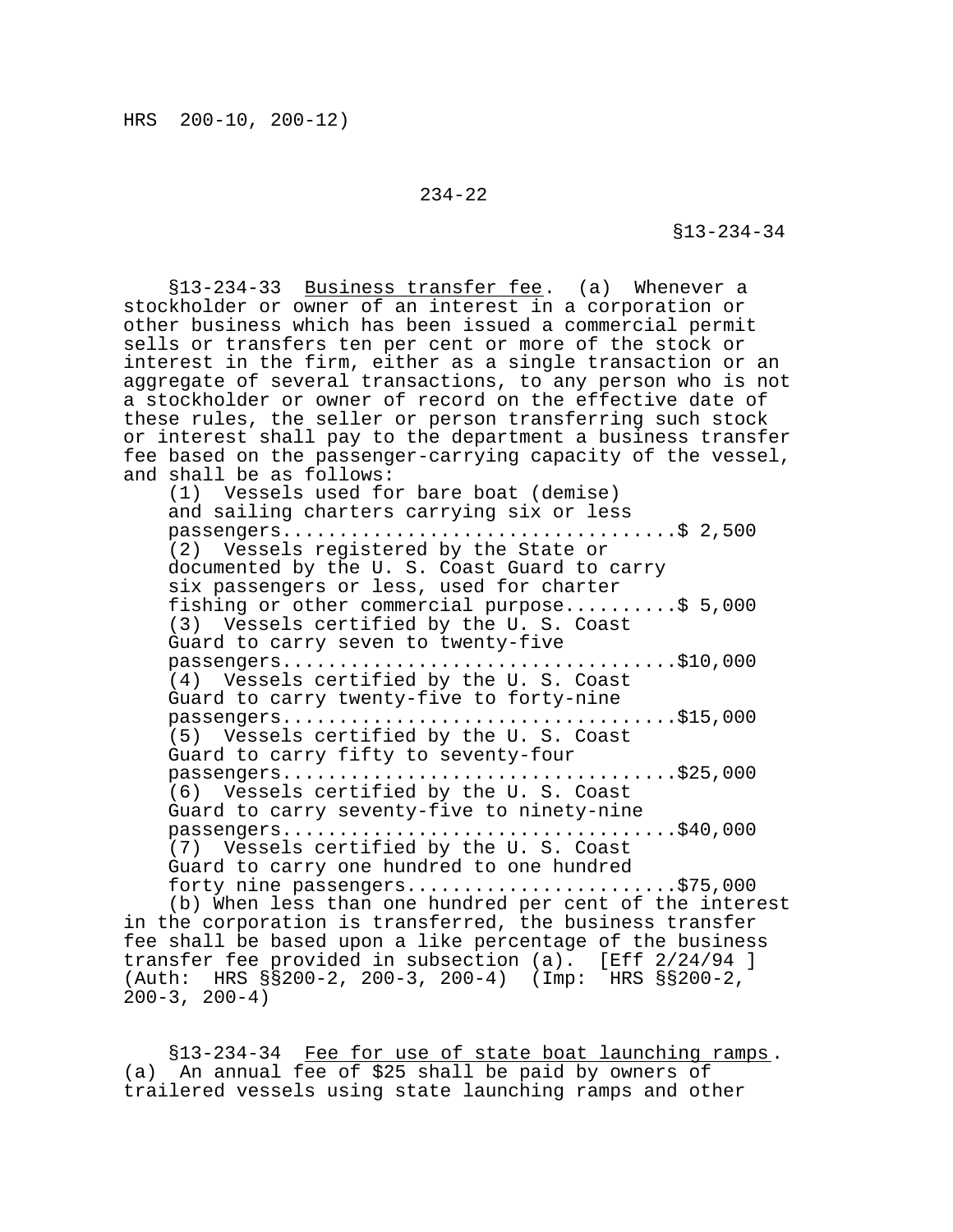HRS 200-10, 200-12)

§13-234-33 Business transfer fee. (a) Whenever a stockholder or owner of an interest in a corporation or other business which has been issued a commercial permit sells or transfers ten per cent or more of the stock or interest in the firm, either as a single transaction or an aggregate of several transactions, to any person who is not a stockholder or owner of record on the effective date of these rules, the seller or person transferring such stock or interest shall pay to the department a business transfer fee based on the passenger-carrying capacity of the vessel, and shall be as follows:

(1) Vessels used for bare boat (demise) and sailing charters carrying six or less passengers.................................$ 2,500

(2) Vessels registered by the State or documented by the U. S. Coast Guard to carry six passengers or less, used for charter fishing or other commercial purpose..........$ 5,000

(3) Vessels certified by the U. S. Coast Guard to carry seven to twenty-five passengers.................................$10,000

(4) Vessels certified by the U. S. Coast Guard to carry twenty-five to forty-nine passengers.................................$15,000

(5) Vessels certified by the U. S. Coast Guard to carry fifty to seventy-four passengers.................................$25,000

(6) Vessels certified by the U. S. Coast Guard to carry seventy-five to ninety-nine passengers.................................$40,000

(7) Vessels certified by the U. S. Coast Guard to carry one hundred to one hundred forty nine passengers.......................$75,000

(b) When less than one hundred per cent of the interest in the corporation is transferred, the business transfer fee shall be based upon a like percentage of the business transfer fee provided in subsection (a). [Eff 2/24/94 ] (Auth: HRS §§200-2, 200-3, 200-4) (Imp: HRS §§200-2, 200-3, 200-4)

§13-234-34 Fee for use of state boat launching ramps. (a) An annual fee of $25 shall be paid by owners of trailered vessels using state launching ramps and other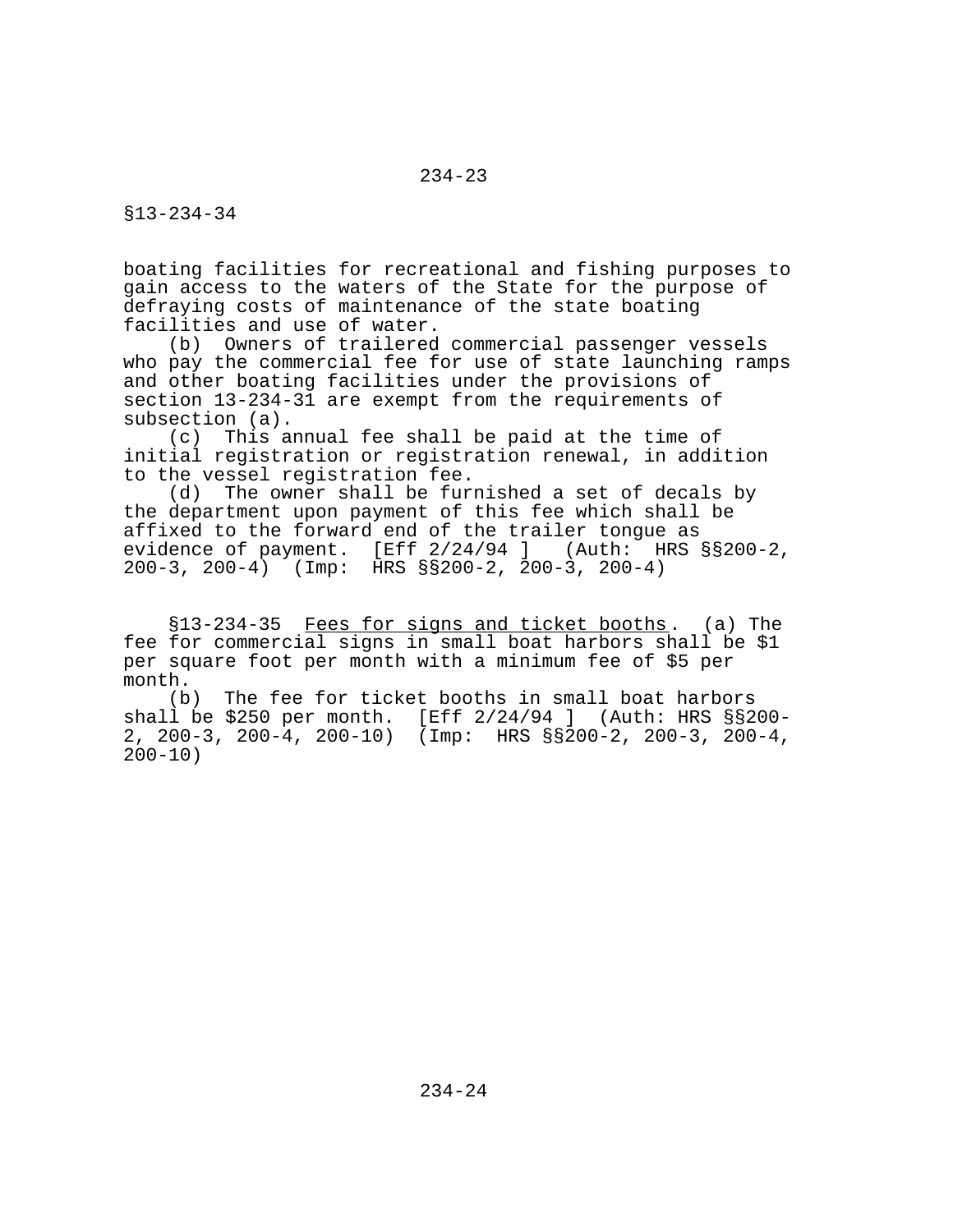boating facilities for recreational and fishing purposes to gain access to the waters of the State for the purpose of defraying costs of maintenance of the state boating facilities and use of water.

(b) Owners of trailered commercial passenger vessels who pay the commercial fee for use of state launching ramps and other boating facilities under the provisions of section 13-234-31 are exempt from the requirements of subsection (a).

(c) This annual fee shall be paid at the time of initial registration or registration renewal, in addition to the vessel registration fee.

(d) The owner shall be furnished a set of decals by the department upon payment of this fee which shall be affixed to the forward end of the trailer tongue as evidence of payment. [Eff 2/24/94 ] (Auth: HRS §§200-2, 200-3, 200-4) (Imp: HRS §§200-2, 200-3, 200-4)

§13-234-35 Fees for signs and ticket booths. (a) The fee for commercial signs in small boat harbors shall be $1 per square foot per month with a minimum fee of $5 per month.

(b) The fee for ticket booths in small boat harbors shall be $250 per month. [Eff 2/24/94 ] (Auth: HRS §§200-2, 200-3, 200-4, 200-10) (Imp: HRS §§200-2, 200-3, 200-4, 200-10)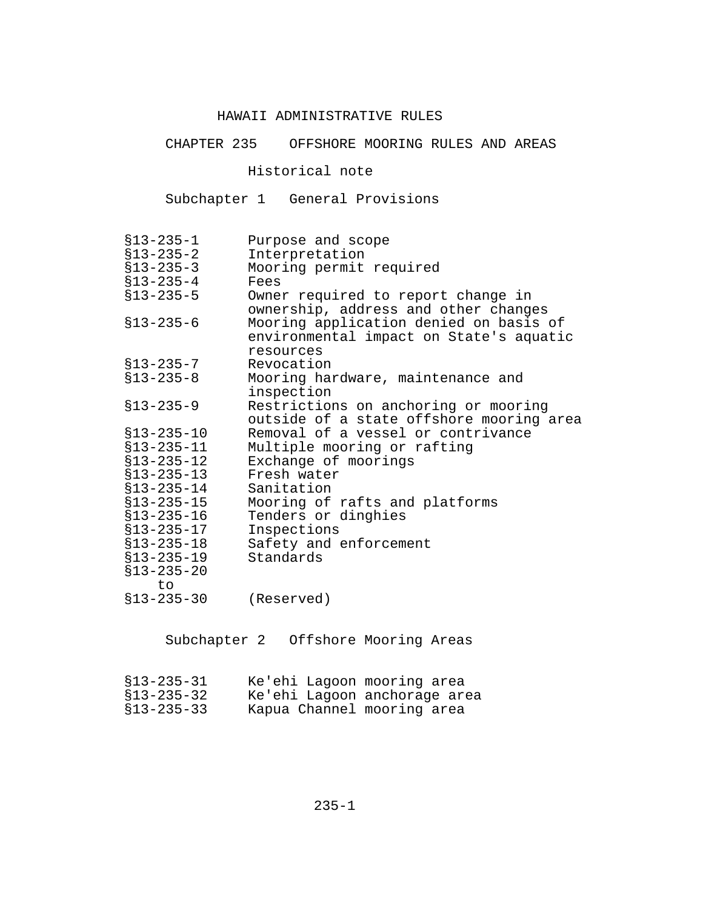# HAWAII ADMINISTRATIVE RULES

## CHAPTER 235 OFFSHORE MORING RULES AND AREAS

Historical note

### Subchapter 1 General Provisions

| | |
|---|---|
| §13-235-1 | Purpose and scope |
| §13-235-2 | Interpretation |
| §13-235-3 | Mooring permit required |
| §13-235-4 | Fees |
| §13-235-5 | Owner required to report change in ownership, address and other changes |
| §13-235-6 | Mooring application denied on basis of environmental impact on State's aquatic resources |
| §13-235-7 | Revocation |
| §13-235-8 | Mooring hardware, maintenance and inspection |
| §13-235-9 | Restrictions on anchoring or mooring outside of a state offshore mooring area |
| §13-235-10 | Removal of a vessel or contrivance |
| §13-235-11 | Multiple mooring or rafting |
| §13-235-12 | Exchange of moorings |
| §13-235-13 | Fresh water |
| §13-235-14 | Sanitation |
| §13-235-15 | Mooring of rafts and platforms |
| §13-235-16 | Tenders or dinghies |
| §13-235-17 | Inspections |
| §13-235-18 | Safety and enforcement |
| §13-235-19 | Standards |
| §13-235-20 to §13-235-30 | (Reserved) |

### Subchapter 2 Offshore Mooring Areas

| | |
|---|---|
| §13-235-31 | Ke'ehi Lagoon mooring area |
| §13-235-32 | Ke'ehi Lagoon anchorage area |
| §13-235-33 | Kapua Channel mooring area |

# HAWAII ADMINISTRATIVE RULES

## CHAPTER 235 OFFSHORE MOORING RULES AND AREAS

Historical note

### Subchapter 1 General Provisions

| | |
|---|---|
| §13-235-1 | Purpose and scope |
| §13-235-2 | Interpretation |
| §13-235-3 | Mooring permit required |
| §13-235-4 | Fees |
| §13-235-5 | Owner required to report change in ownership, address and other changes |
| §13-235-6 | Mooring application denied on basis of environmental impact on State's aquatic resources |
| §13-235-7 | Revocation |
| §13-235-8 | Mooring hardware, maintenance and inspection |
| §13-235-9 | Restrictions on anchoring or mooring outside of a state offshore mooring area |
| §13-235-10 | Removal of a vessel or contrivance |
| §13-235-11 | Multiple mooring or rafting |
| §13-235-12 | Exchange of moorings |
| §13-235-13 | Fresh water |
| §13-235-14 | Sanitation |
| §13-235-15 | Mooring of rafts and platforms |
| §13-235-16 | Tenders or dinghies |
| §13-235-17 | Inspections |
| §13-235-18 | Safety and enforcement |
| §13-235-19 | Standards |
| §13-235-20 to §13-235-30 | (Reserved) |

### Subchapter 2 Offshore Mooring Areas

| | |
|---|---|
| §13-235-31 | Ke'ehi Lagoon mooring area |
| §13-235-32 | Ke'ehi Lagoon anchorage area |
| §13-235-33 | Kapua Channel mooring area |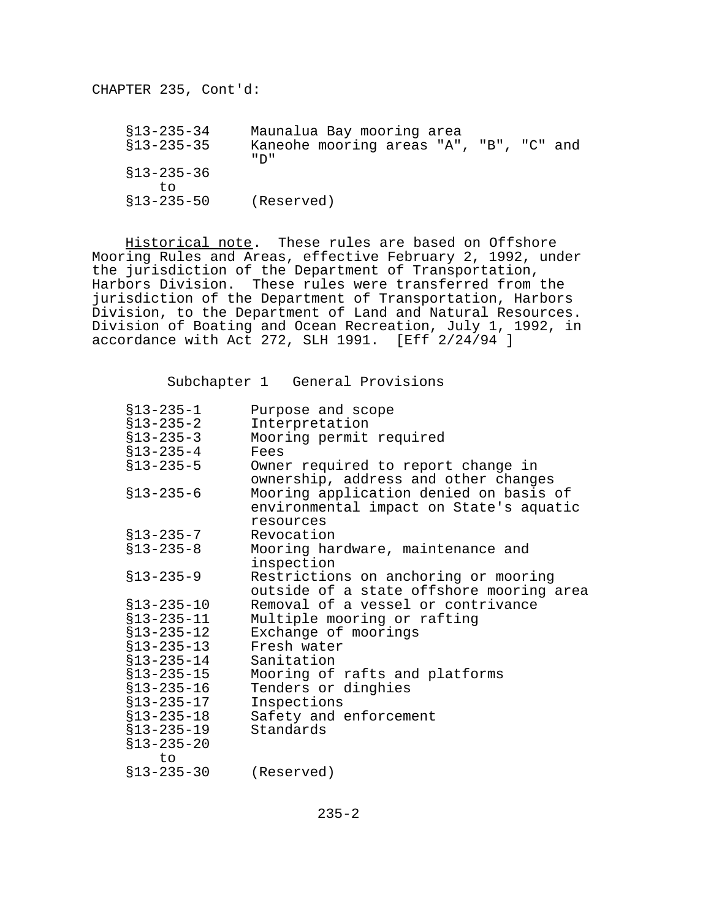CHAPTER 235, Cont'd:

| | |
|---|---|
| §13-235-34 | Maunalua Bay mooring area |
| §13-235-35 | Kaneohe mooring areas "A", "B", "C" and "D" |
| §13-235-36 to §13-235-50 | (Reserved) |

Historical note. These rules are based on Offshore Mooring Rules and Areas, effective February 2, 1992, under the jurisdiction of the Department of Transportation, Harbors Division. These rules were transferred from the jurisdiction of the Department of Transportation, Harbors Division, to the Department of Land and Natural Resources. Division of Boating and Ocean Recreation, July 1, 1992, in accordance with Act 272, SLH 1991. [Eff 2/24/94 ]

## Subchapter 1 General Provisions

| | |
|---|---|
| §13-235-1 | Purpose and scope |
| §13-235-2 | Interpretation |
| §13-235-3 | Mooring permit required |
| §13-235-4 | Fees |
| §13-235-5 | Owner required to report change in ownership, address and other changes |
| §13-235-6 | Mooring application denied on basis of environmental impact on State's aquatic resources |
| §13-235-7 | Revocation |
| §13-235-8 | Mooring hardware, maintenance and inspection |
| §13-235-9 | Restrictions on anchoring or mooring outside of a state offshore mooring area |
| §13-235-10 | Removal of a vessel or contrivance |
| §13-235-11 | Multiple mooring or rafting |
| §13-235-12 | Exchange of moorings |
| §13-235-13 | Fresh water |
| §13-235-14 | Sanitation |
| §13-235-15 | Mooring of rafts and platforms |
| §13-235-16 | Tenders or dinghies |
| §13-235-17 | Inspections |
| §13-235-18 | Safety and enforcement |
| §13-235-19 | Standards |
| §13-235-20 to §13-235-30 | (Reserved) |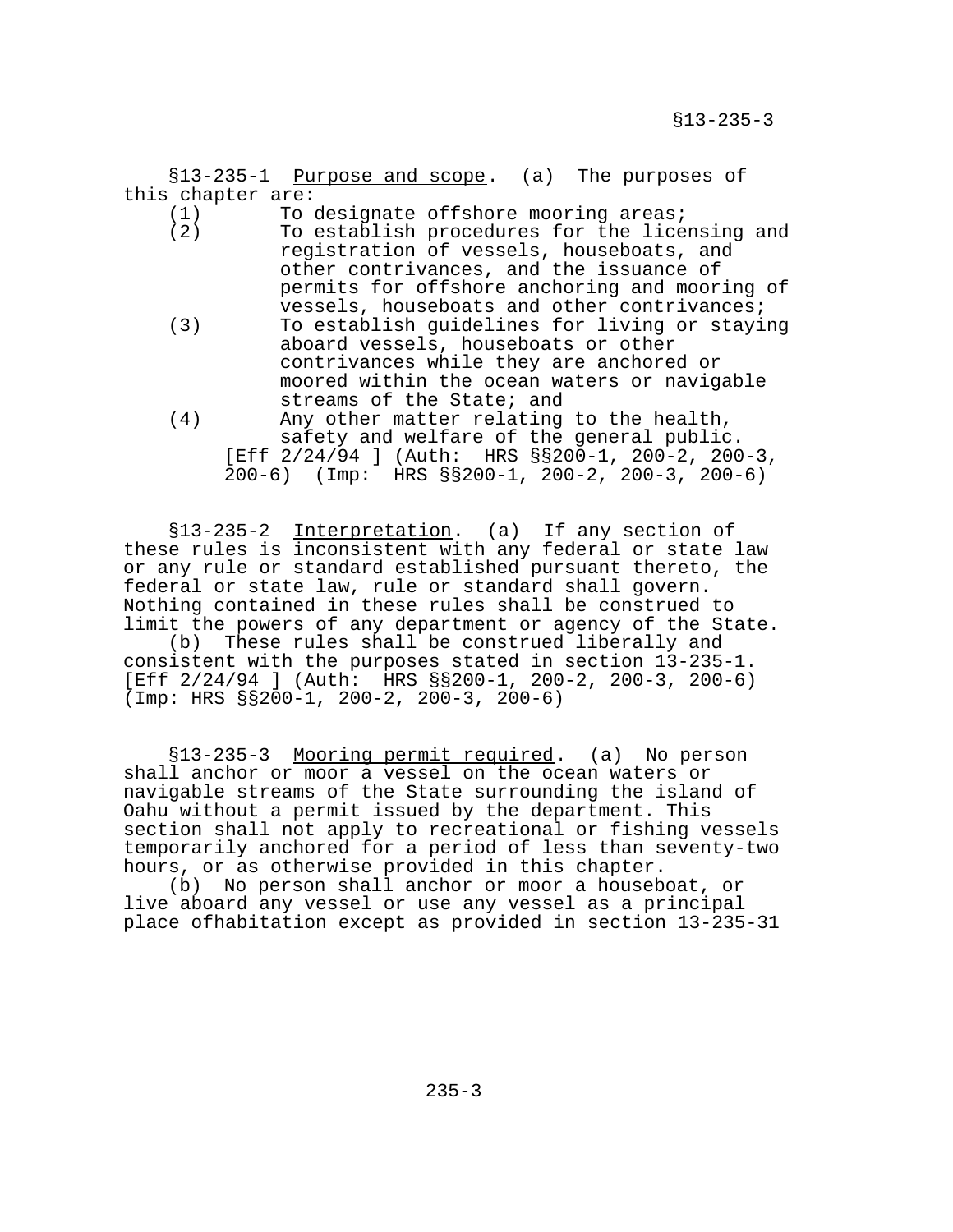§13-235-1 Purpose and scope. (a) The purposes of this chapter are:

(1) To designate offshore mooring areas;
(2) To establish procedures for the licensing and registration of vessels, houseboats, and other contrivances, and the issuance of permits for offshore anchoring and mooring of vessels, houseboats and other contrivances;
(3) To establish guidelines for living or staying aboard vessels, houseboats or other contrivances while they are anchored or moored within the ocean waters or navigable streams of the State; and
(4) Any other matter relating to the health, safety and welfare of the general public.

[Eff 2/24/94 ] (Auth: HRS §§200-1, 200-2, 200-3, 200-6) (Imp: HRS §§200-1, 200-2, 200-3, 200-6)

§13-235-2 Interpretation. (a) If any section of these rules is inconsistent with any federal or state law or any rule or standard established pursuant thereto, the federal or state law, rule or standard shall govern. Nothing contained in these rules shall be construed to limit the powers of any department or agency of the State.

(b) These rules shall be construed liberally and consistent with the purposes stated in section 13-235-1. [Eff 2/24/94 ] (Auth: HRS §§200-1, 200-2, 200-3, 200-6) (Imp: HRS §§200-1, 200-2, 200-3, 200-6)

§13-235-3 Mooring permit required. (a) No person shall anchor or moor a vessel on the ocean waters or navigable streams of the State surrounding the island of Oahu without a permit issued by the department. This section shall not apply to recreational or fishing vessels temporarily anchored for a period of less than seventy-two hours, or as otherwise provided in this chapter.

(b) No person shall anchor or moor a houseboat, or live aboard any vessel or use any vessel as a principal place ofhabitation except as provided in section 13-235-31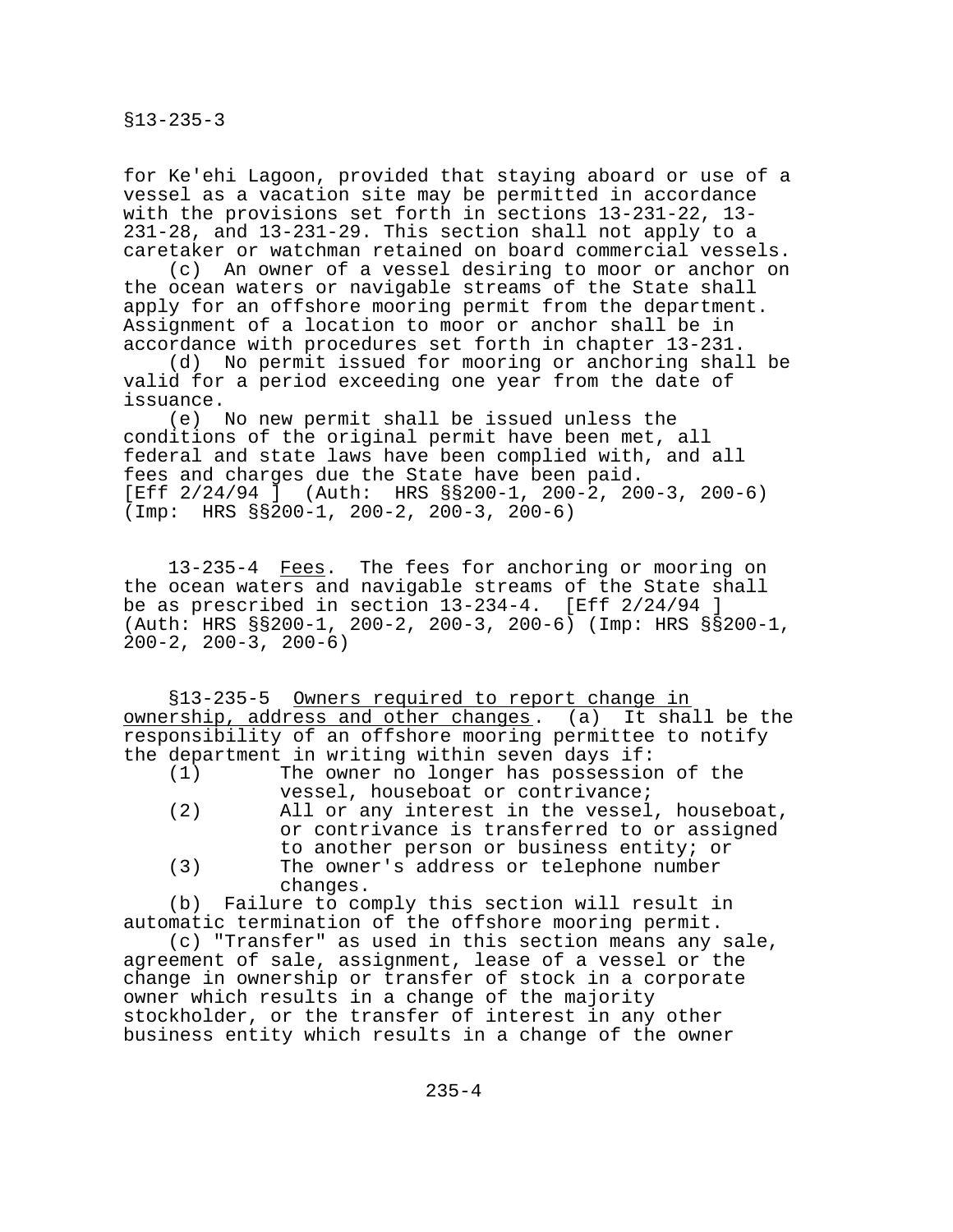for Ke'ehi Lagoon, provided that staying aboard or use of a vessel as a vacation site may be permitted in accordance with the provisions set forth in sections 13-231-22, 13-231-28, and 13-231-29. This section shall not apply to a caretaker or watchman retained on board commercial vessels.

(c) An owner of a vessel desiring to moor or anchor on the ocean waters or navigable streams of the State shall apply for an offshore mooring permit from the department. Assignment of a location to moor or anchor shall be in accordance with procedures set forth in chapter 13-231.

(d) No permit issued for mooring or anchoring shall be valid for a period exceeding one year from the date of issuance.

(e) No new permit shall be issued unless the conditions of the original permit have been met, all federal and state laws have been complied with, and all fees and charges due the State have been paid.
[Eff 2/24/94 ] (Auth: HRS §§200-1, 200-2, 200-3, 200-6) (Imp: HRS §§200-1, 200-2, 200-3, 200-6)

13-235-4 Fees. The fees for anchoring or mooring on the ocean waters and navigable streams of the State shall be as prescribed in section 13-234-4. [Eff 2/24/94 ] (Auth: HRS §§200-1, 200-2, 200-3, 200-6) (Imp: HRS §§200-1, 200-2, 200-3, 200-6)

§13-235-5 Owners required to report change in ownership, address and other changes. (a) It shall be the responsibility of an offshore mooring permittee to notify the department in writing within seven days if:

(1) The owner no longer has possession of the vessel, houseboat or contrivance;
(2) All or any interest in the vessel, houseboat, or contrivance is transferred to or assigned to another person or business entity; or
(3) The owner's address or telephone number changes.

(b) Failure to comply this section will result in automatic termination of the offshore mooring permit.

(c) "Transfer" as used in this section means any sale, agreement of sale, assignment, lease of a vessel or the change in ownership or transfer of stock in a corporate owner which results in a change of the majority stockholder, or the transfer of interest in any other business entity which results in a change of the owner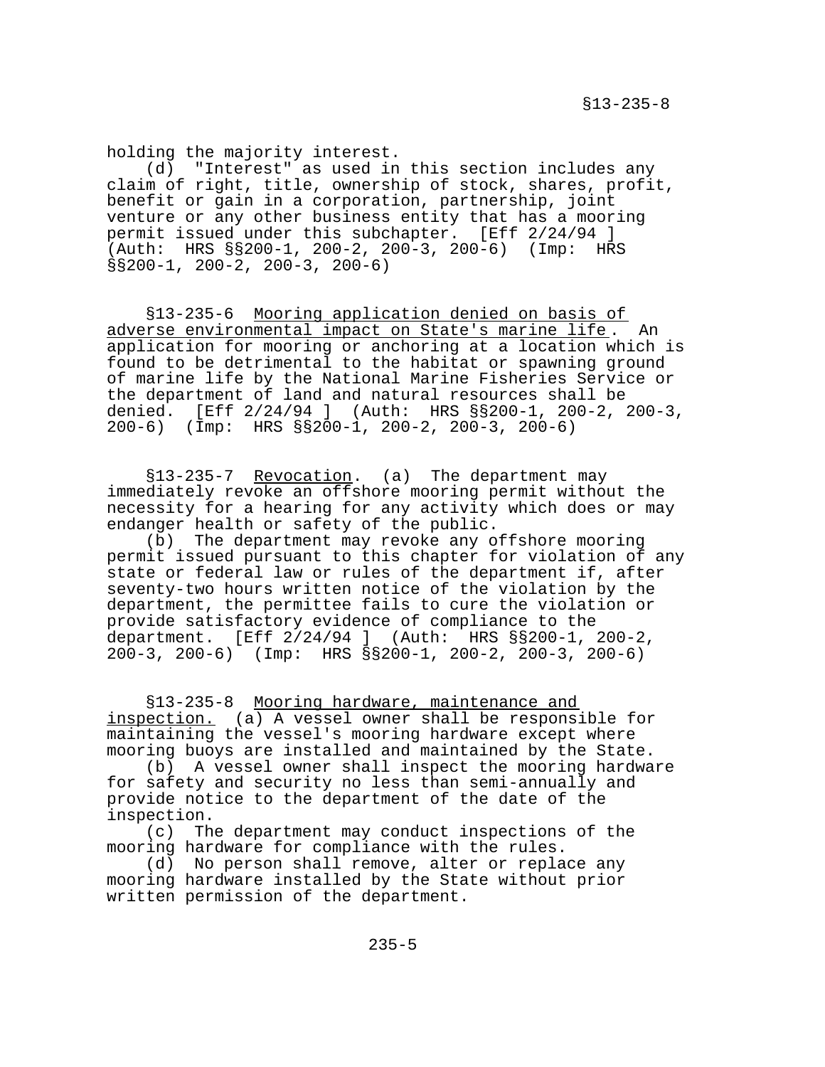holding the majority interest.

(d) "Interest" as used in this section includes any claim of right, title, ownership of stock, shares, profit, benefit or gain in a corporation, partnership, joint venture or any other business entity that has a mooring permit issued under this subchapter. [Eff 2/24/94 ] (Auth: HRS §§200-1, 200-2, 200-3, 200-6) (Imp: HRS §§200-1, 200-2, 200-3, 200-6)

§13-235-6 Mooring application denied on basis of adverse environmental impact on State's marine life. An application for mooring or anchoring at a location which is found to be detrimental to the habitat or spawning ground of marine life by the National Marine Fisheries Service or the department of land and natural resources shall be denied. [Eff 2/24/94 ] (Auth: HRS §§200-1, 200-2, 200-3, 200-6) (Imp: HRS §§200-1, 200-2, 200-3, 200-6)

§13-235-7 Revocation. (a) The department may immediately revoke an offshore mooring permit without the necessity for a hearing for any activity which does or may endanger health or safety of the public.

(b) The department may revoke any offshore mooring permit issued pursuant to this chapter for violation of any state or federal law or rules of the department if, after seventy-two hours written notice of the violation by the department, the permittee fails to cure the violation or provide satisfactory evidence of compliance to the department. [Eff 2/24/94 ] (Auth: HRS §§200-1, 200-2, 200-3, 200-6) (Imp: HRS §§200-1, 200-2, 200-3, 200-6)

§13-235-8 Mooring hardware, maintenance and inspection. (a) A vessel owner shall be responsible for maintaining the vessel's mooring hardware except where mooring buoys are installed and maintained by the State.

(b) A vessel owner shall inspect the mooring hardware for safety and security no less than semi-annually and provide notice to the department of the date of the inspection.

(c) The department may conduct inspections of the mooring hardware for compliance with the rules.

(d) No person shall remove, alter or replace any mooring hardware installed by the State without prior written permission of the department.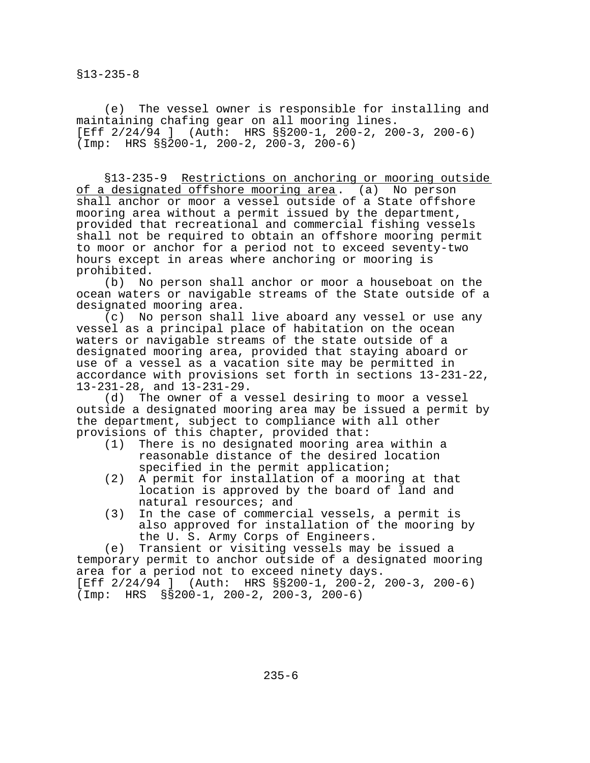(e) The vessel owner is responsible for installing and maintaining chafing gear on all mooring lines.
[Eff 2/24/94 ] (Auth: HRS §§200-1, 200-2, 200-3, 200-6) (Imp: HRS §§200-1, 200-2, 200-3, 200-6)

§13-235-9 Restrictions on anchoring or mooring outside of a designated offshore mooring area. (a) No person shall anchor or moor a vessel outside of a State offshore mooring area without a permit issued by the department, provided that recreational and commercial fishing vessels shall not be required to obtain an offshore mooring permit to moor or anchor for a period not to exceed seventy-two hours except in areas where anchoring or mooring is prohibited.

(b) No person shall anchor or moor a houseboat on the ocean waters or navigable streams of the State outside of a designated mooring area.

(c) No person shall live aboard any vessel or use any vessel as a principal place of habitation on the ocean waters or navigable streams of the state outside of a designated mooring area, provided that staying aboard or use of a vessel as a vacation site may be permitted in accordance with provisions set forth in sections 13-231-22, 13-231-28, and 13-231-29.

(d) The owner of a vessel desiring to moor a vessel outside a designated mooring area may be issued a permit by the department, subject to compliance with all other provisions of this chapter, provided that:

(1) There is no designated mooring area within a reasonable distance of the desired location specified in the permit application;
(2) A permit for installation of a mooring at that location is approved by the board of land and natural resources; and
(3) In the case of commercial vessels, a permit is also approved for installation of the mooring by the U. S. Army Corps of Engineers.

(e) Transient or visiting vessels may be issued a temporary permit to anchor outside of a designated mooring area for a period not to exceed ninety days.
[Eff 2/24/94 ] (Auth: HRS §§200-1, 200-2, 200-3, 200-6) (Imp: HRS §§200-1, 200-2, 200-3, 200-6)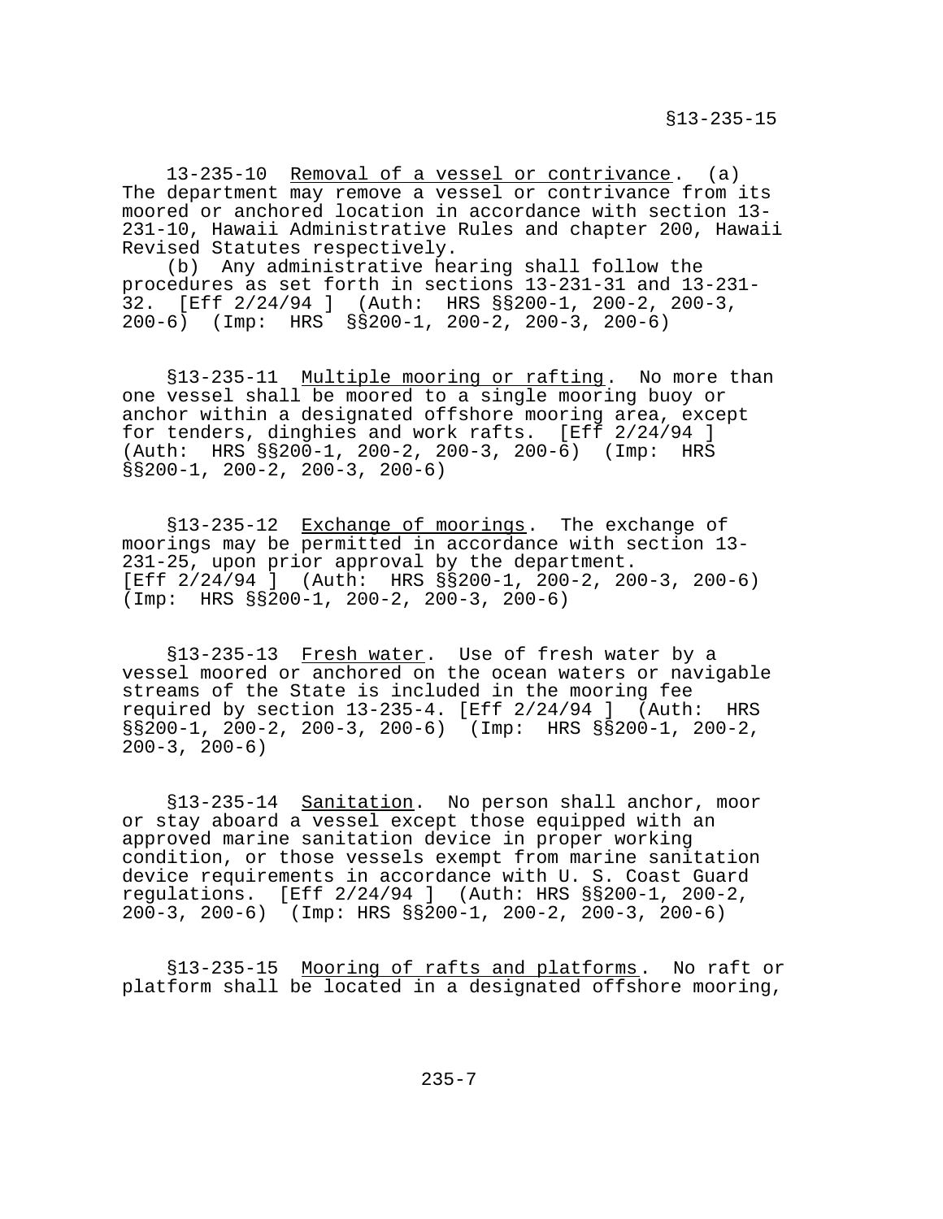13-235-10 Removal of a vessel or contrivance. (a) The department may remove a vessel or contrivance from its moored or anchored location in accordance with section 13-231-10, Hawaii Administrative Rules and chapter 200, Hawaii Revised Statutes respectively.

(b) Any administrative hearing shall follow the procedures as set forth in sections 13-231-31 and 13-231-32. [Eff 2/24/94 ] (Auth: HRS §§200-1, 200-2, 200-3, 200-6) (Imp: HRS §§200-1, 200-2, 200-3, 200-6)

§13-235-11 Multiple mooring or rafting. No more than one vessel shall be moored to a single mooring buoy or anchor within a designated offshore mooring area, except for tenders, dinghies and work rafts. [Eff 2/24/94 ] (Auth: HRS §§200-1, 200-2, 200-3, 200-6) (Imp: HRS §§200-1, 200-2, 200-3, 200-6)

§13-235-12 Exchange of moorings. The exchange of moorings may be permitted in accordance with section 13-231-25, upon prior approval by the department. [Eff 2/24/94 ] (Auth: HRS §§200-1, 200-2, 200-3, 200-6) (Imp: HRS §§200-1, 200-2, 200-3, 200-6)

§13-235-13 Fresh water. Use of fresh water by a vessel moored or anchored on the ocean waters or navigable streams of the State is included in the mooring fee required by section 13-235-4. [Eff 2/24/94 ] (Auth: HRS §§200-1, 200-2, 200-3, 200-6) (Imp: HRS §§200-1, 200-2, 200-3, 200-6)

§13-235-14 Sanitation. No person shall anchor, moor or stay aboard a vessel except those equipped with an approved marine sanitation device in proper working condition, or those vessels exempt from marine sanitation device requirements in accordance with U. S. Coast Guard regulations. [Eff 2/24/94 ] (Auth: HRS §§200-1, 200-2, 200-3, 200-6) (Imp: HRS §§200-1, 200-2, 200-3, 200-6)

§13-235-15 Mooring of rafts and platforms. No raft or platform shall be located in a designated offshore mooring,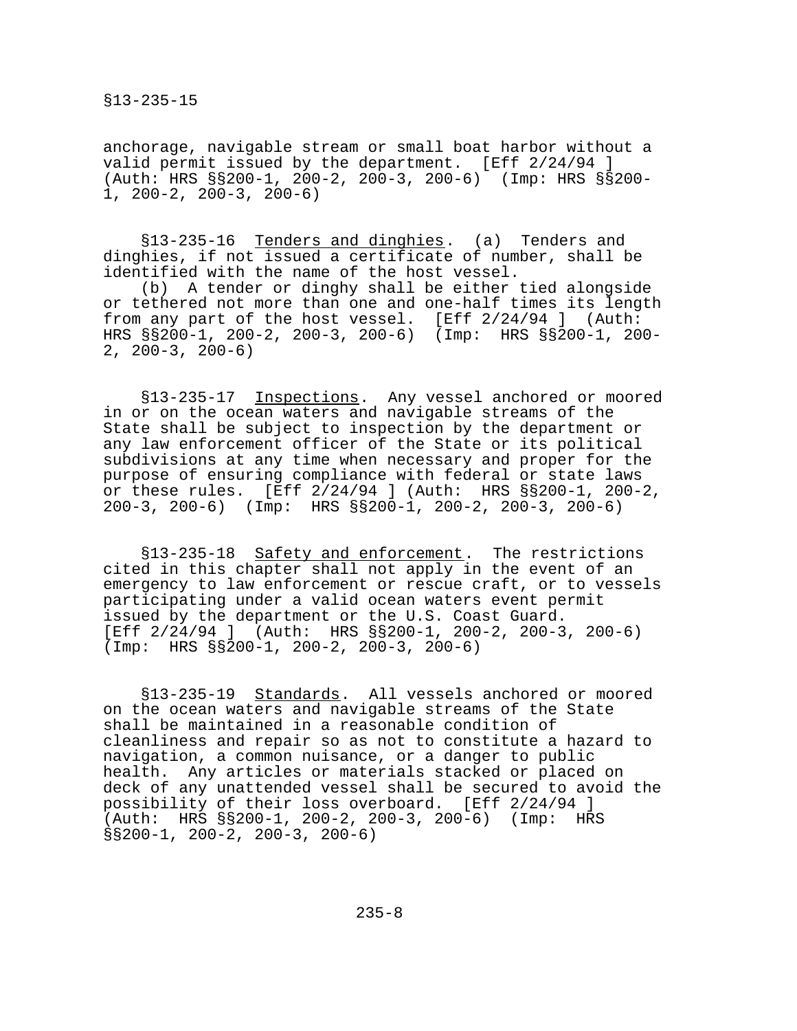anchorage, navigable stream or small boat harbor without a valid permit issued by the department. [Eff 2/24/94 ] (Auth: HRS §§200-1, 200-2, 200-3, 200-6) (Imp: HRS §§200-1, 200-2, 200-3, 200-6)

§13-235-16 Tenders and dinghies. (a) Tenders and dinghies, if not issued a certificate of number, shall be identified with the name of the host vessel.

(b) A tender or dinghy shall be either tied alongside or tethered not more than one and one-half times its length from any part of the host vessel. [Eff 2/24/94 ] (Auth: HRS §§200-1, 200-2, 200-3, 200-6) (Imp: HRS §§200-1, 200-2, 200-3, 200-6)

§13-235-17 Inspections. Any vessel anchored or moored in or on the ocean waters and navigable streams of the State shall be subject to inspection by the department or any law enforcement officer of the State or its political subdivisions at any time when necessary and proper for the purpose of ensuring compliance with federal or state laws or these rules. [Eff 2/24/94 ] (Auth: HRS §§200-1, 200-2, 200-3, 200-6) (Imp: HRS §§200-1, 200-2, 200-3, 200-6)

§13-235-18 Safety and enforcement. The restrictions cited in this chapter shall not apply in the event of an emergency to law enforcement or rescue craft, or to vessels participating under a valid ocean waters event permit issued by the department or the U.S. Coast Guard. [Eff 2/24/94 ] (Auth: HRS §§200-1, 200-2, 200-3, 200-6) (Imp: HRS §§200-1, 200-2, 200-3, 200-6)

§13-235-19 Standards. All vessels anchored or moored on the ocean waters and navigable streams of the State shall be maintained in a reasonable condition of cleanliness and repair so as not to constitute a hazard to navigation, a common nuisance, or a danger to public health. Any articles or materials stacked or placed on deck of any unattended vessel shall be secured to avoid the possibility of their loss overboard. [Eff 2/24/94 ] (Auth: HRS §§200-1, 200-2, 200-3, 200-6) (Imp: HRS §§200-1, 200-2, 200-3, 200-6)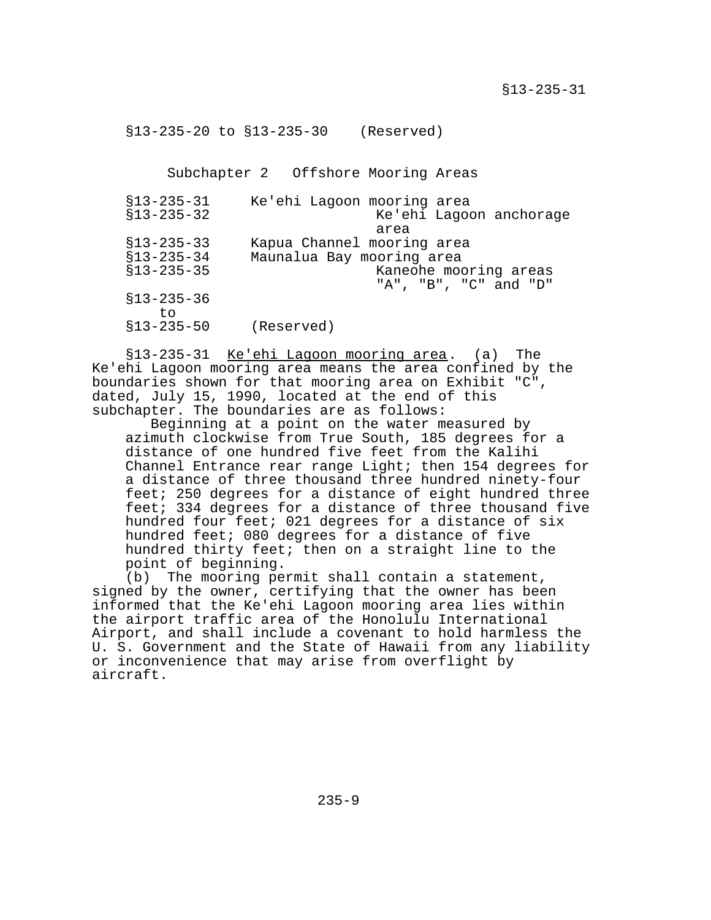§13-235-20 to §13-235-30 (Reserved)

## Subchapter 2 Offshore Mooring Areas

| | |
|---|---|
| §13-235-31 | Ke'ehi Lagoon mooring area |
| §13-235-32 | Ke'ehi Lagoon anchorage area |
| §13-235-33 | Kapua Channel mooring area |
| §13-235-34 | Maunalua Bay mooring area |
| §13-235-35 | Kaneohe mooring areas "A", "B", "C" and "D" |
| §13-235-36 to §13-235-50 | (Reserved) |

§13-235-31 Ke'ehi Lagoon mooring area. (a) The Ke'ehi Lagoon mooring area means the area confined by the boundaries shown for that mooring area on Exhibit "C", dated, July 15, 1990, located at the end of this subchapter. The boundaries are as follows:

Beginning at a point on the water measured by azimuth clockwise from True South, 185 degrees for a distance of one hundred five feet from the Kalihi Channel Entrance rear range Light; then 154 degrees for a distance of three thousand three hundred ninety-four feet; 250 degrees for a distance of eight hundred three feet; 334 degrees for a distance of three thousand five hundred four feet; 021 degrees for a distance of six hundred feet; 080 degrees for a distance of five hundred thirty feet; then on a straight line to the point of beginning.

(b) The mooring permit shall contain a statement, signed by the owner, certifying that the owner has been informed that the Ke'ehi Lagoon mooring area lies within the airport traffic area of the Honolulu International Airport, and shall include a covenant to hold harmless the U. S. Government and the State of Hawaii from any liability or inconvenience that may arise from overflight by aircraft.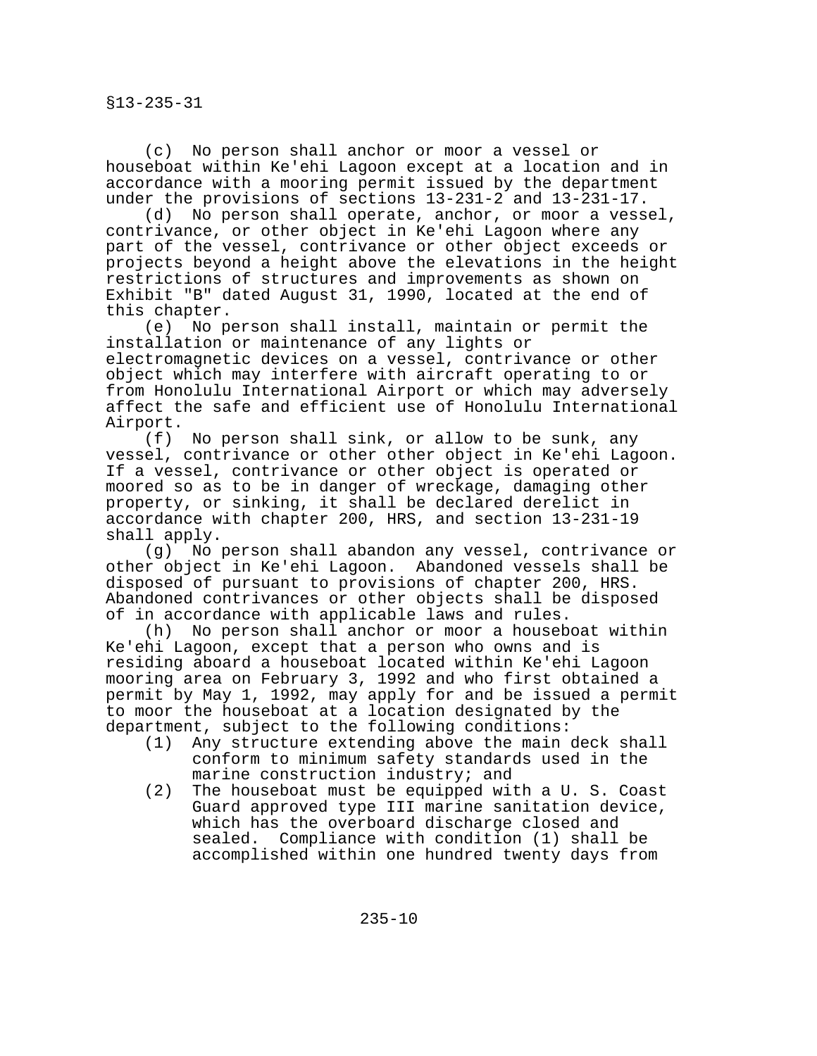§13-235-31

(c) No person shall anchor or moor a vessel or houseboat within Ke'ehi Lagoon except at a location and in accordance with a mooring permit issued by the department under the provisions of sections 13-231-2 and 13-231-17.

(d) No person shall operate, anchor, or moor a vessel, contrivance, or other object in Ke'ehi Lagoon where any part of the vessel, contrivance or other object exceeds or projects beyond a height above the elevations in the height restrictions of structures and improvements as shown on Exhibit "B" dated August 31, 1990, located at the end of this chapter.

(e) No person shall install, maintain or permit the installation or maintenance of any lights or electromagnetic devices on a vessel, contrivance or other object which may interfere with aircraft operating to or from Honolulu International Airport or which may adversely affect the safe and efficient use of Honolulu International Airport.

(f) No person shall sink, or allow to be sunk, any vessel, contrivance or other other object in Ke'ehi Lagoon. If a vessel, contrivance or other object is operated or moored so as to be in danger of wreckage, damaging other property, or sinking, it shall be declared derelict in accordance with chapter 200, HRS, and section 13-231-19 shall apply.

(g) No person shall abandon any vessel, contrivance or other object in Ke'ehi Lagoon. Abandoned vessels shall be disposed of pursuant to provisions of chapter 200, HRS. Abandoned contrivances or other objects shall be disposed of in accordance with applicable laws and rules.

(h) No person shall anchor or moor a houseboat within Ke'ehi Lagoon, except that a person who owns and is residing aboard a houseboat located within Ke'ehi Lagoon mooring area on February 3, 1992 and who first obtained a permit by May 1, 1992, may apply for and be issued a permit to moor the houseboat at a location designated by the department, subject to the following conditions:

(1) Any structure extending above the main deck shall conform to minimum safety standards used in the marine construction industry; and

(2) The houseboat must be equipped with a U. S. Coast Guard approved type III marine sanitation device, which has the overboard discharge closed and sealed. Compliance with condition (1) shall be accomplished within one hundred twenty days from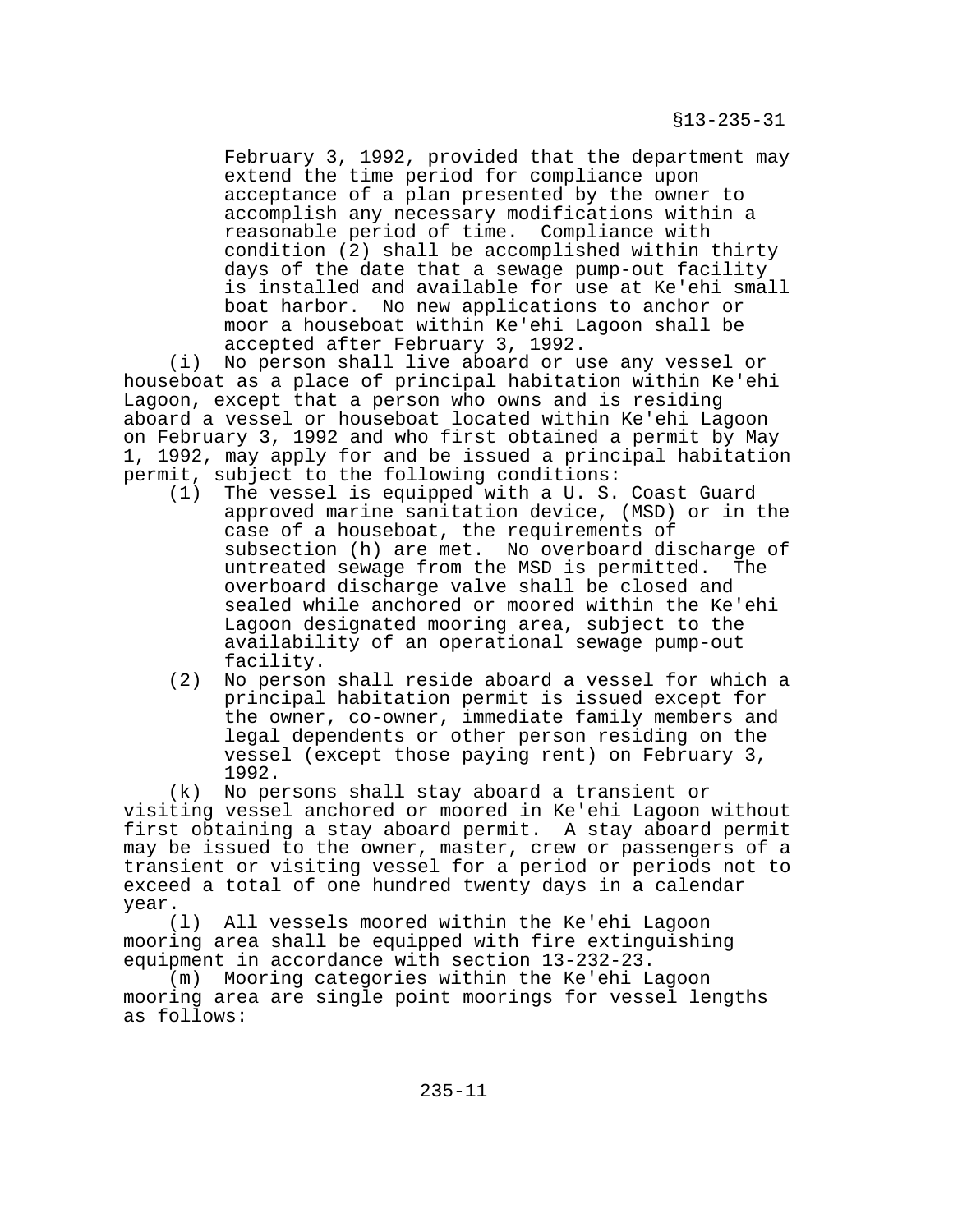February 3, 1992, provided that the department may extend the time period for compliance upon acceptance of a plan presented by the owner to accomplish any necessary modifications within a reasonable period of time. Compliance with condition (2) shall be accomplished within thirty days of the date that a sewage pump-out facility is installed and available for use at Ke'ehi small boat harbor. No new applications to anchor or moor a houseboat within Ke'ehi Lagoon shall be accepted after February 3, 1992.

(i) No person shall live aboard or use any vessel or houseboat as a place of principal habitation within Ke'ehi Lagoon, except that a person who owns and is residing aboard a vessel or houseboat located within Ke'ehi Lagoon on February 3, 1992 and who first obtained a permit by May 1, 1992, may apply for and be issued a principal habitation permit, subject to the following conditions:

(1) The vessel is equipped with a U. S. Coast Guard approved marine sanitation device, (MSD) or in the case of a houseboat, the requirements of subsection (h) are met. No overboard discharge of untreated sewage from the MSD is permitted. The overboard discharge valve shall be closed and sealed while anchored or moored within the Ke'ehi Lagoon designated mooring area, subject to the availability of an operational sewage pump-out facility.

(2) No person shall reside aboard a vessel for which a principal habitation permit is issued except for the owner, co-owner, immediate family members and legal dependents or other person residing on the vessel (except those paying rent) on February 3, 1992.

(k) No persons shall stay aboard a transient or visiting vessel anchored or moored in Ke'ehi Lagoon without first obtaining a stay aboard permit. A stay aboard permit may be issued to the owner, master, crew or passengers of a transient or visiting vessel for a period or periods not to exceed a total of one hundred twenty days in a calendar year.

(l) All vessels moored within the Ke'ehi Lagoon mooring area shall be equipped with fire extinguishing equipment in accordance with section 13-232-23.

(m) Mooring categories within the Ke'ehi Lagoon mooring area are single point moorings for vessel lengths as follows: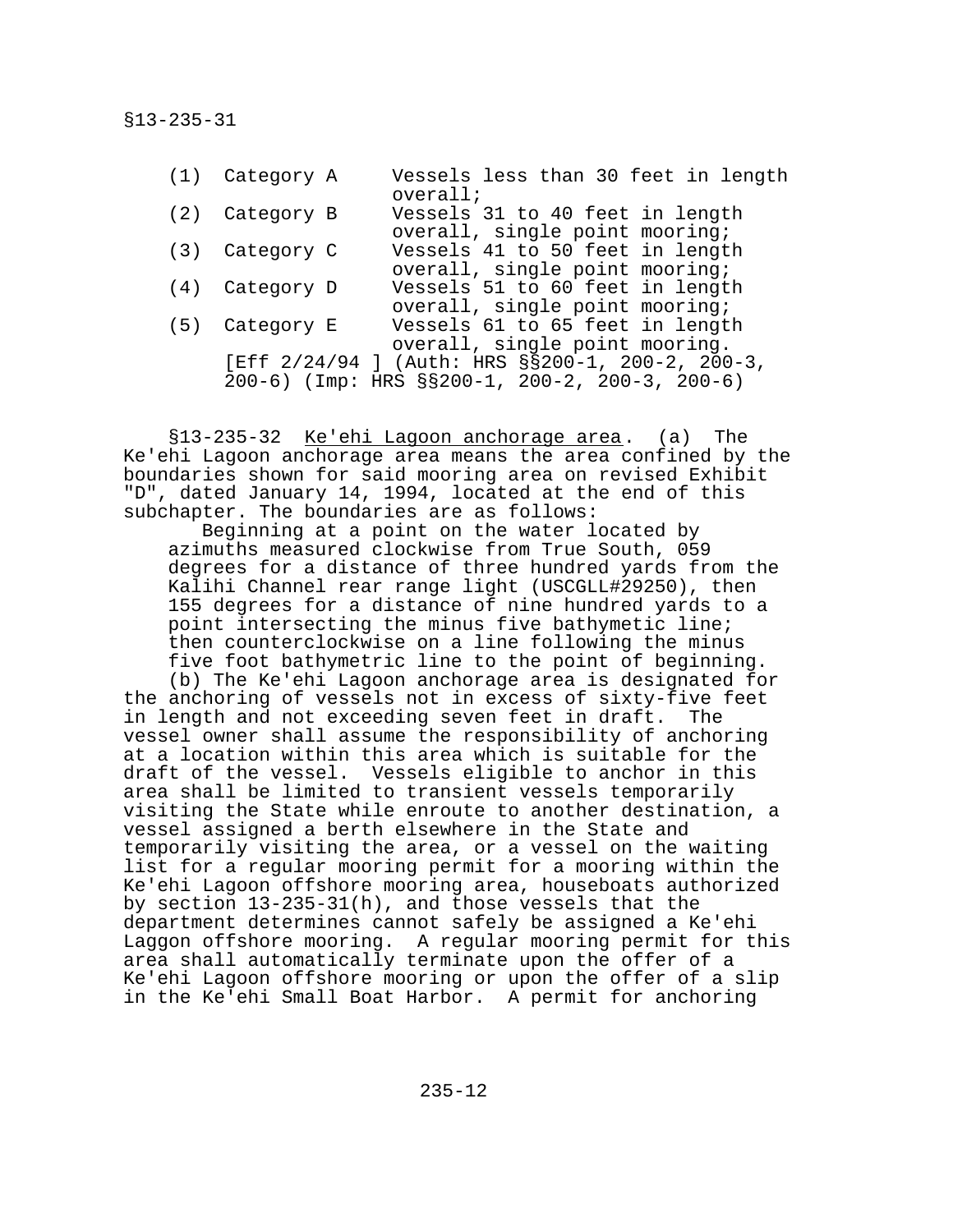(1) Category A Vessels less than 30 feet in length overall;

(2) Category B Vessels 31 to 40 feet in length overall, single point mooring;

(3) Category C Vessels 41 to 50 feet in length overall, single point mooring;

(4) Category D Vessels 51 to 60 feet in length overall, single point mooring;

(5) Category E Vessels 61 to 65 feet in length overall, single point mooring.

[Eff 2/24/94 ] (Auth: HRS §§200-1, 200-2, 200-3, 200-6) (Imp: HRS §§200-1, 200-2, 200-3, 200-6)

§13-235-32 Ke'ehi Lagoon anchorage area. (a) The Ke'ehi Lagoon anchorage area means the area confined by the boundaries shown for said mooring area on revised Exhibit "D", dated January 14, 1994, located at the end of this subchapter. The boundaries are as follows:

Beginning at a point on the water located by azimuths measured clockwise from True South, 059 degrees for a distance of three hundred yards from the Kalihi Channel rear range light (USCGLL#29250), then 155 degrees for a distance of nine hundred yards to a point intersecting the minus five bathymetic line; then counterclockwise on a line following the minus five foot bathymetric line to the point of beginning.

(b) The Ke'ehi Lagoon anchorage area is designated for the anchoring of vessels not in excess of sixty-five feet in length and not exceeding seven feet in draft. The vessel owner shall assume the responsibility of anchoring at a location within this area which is suitable for the draft of the vessel. Vessels eligible to anchor in this area shall be limited to transient vessels temporarily visiting the State while enroute to another destination, a vessel assigned a berth elsewhere in the State and temporarily visiting the area, or a vessel on the waiting list for a regular mooring permit for a mooring within the Ke'ehi Lagoon offshore mooring area, houseboats authorized by section 13-235-31(h), and those vessels that the department determines cannot safely be assigned a Ke'ehi Laggon offshore mooring. A regular mooring permit for this area shall automatically terminate upon the offer of a Ke'ehi Lagoon offshore mooring or upon the offer of a slip in the Ke'ehi Small Boat Harbor. A permit for anchoring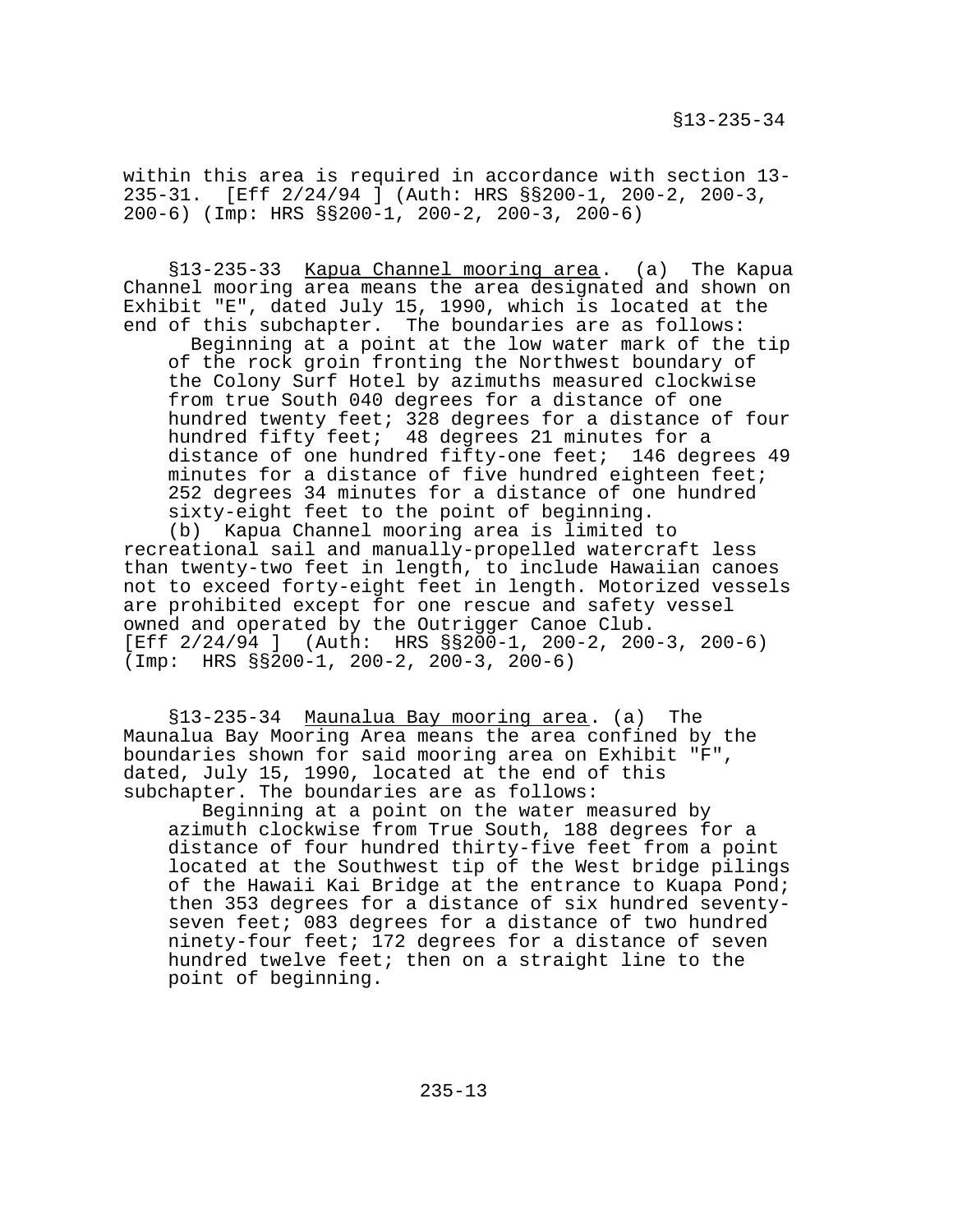within this area is required in accordance with section 13-235-31. [Eff 2/24/94 ] (Auth: HRS §§200-1, 200-2, 200-3, 200-6) (Imp: HRS §§200-1, 200-2, 200-3, 200-6)

§13-235-33 Kapua Channel mooring area. (a) The Kapua Channel mooring area means the area designated and shown on Exhibit "E", dated July 15, 1990, which is located at the end of this subchapter. The boundaries are as follows:

> Beginning at a point at the low water mark of the tip of the rock groin fronting the Northwest boundary of the Colony Surf Hotel by azimuths measured clockwise from true South 040 degrees for a distance of one hundred twenty feet; 328 degrees for a distance of four hundred fifty feet; 48 degrees 21 minutes for a distance of one hundred fifty-one feet; 146 degrees 49 minutes for a distance of five hundred eighteen feet; 252 degrees 34 minutes for a distance of one hundred sixty-eight feet to the point of beginning.

(b) Kapua Channel mooring area is limited to recreational sail and manually-propelled watercraft less than twenty-two feet in length, to include Hawaiian canoes not to exceed forty-eight feet in length. Motorized vessels are prohibited except for one rescue and safety vessel owned and operated by the Outrigger Canoe Club. [Eff 2/24/94 ] (Auth: HRS §§200-1, 200-2, 200-3, 200-6) (Imp: HRS §§200-1, 200-2, 200-3, 200-6)

§13-235-34 Maunalua Bay mooring area. (a) The Maunalua Bay Mooring Area means the area confined by the boundaries shown for said mooring area on Exhibit "F", dated, July 15, 1990, located at the end of this subchapter. The boundaries are as follows:

> Beginning at a point on the water measured by azimuth clockwise from True South, 188 degrees for a distance of four hundred thirty-five feet from a point located at the Southwest tip of the West bridge pilings of the Hawaii Kai Bridge at the entrance to Kuapa Pond; then 353 degrees for a distance of six hundred seventy-seven feet; 083 degrees for a distance of two hundred ninety-four feet; 172 degrees for a distance of seven hundred twelve feet; then on a straight line to the point of beginning.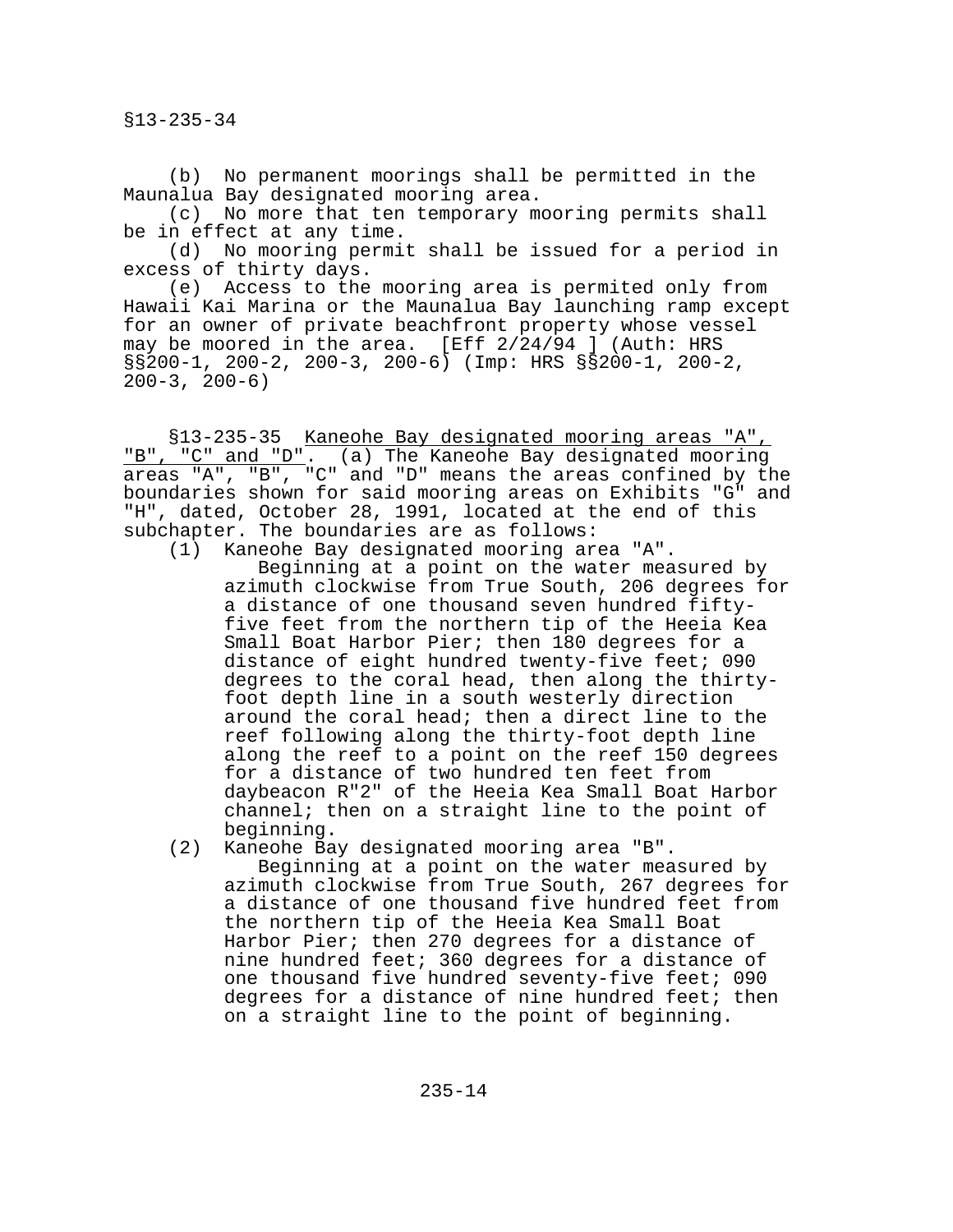(b) No permanent moorings shall be permitted in the Maunalua Bay designated mooring area.

(c) No more that ten temporary mooring permits shall be in effect at any time.

(d) No mooring permit shall be issued for a period in excess of thirty days.

(e) Access to the mooring area is permited only from Hawaii Kai Marina or the Maunalua Bay launching ramp except for an owner of private beachfront property whose vessel may be moored in the area. [Eff 2/24/94 ] (Auth: HRS §§200-1, 200-2, 200-3, 200-6) (Imp: HRS §§200-1, 200-2, 200-3, 200-6)

§13-235-35 Kaneohe Bay designated mooring areas "A", "B", "C" and "D". (a) The Kaneohe Bay designated mooring areas "A", "B", "C" and "D" means the areas confined by the boundaries shown for said mooring areas on Exhibits "G" and "H", dated, October 28, 1991, located at the end of this subchapter. The boundaries are as follows:

(1) Kaneohe Bay designated mooring area "A".

Beginning at a point on the water measured by azimuth clockwise from True South, 206 degrees for a distance of one thousand seven hundred fifty-five feet from the northern tip of the Heeia Kea Small Boat Harbor Pier; then 180 degrees for a distance of eight hundred twenty-five feet; 090 degrees to the coral head, then along the thirty-foot depth line in a south westerly direction around the coral head; then a direct line to the reef following along the thirty-foot depth line along the reef to a point on the reef 150 degrees for a distance of two hundred ten feet from daybeacon R"2" of the Heeia Kea Small Boat Harbor channel; then on a straight line to the point of beginning.

(2) Kaneohe Bay designated mooring area "B".

Beginning at a point on the water measured by azimuth clockwise from True South, 267 degrees for a distance of one thousand five hundred feet from the northern tip of the Heeia Kea Small Boat Harbor Pier; then 270 degrees for a distance of nine hundred feet; 360 degrees for a distance of one thousand five hundred seventy-five feet; 090 degrees for a distance of nine hundred feet; then on a straight line to the point of beginning.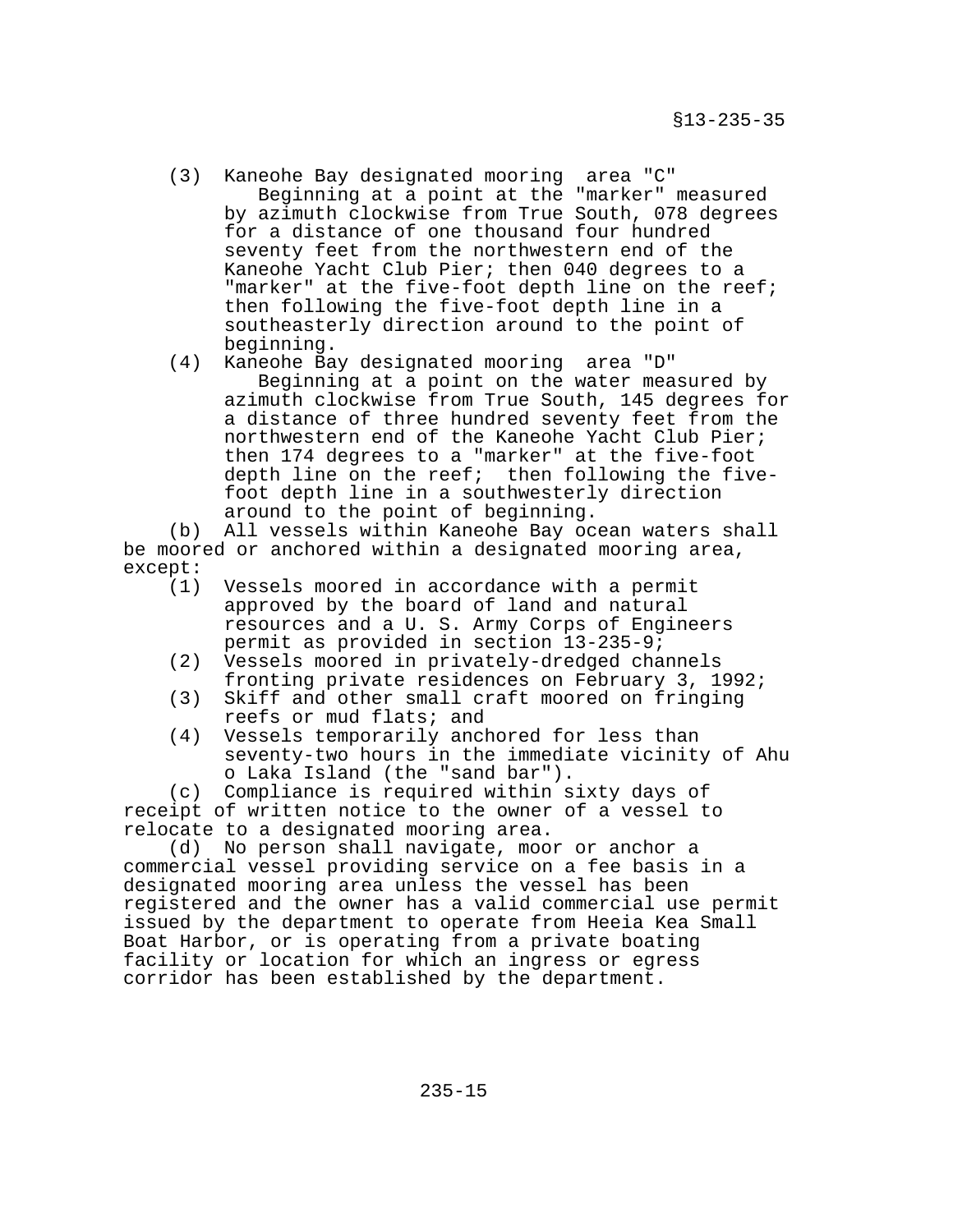(3) Kaneohe Bay designated mooring area "C"

Beginning at a point at the "marker" measured by azimuth clockwise from True South, 078 degrees for a distance of one thousand four hundred seventy feet from the northwestern end of the Kaneohe Yacht Club Pier; then 040 degrees to a "marker" at the five-foot depth line on the reef; then following the five-foot depth line in a southeasterly direction around to the point of beginning.

(4) Kaneohe Bay designated mooring area "D"

Beginning at a point on the water measured by azimuth clockwise from True South, 145 degrees for a distance of three hundred seventy feet from the northwestern end of the Kaneohe Yacht Club Pier; then 174 degrees to a "marker" at the five-foot depth line on the reef; then following the five-foot depth line in a southwesterly direction around to the point of beginning.

(b) All vessels within Kaneohe Bay ocean waters shall be moored or anchored within a designated mooring area, except:

(1) Vessels moored in accordance with a permit approved by the board of land and natural resources and a U. S. Army Corps of Engineers permit as provided in section 13-235-9;
(2) Vessels moored in privately-dredged channels fronting private residences on February 3, 1992;
(3) Skiff and other small craft moored on fringing reefs or mud flats; and
(4) Vessels temporarily anchored for less than seventy-two hours in the immediate vicinity of Ahu o Laka Island (the "sand bar").

(c) Compliance is required within sixty days of receipt of written notice to the owner of a vessel to relocate to a designated mooring area.

(d) No person shall navigate, moor or anchor a commercial vessel providing service on a fee basis in a designated mooring area unless the vessel has been registered and the owner has a valid commercial use permit issued by the department to operate from Heeia Kea Small Boat Harbor, or is operating from a private boating facility or location for which an ingress or egress corridor has been established by the department.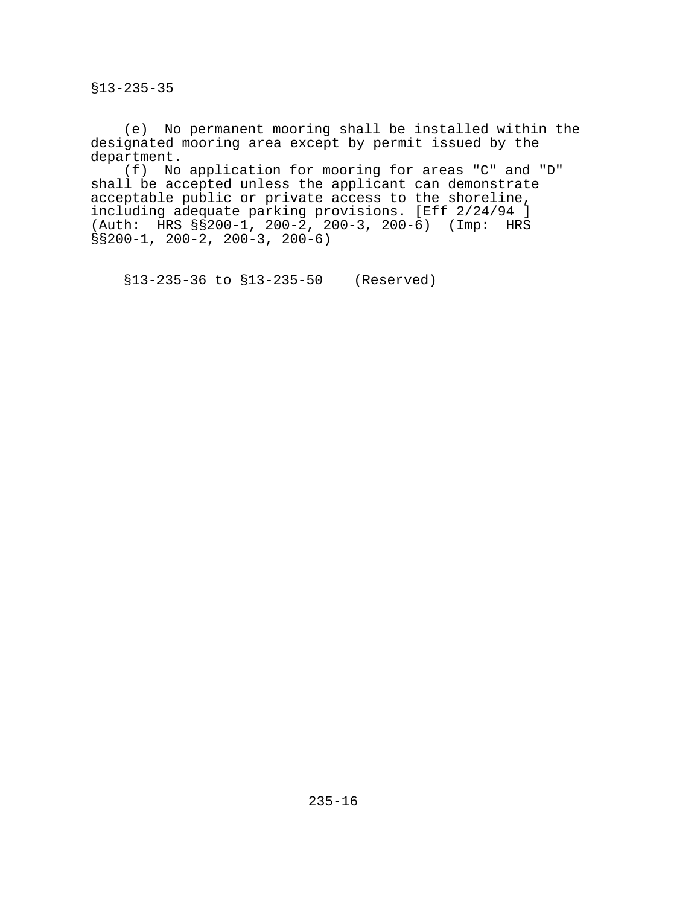(e) No permanent mooring shall be installed within the designated mooring area except by permit issued by the department.

(f) No application for mooring for areas "C" and "D" shall be accepted unless the applicant can demonstrate acceptable public or private access to the shoreline, including adequate parking provisions. [Eff 2/24/94 ] (Auth: HRS §§200-1, 200-2, 200-3, 200-6) (Imp: HRS §§200-1, 200-2, 200-3, 200-6)

§13-235-36 to §13-235-50 (Reserved)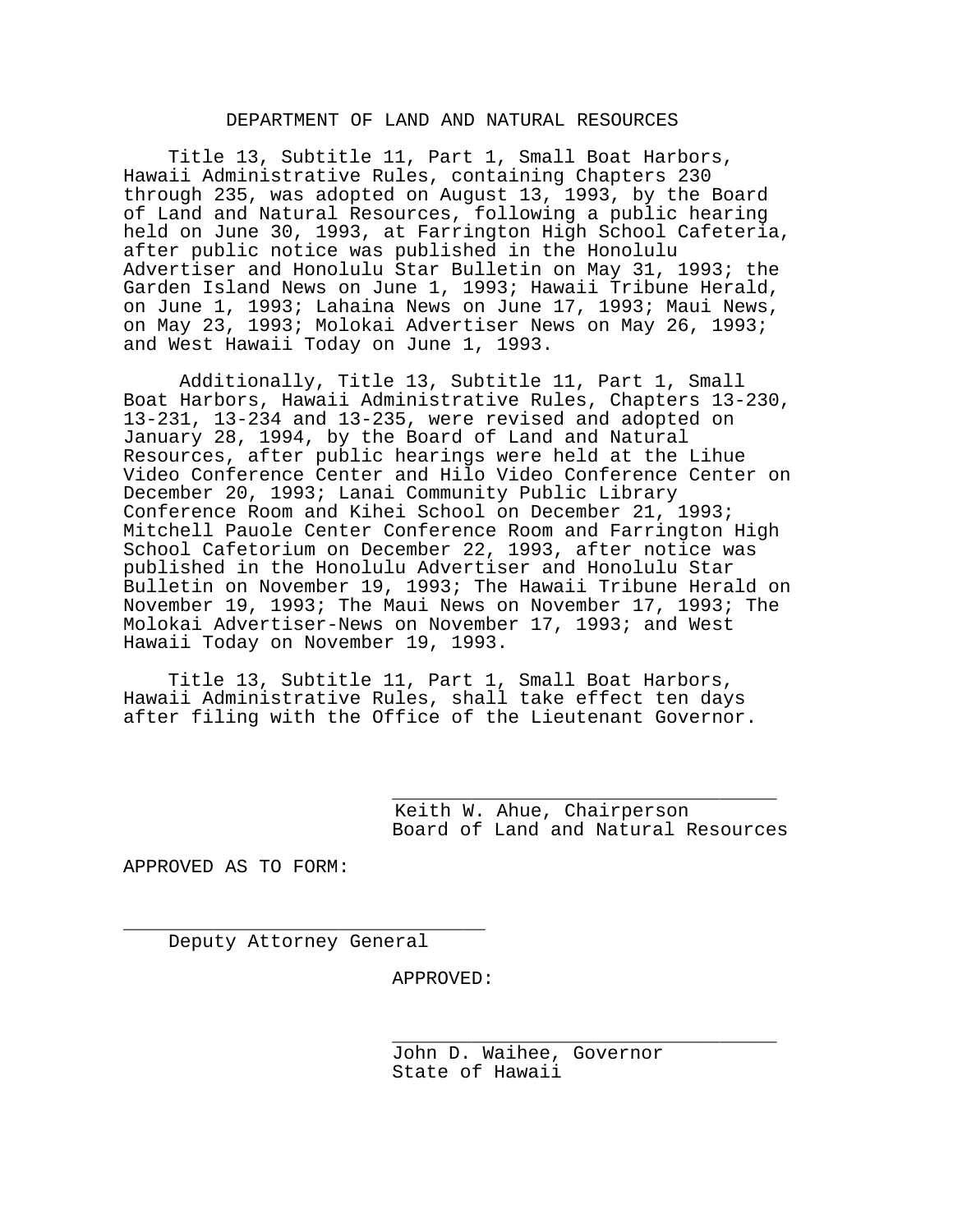DEPARTMENT OF LAND AND NATURAL RESOURCES

Title 13, Subtitle 11, Part 1, Small Boat Harbors, Hawaii Administrative Rules, containing Chapters 230 through 235, was adopted on August 13, 1993, by the Board of Land and Natural Resources, following a public hearing held on June 30, 1993, at Farrington High School Cafeteria, after public notice was published in the Honolulu Advertiser and Honolulu Star Bulletin on May 31, 1993; the Garden Island News on June 1, 1993; Hawaii Tribune Herald, on June 1, 1993; Lahaina News on June 17, 1993; Maui News, on May 23, 1993; Molokai Advertiser News on May 26, 1993; and West Hawaii Today on June 1, 1993.

Additionally, Title 13, Subtitle 11, Part 1, Small Boat Harbors, Hawaii Administrative Rules, Chapters 13-230, 13-231, 13-234 and 13-235, were revised and adopted on January 28, 1994, by the Board of Land and Natural Resources, after public hearings were held at the Lihue Video Conference Center and Hilo Video Conference Center on December 20, 1993; Lanai Community Public Library Conference Room and Kihei School on December 21, 1993; Mitchell Pauole Center Conference Room and Farrington High School Cafetorium on December 22, 1993, after notice was published in the Honolulu Advertiser and Honolulu Star Bulletin on November 19, 1993; The Hawaii Tribune Herald on November 19, 1993; The Maui News on November 17, 1993; The Molokai Advertiser-News on November 17, 1993; and West Hawaii Today on November 19, 1993.

Title 13, Subtitle 11, Part 1, Small Boat Harbors, Hawaii Administrative Rules, shall take effect ten days after filing with the Office of the Lieutenant Governor.

\_\_\_\_\_\_\_\_\_\_\_\_\_\_\_\_\_\_\_\_\_\_\_\_\_\_\_\_\_\_
Keith W. Ahue, Chairperson
Board of Land and Natural Resources

APPROVED AS TO FORM:

\_\_\_\_\_\_\_\_\_\_\_\_\_\_\_\_\_\_\_\_\_\_\_\_\_\_\_\_\_\_
Deputy Attorney General

APPROVED:

\_\_\_\_\_\_\_\_\_\_\_\_\_\_\_\_\_\_\_\_\_\_\_\_\_\_\_\_\_\_
John D. Waihee, Governor
State of Hawaii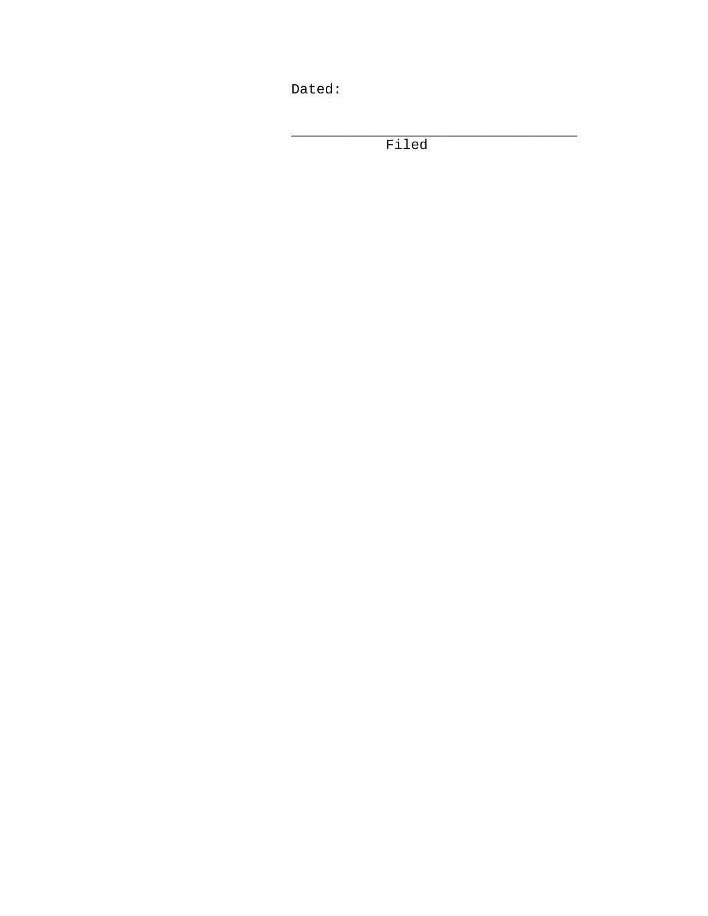Dated:

_____________________________________
Filed